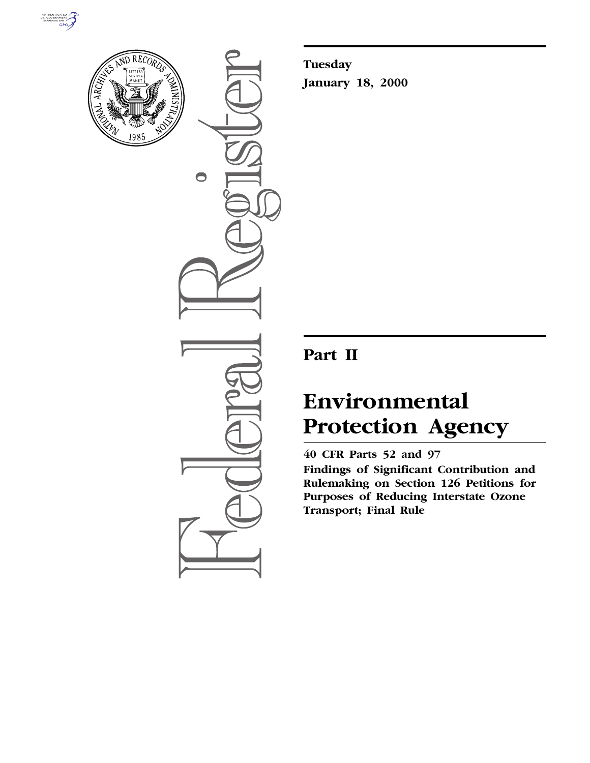**Tuesday**

**January 18, 2000**

# Part II

# Environmental Protection Agency

**40 CFR Parts 52 and 97**

**Findings of Significant Contribution and Rulemaking on Section 126 Petitions for Purposes of Reducing Interstate Ozone Transport; Final Rule**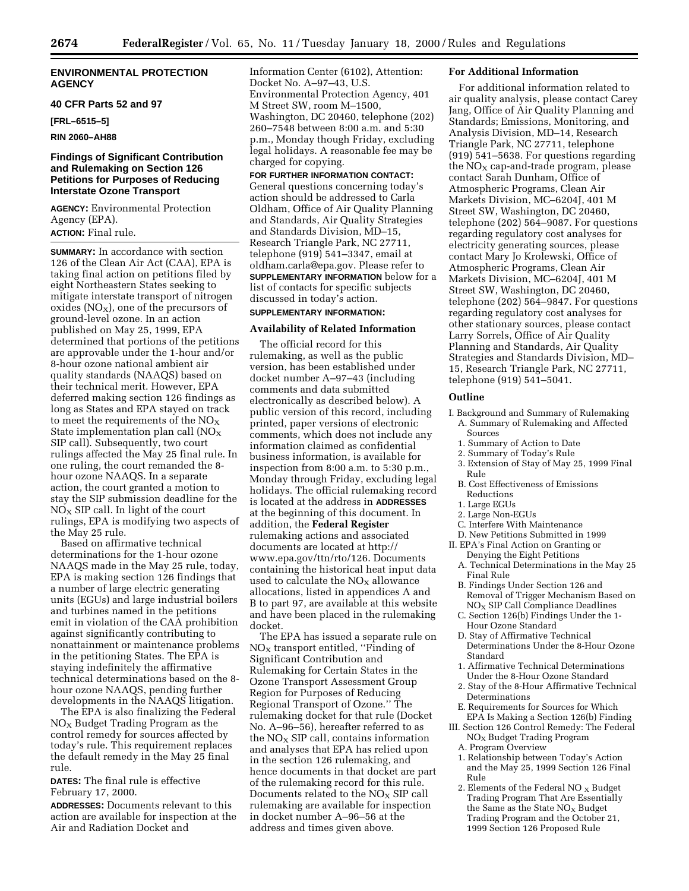## ENVIRONMENTAL PROTECTION AGENCY

**40 CFR Parts 52 and 97**

**[FRL–6515–5]**

**RIN 2060–AH88**

## Findings of Significant Contribution and Rulemaking on Section 126 Petitions for Purposes of Reducing Interstate Ozone Transport

**AGENCY:** Environmental Protection Agency (EPA).

**ACTION:** Final rule.

**SUMMARY:** In accordance with section 126 of the Clean Air Act (CAA), EPA is taking final action on petitions filed by eight Northeastern States seeking to mitigate interstate transport of nitrogen oxides ($NO_X$), one of the precursors of ground-level ozone. In an action published on May 25, 1999, EPA determined that portions of the petitions are approvable under the 1-hour and/or 8-hour ozone national ambient air quality standards (NAAQS) based on their technical merit. However, EPA deferred making section 126 findings as long as States and EPA stayed on track to meet the requirements of the $NO_X$ State implementation plan call ($NO_X$ SIP call). Subsequently, two court rulings affected the May 25 final rule. In one ruling, the court remanded the 8-hour ozone NAAQS. In a separate action, the court granted a motion to stay the SIP submission deadline for the $NO_X$ SIP call. In light of the court rulings, EPA is modifying two aspects of the May 25 rule.

Based on affirmative technical determinations for the 1-hour ozone NAAQS made in the May 25 rule, today, EPA is making section 126 findings that a number of large electric generating units (EGUs) and large industrial boilers and turbines named in the petitions emit in violation of the CAA prohibition against significantly contributing to nonattainment or maintenance problems in the petitioning States. The EPA is staying indefinitely the affirmative technical determinations based on the 8-hour ozone NAAQS, pending further developments in the NAAQS litigation.

The EPA is also finalizing the Federal $NO_X$ Budget Trading Program as the control remedy for sources affected by today's rule. This requirement replaces the default remedy in the May 25 final rule.

**DATES:** The final rule is effective February 17, 2000.

**ADDRESSES:** Documents relevant to this action are available for inspection at the Air and Radiation Docket and Information Center (6102), Attention: Docket No. A–97–43, U.S. Environmental Protection Agency, 401 M Street SW, room M–1500, Washington, DC 20460, telephone (202) 260–7548 between 8:00 a.m. and 5:30 p.m., Monday though Friday, excluding legal holidays. A reasonable fee may be charged for copying.

**FOR FURTHER INFORMATION CONTACT:** General questions concerning today's action should be addressed to Carla Oldham, Office of Air Quality Planning and Standards, Air Quality Strategies and Standards Division, MD–15, Research Triangle Park, NC 27711, telephone (919) 541–3347, email at oldham.carla@epa.gov. Please refer to **SUPPLEMENTARY INFORMATION** below for a list of contacts for specific subjects discussed in today's action.

**SUPPLEMENTARY INFORMATION:**

### Availability of Related Information

The official record for this rulemaking, as well as the public version, has been established under docket number A–97–43 (including comments and data submitted electronically as described below). A public version of this record, including printed, paper versions of electronic comments, which does not include any information claimed as confidential business information, is available for inspection from 8:00 a.m. to 5:30 p.m., Monday through Friday, excluding legal holidays. The official rulemaking record is located at the address in **ADDRESSES** at the beginning of this document. In addition, the **Federal Register** rulemaking actions and associated documents are located at http://www.epa.gov/ttn/rto/126. Documents containing the historical heat input data used to calculate the $NO_X$ allowance allocations, listed in appendices A and B to part 97, are available at this website and have been placed in the rulemaking docket.

The EPA has issued a separate rule on $NO_X$ transport entitled, ''Finding of Significant Contribution and Rulemaking for Certain States in the Ozone Transport Assessment Group Region for Purposes of Reducing Regional Transport of Ozone.'' The rulemaking docket for that rule (Docket No. A–96–56), hereafter referred to as the $NO_X$ SIP call, contains information and analyses that EPA has relied upon in the section 126 rulemaking, and hence documents in that docket are part of the rulemaking record for this rule. Documents related to the $NO_X$ SIP call rulemaking are available for inspection in docket number A–96–56 at the address and times given above.

### For Additional Information

For additional information related to air quality analysis, please contact Carey Jang, Office of Air Quality Planning and Standards; Emissions, Monitoring, and Analysis Division, MD–14, Research Triangle Park, NC 27711, telephone (919) 541–5638. For questions regarding the $NO_X$ cap-and-trade program, please contact Sarah Dunham, Office of Atmospheric Programs, Clean Air Markets Division, MC–6204J, 401 M Street SW, Washington, DC 20460, telephone (202) 564–9087. For questions regarding regulatory cost analyses for electricity generating sources, please contact Mary Jo Krolewski, Office of Atmospheric Programs, Clean Air Markets Division, MC–6204J, 401 M Street SW, Washington, DC 20460, telephone (202) 564–9847. For questions regarding regulatory cost analyses for other stationary sources, please contact Larry Sorrels, Office of Air Quality Planning and Standards, Air Quality Strategies and Standards Division, MD–15, Research Triangle Park, NC 27711, telephone (919) 541–5041.

### Outline

- I. Background and Summary of Rulemaking
  - A. Summary of Rulemaking and Affected Sources
    - 1. Summary of Action to Date
    - 2. Summary of Today's Rule
    - 3. Extension of Stay of May 25, 1999 Final Rule
  - B. Cost Effectiveness of Emissions Reductions
    - 1. Large EGUs
    - 2. Large Non-EGUs
  - C. Interfere With Maintenance
  - D. New Petitions Submitted in 1999
- II. EPA's Final Action on Granting or Denying the Eight Petitions
  - A. Technical Determinations in the May 25 Final Rule
  - B. Findings Under Section 126 and Removal of Trigger Mechanism Based on $NO_X$ SIP Call Compliance Deadlines
  - C. Section 126(b) Findings Under the 1-Hour Ozone Standard
  - D. Stay of Affirmative Technical Determinations Under the 8-Hour Ozone Standard
    - 1. Affirmative Technical Determinations Under the 8-Hour Ozone Standard
    - 2. Stay of the 8-Hour Affirmative Technical Determinations
  - E. Requirements for Sources for Which EPA Is Making a Section 126(b) Finding
- III. Section 126 Control Remedy: The Federal $NO_X$ Budget Trading Program
  - A. Program Overview
    - 1. Relationship between Today's Action and the May 25, 1999 Section 126 Final Rule
    - 2. Elements of the Federal $NO_X$ Budget Trading Program That Are Essentially the Same as the State $NO_X$ Budget Trading Program and the October 21, 1999 Section 126 Proposed Rule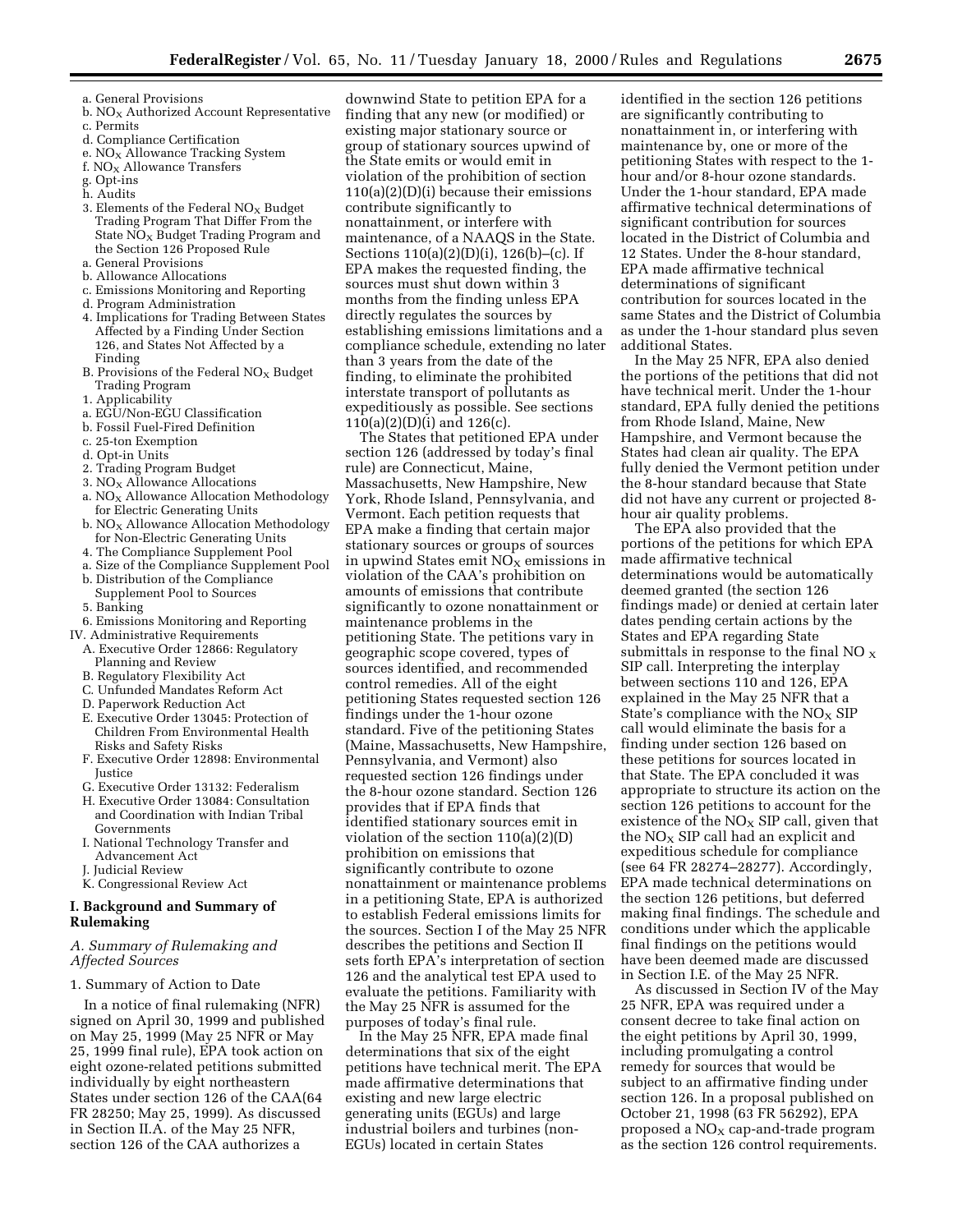a. General Provisions
b. $NO_X$ Authorized Account Representative
c. Permits
d. Compliance Certification
e. $NO_X$ Allowance Tracking System
f. $NO_X$ Allowance Transfers
g. Opt-ins
h. Audits
3. Elements of the Federal $NO_X$ Budget Trading Program That Differ From the State $NO_X$ Budget Trading Program and the Section 126 Proposed Rule
a. General Provisions
b. Allowance Allocations
c. Emissions Monitoring and Reporting
d. Program Administration
4. Implications for Trading Between States Affected by a Finding Under Section 126, and States Not Affected by a Finding
B. Provisions of the Federal $NO_X$ Budget Trading Program
1. Applicability
a. EGU/Non-EGU Classification
b. Fossil Fuel-Fired Definition
c. 25-ton Exemption
d. Opt-in Units
2. Trading Program Budget
3. $NO_X$ Allowance Allocations
a. $NO_X$ Allowance Allocation Methodology for Electric Generating Units
b. $NO_X$ Allowance Allocation Methodology for Non-Electric Generating Units
4. The Compliance Supplement Pool
a. Size of the Compliance Supplement Pool
b. Distribution of the Compliance Supplement Pool to Sources
5. Banking
6. Emissions Monitoring and Reporting
IV. Administrative Requirements
A. Executive Order 12866: Regulatory Planning and Review
B. Regulatory Flexibility Act
C. Unfunded Mandates Reform Act
D. Paperwork Reduction Act
E. Executive Order 13045: Protection of Children From Environmental Health Risks and Safety Risks
F. Executive Order 12898: Environmental Justice
G. Executive Order 13132: Federalism
H. Executive Order 13084: Consultation and Coordination with Indian Tribal Governments
I. National Technology Transfer and Advancement Act
J. Judicial Review
K. Congressional Review Act

## I. Background and Summary of Rulemaking

### *A. Summary of Rulemaking and Affected Sources*

1. Summary of Action to Date

In a notice of final rulemaking (NFR) signed on April 30, 1999 and published on May 25, 1999 (May 25 NFR or May 25, 1999 final rule), EPA took action on eight ozone-related petitions submitted individually by eight northeastern States under section 126 of the CAA(64 FR 28250; May 25, 1999). As discussed in Section II.A. of the May 25 NFR, section 126 of the CAA authorizes a downwind State to petition EPA for a finding that any new (or modified) or existing major stationary source or group of stationary sources upwind of the State emits or would emit in violation of the prohibition of section 110(a)(2)(D)(i) because their emissions contribute significantly to nonattainment, or interfere with maintenance, of a NAAQS in the State. Sections 110(a)(2)(D)(i), 126(b)–(c). If EPA makes the requested finding, the sources must shut down within 3 months from the finding unless EPA directly regulates the sources by establishing emissions limitations and a compliance schedule, extending no later than 3 years from the date of the finding, to eliminate the prohibited interstate transport of pollutants as expeditiously as possible. See sections 110(a)(2)(D)(i) and 126(c).

The States that petitioned EPA under section 126 (addressed by today's final rule) are Connecticut, Maine, Massachusetts, New Hampshire, New York, Rhode Island, Pennsylvania, and Vermont. Each petition requests that EPA make a finding that certain major stationary sources or groups of sources in upwind States emit $NO_X$ emissions in violation of the CAA's prohibition on amounts of emissions that contribute significantly to ozone nonattainment or maintenance problems in the petitioning State. The petitions vary in geographic scope covered, types of sources identified, and recommended control remedies. All of the eight petitioning States requested section 126 findings under the 1-hour ozone standard. Five of the petitioning States (Maine, Massachusetts, New Hampshire, Pennsylvania, and Vermont) also requested section 126 findings under the 8-hour ozone standard. Section 126 provides that if EPA finds that identified stationary sources emit in violation of the section 110(a)(2)(D) prohibition on emissions that significantly contribute to ozone nonattainment or maintenance problems in a petitioning State, EPA is authorized to establish Federal emissions limits for the sources. Section I of the May 25 NFR describes the petitions and Section II sets forth EPA's interpretation of section 126 and the analytical test EPA used to evaluate the petitions. Familiarity with the May 25 NFR is assumed for the purposes of today's final rule.

In the May 25 NFR, EPA made final determinations that six of the eight petitions have technical merit. The EPA made affirmative determinations that existing and new large electric generating units (EGUs) and large industrial boilers and turbines (non-EGUs) located in certain States identified in the section 126 petitions are significantly contributing to nonattainment in, or interfering with maintenance by, one or more of the petitioning States with respect to the 1-hour and/or 8-hour ozone standards. Under the 1-hour standard, EPA made affirmative technical determinations of significant contribution for sources located in the District of Columbia and 12 States. Under the 8-hour standard, EPA made affirmative technical determinations of significant contribution for sources located in the same States and the District of Columbia as under the 1-hour standard plus seven additional States.

In the May 25 NFR, EPA also denied the portions of the petitions that did not have technical merit. Under the 1-hour standard, EPA fully denied the petitions from Rhode Island, Maine, New Hampshire, and Vermont because the States had clean air quality. The EPA fully denied the Vermont petition under the 8-hour standard because that State did not have any current or projected 8-hour air quality problems.

The EPA also provided that the portions of the petitions for which EPA made affirmative technical determinations would be automatically deemed granted (the section 126 findings made) or denied at certain later dates pending certain actions by the States and EPA regarding State submittals in response to the final $NO_X$ SIP call. Interpreting the interplay between sections 110 and 126, EPA explained in the May 25 NFR that a State's compliance with the $NO_X$ SIP call would eliminate the basis for a finding under section 126 based on these petitions for sources located in that State. The EPA concluded it was appropriate to structure its action on the section 126 petitions to account for the existence of the $NO_X$ SIP call, given that the $NO_X$ SIP call had an explicit and expeditious schedule for compliance (see 64 FR 28274–28277). Accordingly, EPA made technical determinations on the section 126 petitions, but deferred making final findings. The schedule and conditions under which the applicable final findings on the petitions would have been deemed made are discussed in Section I.E. of the May 25 NFR.

As discussed in Section IV of the May 25 NFR, EPA was required under a consent decree to take final action on the eight petitions by April 30, 1999, including promulgating a control remedy for sources that would be subject to an affirmative finding under section 126. In a proposal published on October 21, 1998 (63 FR 56292), EPA proposed a $NO_X$ cap-and-trade program as the section 126 control requirements.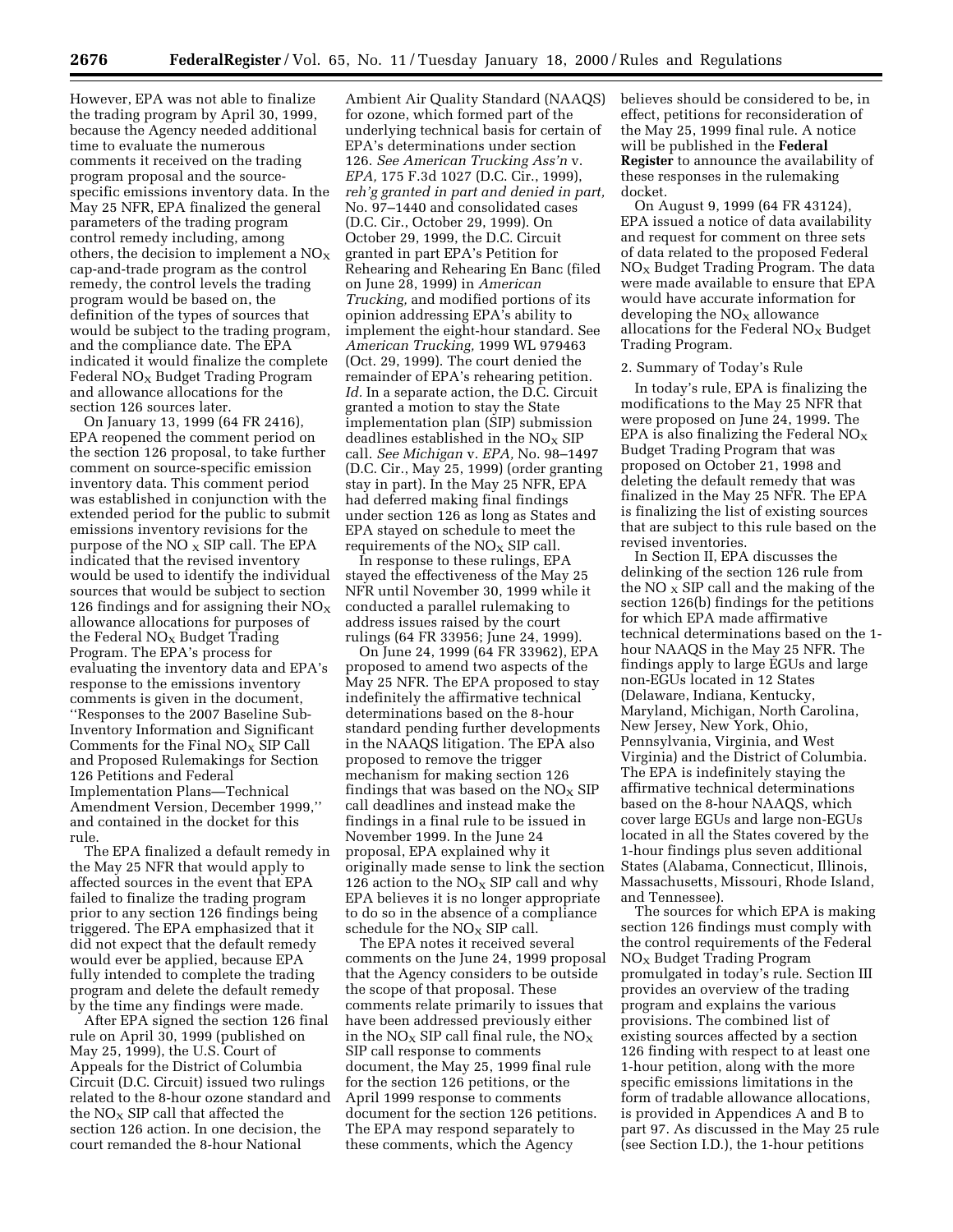However, EPA was not able to finalize the trading program by April 30, 1999, because the Agency needed additional time to evaluate the numerous comments it received on the trading program proposal and the source-specific emissions inventory data. In the May 25 NFR, EPA finalized the general parameters of the trading program control remedy including, among others, the decision to implement a $NO_X$ cap-and-trade program as the control remedy, the control levels the trading program would be based on, the definition of the types of sources that would be subject to the trading program, and the compliance date. The EPA indicated it would finalize the complete Federal $NO_X$ Budget Trading Program and allowance allocations for the section 126 sources later.

On January 13, 1999 (64 FR 2416), EPA reopened the comment period on the section 126 proposal, to take further comment on source-specific emission inventory data. This comment period was established in conjunction with the extended period for the public to submit emissions inventory revisions for the purpose of the $NO_X$ SIP call. The EPA indicated that the revised inventory would be used to identify the individual sources that would be subject to section 126 findings and for assigning their $NO_X$ allowance allocations for purposes of the Federal $NO_X$ Budget Trading Program. The EPA's process for evaluating the inventory data and EPA's response to the emissions inventory comments is given in the document, "Responses to the 2007 Baseline Sub-Inventory Information and Significant Comments for the Final $NO_X$ SIP Call and Proposed Rulemakings for Section 126 Petitions and Federal Implementation Plans—Technical Amendment Version, December 1999," and contained in the docket for this rule.

The EPA finalized a default remedy in the May 25 NFR that would apply to affected sources in the event that EPA failed to finalize the trading program prior to any section 126 findings being triggered. The EPA emphasized that it did not expect that the default remedy would ever be applied, because EPA fully intended to complete the trading program and delete the default remedy by the time any findings were made.

After EPA signed the section 126 final rule on April 30, 1999 (published on May 25, 1999), the U.S. Court of Appeals for the District of Columbia Circuit (D.C. Circuit) issued two rulings related to the 8-hour ozone standard and the $NO_X$ SIP call that affected the section 126 action. In one decision, the court remanded the 8-hour National Ambient Air Quality Standard (NAAQS) for ozone, which formed part of the underlying technical basis for certain of EPA's determinations under section 126. *See American Trucking Ass'n* v. *EPA,* 175 F.3d 1027 (D.C. Cir., 1999), *reh'g granted in part and denied in part,* No. 97–1440 and consolidated cases (D.C. Cir., October 29, 1999). On October 29, 1999, the D.C. Circuit granted in part EPA's Petition for Rehearing and Rehearing En Banc (filed on June 28, 1999) in *American Trucking,* and modified portions of its opinion addressing EPA's ability to implement the eight-hour standard. See *American Trucking,* 1999 WL 979463 (Oct. 29, 1999). The court denied the remainder of EPA's rehearing petition. *Id.* In a separate action, the D.C. Circuit granted a motion to stay the State implementation plan (SIP) submission deadlines established in the $NO_X$ SIP call. *See Michigan* v. *EPA,* No. 98–1497 (D.C. Cir., May 25, 1999) (order granting stay in part). In the May 25 NFR, EPA had deferred making final findings under section 126 as long as States and EPA stayed on schedule to meet the requirements of the $NO_X$ SIP call.

In response to these rulings, EPA stayed the effectiveness of the May 25 NFR until November 30, 1999 while it conducted a parallel rulemaking to address issues raised by the court rulings (64 FR 33956; June 24, 1999).

On June 24, 1999 (64 FR 33962), EPA proposed to amend two aspects of the May 25 NFR. The EPA proposed to stay indefinitely the affirmative technical determinations based on the 8-hour standard pending further developments in the NAAQS litigation. The EPA also proposed to remove the trigger mechanism for making section 126 findings that was based on the $NO_X$ SIP call deadlines and instead make the findings in a final rule to be issued in November 1999. In the June 24 proposal, EPA explained why it originally made sense to link the section 126 action to the $NO_X$ SIP call and why EPA believes it is no longer appropriate to do so in the absence of a compliance schedule for the $NO_X$ SIP call.

The EPA notes it received several comments on the June 24, 1999 proposal that the Agency considers to be outside the scope of that proposal. These comments relate primarily to issues that have been addressed previously either in the $NO_X$ SIP call final rule, the $NO_X$ SIP call response to comments document, the May 25, 1999 final rule for the section 126 petitions, or the April 1999 response to comments document for the section 126 petitions. The EPA may respond separately to these comments, which the Agency believes should be considered to be, in effect, petitions for reconsideration of the May 25, 1999 final rule. A notice will be published in the **Federal Register** to announce the availability of these responses in the rulemaking docket.

On August 9, 1999 (64 FR 43124), EPA issued a notice of data availability and request for comment on three sets of data related to the proposed Federal $NO_X$ Budget Trading Program. The data were made available to ensure that EPA would have accurate information for developing the $NO_X$ allowance allocations for the Federal $NO_X$ Budget Trading Program.

2. Summary of Today's Rule

In today's rule, EPA is finalizing the modifications to the May 25 NFR that were proposed on June 24, 1999. The EPA is also finalizing the Federal $NO_X$ Budget Trading Program that was proposed on October 21, 1998 and deleting the default remedy that was finalized in the May 25 NFR. The EPA is finalizing the list of existing sources that are subject to this rule based on the revised inventories.

In Section II, EPA discusses the delinking of the section 126 rule from the $NO_X$ SIP call and the making of the section 126(b) findings for the petitions for which EPA made affirmative technical determinations based on the 1-hour NAAQS in the May 25 NFR. The findings apply to large EGUs and large non-EGUs located in 12 States (Delaware, Indiana, Kentucky, Maryland, Michigan, North Carolina, New Jersey, New York, Ohio, Pennsylvania, Virginia, and West Virginia) and the District of Columbia. The EPA is indefinitely staying the affirmative technical determinations based on the 8-hour NAAQS, which cover large EGUs and large non-EGUs located in all the States covered by the 1-hour findings plus seven additional States (Alabama, Connecticut, Illinois, Massachusetts, Missouri, Rhode Island, and Tennessee).

The sources for which EPA is making section 126 findings must comply with the control requirements of the Federal $NO_X$ Budget Trading Program promulgated in today's rule. Section III provides an overview of the trading program and explains the various provisions. The combined list of existing sources affected by a section 126 finding with respect to at least one 1-hour petition, along with the more specific emissions limitations in the form of tradable allowance allocations, is provided in Appendices A and B to part 97. As discussed in the May 25 rule (see Section I.D.), the 1-hour petitions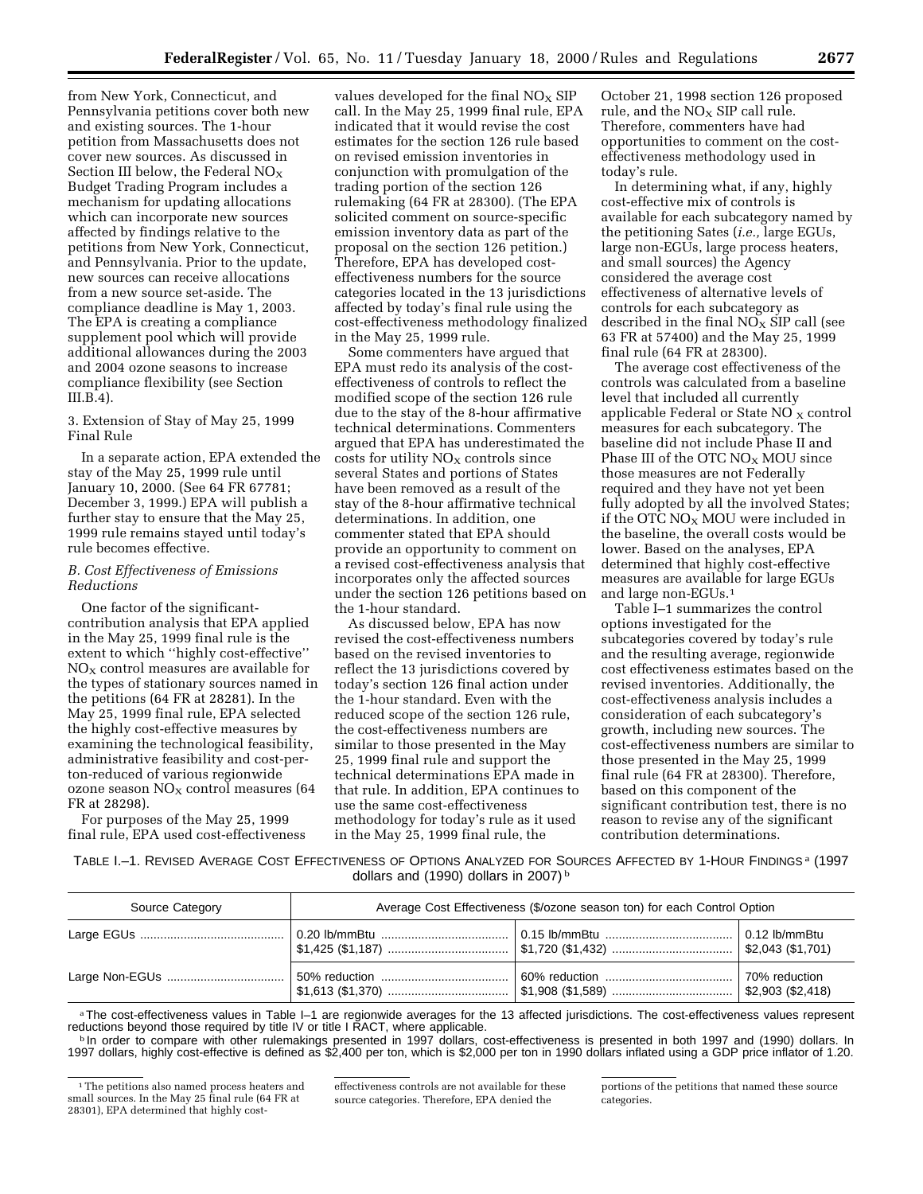from New York, Connecticut, and Pennsylvania petitions cover both new and existing sources. The 1-hour petition from Massachusetts does not cover new sources. As discussed in Section III below, the Federal $NO_X$ Budget Trading Program includes a mechanism for updating allocations which can incorporate new sources affected by findings relative to the petitions from New York, Connecticut, and Pennsylvania. Prior to the update, new sources can receive allocations from a new source set-aside. The compliance deadline is May 1, 2003. The EPA is creating a compliance supplement pool which will provide additional allowances during the 2003 and 2004 ozone seasons to increase compliance flexibility (see Section III.B.4).

3. Extension of Stay of May 25, 1999 Final Rule

In a separate action, EPA extended the stay of the May 25, 1999 rule until January 10, 2000. (See 64 FR 67781; December 3, 1999.) EPA will publish a further stay to ensure that the May 25, 1999 rule remains stayed until today's rule becomes effective.

*B. Cost Effectiveness of Emissions Reductions*

One factor of the significant-contribution analysis that EPA applied in the May 25, 1999 final rule is the extent to which ''highly cost-effective'' $NO_X$ control measures are available for the types of stationary sources named in the petitions (64 FR at 28281). In the May 25, 1999 final rule, EPA selected the highly cost-effective measures by examining the technological feasibility, administrative feasibility and cost-per-ton-reduced of various regionwide ozone season $NO_X$ control measures (64 FR at 28298).

For purposes of the May 25, 1999 final rule, EPA used cost-effectiveness values developed for the final $NO_X$ SIP call. In the May 25, 1999 final rule, EPA indicated that it would revise the cost estimates for the section 126 rule based on revised emission inventories in conjunction with promulgation of the trading portion of the section 126 rulemaking (64 FR at 28300). (The EPA solicited comment on source-specific emission inventory data as part of the proposal on the section 126 petition.) Therefore, EPA has developed cost-effectiveness numbers for the source categories located in the 13 jurisdictions affected by today's final rule using the cost-effectiveness methodology finalized in the May 25, 1999 rule.

Some commenters have argued that EPA must redo its analysis of the cost-effectiveness of controls to reflect the modified scope of the section 126 rule due to the stay of the 8-hour affirmative technical determinations. Commenters argued that EPA has underestimated the costs for utility $NO_X$ controls since several States and portions of States have been removed as a result of the stay of the 8-hour affirmative technical determinations. In addition, one commenter stated that EPA should provide an opportunity to comment on a revised cost-effectiveness analysis that incorporates only the affected sources under the section 126 petitions based on the 1-hour standard.

As discussed below, EPA has now revised the cost-effectiveness numbers based on the revised inventories to reflect the 13 jurisdictions covered by today's section 126 final action under the 1-hour standard. Even with the reduced scope of the section 126 rule, the cost-effectiveness numbers are similar to those presented in the May 25, 1999 final rule and support the technical determinations EPA made in that rule. In addition, EPA continues to use the same cost-effectiveness methodology for today's rule as it used in the May 25, 1999 final rule, the October 21, 1998 section 126 proposed rule, and the $NO_X$ SIP call rule. Therefore, commenters have had opportunities to comment on the cost-effectiveness methodology used in today's rule.

In determining what, if any, highly cost-effective mix of controls is available for each subcategory named by the petitioning Sates (*i.e.,* large EGUs, large non-EGUs, large process heaters, and small sources) the Agency considered the average cost effectiveness of alternative levels of controls for each subcategory as described in the final $NO_X$ SIP call (see 63 FR at 57400) and the May 25, 1999 final rule (64 FR at 28300).

The average cost effectiveness of the controls was calculated from a baseline level that included all currently applicable Federal or State $NO_X$ control measures for each subcategory. The baseline did not include Phase II and Phase III of the OTC $NO_X$ MOU since those measures are not Federally required and they have not yet been fully adopted by all the involved States; if the OTC $NO_X$ MOU were included in the baseline, the overall costs would be lower. Based on the analyses, EPA determined that highly cost-effective measures are available for large EGUs and large non-EGUs.[1]

Table I–1 summarizes the control options investigated for the subcategories covered by today's rule and the resulting average, regionwide cost effectiveness estimates based on the revised inventories. Additionally, the cost-effectiveness analysis includes a consideration of each subcategory's growth, including new sources. The cost-effectiveness numbers are similar to those presented in the May 25, 1999 final rule (64 FR at 28300). Therefore, based on this component of the significant contribution test, there is no reason to revise any of the significant contribution determinations.

TABLE I.–1. REVISED AVERAGE COST EFFECTIVENESS OF OPTIONS ANALYZED FOR SOURCES AFFECTED BY 1-HOUR FINDINGS[a] (1997 dollars and (1990) dollars in 2007)[b]

| Source Category | Average Cost Effectiveness ($/ozone season ton) for each Control Option | | |
|---|---|---|---|
| Large EGUs | 0.20 lb/mmBtu $1,425 ($1,187) | 0.15 lb/mmBtu $1,720 ($1,432) | 0.12 lb/mmBtu $2,043 ($1,701) |
| Large Non-EGUs | 50% reduction $1,613 ($1,370) | 60% reduction $1,908 ($1,589) | 70% reduction $2,903 ($2,418) |

[a] The cost-effectiveness values in Table I–1 are regionwide averages for the 13 affected jurisdictions. The cost-effectiveness values represent reductions beyond those required by title IV or title I RACT, where applicable.

[b] In order to compare with other rulemakings presented in 1997 dollars, cost-effectiveness is presented in both 1997 and (1990) dollars. In 1997 dollars, highly cost-effective is defined as $2,400 per ton, which is $2,000 per ton in 1990 dollars inflated using a GDP price inflator of 1.20.

[1] The petitions also named process heaters and small sources. In the May 25 final rule (64 FR at 28301), EPA determined that highly cost-effectiveness controls are not available for these source categories. Therefore, EPA denied the portions of the petitions that named these source categories.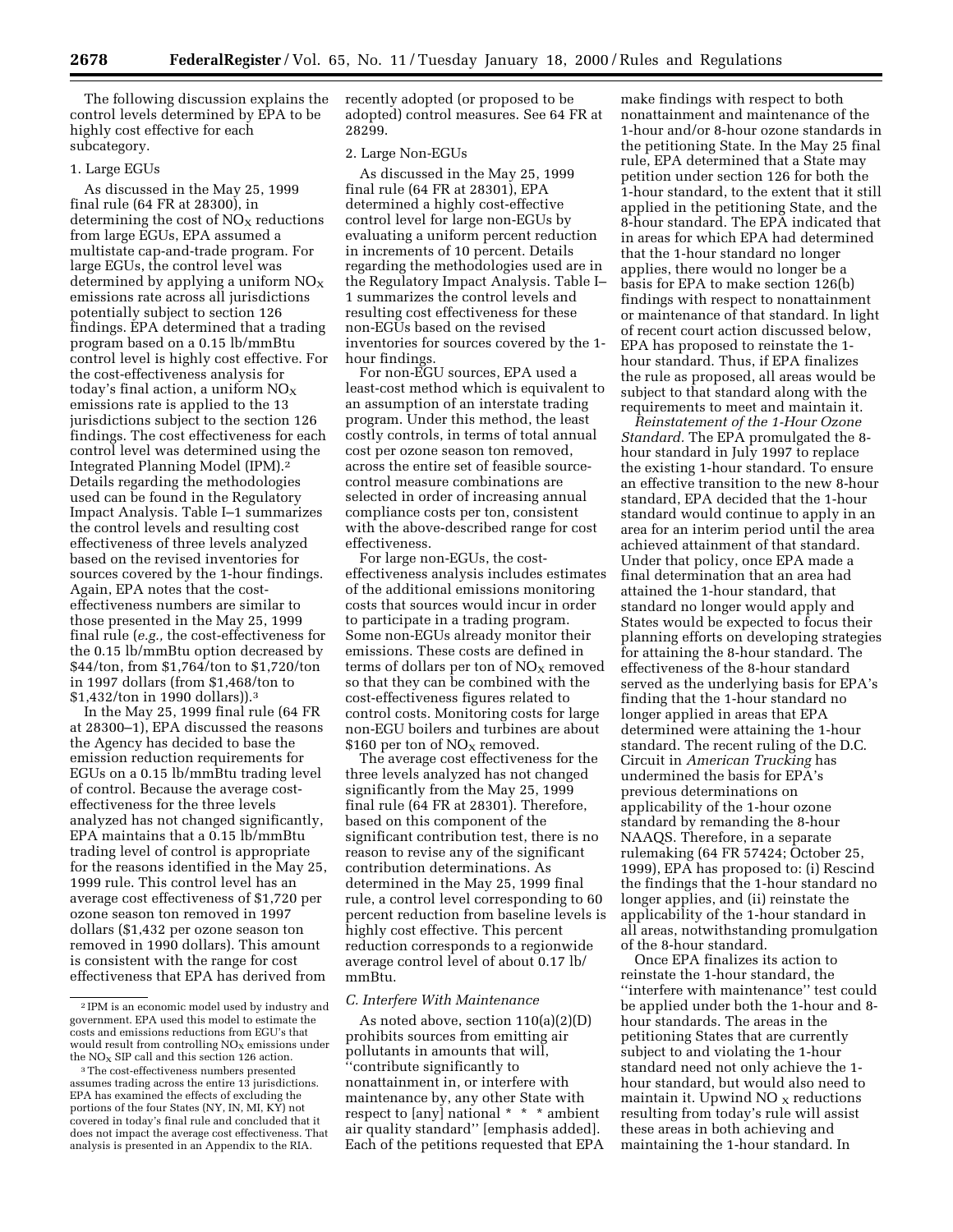The following discussion explains the control levels determined by EPA to be highly cost effective for each subcategory.

1. Large EGUs

As discussed in the May 25, 1999 final rule (64 FR at 28300), in determining the cost of $NO_X$ reductions from large EGUs, EPA assumed a multistate cap-and-trade program. For large EGUs, the control level was determined by applying a uniform $NO_X$ emissions rate across all jurisdictions potentially subject to section 126 findings. EPA determined that a trading program based on a 0.15 lb/mmBtu control level is highly cost effective. For the cost-effectiveness analysis used for today's final action, a uniform $NO_X$ emissions rate is applied to the 13 jurisdictions subject to the section 126 findings. The cost effectiveness for each control level was determined using the Integrated Planning Model (IPM).[2] Details regarding the methodologies used can be found in the Regulatory Impact Analysis. Table I–1 summarizes the control levels and resulting cost effectiveness of three levels analyzed based on the revised inventories for sources covered by the 1-hour findings. Again, EPA notes that the cost-effectiveness numbers are similar to those presented in the May 25, 1999 final rule (*e.g.,* the cost-effectiveness for the 0.15 lb/mmBtu option decreased by $44/ton, from $1,764/ton to $1,720/ton in 1997 dollars (from $1,468/ton to $1,432/ton in 1990 dollars)).[3]

In the May 25, 1999 final rule (64 FR at 28300–1), EPA discussed the reasons the Agency has decided to base the emission reduction requirements for EGUs on a 0.15 lb/mmBtu trading level of control. Because the average cost-effectiveness for the three levels analyzed has not changed significantly, EPA maintains that a 0.15 lb/mmBtu trading level of control is appropriate for the reasons identified in the May 25, 1999 rule. This control level has an average cost effectiveness of $1,720 per ozone season ton removed in 1997 dollars ($1,432 per ozone season ton removed in 1990 dollars). This amount is consistent with the range for cost effectiveness that EPA has derived from recently adopted (or proposed to be adopted) control measures. See 64 FR at 28299.

2. Large Non-EGUs

As discussed in the May 25, 1999 final rule (64 FR at 28301), EPA determined a highly cost-effective control level for large non-EGUs by evaluating a uniform percent reduction in increments of 10 percent. Details regarding the methodologies used are in the Regulatory Impact Analysis. Table I–1 summarizes the control levels and resulting cost effectiveness for these non-EGUs based on the revised inventories for sources covered by the 1-hour findings.

For non-EGU sources, EPA used a least-cost method which is equivalent to an assumption of an interstate trading program. Under this method, the least costly controls, in terms of total annual cost per ozone season ton removed, across the entire set of feasible source-control measure combinations are selected in order of increasing annual compliance costs per ton, consistent with the above-described range for cost effectiveness.

For large non-EGUs, the cost-effectiveness analysis includes estimates of the additional emissions monitoring costs that sources would incur in order to participate in a trading program. Some non-EGUs already monitor their emissions. These costs are defined in terms of dollars per ton of $NO_X$ removed so that they can be combined with the cost-effectiveness figures related to control costs. Monitoring costs for large non-EGU boilers and turbines are about $160 per ton of $NO_X$ removed.

The average cost effectiveness for the three levels analyzed has not changed significantly from the May 25, 1999 final rule (64 FR at 28301). Therefore, based on this component of the significant contribution test, there is no reason to revise any of the significant contribution determinations. As determined in the May 25, 1999 final rule, a control level corresponding to 60 percent reduction from baseline levels is highly cost effective. This percent reduction corresponds to a regionwide average control level of about 0.17 lb/mmBtu.

*C. Interfere With Maintenance*

As noted above, section 110(a)(2)(D) prohibits sources from emitting air pollutants in amounts that will, "contribute significantly to nonattainment in, or interfere with maintenance by, any other State with respect to [any] national * * * ambient air quality standard" [emphasis added]. Each of the petitions requested that EPA make findings with respect to both nonattainment and maintenance of the 1-hour and/or 8-hour ozone standards in the petitioning State. In the May 25 final rule, EPA determined that a State may petition under section 126 for both the 1-hour standard, to the extent that it still applied in the petitioning State, and the 8-hour standard. The EPA indicated that in areas for which EPA had determined that the 1-hour standard no longer applies, there would no longer be a basis for EPA to make section 126(b) findings with respect to nonattainment or maintenance of that standard. In light of recent court action discussed below, EPA has proposed to reinstate the 1-hour standard. Thus, if EPA finalizes the rule as proposed, all areas would be subject to that standard along with the requirements to meet and maintain it.

*Reinstatement of the 1-Hour Ozone Standard.* The EPA promulgated the 8-hour standard in July 1997 to replace the existing 1-hour standard. To ensure an effective transition to the new 8-hour standard, EPA decided that the 1-hour standard would continue to apply in an area for an interim period until the area achieved attainment of that standard. Under that policy, once EPA made a final determination that an area had attained the 1-hour standard, that standard no longer would apply and States would be expected to focus their planning efforts on developing strategies for attaining the 8-hour standard. The effectiveness of the 8-hour standard served as the underlying basis for EPA's finding that the 1-hour standard no longer applied in areas that EPA determined were attaining the 1-hour standard. The recent ruling of the D.C. Circuit in *American Trucking* has undermined the basis for EPA's previous determinations on applicability of the 1-hour ozone standard by remanding the 8-hour NAAQS. Therefore, in a separate rulemaking (64 FR 57424; October 25, 1999), EPA has proposed to: (i) Rescind the findings that the 1-hour standard no longer applies, and (ii) reinstate the applicability of the 1-hour standard in all areas, notwithstanding promulgation of the 8-hour standard.

Once EPA finalizes its action to reinstate the 1-hour standard, the "interfere with maintenance" test could be applied under both the 1-hour and 8-hour standards. The areas in the petitioning States that are currently subject to and violating the 1-hour standard need not only achieve the 1-hour standard, but would also need to maintain it. Upwind $NO_X$ reductions resulting from today's rule will assist these areas in both achieving and maintaining the 1-hour standard. In

---

[2] IPM is an economic model used by industry and government. EPA used this model to estimate the costs and emissions reductions from EGU's that would result from controlling $NO_X$ emissions under the $NO_X$ SIP call and this section 126 action.

[3] The cost-effectiveness numbers presented assumes trading across the entire 13 jurisdictions. EPA has examined the effects of excluding the portions of the four States (NY, IN, MI, KY) not covered in today's final rule and concluded that it does not impact the average cost effectiveness. That analysis is presented in an Appendix to the RIA.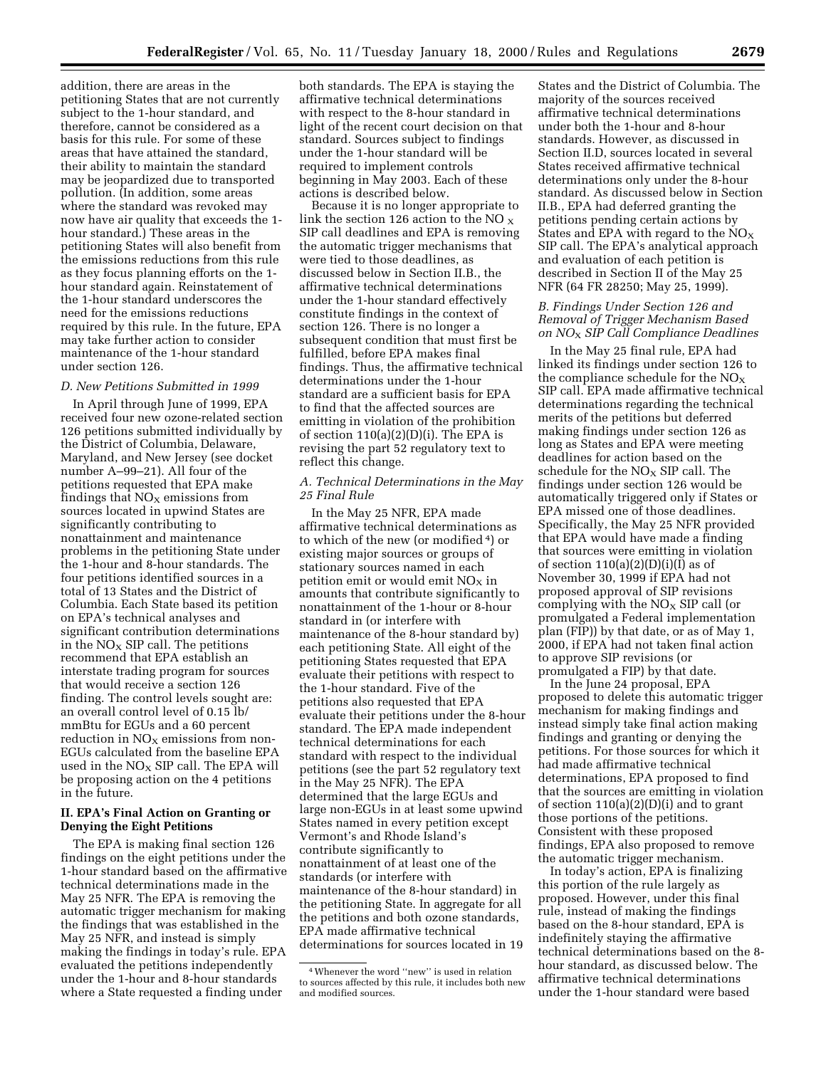addition, there are areas in the petitioning States that are not currently subject to the 1-hour standard, and therefore, cannot be considered as a basis for this rule. For some of these areas that have attained the standard, their ability to maintain the standard may be jeopardized due to transported pollution. (In addition, some areas where the standard was revoked may now have air quality that exceeds the 1-hour standard.) These areas in the petitioning States will also benefit from the emissions reductions from this rule as they focus planning efforts on the 1-hour standard again. Reinstatement of the 1-hour standard underscores the need for the emissions reductions required by this rule. In the future, EPA may take further action to consider maintenance of the 1-hour standard under section 126.

### D. New Petitions Submitted in 1999

In April through June of 1999, EPA received four new ozone-related section 126 petitions submitted individually by the District of Columbia, Delaware, Maryland, and New Jersey (see docket number A–99–21). All four of the petitions requested that EPA make findings that $NO_X$ emissions from sources located in upwind States are significantly contributing to nonattainment and maintenance problems in the petitioning State under the 1-hour and 8-hour standards. The four petitions identified sources in a total of 13 States and the District of Columbia. Each State based its petition on EPA's technical analyses and significant contribution determinations in the $NO_X$ SIP call. The petitions recommend that EPA establish an interstate trading program for sources that would receive a section 126 finding. The control levels sought are: an overall control level of 0.15 lb/mmBtu for EGUs and a 60 percent reduction in $NO_X$ emissions from non-EGUs calculated from the baseline EPA used in the $NO_X$ SIP call. The EPA will be proposing action on the 4 petitions in the future.

## II. EPA's Final Action on Granting or Denying the Eight Petitions

The EPA is making final section 126 findings on the eight petitions under the 1-hour standard based on the affirmative technical determinations made in the May 25 NFR. The EPA is removing the automatic trigger mechanism for making the findings that was established in the May 25 NFR, and instead is simply making the findings in today's rule. EPA evaluated the petitions independently under the 1-hour and 8-hour standards where a State requested a finding under both standards. The EPA is staying the affirmative technical determinations with respect to the 8-hour standard in light of the recent court decision on that standard. Sources subject to findings under the 1-hour standard will be required to implement controls beginning in May 2003. Each of these actions is described below.

Because it is no longer appropriate to link the section 126 action to the $NO_X$ SIP call deadlines and EPA is removing the automatic trigger mechanisms that were tied to those deadlines, as discussed below in Section II.B., the affirmative technical determinations under the 1-hour standard effectively constitute findings in the context of section 126. There is no longer a subsequent condition that must first be fulfilled, before EPA makes final findings. Thus, the affirmative technical determinations under the 1-hour standard are a sufficient basis for EPA to find that the affected sources are emitting in violation of the prohibition of section 110(a)(2)(D)(i). The EPA is revising the part 52 regulatory text to reflect this change.

### A. Technical Determinations in the May 25 Final Rule

In the May 25 NFR, EPA made affirmative technical determinations as to which of the new (or modified [4]) or existing major sources or groups of stationary sources named in each petition emit or would emit $NO_X$ in amounts that contribute significantly to nonattainment of the 1-hour or 8-hour standard in (or interfere with maintenance of the 8-hour standard by) each petitioning State. All eight of the petitioning States requested that EPA evaluate their petitions with respect to the 1-hour standard. Five of the petitions also requested that EPA evaluate their petitions under the 8-hour standard. The EPA made independent technical determinations for each standard with respect to the individual petitions (see the part 52 regulatory text in the May 25 NFR). The EPA determined that the large EGUs and large non-EGUs in at least some upwind States named in every petition except Vermont's and Rhode Island's contribute significantly to nonattainment of at least one of the standards (or interfere with maintenance of the 8-hour standard) in the petitioning State. In aggregate for all the petitions and both ozone standards, EPA made affirmative technical determinations for sources located in 19 States and the District of Columbia. The majority of the sources received affirmative technical determinations under both the 1-hour and 8-hour standards. However, as discussed in Section II.D, sources located in several States received affirmative technical determinations only under the 8-hour standard. As discussed below in Section II.B., EPA had deferred granting the petitions pending certain actions by States and EPA with regard to the $NO_X$ SIP call. The EPA's analytical approach and evaluation of each petition is described in Section II of the May 25 NFR (64 FR 28250; May 25, 1999).

### B. Findings Under Section 126 and Removal of Trigger Mechanism Based on $NO_X$ SIP Call Compliance Deadlines

In the May 25 final rule, EPA had linked its findings under section 126 to the compliance schedule for the $NO_X$ SIP call. EPA made affirmative technical determinations regarding the technical merits of the petitions but deferred making findings under section 126 as long as States and EPA were meeting deadlines for action based on the schedule for the $NO_X$ SIP call. The findings under section 126 would be automatically triggered only if States or EPA missed one of those deadlines. Specifically, the May 25 NFR provided that EPA would have made a finding that sources were emitting in violation of section 110(a)(2)(D)(i)(I) as of November 30, 1999 if EPA had not proposed approval of SIP revisions complying with the $NO_X$ SIP call (or promulgated a Federal implementation plan (FIP)) by that date, or as of May 1, 2000, if EPA had not taken final action to approve SIP revisions (or promulgated a FIP) by that date.

In the June 24 proposal, EPA proposed to delete this automatic trigger mechanism for making findings and instead simply take final action making findings and granting or denying the petitions. For those sources for which it had made affirmative technical determinations, EPA proposed to find that the sources are emitting in violation of section 110(a)(2)(D)(i) and to grant those portions of the petitions. Consistent with these proposed findings, EPA also proposed to remove the automatic trigger mechanism.

In today's action, EPA is finalizing this portion of the rule largely as proposed. However, under this final rule, instead of making the findings based on the 8-hour standard, EPA is indefinitely staying the affirmative technical determinations based on the 8-hour standard, as discussed below. The affirmative technical determinations under the 1-hour standard were based

[4] Whenever the word "new" is used in relation to sources affected by this rule, it includes both new and modified sources.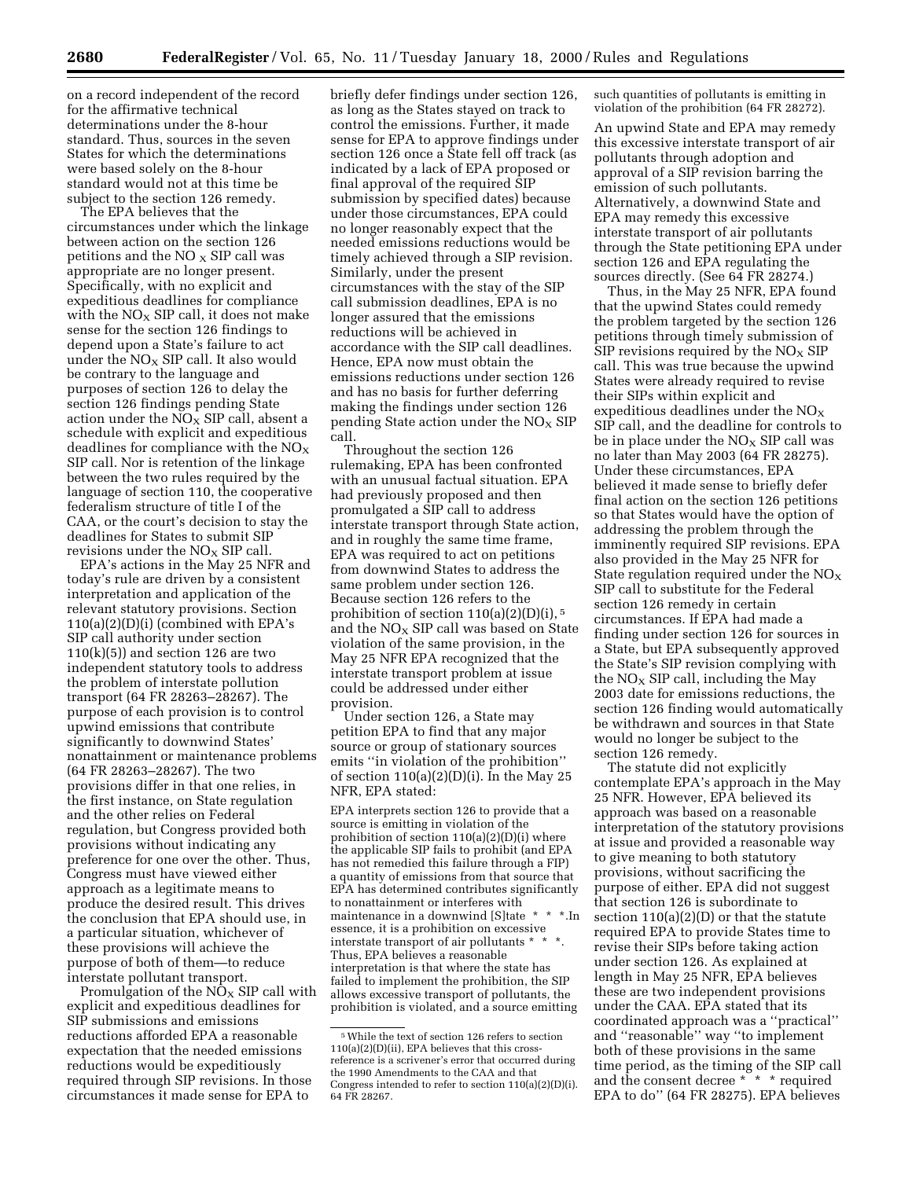on a record independent of the record for the affirmative technical determinations under the 8-hour standard. Thus, sources in the seven States for which the determinations were based solely on the 8-hour standard would not at this time be subject to the section 126 remedy.

The EPA believes that the circumstances under which the linkage between action on the section 126 petitions and the $NO_x$ SIP call was appropriate are no longer present. Specifically, with no explicit and expeditious deadlines for compliance with the $NO_X$ SIP call, it does not make sense for the section 126 findings to depend upon a State's failure to act under the $NO_X$ SIP call. It also would be contrary to the language and purposes of section 126 to delay the section 126 findings pending State action under the $NO_X$ SIP call, absent a schedule with explicit and expeditious deadlines for compliance with the $NO_X$ SIP call. Nor is retention of the linkage between the two rules required by the language of section 110, the cooperative federalism structure of title I of the CAA, or the court's decision to stay the deadlines for States to submit SIP revisions under the $NO_X$ SIP call.

EPA's actions in the May 25 NFR and today's rule are driven by a consistent interpretation and application of the relevant statutory provisions. Section 110(a)(2)(D)(i) (combined with EPA's SIP call authority under section 110(k)(5)) and section 126 are two independent statutory tools to address the problem of interstate pollution transport (64 FR 28263–28267). The purpose of each provision is to control upwind emissions that contribute significantly to downwind States' nonattainment or maintenance problems (64 FR 28263–28267). The two provisions differ in that one relies, in the first instance, on State regulation and the other relies on Federal regulation, but Congress provided both provisions without indicating any preference for one over the other. Thus, Congress must have viewed either approach as a legitimate means to produce the desired result. This drives the conclusion that EPA should use, in a particular situation, whichever of these provisions will achieve the purpose of both of them—to reduce interstate pollutant transport.

Promulgation of the $NO_X$ SIP call with explicit and expeditious deadlines for SIP submissions and emissions reductions afforded EPA a reasonable expectation that the needed emissions reductions would be expeditiously required through SIP revisions. In those circumstances it made sense for EPA to briefly defer findings under section 126, as long as the States stayed on track to control the emissions. Further, it made sense for EPA to approve findings under section 126 once a State fell off track (as indicated by a lack of EPA proposed or final approval of the required SIP submission by specified dates) because under those circumstances, EPA could no longer reasonably expect that the needed emissions reductions would be timely achieved through a SIP revision. Similarly, under the present circumstances with the stay of the SIP call submission deadlines, EPA is no longer assured that the emissions reductions will be achieved in accordance with the SIP call deadlines. Hence, EPA now must obtain the emissions reductions under section 126 and has no basis for further deferring making the findings under section 126 pending State action under the $NO_X$ SIP call.

Throughout the section 126 rulemaking, EPA has been confronted with an unusual factual situation. EPA had previously proposed and then promulgated a SIP call to address interstate transport through State action, and in roughly the same time frame, EPA was required to act on petitions from downwind States to address the same problem under section 126. Because section 126 refers to the prohibition of section 110(a)(2)(D)(i), [5] and the $NO_X$ SIP call was based on State violation of the same provision, in the May 25 NFR EPA recognized that the interstate transport problem at issue could be addressed under either provision.

Under section 126, a State may petition EPA to find that any major source or group of stationary sources emits ''in violation of the prohibition'' of section 110(a)(2)(D)(i). In the May 25 NFR, EPA stated:

> EPA interprets section 126 to provide that a source is emitting in violation of the prohibition of section 110(a)(2)(D)(i) where the applicable SIP fails to prohibit (and EPA has not remedied this failure through a FIP) a quantity of emissions from that source that EPA has determined contributes significantly to nonattainment or interferes with maintenance in a downwind [S]tate * * *.In essence, it is a prohibition on excessive interstate transport of air pollutants * * *. Thus, EPA believes a reasonable interpretation is that where the state has failed to implement the prohibition, the SIP allows excessive transport of pollutants, the prohibition is violated, and a source emitting such quantities of pollutants is emitting in violation of the prohibition (64 FR 28272).

An upwind State and EPA may remedy this excessive interstate transport of air pollutants through adoption and approval of a SIP revision barring the emission of such pollutants. Alternatively, a downwind State and EPA may remedy this excessive interstate transport of air pollutants through the State petitioning EPA under section 126 and EPA regulating the sources directly. (See 64 FR 28274.)

Thus, in the May 25 NFR, EPA found that the upwind States could remedy the problem targeted by the section 126 petitions through timely submission of SIP revisions required by the $NO_X$ SIP call. This was true because the upwind States were already required to revise their SIPs within explicit and expeditious deadlines under the $NO_X$ SIP call, and the deadline for controls to be in place under the $NO_X$ SIP call was no later than May 2003 (64 FR 28275). Under these circumstances, EPA believed it made sense to briefly defer final action on the section 126 petitions so that States would have the option of addressing the problem through the imminently required SIP revisions. EPA also provided in the May 25 NFR for State regulation required under the $NO_X$ SIP call to substitute for the Federal section 126 remedy in certain circumstances. If EPA had made a finding under section 126 for sources in a State, but EPA subsequently approved the State's SIP revision complying with the $NO_X$ SIP call, including the May 2003 date for emissions reductions, the section 126 finding would automatically be withdrawn and sources in that State would no longer be subject to the section 126 remedy.

The statute did not explicitly contemplate EPA's approach in the May 25 NFR. However, EPA believed its approach was based on a reasonable interpretation of the statutory provisions at issue and provided a reasonable way to give meaning to both statutory provisions, without sacrificing the purpose of either. EPA did not suggest that section 126 is subordinate to section 110(a)(2)(D) or that the statute required EPA to provide States time to revise their SIPs before taking action under section 126. As explained at length in May 25 NFR, EPA believes these are two independent provisions under the CAA. EPA stated that its coordinated approach was a ''practical'' and ''reasonable'' way ''to implement both of these provisions in the same time period, as the timing of the SIP call and the consent decree * * * required EPA to do'' (64 FR 28275). EPA believes

[5] While the text of section 126 refers to section 110(a)(2)(D)(ii), EPA believes that this cross-reference is a scrivener's error that occurred during the 1990 Amendments to the CAA and that Congress intended to refer to section 110(a)(2)(D)(i). 64 FR 28267.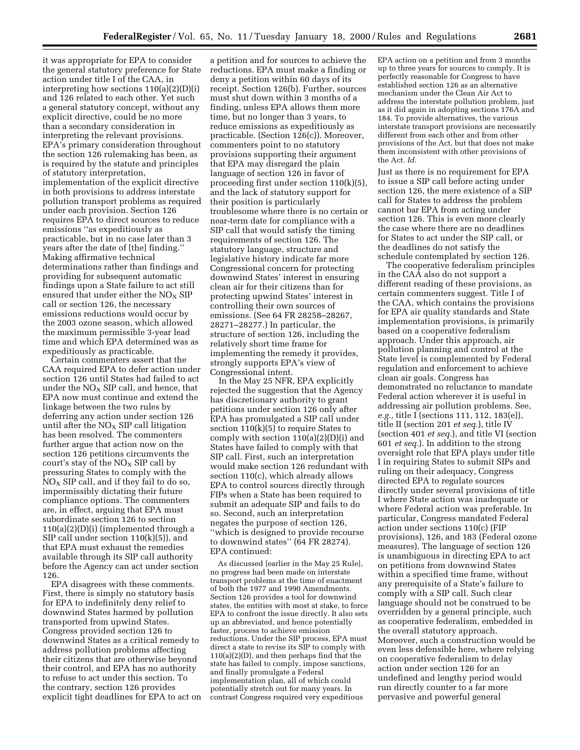it was appropriate for EPA to consider the general statutory preference for State action under title I of the CAA, in interpreting how sections 110(a)(2)(D)(i) and 126 related to each other. Yet such a general statutory concept, without any explicit directive, could be no more than a secondary consideration in interpreting the relevant provisions. EPA's primary consideration throughout the section 126 rulemaking has been, as is required by the statute and principles of statutory interpretation, implementation of the explicit directive in both provisions to address interstate pollution transport problems as required under each provision. Section 126 requires EPA to direct sources to reduce emissions "as expeditiously as practicable, but in no case later than 3 years after the date of [the] finding." Making affirmative technical determinations rather than findings and providing for subsequent automatic findings upon a State failure to act still ensured that under either the $NO_X$ SIP call or section 126, the necessary emissions reductions would occur by the 2003 ozone season, which allowed the maximum permissible 3-year lead time and which EPA determined was as expeditiously as practicable.

Certain commenters assert that the CAA required EPA to defer action under section 126 until States had failed to act under the $NO_X$ SIP call, and hence, that EPA now must continue and extend the linkage between the two rules by deferring any action under section 126 until after the $NO_X$ SIP call litigation has been resolved. The commenters further argue that action now on the section 126 petitions circumvents the court's stay of the $NO_X$ SIP call by pressuring States to comply with the $NO_X$ SIP call, and if they fail to do so, impermissibly dictating their future compliance options. The commenters are, in effect, arguing that EPA must subordinate section 126 to section 110(a)(2)(D)(i) (implemented through a SIP call under section 110(k)(5)), and that EPA must exhaust the remedies available through its SIP call authority before the Agency can act under section 126.

EPA disagrees with these comments. First, there is simply no statutory basis for EPA to indefinitely deny relief to downwind States harmed by pollution transported from upwind States. Congress provided section 126 to downwind States as a critical remedy to address pollution problems affecting their citizens that are otherwise beyond their control, and EPA has no authority to refuse to act under this section. To the contrary, section 126 provides explicit tight deadlines for EPA to act on a petition and for sources to achieve the reductions. EPA must make a finding or deny a petition within 60 days of its receipt. Section 126(b). Further, sources must shut down within 3 months of a finding, unless EPA allows them more time, but no longer than 3 years, to reduce emissions as expeditiously as practicable. (Section 126(c)). Moreover, commenters point to no statutory provisions supporting their argument that EPA may disregard the plain language of section 126 in favor of proceeding first under section 110(k)(5), and the lack of statutory support for their position is particularly troublesome where there is no certain or near-term date for compliance with a SIP call that would satisfy the timing requirements of section 126. The statutory language, structure and legislative history indicate far more Congressional concern for protecting downwind States' interest in ensuring clean air for their citizens than for protecting upwind States' interest in controlling their own sources of emissions. (See 64 FR 28258–28267, 28271–28277.) In particular, the structure of section 126, including the relatively short time frame for implementing the remedy it provides, strongly supports EPA's view of Congressional intent.

In the May 25 NFR, EPA explicitly rejected the suggestion that the Agency has discretionary authority to grant petitions under section 126 only after EPA has promulgated a SIP call under section 110(k)(5) to require States to comply with section 110(a)(2)(D)(i) and States have failed to comply with that SIP call. First, such an interpretation would make section 126 redundant with section 110(c), which already allows EPA to control sources directly through FIPs when a State has been required to submit an adequate SIP and fails to do so. Second, such an interpretation negates the purpose of section 126, "which is designed to provide recourse to downwind states" (64 FR 28274). EPA continued:

> As discussed [earlier in the May 25 Rule], no progress had been made on interstate transport problems at the time of enactment of both the 1977 and 1990 Amendments. Section 126 provides a tool for downwind states, the entities with most at stake, to force EPA to confront the issue directly. It also sets up an abbreviated, and hence potentially faster, process to achieve emission reductions. Under the SIP process, EPA must direct a state to revise its SIP to comply with 110(a)(2)(D), and then perhaps find that the state has failed to comply, impose sanctions, and finally promulgate a Federal implementation plan, all of which could potentially stretch out for many years. In contrast Congress required very expeditious EPA action on a petition and from 3 months up to three years for sources to comply. It is perfectly reasonable for Congress to have established section 126 as an alternative mechanism under the Clean Air Act to address the interstate pollution problem, just as it did again in adopting sections 176A and 184. To provide alternatives, the various interstate transport provisions are necessarily different from each other and from other provisions of the Act, but that does not make them inconsistent with other provisions of the Act. *Id.*

Just as there is no requirement for EPA to issue a SIP call before acting under section 126, the mere existence of a SIP call for States to address the problem cannot bar EPA from acting under section 126. This is even more clearly the case where there are no deadlines for States to act under the SIP call, or the deadlines do not satisfy the schedule contemplated by section 126.

The cooperative federalism principles in the CAA also do not support a different reading of these provisions, as certain commenters suggest. Title I of the CAA, which contains the provisions for EPA air quality standards and State implementation provisions, is primarily based on a cooperative federalism approach. Under this approach, air pollution planning and control at the State level is complemented by Federal regulation and enforcement to achieve clean air goals. Congress has demonstrated no reluctance to mandate Federal action wherever it is useful in addressing air pollution problems. See, *e.g.,* title I (sections 111, 112, 183(e)), title II (section 201 *et seq.*), title IV (section 401 *et seq.*), and title VI (section 601 *et seq.*). In addition to the strong oversight role that EPA plays under title I in requiring States to submit SIPs and ruling on their adequacy, Congress directed EPA to regulate sources directly under several provisions of title I where State action was inadequate or where Federal action was preferable. In particular, Congress mandated Federal action under sections 110(c) (FIP provisions), 126, and 183 (Federal ozone measures). The language of section 126 is unambiguous in directing EPA to act on petitions from downwind States within a specified time frame, without any prerequisite of a State's failure to comply with a SIP call. Such clear language should not be construed to be overridden by a general principle, such as cooperative federalism, embedded in the overall statutory approach. Moreover, such a construction would be even less defensible here, where relying on cooperative federalism to delay action under section 126 for an undefined and lengthy period would run directly counter to a far more pervasive and powerful general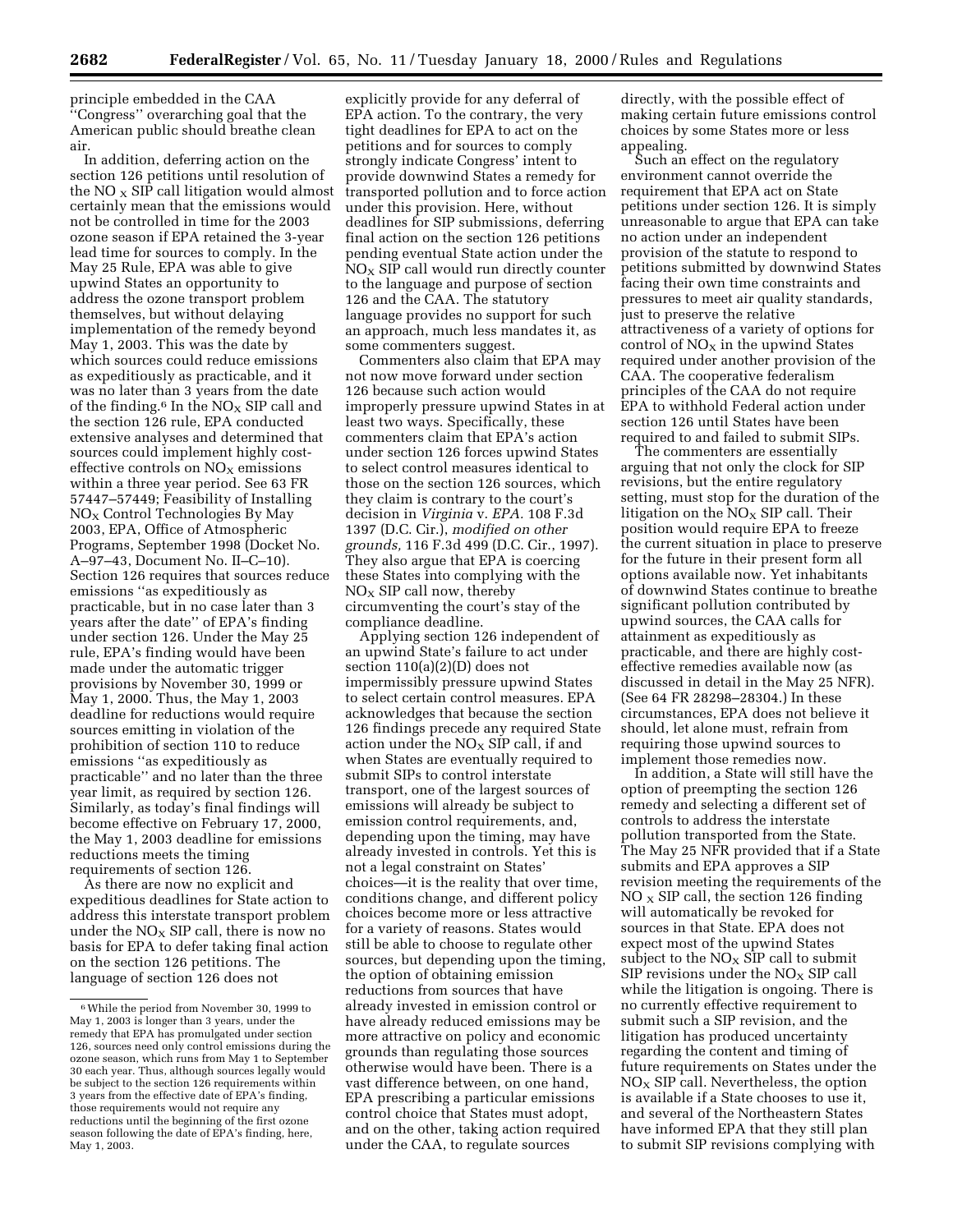principle embedded in the CAA "Congress" overarching goal that the American public should breathe clean air.

In addition, deferring action on the section 126 petitions until resolution of the $NO_x$ SIP call litigation would almost certainly mean that the emissions would not be controlled in time for the 2003 ozone season if EPA retained the 3-year lead time for sources to comply. In the May 25 Rule, EPA was able to give upwind States an opportunity to address the ozone transport problem themselves, but without delaying implementation of the remedy beyond May 1, 2003. This was the date by which sources could reduce emissions as expeditiously as practicable, and it was no later than 3 years from the date of the finding.[6] In the $NO_X$ SIP call and the section 126 rule, EPA conducted extensive analyses and determined that sources could implement highly cost-effective controls on $NO_X$ emissions within a three year period. See 63 FR 57447–57449; Feasibility of Installing $NO_X$ Control Technologies By May 2003, EPA, Office of Atmospheric Programs, September 1998 (Docket No. A–97–43, Document No. II–C–10). Section 126 requires that sources reduce emissions "as expeditiously as practicable, but in no case later than 3 years after the date" of EPA's finding under section 126. Under the May 25 rule, EPA's finding would have been made under the automatic trigger provisions by November 30, 1999 or May 1, 2000. Thus, the May 1, 2003 deadline for reductions would require sources emitting in violation of the prohibition of section 110 to reduce emissions "as expeditiously as practicable" and no later than the three year limit, as required by section 126. Similarly, as today's final findings will become effective on February 17, 2000, the May 1, 2003 deadline for emissions reductions meets the timing requirements of section 126.

As there are now no explicit and expeditious deadlines for State action to address this interstate transport problem under the $NO_X$ SIP call, there is now no basis for EPA to defer taking final action on the section 126 petitions. The language of section 126 does not explicitly provide for any deferral of EPA action. To the contrary, the very tight deadlines for EPA to act on the petitions and for sources to comply strongly indicate Congress' intent to provide downwind States a remedy for transported pollution and to force action under this provision. Here, without deadlines for SIP submissions, deferring final action on the section 126 petitions pending eventual State action under the $NO_X$ SIP call would run directly counter to the language and purpose of section 126 and the CAA. The statutory language provides no support for such an approach, much less mandates it, as some commenters suggest.

Commenters also claim that EPA may not now move forward under section 126 because such action would improperly pressure upwind States in at least two ways. Specifically, these commenters claim that EPA's action under section 126 forces upwind States to select control measures identical to those on the section 126 sources, which they claim is contrary to the court's decision in *Virginia* v. *EPA.* 108 F.3d 1397 (D.C. Cir.), *modified on other grounds,* 116 F.3d 499 (D.C. Cir., 1997). They also argue that EPA is coercing these States into complying with the $NO_X$ SIP call now, thereby circumventing the court's stay of the compliance deadline.

Applying section 126 independent of an upwind State's failure to act under section 110(a)(2)(D) does not impermissibly pressure upwind States to select certain control measures. EPA acknowledges that because the section 126 findings precede any required State action under the $NO_X$ SIP call, if and when States are eventually required to submit SIPs to control interstate transport, one of the largest sources of emissions will already be subject to emission control requirements, and, depending upon the timing, may have already invested in controls. Yet this is not a legal constraint on States' choices—it is the reality that over time, conditions change, and different policy choices become more or less attractive for a variety of reasons. States would still be able to choose to regulate other sources, but depending upon the timing, the option of obtaining emission reductions from sources that have already invested in emission control or have already reduced emissions may be more attractive on policy and economic grounds than regulating those sources otherwise would have been. There is a vast difference between, on one hand, EPA prescribing a particular emissions control choice that States must adopt, and on the other, taking action required under the CAA, to regulate sources directly, with the possible effect of making certain future emissions control choices by some States more or less appealing.

Such an effect on the regulatory environment cannot override the requirement that EPA act on State petitions under section 126. It is simply unreasonable to argue that EPA can take no action under an independent provision of the statute to respond to petitions submitted by downwind States facing their own time constraints and pressures to meet air quality standards, just to preserve the relative attractiveness of a variety of options for control of $NO_X$ in the upwind States required under another provision of the CAA. The cooperative federalism principles of the CAA do not require EPA to withhold Federal action under section 126 until States have been required to and failed to submit SIPs.

The commenters are essentially arguing that not only the clock for SIP revisions, but the entire regulatory setting, must stop for the duration of the litigation on the $NO_X$ SIP call. Their position would require EPA to freeze the current situation in place to preserve for the future in their present form all options available now. Yet inhabitants of downwind States continue to breathe significant pollution contributed by upwind sources, the CAA calls for attainment as expeditiously as practicable, and there are highly cost-effective remedies available now (as discussed in detail in the May 25 NFR). (See 64 FR 28298–28304.) In these circumstances, EPA does not believe it should, let alone must, refrain from requiring those upwind sources to implement those remedies now.

In addition, a State will still have the option of preempting the section 126 remedy and selecting a different set of controls to address the interstate pollution transported from the State. The May 25 NFR provided that if a State submits and EPA approves a SIP revision meeting the requirements of the $NO_x$ SIP call, the section 126 finding will automatically be revoked for sources in that State. EPA does not expect most of the upwind States subject to the $NO_X$ SIP call to submit SIP revisions under the $NO_X$ SIP call while the litigation is ongoing. There is no currently effective requirement to submit such a SIP revision, and the litigation has produced uncertainty regarding the content and timing of future requirements on States under the $NO_X$ SIP call. Nevertheless, the option is available if a State chooses to use it, and several of the Northeastern States have informed EPA that they still plan to submit SIP revisions complying with

[6] While the period from November 30, 1999 to May 1, 2003 is longer than 3 years, under the remedy that EPA has promulgated under section 126, sources need only control emissions during the ozone season, which runs from May 1 to September 30 each year. Thus, although sources legally would be subject to the section 126 requirements within 3 years from the effective date of EPA's finding, those requirements would not require any reductions until the beginning of the first ozone season following the date of EPA's finding, here, May 1, 2003.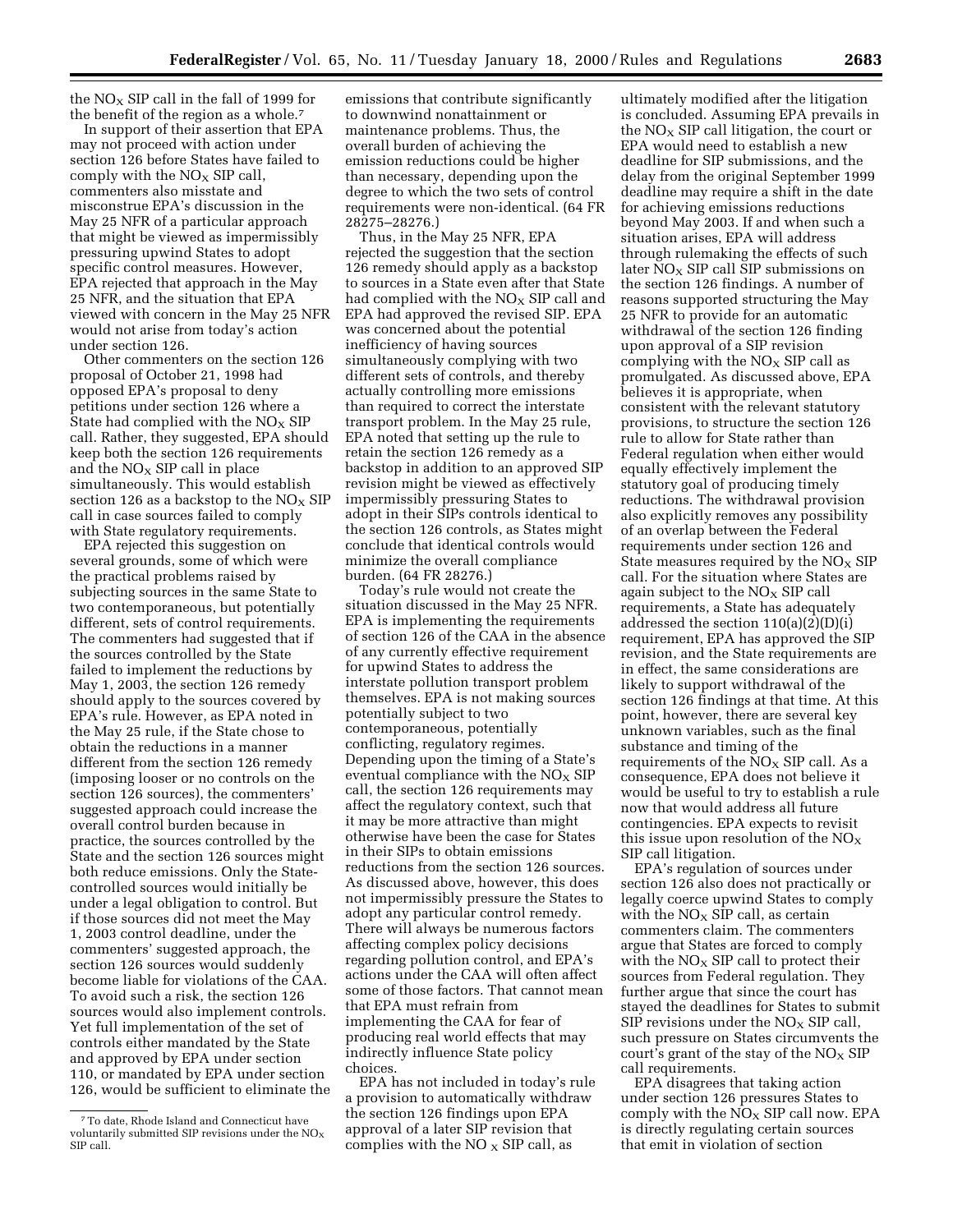the $NO_X$ SIP call in the fall of 1999 for the benefit of the region as a whole.[7]

In support of their assertion that EPA may not proceed with action under section 126 before States have failed to comply with the $NO_X$ SIP call, commenters also misstate and misconstrue EPA's discussion in the May 25 NFR of a particular approach that might be viewed as impermissibly pressuring upwind States to adopt specific control measures. However, EPA rejected that approach in the May 25 NFR, and the situation that EPA viewed with concern in the May 25 NFR would not arise from today's action under section 126.

Other commenters on the section 126 proposal of October 21, 1998 had opposed EPA's proposal to deny petitions under section 126 where a State had complied with the $NO_X$ SIP call. Rather, they suggested, EPA should keep both the section 126 requirements and the $NO_X$ SIP call in place simultaneously. This would establish section 126 as a backstop to the $NO_X$ SIP call in case sources failed to comply with State regulatory requirements.

EPA rejected this suggestion on several grounds, some of which were the practical problems raised by subjecting sources in the same State to two contemporaneous, but potentially different, sets of control requirements. The commenters had suggested that if the sources controlled by the State failed to implement the reductions by May 1, 2003, the section 126 remedy should apply to the sources covered by EPA's rule. However, as EPA noted in the May 25 rule, if the State chose to obtain the reductions in a manner different from the section 126 remedy (imposing looser or no controls on the section 126 sources), the commenters' suggested approach could increase the overall control burden because in practice, the sources controlled by the State and the section 126 sources might both reduce emissions. Only the State-controlled sources would initially be under a legal obligation to control. But if those sources did not meet the May 1, 2003 control deadline, under the commenters' suggested approach, the section 126 sources would suddenly become liable for violations of the CAA. To avoid such a risk, the section 126 sources would also implement controls. Yet full implementation of the set of controls either mandated by the State and approved by EPA under section 110, or mandated by EPA under section 126, would be sufficient to eliminate the emissions that contribute significantly to downwind nonattainment or maintenance problems. Thus, the overall burden of achieving the emission reductions could be higher than necessary, depending upon the degree to which the two sets of control requirements were non-identical. (64 FR 28275–28276.)

Thus, in the May 25 NFR, EPA rejected the suggestion that the section 126 remedy should apply as a backstop to sources in a State even after that State had complied with the $NO_X$ SIP call and EPA had approved the revised SIP. EPA was concerned about the potential inefficiency of having sources simultaneously complying with two different sets of controls, and thereby actually controlling more emissions than required to correct the interstate transport problem. In the May 25 rule, EPA noted that setting up the rule to retain the section 126 remedy as a backstop in addition to an approved SIP revision might be viewed as effectively impermissibly pressuring States to adopt in their SIPs controls identical to the section 126 controls, as States might conclude that identical controls would minimize the overall compliance burden. (64 FR 28276.)

Today's rule would not create the situation discussed in the May 25 NFR. EPA is implementing the requirements of section 126 of the CAA in the absence of any currently effective requirement for upwind States to address the interstate pollution transport problem themselves. EPA is not making sources potentially subject to two contemporaneous, potentially conflicting, regulatory regimes. Depending upon the timing of a State's eventual compliance with the $NO_X$ SIP call, the section 126 requirements may affect the regulatory context, such that it may be more attractive than might otherwise have been the case for States in their SIPs to obtain emissions reductions from the section 126 sources. As discussed above, however, this does not impermissibly pressure the States to adopt any particular control remedy. There will always be numerous factors affecting complex policy decisions regarding pollution control, and EPA's actions under the CAA will often affect some of those factors. That cannot mean that EPA must refrain from implementing the CAA for fear of producing real world effects that may indirectly influence State policy choices.

EPA has not included in today's rule a provision to automatically withdraw the section 126 findings upon EPA approval of a later SIP revision that complies with the $NO_X$ SIP call, as ultimately modified after the litigation is concluded. Assuming EPA prevails in the $NO_X$ SIP call litigation, the court or EPA would need to establish a new deadline for SIP submissions, and the delay from the original September 1999 deadline may require a shift in the date for achieving emissions reductions beyond May 2003. If and when such a situation arises, EPA will address through rulemaking the effects of such later $NO_X$ SIP call SIP submissions on the section 126 findings. A number of reasons supported structuring the May 25 NFR to provide for an automatic withdrawal of the section 126 finding upon approval of a SIP revision complying with the $NO_X$ SIP call as promulgated. As discussed above, EPA believes it is appropriate, when consistent with the relevant statutory provisions, to structure the section 126 rule to allow for State rather than Federal regulation when either would equally effectively implement the statutory goal of producing timely reductions. The withdrawal provision also explicitly removes any possibility of an overlap between the Federal requirements under section 126 and State measures required by the $NO_X$ SIP call. For the situation where States are again subject to the $NO_X$ SIP call requirements, a State has adequately addressed the section 110(a)(2)(D)(i) requirement, EPA has approved the SIP revision, and the State requirements are in effect, the same considerations are likely to support withdrawal of the section 126 findings at that time. At this point, however, there are several key unknown variables, such as the final substance and timing of the requirements of the $NO_X$ SIP call. As a consequence, EPA does not believe it would be useful to try to establish a rule now that would address all future contingencies. EPA expects to revisit this issue upon resolution of the $NO_X$ SIP call litigation.

EPA's regulation of sources under section 126 also does not practically or legally coerce upwind States to comply with the $NO_X$ SIP call, as certain commenters claim. The commenters argue that States are forced to comply with the $NO_X$ SIP call to protect their sources from Federal regulation. They further argue that since the court has stayed the deadlines for States to submit SIP revisions under the $NO_X$ SIP call, such pressure on States circumvents the court's grant of the stay of the $NO_X$ SIP call requirements.

EPA disagrees that taking action under section 126 pressures States to comply with the $NO_X$ SIP call now. EPA is directly regulating certain sources that emit in violation of section

[7] To date, Rhode Island and Connecticut have voluntarily submitted SIP revisions under the $NO_X$ SIP call.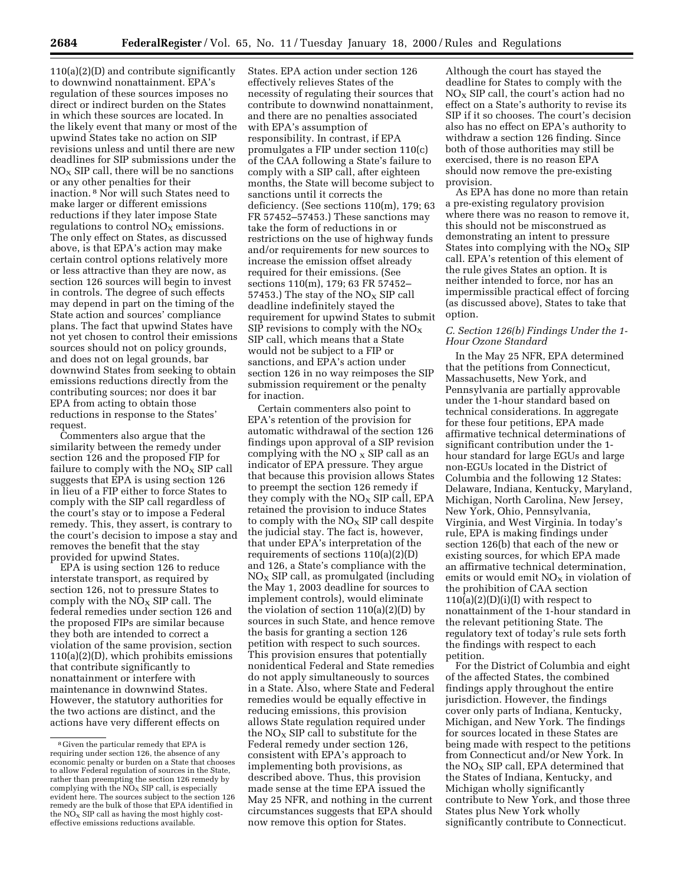110(a)(2)(D) and contribute significantly to downwind nonattainment. EPA's regulation of these sources imposes no direct or indirect burden on the States in which these sources are located. In the likely event that many or most of the upwind States take no action on SIP revisions unless and until there are new deadlines for SIP submissions under the $NO_X$ SIP call, there will be no sanctions or any other penalties for their inaction. [8] Nor will such States need to make larger or different emissions reductions if they later impose State regulations to control $NO_X$ emissions. The only effect on States, as discussed above, is that EPA's action may make certain control options relatively more or less attractive than they are now, as section 126 sources will begin to invest in controls. The degree of such effects may depend in part on the timing of the State action and sources' compliance plans. The fact that upwind States have not yet chosen to control their emissions sources should not on policy grounds, and does not on legal grounds, bar downwind States from seeking to obtain emissions reductions directly from the contributing sources; nor does it bar EPA from acting to obtain those reductions in response to the States' request.

Commenters also argue that the similarity between the remedy under section 126 and the proposed FIP for failure to comply with the $NO_X$ SIP call suggests that EPA is using section 126 in lieu of a FIP either to force States to comply with the SIP call regardless of the court's stay or to impose a Federal remedy. This, they assert, is contrary to the court's decision to impose a stay and removes the benefit that the stay provided for upwind States.

EPA is using section 126 to reduce interstate transport, as required by section 126, not to pressure States to comply with the $NO_X$ SIP call. The federal remedies under section 126 and the proposed FIPs are similar because they both are intended to correct a violation of the same provision, section 110(a)(2)(D), which prohibits emissions that contribute significantly to nonattainment or interfere with maintenance in downwind States. However, the statutory authorities for the two actions are distinct, and the actions have very different effects on States. EPA action under section 126 effectively relieves States of the necessity of regulating their sources that contribute to downwind nonattainment, and there are no penalties associated with EPA's assumption of responsibility. In contrast, if EPA promulgates a FIP under section 110(c) of the CAA following a State's failure to comply with a SIP call, after eighteen months, the State will become subject to sanctions until it corrects the deficiency. (See sections 110(m), 179; 63 FR 57452–57453.) These sanctions may take the form of reductions in or restrictions on the use of highway funds and/or requirements for new sources to increase the emission offset already required for their emissions. (See sections 110(m), 179; 63 FR 57452–57453.) The stay of the $NO_X$ SIP call deadline indefinitely stayed the requirement for upwind States to submit SIP revisions to comply with the $NO_X$ SIP call, which means that a State would not be subject to a FIP or sanctions, and EPA's action under section 126 in no way reimposes the SIP submission requirement or the penalty for inaction.

Certain commenters also point to EPA's retention of the provision for automatic withdrawal of the section 126 findings upon approval of a SIP revision complying with the $NO_X$ SIP call as an indicator of EPA pressure. They argue that because this provision allows States to preempt the section 126 remedy if they comply with the $NO_X$ SIP call, EPA retained the provision to induce States to comply with the $NO_X$ SIP call despite the judicial stay. The fact is, however, that under EPA's interpretation of the requirements of sections 110(a)(2)(D) and 126, a State's compliance with the $NO_X$ SIP call, as promulgated (including the May 1, 2003 deadline for sources to implement controls), would eliminate the violation of section 110(a)(2)(D) by sources in such State, and hence remove the basis for granting a section 126 petition with respect to such sources. This provision ensures that potentially nonidentical Federal and State remedies do not apply simultaneously to sources in a State. Also, where State and Federal remedies would be equally effective in reducing emissions, this provision allows State regulation required under the $NO_X$ SIP call to substitute for the Federal remedy under section 126, consistent with EPA's approach to implementing both provisions, as described above. Thus, this provision made sense at the time EPA issued the May 25 NFR, and nothing in the current circumstances suggests that EPA should now remove this option for States.

Although the court has stayed the deadline for States to comply with the $NO_X$ SIP call, the court's action had no effect on a State's authority to revise its SIP if it so chooses. The court's decision also has no effect on EPA's authority to withdraw a section 126 finding. Since both of those authorities may still be exercised, there is no reason EPA should now remove the pre-existing provision.

As EPA has done no more than retain a pre-existing regulatory provision where there was no reason to remove it, this should not be misconstrued as demonstrating an intent to pressure States into complying with the $NO_X$ SIP call. EPA's retention of this element of the rule gives States an option. It is neither intended to force, nor has an impermissible practical effect of forcing (as discussed above), States to take that option.

### C. Section 126(b) Findings Under the 1-Hour Ozone Standard

In the May 25 NFR, EPA determined that the petitions from Connecticut, Massachusetts, New York, and Pennsylvania are partially approvable under the 1-hour standard based on technical considerations. In aggregate for these four petitions, EPA made affirmative technical determinations of significant contribution under the 1-hour standard for large EGUs and large non-EGUs located in the District of Columbia and the following 12 States: Delaware, Indiana, Kentucky, Maryland, Michigan, North Carolina, New Jersey, New York, Ohio, Pennsylvania, Virginia, and West Virginia. In today's rule, EPA is making findings under section 126(b) that each of the new or existing sources, for which EPA made an affirmative technical determination, emits or would emit $NO_X$ in violation of the prohibition of CAA section 110(a)(2)(D)(i)(I) with respect to nonattainment of the 1-hour standard in the relevant petitioning State. The regulatory text of today's rule sets forth the findings with respect to each petition.

For the District of Columbia and eight of the affected States, the combined findings apply throughout the entire jurisdiction. However, the findings cover only parts of Indiana, Kentucky, Michigan, and New York. The findings for sources located in these States are being made with respect to the petitions from Connecticut and/or New York. In the $NO_X$ SIP call, EPA determined that the States of Indiana, Kentucky, and Michigan wholly significantly contribute to New York, and those three States plus New York wholly significantly contribute to Connecticut.

[8] Given the particular remedy that EPA is requiring under section 126, the absence of any economic penalty or burden on a State that chooses to allow Federal regulation of sources in the State, rather than preempting the section 126 remedy by complying with the $NO_X$ SIP call, is especially evident here. The sources subject to the section 126 remedy are the bulk of those that EPA identified in the $NO_X$ SIP call as having the most highly cost-effective emissions reductions available.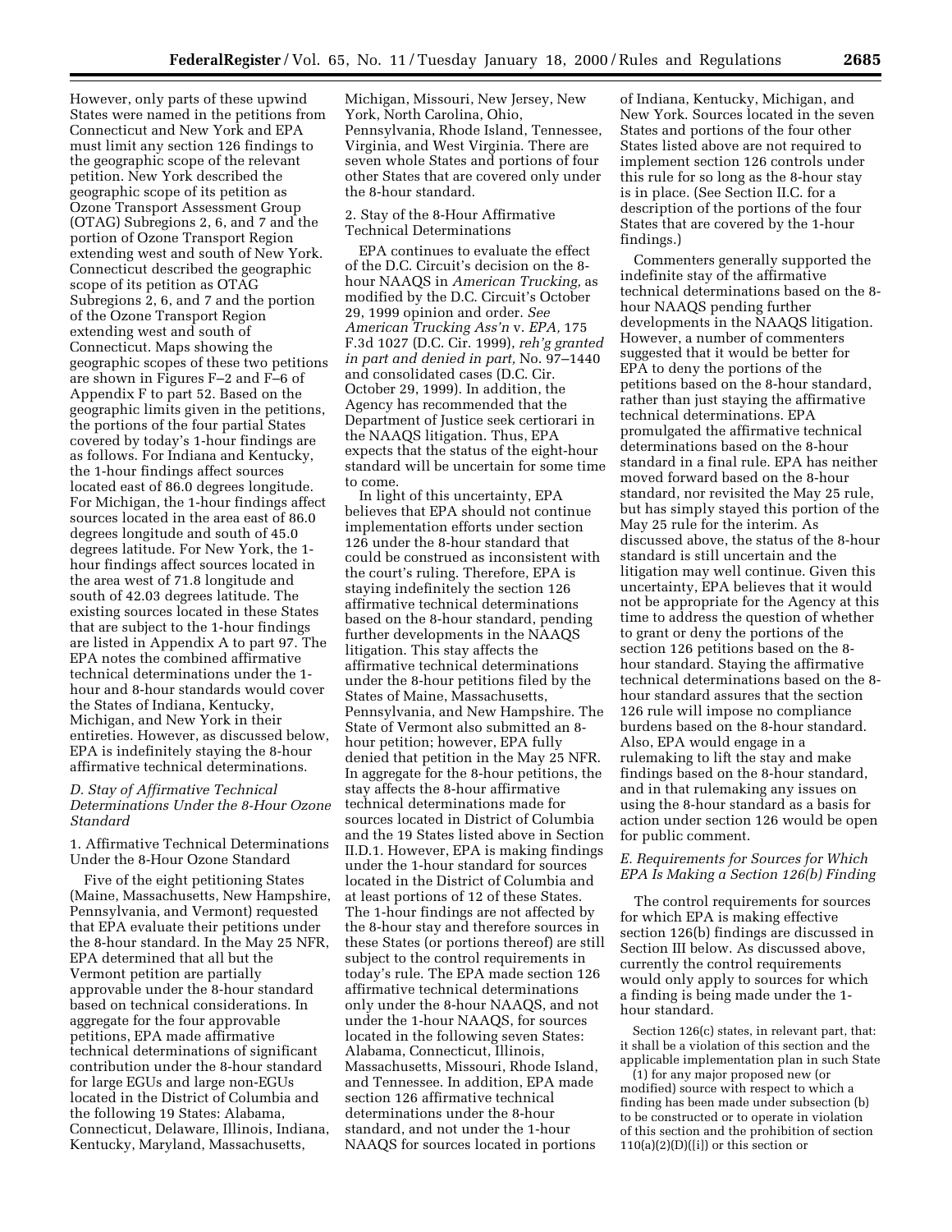However, only parts of these upwind States were named in the petitions from Connecticut and New York and EPA must limit any section 126 findings to the geographic scope of the relevant petition. New York described the geographic scope of its petition as Ozone Transport Assessment Group (OTAG) Subregions 2, 6, and 7 and the portion of Ozone Transport Region extending west and south of New York. Connecticut described the geographic scope of its petition as OTAG Subregions 2, 6, and 7 and the portion of the Ozone Transport Region extending west and south of Connecticut. Maps showing the geographic scopes of these two petitions are shown in Figures F–2 and F–6 of Appendix F to part 52. Based on the geographic limits given in the petitions, the portions of the four partial States covered by today's 1-hour findings are as follows. For Indiana and Kentucky, the 1-hour findings affect sources located east of 86.0 degrees longitude. For Michigan, the 1-hour findings affect sources located in the area east of 86.0 degrees longitude and south of 45.0 degrees latitude. For New York, the 1-hour findings affect sources located in the area west of 71.8 longitude and south of 42.03 degrees latitude. The existing sources located in these States that are subject to the 1-hour findings are listed in Appendix A to part 97. The EPA notes the combined affirmative technical determinations under the 1-hour and 8-hour standards would cover the States of Indiana, Kentucky, Michigan, and New York in their entireties. However, as discussed below, EPA is indefinitely staying the 8-hour affirmative technical determinations.

### *D. Stay of Affirmative Technical Determinations Under the 8-Hour Ozone Standard*

#### 1. Affirmative Technical Determinations Under the 8-Hour Ozone Standard

Five of the eight petitioning States (Maine, Massachusetts, New Hampshire, Pennsylvania, and Vermont) requested that EPA evaluate their petitions under the 8-hour standard. In the May 25 NFR, EPA determined that all but the Vermont petition are partially approvable under the 8-hour standard based on technical considerations. In aggregate for the four approvable petitions, EPA made affirmative technical determinations of significant contribution under the 8-hour standard for large EGUs and large non-EGUs located in the District of Columbia and the following 19 States: Alabama, Connecticut, Delaware, Illinois, Indiana, Kentucky, Maryland, Massachusetts, Michigan, Missouri, New Jersey, New York, North Carolina, Ohio, Pennsylvania, Rhode Island, Tennessee, Virginia, and West Virginia. There are seven whole States and portions of four other States that are covered only under the 8-hour standard.

#### 2. Stay of the 8-Hour Affirmative Technical Determinations

EPA continues to evaluate the effect of the D.C. Circuit's decision on the 8-hour NAAQS in *American Trucking,* as modified by the D.C. Circuit's October 29, 1999 opinion and order. *See American Trucking Ass'n* v. *EPA,* 175 F.3d 1027 (D.C. Cir. 1999), *reh'g granted in part and denied in part,* No. 97–1440 and consolidated cases (D.C. Cir. October 29, 1999). In addition, the Agency has recommended that the Department of Justice seek certiorari in the NAAQS litigation. Thus, EPA expects that the status of the eight-hour standard will be uncertain for some time to come.

In light of this uncertainty, EPA believes that EPA should not continue implementation efforts under section 126 under the 8-hour standard that could be construed as inconsistent with the court's ruling. Therefore, EPA is staying indefinitely the section 126 affirmative technical determinations based on the 8-hour standard, pending further developments in the NAAQS litigation. This stay affects the affirmative technical determinations under the 8-hour petitions filed by the States of Maine, Massachusetts, Pennsylvania, and New Hampshire. The State of Vermont also submitted an 8-hour petition; however, EPA fully denied that petition in the May 25 NFR. In aggregate for the 8-hour petitions, the stay affects the 8-hour affirmative technical determinations made for sources located in District of Columbia and the 19 States listed above in Section II.D.1. However, EPA is making findings under the 1-hour standard for sources located in the District of Columbia and at least portions of 12 of these States. The 1-hour findings are not affected by the 8-hour stay and therefore sources in these States (or portions thereof) are still subject to the control requirements in today's rule. The EPA made section 126 affirmative technical determinations only under the 8-hour NAAQS, and not under the 1-hour NAAQS, for sources located in the following seven States: Alabama, Connecticut, Illinois, Massachusetts, Missouri, Rhode Island, and Tennessee. In addition, EPA made section 126 affirmative technical determinations under the 8-hour standard, and not under the 1-hour NAAQS for sources located in portions of Indiana, Kentucky, Michigan, and New York. Sources located in the seven States and portions of the four other States listed above are not required to implement section 126 controls under this rule for so long as the 8-hour stay is in place. (See Section II.C. for a description of the portions of the four States that are covered by the 1-hour findings.)

Commenters generally supported the indefinite stay of the affirmative technical determinations based on the 8-hour NAAQS pending further developments in the NAAQS litigation. However, a number of commenters suggested that it would be better for EPA to deny the portions of the petitions based on the 8-hour standard, rather than just staying the affirmative technical determinations. EPA promulgated the affirmative technical determinations based on the 8-hour standard in a final rule. EPA has neither moved forward based on the 8-hour standard, nor revisited the May 25 rule, but has simply stayed this portion of the May 25 rule for the interim. As discussed above, the status of the 8-hour standard is still uncertain and the litigation may well continue. Given this uncertainty, EPA believes that it would not be appropriate for the Agency at this time to address the question of whether to grant or deny the portions of the section 126 petitions based on the 8-hour standard. Staying the affirmative technical determinations based on the 8-hour standard assures that the section 126 rule will impose no compliance burdens based on the 8-hour standard. Also, EPA would engage in a rulemaking to lift the stay and make findings based on the 8-hour standard, and in that rulemaking any issues on using the 8-hour standard as a basis for action under section 126 would be open for public comment.

### *E. Requirements for Sources for Which EPA Is Making a Section 126(b) Finding*

The control requirements for sources for which EPA is making effective section 126(b) findings are discussed in Section III below. As discussed above, currently the control requirements would only apply to sources for which a finding is being made under the 1-hour standard.

Section 126(c) states, in relevant part, that: it shall be a violation of this section and the applicable implementation plan in such State

(1) for any major proposed new (or modified) source with respect to which a finding has been made under subsection (b) to be constructed or to operate in violation of this section and the prohibition of section 110(a)(2)(D)([i]) or this section or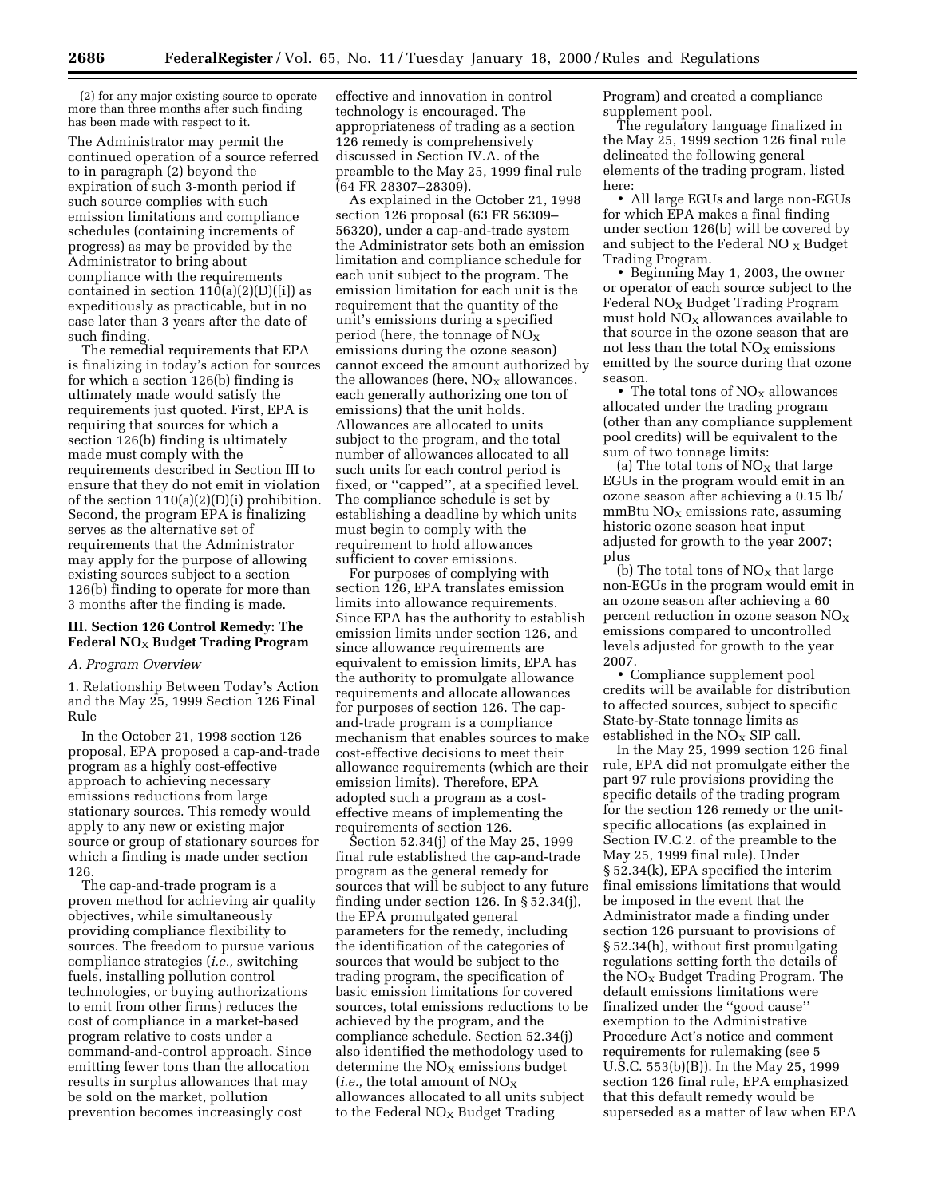(2) for any major existing source to operate more than three months after such finding has been made with respect to it.

The Administrator may permit the continued operation of a source referred to in paragraph (2) beyond the expiration of such 3-month period if such source complies with such emission limitations and compliance schedules (containing increments of progress) as may be provided by the Administrator to bring about compliance with the requirements contained in section 110(a)(2)(D)([i]) as expeditiously as practicable, but in no case later than 3 years after the date of such finding.

The remedial requirements that EPA is finalizing in today's action for sources for which a section 126(b) finding is ultimately made would satisfy the requirements just quoted. First, EPA is requiring that sources for which a section 126(b) finding is ultimately made must comply with the requirements described in Section III to ensure that they do not emit in violation of the section 110(a)(2)(D)(i) prohibition. Second, the program EPA is finalizing serves as the alternative set of requirements that the Administrator may apply for the purpose of allowing existing sources subject to a section 126(b) finding to operate for more than 3 months after the finding is made.

## III. Section 126 Control Remedy: The Federal $NO_X$ Budget Trading Program

### A. Program Overview

1. Relationship Between Today's Action and the May 25, 1999 Section 126 Final Rule

In the October 21, 1998 section 126 proposal, EPA proposed a cap-and-trade program as a highly cost-effective approach to achieving necessary emissions reductions from large stationary sources. This remedy would apply to any new or existing major source or group of stationary sources for which a finding is made under section 126.

The cap-and-trade program is a proven method for achieving air quality objectives, while simultaneously providing compliance flexibility to sources. The freedom to pursue various compliance strategies (*i.e.,* switching fuels, installing pollution control technologies, or buying authorizations to emit from other firms) reduces the cost of compliance in a market-based program relative to costs under a command-and-control approach. Since emitting fewer tons than the allocation results in surplus allowances that may be sold on the market, pollution prevention becomes increasingly cost effective and innovation in control technology is encouraged. The appropriateness of trading as a section 126 remedy is comprehensively discussed in Section IV.A. of the preamble to the May 25, 1999 final rule (64 FR 28307–28309).

As explained in the October 21, 1998 section 126 proposal (63 FR 56309–56320), under a cap-and-trade system the Administrator sets both an emission limitation and compliance schedule for each unit subject to the program. The emission limitation for each unit is the requirement that the quantity of the unit's emissions during a specified period (here, the tonnage of $NO_X$ emissions during the ozone season) cannot exceed the amount authorized by the allowances (here, $NO_X$ allowances, each generally authorizing one ton of emissions) that the unit holds. Allowances are allocated to units subject to the program, and the total number of allowances allocated to all such units for each control period is fixed, or ''capped'', at a specified level. The compliance schedule is set by establishing a deadline by which units must begin to comply with the requirement to hold allowances sufficient to cover emissions.

For purposes of complying with section 126, EPA translates emission limits into allowance requirements. Since EPA has the authority to establish emission limits under section 126, and since allowance requirements are equivalent to emission limits, EPA has the authority to promulgate allowance requirements and allocate allowances for purposes of section 126. The cap-and-trade program is a compliance mechanism that enables sources to make cost-effective decisions to meet their allowance requirements (which are their emission limits). Therefore, EPA adopted such a program as a cost-effective means of implementing the requirements of section 126.

Section 52.34(j) of the May 25, 1999 final rule established the cap-and-trade program as the general remedy for sources that will be subject to any future finding under section 126. In § 52.34(j), the EPA promulgated general parameters for the remedy, including the identification of the categories of sources that would be subject to the trading program, the specification of basic emission limitations for covered sources, total emissions reductions to be achieved by the program, and the compliance schedule. Section 52.34(j) also identified the methodology used to determine the $NO_X$ emissions budget (*i.e.,* the total amount of $NO_X$ allowances allocated to all units subject to the Federal $NO_X$ Budget Trading Program) and created a compliance supplement pool.

The regulatory language finalized in the May 25, 1999 section 126 final rule delineated the following general elements of the trading program, listed here:

• All large EGUs and large non-EGUs for which EPA makes a final finding under section 126(b) will be covered by and subject to the Federal $NO_X$ Budget Trading Program.

• Beginning May 1, 2003, the owner or operator of each source subject to the Federal $NO_X$ Budget Trading Program must hold $NO_X$ allowances available to that source in the ozone season that are not less than the total $NO_X$ emissions emitted by the source during that ozone season.

• The total tons of $NO_X$ allowances allocated under the trading program (other than any compliance supplement pool credits) will be equivalent to the sum of two tonnage limits:

(a) The total tons of $NO_X$ that large EGUs in the program would emit in an ozone season after achieving a 0.15 lb/mmBtu $NO_X$ emissions rate, assuming historic ozone season heat input adjusted for growth to the year 2007; plus

(b) The total tons of $NO_X$ that large non-EGUs in the program would emit in an ozone season after achieving a 60 percent reduction in ozone season $NO_X$ emissions compared to uncontrolled levels adjusted for growth to the year 2007.

• Compliance supplement pool credits will be available for distribution to affected sources, subject to specific State-by-State tonnage limits as established in the $NO_X$ SIP call.

In the May 25, 1999 section 126 final rule, EPA did not promulgate either the part 97 rule provisions providing the specific details of the trading program for the section 126 remedy or the unit-specific allocations (as explained in Section IV.C.2. of the preamble to the May 25, 1999 final rule). Under § 52.34(k), EPA specified the interim final emissions limitations that would be imposed in the event that the Administrator made a finding under section 126 pursuant to provisions of § 52.34(h), without first promulgating regulations setting forth the details of the $NO_X$ Budget Trading Program. The default emissions limitations were finalized under the ''good cause'' exemption to the Administrative Procedure Act's notice and comment requirements for rulemaking (see 5 U.S.C. 553(b)(B)). In the May 25, 1999 section 126 final rule, EPA emphasized that this default remedy would be superseded as a matter of law when EPA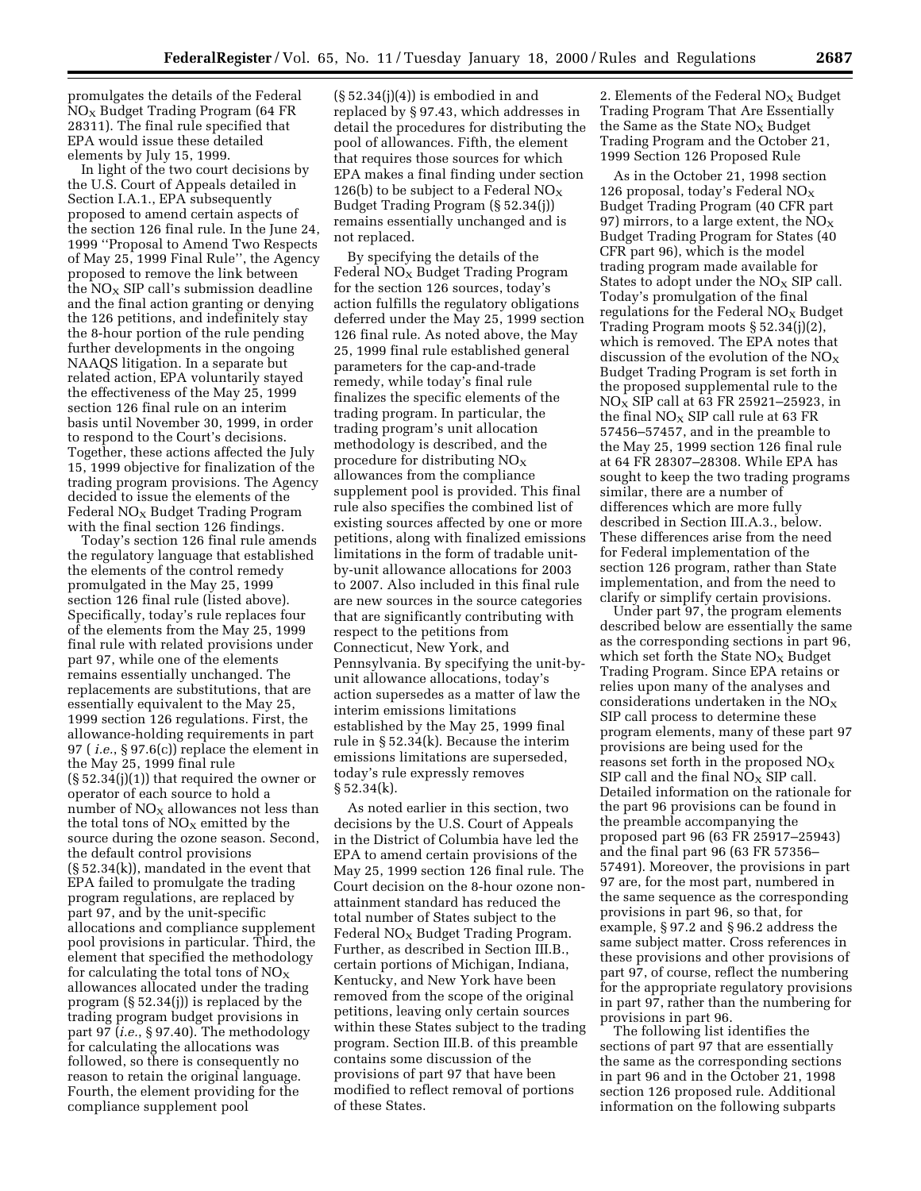promulgates the details of the Federal $NO_X$ Budget Trading Program (64 FR 28311). The final rule specified that EPA would issue these detailed elements by July 15, 1999.

In light of the two court decisions by the U.S. Court of Appeals detailed in Section I.A.1., EPA subsequently proposed to amend certain aspects of the section 126 final rule. In the June 24, 1999 ''Proposal to Amend Two Respects of May 25, 1999 Final Rule'', the Agency proposed to remove the link between the $NO_X$ SIP call's submission deadline and the final action granting or denying the 126 petitions, and indefinitely stay the 8-hour portion of the rule pending further developments in the ongoing NAAQS litigation. In a separate but related action, EPA voluntarily stayed the effectiveness of the May 25, 1999 section 126 final rule on an interim basis until November 30, 1999, in order to respond to the Court's decisions. Together, these actions affected the July 15, 1999 objective for finalization of the trading program provisions. The Agency decided to issue the elements of the Federal $NO_X$ Budget Trading Program with the final section 126 findings.

Today's section 126 final rule amends the regulatory language that established the elements of the control remedy promulgated in the May 25, 1999 section 126 final rule (listed above). Specifically, today's rule replaces four of the elements from the May 25, 1999 final rule with related provisions under part 97, while one of the elements remains essentially unchanged. The replacements are substitutions, that are essentially equivalent to the May 25, 1999 section 126 regulations. First, the allowance-holding requirements in part 97 (*i.e.*, § 97.6(c)) replace the element in the May 25, 1999 final rule (§ 52.34(j)(1)) that required the owner or operator of each source to hold a number of $NO_X$ allowances not less than the total tons of $NO_X$ emitted by the source during the ozone season. Second, the default control provisions (§ 52.34(k)), mandated in the event that EPA failed to promulgate the trading program regulations, are replaced by part 97, and by the unit-specific allocations and compliance supplement pool provisions in particular. Third, the element that specified the methodology for calculating the total tons of $NO_X$ allowances allocated under the trading program (§ 52.34(j)) is replaced by the trading program budget provisions in part 97 (*i.e.*, § 97.40). The methodology for calculating the allocations was followed, so there is consequently no reason to retain the original language. Fourth, the element providing for the compliance supplement pool (§ 52.34(j)(4)) is embodied in and replaced by § 97.43, which addresses in detail the procedures for distributing the pool of allowances. Fifth, the element that requires those sources for which EPA makes a final finding under section 126(b) to be subject to a Federal $NO_X$ Budget Trading Program (§ 52.34(j)) remains essentially unchanged and is not replaced.

By specifying the details of the Federal $NO_X$ Budget Trading Program for the section 126 sources, today's action fulfills the regulatory obligations deferred under the May 25, 1999 section 126 final rule. As noted above, the May 25, 1999 final rule established general parameters for the cap-and-trade remedy, while today's final rule finalizes the specific elements of the trading program. In particular, the trading program's unit allocation methodology is described, and the procedure for distributing $NO_X$ allowances from the compliance supplement pool is provided. This final rule also specifies the combined list of existing sources affected by one or more petitions, along with finalized emissions limitations in the form of tradable unit-by-unit allowance allocations for 2003 to 2007. Also included in this final rule are new sources in the source categories that are significantly contributing with respect to the petitions from Connecticut, New York, and Pennsylvania. By specifying the unit-by-unit allowance allocations, today's action supersedes as a matter of law the interim emissions limitations established by the May 25, 1999 final rule in § 52.34(k). Because the interim emissions limitations are superseded, today's rule expressly removes § 52.34(k).

As noted earlier in this section, two decisions by the U.S. Court of Appeals in the District of Columbia have led the EPA to amend certain provisions of the May 25, 1999 section 126 final rule. The Court decision on the 8-hour ozone non-attainment standard has reduced the total number of States subject to the Federal $NO_X$ Budget Trading Program. Further, as described in Section III.B., certain portions of Michigan, Indiana, Kentucky, and New York have been removed from the scope of the original petitions, leaving only certain sources within these States subject to the trading program. Section III.B. of this preamble contains some discussion of the provisions of part 97 that have been modified to reflect removal of portions of these States.

### 2. Elements of the Federal $NO_X$ Budget Trading Program That Are Essentially the Same as the State $NO_X$ Budget Trading Program and the October 21, 1999 Section 126 Proposed Rule

As in the October 21, 1998 section 126 proposal, today's Federal $NO_X$ Budget Trading Program (40 CFR part 97) mirrors, to a large extent, the $NO_X$ Budget Trading Program for States (40 CFR part 96), which is the model trading program made available for States to adopt under the $NO_X$ SIP call. Today's promulgation of the final regulations for the Federal $NO_X$ Budget Trading Program moots § 52.34(j)(2), which is removed. The EPA notes that discussion of the evolution of the $NO_X$ Budget Trading Program is set forth in the proposed supplemental rule to the $NO_X$ SIP call at 63 FR 25921–25923, in the final $NO_X$ SIP call rule at 63 FR 57456–57457, and in the preamble to the May 25, 1999 section 126 final rule at 64 FR 28307–28308. While EPA has sought to keep the two trading programs similar, there are a number of differences which are more fully described in Section III.A.3., below. These differences arise from the need for Federal implementation of the section 126 program, rather than State implementation, and from the need to clarify or simplify certain provisions.

Under part 97, the program elements described below are essentially the same as the corresponding sections in part 96, which set forth the State $NO_X$ Budget Trading Program. Since EPA retains or relies upon many of the analyses and considerations undertaken in the $NO_X$ SIP call process to determine these program elements, many of these part 97 provisions are being used for the reasons set forth in the proposed $NO_X$ SIP call and the final $NO_X$ SIP call. Detailed information on the rationale for the part 96 provisions can be found in the preamble accompanying the proposed part 96 (63 FR 25917–25943) and the final part 96 (63 FR 57356–57491). Moreover, the provisions in part 97 are, for the most part, numbered in the same sequence as the corresponding provisions in part 96, so that, for example, § 97.2 and § 96.2 address the same subject matter. Cross references in these provisions and other provisions of part 97, of course, reflect the numbering for the appropriate regulatory provisions in part 97, rather than the numbering for provisions in part 96.

The following list identifies the sections of part 97 that are essentially the same as the corresponding sections in part 96 and in the October 21, 1998 section 126 proposed rule. Additional information on the following subparts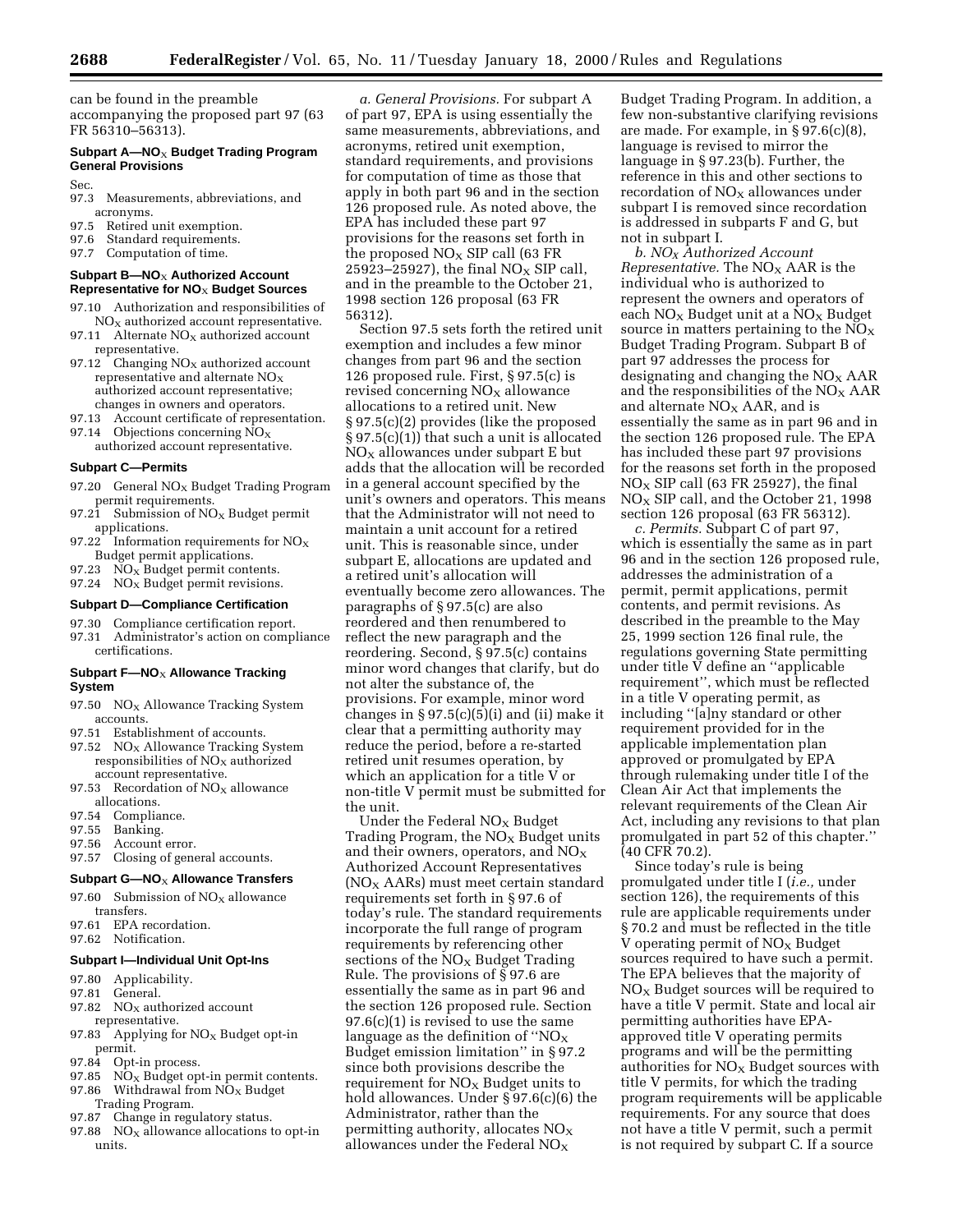can be found in the preamble accompanying the proposed part 97 (63 FR 56310–56313).

### Subpart A—$NO_X$ Budget Trading Program General Provisions

Sec.
97.3 Measurements, abbreviations, and acronyms.
97.5 Retired unit exemption.
97.6 Standard requirements.
97.7 Computation of time.

### Subpart B—$NO_X$ Authorized Account Representative for $NO_X$ Budget Sources

97.10 Authorization and responsibilities of $NO_X$ authorized account representative.
97.11 Alternate $NO_X$ authorized account representative.
97.12 Changing $NO_X$ authorized account representative and alternate $NO_X$ authorized account representative; changes in owners and operators.
97.13 Account certificate of representation.
97.14 Objections concerning $NO_X$ authorized account representative.

### Subpart C—Permits

97.20 General $NO_X$ Budget Trading Program permit requirements.
97.21 Submission of $NO_X$ Budget permit applications.
97.22 Information requirements for $NO_X$ Budget permit applications.
97.23 $NO_X$ Budget permit contents.
97.24 $NO_X$ Budget permit revisions.

### Subpart D—Compliance Certification

97.30 Compliance certification report.
97.31 Administrator's action on compliance certifications.

### Subpart F—$NO_X$ Allowance Tracking System

97.50 $NO_X$ Allowance Tracking System accounts.
97.51 Establishment of accounts.
97.52 $NO_X$ Allowance Tracking System responsibilities of $NO_X$ authorized account representative.
97.53 Recordation of $NO_X$ allowance allocations.
97.54 Compliance.
97.55 Banking.
97.56 Account error.
97.57 Closing of general accounts.

### Subpart G—$NO_X$ Allowance Transfers

97.60 Submission of $NO_X$ allowance transfers.
97.61 EPA recordation.
97.62 Notification.

### Subpart I—Individual Unit Opt-Ins

97.80 Applicability.
97.81 General.
97.82 $NO_X$ authorized account representative.
97.83 Applying for $NO_X$ Budget opt-in permit.
97.84 Opt-in process.
97.85 $NO_X$ Budget opt-in permit contents.
97.86 Withdrawal from $NO_X$ Budget Trading Program.
97.87 Change in regulatory status.
97.88 $NO_X$ allowance allocations to opt-in units.

*a. General Provisions.* For subpart A of part 97, EPA is using essentially the same measurements, abbreviations, and acronyms, retired unit exemption, standard requirements, and provisions for computation of time as those that apply in both part 96 and in the section 126 proposed rule. As noted above, the EPA has included these part 97 provisions for the reasons set forth in the proposed $NO_X$ SIP call (63 FR 25923–25927), the final $NO_X$ SIP call, and in the preamble to the October 21, 1998 section 126 proposal (63 FR 56312).

Section 97.5 sets forth the retired unit exemption and includes a few minor changes from part 96 and the section 126 proposed rule. First, § 97.5(c) is revised concerning $NO_X$ allowance allocations to a retired unit. New § 97.5(c)(2) provides (like the proposed § 97.5(c)(1)) that such a unit is allocated $NO_X$ allowances under subpart E but adds that the allocation will be recorded in a general account specified by the unit's owners and operators. This means that the Administrator will not need to maintain a unit account for a retired unit. This is reasonable since, under subpart E, allocations are updated and a retired unit's allocation will eventually become zero allowances. The paragraphs of § 97.5(c) are also reordered and then renumbered to reflect the new paragraph and the reordering. Second, § 97.5(c) contains minor word changes that clarify, but do not alter the substance of, the provisions. For example, minor word changes in § 97.5(c)(5)(i) and (ii) make it clear that a permitting authority may reduce the period, before a re-started retired unit resumes operation, by which an application for a title V or non-title V permit must be submitted for the unit.

Under the Federal $NO_X$ Budget Trading Program, the $NO_X$ Budget units and their owners, operators, and $NO_X$ Authorized Account Representatives ($NO_X$ AARs) must meet certain standard requirements set forth in § 97.6 of today's rule. The standard requirements incorporate the full range of program requirements by referencing other sections of the $NO_X$ Budget Trading Rule. The provisions of § 97.6 are essentially the same as in part 96 and the section 126 proposed rule. Section 97.6(c)(1) is revised to use the same language as the definition of "$NO_X$ Budget emission limitation" in § 97.2 since both provisions describe the requirement for $NO_X$ Budget units to hold allowances. Under § 97.6(c)(6) the Administrator, rather than the permitting authority, allocates $NO_X$ allowances under the Federal $NO_X$ Budget Trading Program. In addition, a few non-substantive clarifying revisions are made. For example, in § 97.6(c)(8), language is revised to mirror the language in § 97.23(b). Further, the reference in this and other sections to recordation of $NO_X$ allowances under subpart I is removed since recordation is addressed in subparts F and G, but not in subpart I.

*b. $NO_X$ Authorized Account Representative.* The $NO_X$ AAR is the individual who is authorized to represent the owners and operators of each $NO_X$ Budget unit at a $NO_X$ Budget source in matters pertaining to the $NO_X$ Budget Trading Program. Subpart B of part 97 addresses the process for designating and changing the $NO_X$ AAR and the responsibilities of the $NO_X$ AAR and alternate $NO_X$ AAR, and is essentially the same as in part 96 and in the section 126 proposed rule. The EPA has included these part 97 provisions for the reasons set forth in the proposed $NO_X$ SIP call (63 FR 25927), the final $NO_X$ SIP call, and the October 21, 1998 section 126 proposal (63 FR 56312).

*c. Permits.* Subpart C of part 97, which is essentially the same as in part 96 and in the section 126 proposed rule, addresses the administration of a permit, permit applications, permit contents, and permit revisions. As described in the preamble to the May 25, 1999 section 126 final rule, the regulations governing State permitting under title V define an "applicable requirement", which must be reflected in a title V operating permit, as including "[a]ny standard or other requirement provided for in the applicable implementation plan approved or promulgated by EPA through rulemaking under title I of the Clean Air Act that implements the relevant requirements of the Clean Air Act, including any revisions to that plan promulgated in part 52 of this chapter." (40 CFR 70.2).

Since today's rule is being promulgated under title I (*i.e.,* under section 126), the requirements of this rule are applicable requirements under § 70.2 and must be reflected in the title V operating permit of $NO_X$ Budget sources required to have such a permit. The EPA believes that the majority of $NO_X$ Budget sources will be required to have a title V permit. State and local air permitting authorities have EPA-approved title V operating permits programs and will be the permitting authorities for $NO_X$ Budget sources with title V permits, for which the trading program requirements will be applicable requirements. For any source that does not have a title V permit, such a permit is not required by subpart C. If a source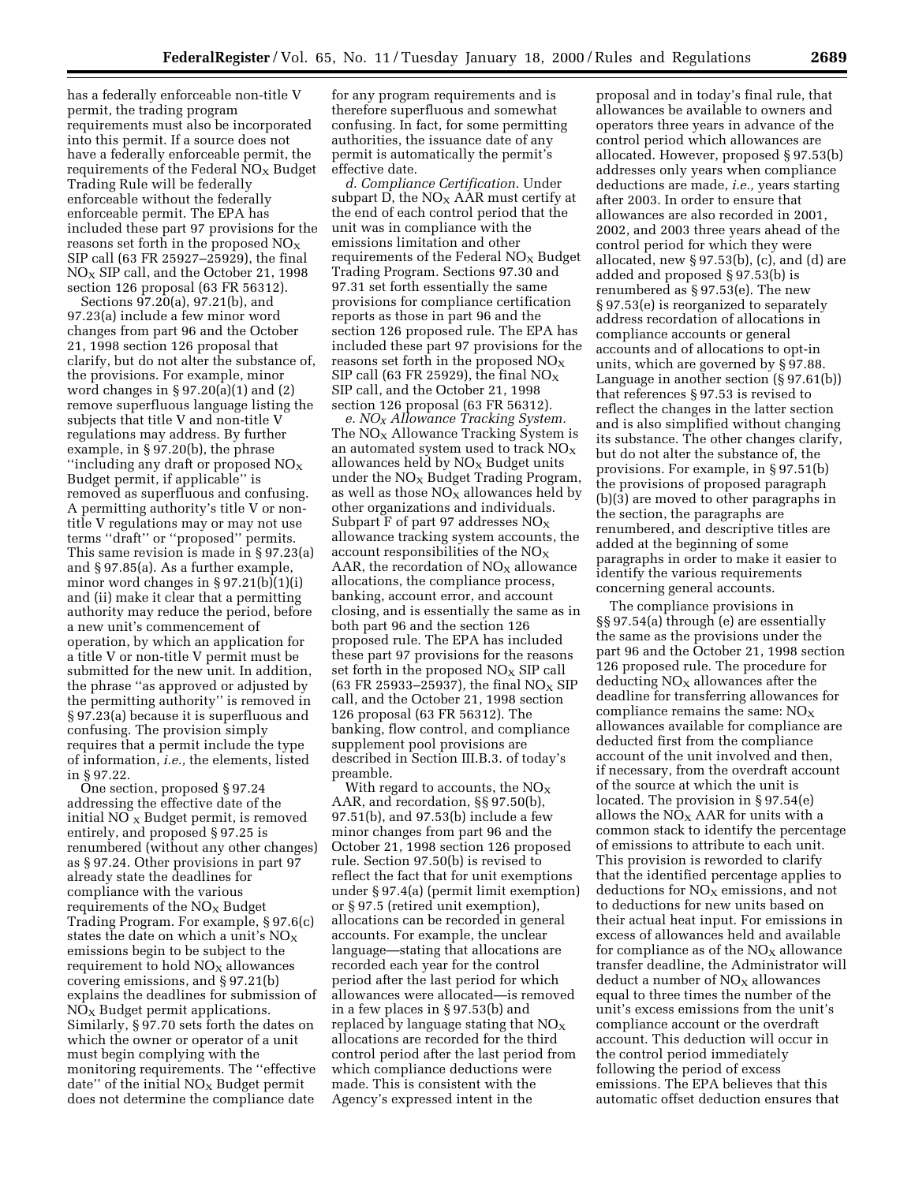has a federally enforceable non-title V permit, the trading program requirements must also be incorporated into this permit. If a source does not have a federally enforceable permit, the requirements of the Federal $NO_X$ Budget Trading Rule will be federally enforceable without the federally enforceable permit. The EPA has included these part 97 provisions for the reasons set forth in the proposed $NO_X$ SIP call (63 FR 25927–25929), the final $NO_X$ SIP call, and the October 21, 1998 section 126 proposal (63 FR 56312).

Sections 97.20(a), 97.21(b), and 97.23(a) include a few minor word changes from part 96 and the October 21, 1998 section 126 proposal that clarify, but do not alter the substance of, the provisions. For example, minor word changes in § 97.20(a)(1) and (2) remove superfluous language listing the subjects that title V and non-title V regulations may address. By further example, in § 97.20(b), the phrase ''including any draft or proposed $NO_X$ Budget permit, if applicable'' is removed as superfluous and confusing. A permitting authority's title V or non-title V regulations may or may not use terms ''draft'' or ''proposed'' permits. This same revision is made in § 97.23(a) and § 97.85(a). As a further example, minor word changes in § 97.21(b)(1)(i) and (ii) make it clear that a permitting authority may reduce the period, before a new unit's commencement of operation, by which an application for a title V or non-title V permit must be submitted for the new unit. In addition, the phrase ''as approved or adjusted by the permitting authority'' is removed in § 97.23(a) because it is superfluous and confusing. The provision simply requires that a permit include the type of information, *i.e.,* the elements, listed in § 97.22.

One section, proposed § 97.24 addressing the effective date of the initial $NO_X$ Budget permit, is removed entirely, and proposed § 97.25 is renumbered (without any other changes) as § 97.24. Other provisions in part 97 already state the deadlines for compliance with the various requirements of the $NO_X$ Budget Trading Program. For example, § 97.6(c) states the date on which a unit's $NO_X$ emissions begin to be subject to the requirement to hold $NO_X$ allowances covering emissions, and § 97.21(b) explains the deadlines for submission of $NO_X$ Budget permit applications. Similarly, § 97.70 sets forth the dates on which the owner or operator of a unit must begin complying with the monitoring requirements. The ''effective date'' of the initial $NO_X$ Budget permit does not determine the compliance date for any program requirements and is therefore superfluous and somewhat confusing. In fact, for some permitting authorities, the issuance date of any permit is automatically the permit's effective date.

*d. Compliance Certification.* Under subpart D, the $NO_X$ AAR must certify at the end of each control period that the unit was in compliance with the emissions limitation and other requirements of the Federal $NO_X$ Budget Trading Program. Sections 97.30 and 97.31 set forth essentially the same provisions for compliance certification reports as those in part 96 and the section 126 proposed rule. The EPA has included these part 97 provisions for the reasons set forth in the proposed $NO_X$ SIP call (63 FR 25929), the final $NO_X$ SIP call, and the October 21, 1998 section 126 proposal (63 FR 56312).

*e. $NO_X$ Allowance Tracking System.* The $NO_X$ Allowance Tracking System is an automated system used to track $NO_X$ allowances held by $NO_X$ Budget units under the $NO_X$ Budget Trading Program, as well as those $NO_X$ allowances held by other organizations and individuals. Subpart F of part 97 addresses $NO_X$ allowance tracking system accounts, the account responsibilities of the $NO_X$ AAR, the recordation of $NO_X$ allowance allocations, the compliance process, banking, account error, and account closing, and is essentially the same as in both part 96 and the section 126 proposed rule. The EPA has included these part 97 provisions for the reasons set forth in the proposed $NO_X$ SIP call (63 FR 25933–25937), the final $NO_X$ SIP call, and the October 21, 1998 section 126 proposal (63 FR 56312). The banking, flow control, and compliance supplement pool provisions are described in Section III.B.3. of today's preamble.

With regard to accounts, the $NO_X$ AAR, and recordation, §§ 97.50(b), 97.51(b), and 97.53(b) include a few minor changes from part 96 and the October 21, 1998 section 126 proposed rule. Section 97.50(b) is revised to reflect the fact that for unit exemptions under § 97.4(a) (permit limit exemption) or § 97.5 (retired unit exemption), allocations can be recorded in general accounts. For example, the unclear language—stating that allocations are recorded each year for the control period after the last period for which allowances were allocated—is removed in a few places in § 97.53(b) and replaced by language stating that $NO_X$ allocations are recorded for the third control period after the last period from which compliance deductions were made. This is consistent with the Agency's expressed intent in the proposal and in today's final rule, that allowances be available to owners and operators three years in advance of the control period which allowances are allocated. However, proposed § 97.53(b) addresses only years when compliance deductions are made, *i.e.,* years starting after 2003. In order to ensure that allowances are also recorded in 2001, 2002, and 2003 three years ahead of the control period for which they were allocated, new § 97.53(b), (c), and (d) are added and proposed § 97.53(b) is renumbered as § 97.53(e). The new § 97.53(e) is reorganized to separately address recordation of allocations in compliance accounts or general accounts and of allocations to opt-in units, which are governed by § 97.88. Language in another section (§ 97.61(b)) that references § 97.53 is revised to reflect the changes in the latter section and is also simplified without changing its substance. The other changes clarify, but do not alter the substance of, the provisions. For example, in § 97.51(b) the provisions of proposed paragraph (b)(3) are moved to other paragraphs in the section, the paragraphs are renumbered, and descriptive titles are added at the beginning of some paragraphs in order to make it easier to identify the various requirements concerning general accounts.

The compliance provisions in §§ 97.54(a) through (e) are essentially the same as the provisions under the part 96 and the October 21, 1998 section 126 proposed rule. The procedure for deducting $NO_X$ allowances after the deadline for transferring allowances for compliance remains the same: $NO_X$ allowances available for compliance are deducted first from the compliance account of the unit involved and then, if necessary, from the overdraft account of the source at which the unit is located. The provision in § 97.54(e) allows the $NO_X$ AAR for units with a common stack to identify the percentage of emissions to attribute to each unit. This provision is reworded to clarify that the identified percentage applies to deductions for $NO_X$ emissions, and not to deductions for new units based on their actual heat input. For emissions in excess of allowances held and available for compliance as of the $NO_X$ allowance transfer deadline, the Administrator will deduct a number of $NO_X$ allowances equal to three times the number of the unit's excess emissions from the unit's compliance account or the overdraft account. This deduction will occur in the control period immediately following the period of excess emissions. The EPA believes that this automatic offset deduction ensures that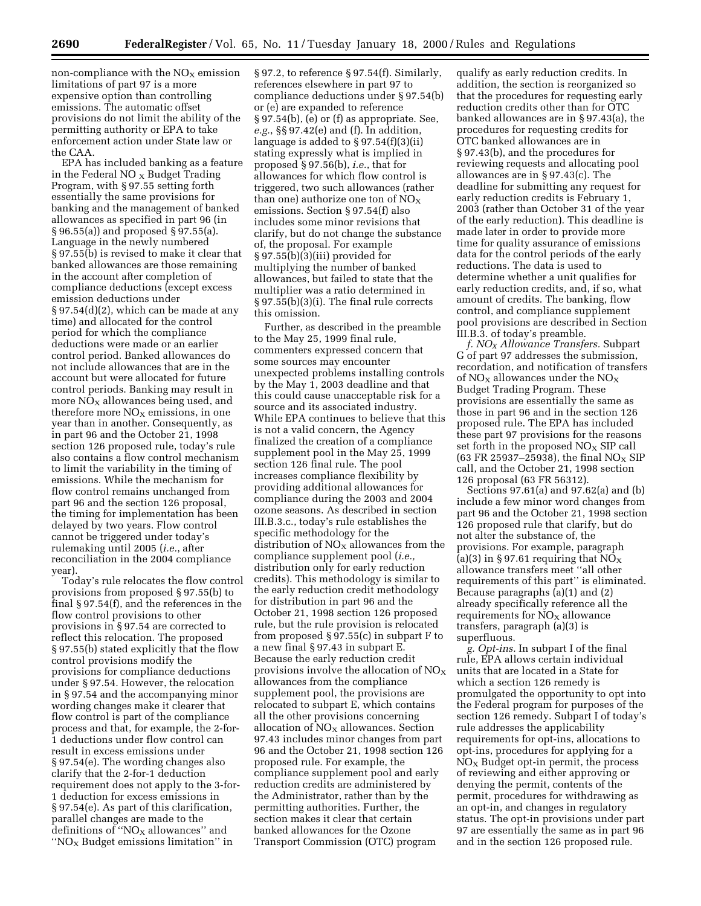non-compliance with the $NO_X$ emission limitations of part 97 is a more expensive option than controlling emissions. The automatic offset provisions do not limit the ability of the permitting authority or EPA to take enforcement action under State law or the CAA.

EPA has included banking as a feature in the Federal $NO_X$ Budget Trading Program, with § 97.55 setting forth essentially the same provisions for banking and the management of banked allowances as specified in part 96 (in § 96.55(a)) and proposed § 97.55(a). Language in the newly numbered § 97.55(b) is revised to make it clear that banked allowances are those remaining in the account after completion of compliance deductions (except excess emission deductions under § 97.54(d)(2), which can be made at any time) and allocated for the control period for which the compliance deductions were made or an earlier control period. Banked allowances do not include allowances that are in the account but were allocated for future control periods. Banking may result in more $NO_X$ allowances being used, and therefore more $NO_X$ emissions, in one year than in another. Consequently, as in part 96 and the October 21, 1998 section 126 proposed rule, today's rule also contains a flow control mechanism to limit the variability in the timing of emissions. While the mechanism for flow control remains unchanged from part 96 and the section 126 proposal, the timing for implementation has been delayed by two years. Flow control cannot be triggered under today's rulemaking until 2005 (*i.e.*, after reconciliation in the 2004 compliance year).

Today's rule relocates the flow control provisions from proposed § 97.55(b) to final § 97.54(f), and the references in the flow control provisions to other provisions in § 97.54 are corrected to reflect this relocation. The proposed § 97.55(b) stated explicitly that the flow control provisions modify the provisions for compliance deductions under § 97.54. However, the relocation in § 97.54 and the accompanying minor wording changes make it clearer that flow control is part of the compliance process and that, for example, the 2-for-1 deductions under flow control can result in excess emissions under § 97.54(e). The wording changes also clarify that the 2-for-1 deduction requirement does not apply to the 3-for-1 deduction for excess emissions in § 97.54(e). As part of this clarification, parallel changes are made to the definitions of "$NO_X$ allowances" and "$NO_X$ Budget emissions limitation" in § 97.2, to reference § 97.54(f). Similarly, references elsewhere in part 97 to compliance deductions under § 97.54(b) or (e) are expanded to reference § 97.54(b), (e) or (f) as appropriate. See, *e.g.*, §§ 97.42(e) and (f). In addition, language is added to § 97.54(f)(3)(ii) stating expressly what is implied in proposed § 97.56(b), *i.e.*, that for allowances for which flow control is triggered, two such allowances (rather than one) authorize one ton of $NO_X$ emissions. Section § 97.54(f) also includes some minor revisions that clarify, but do not change the substance of, the proposal. For example § 97.55(b)(3)(iii) provided for multiplying the number of banked allowances, but failed to state that the multiplier was a ratio determined in § 97.55(b)(3)(i). The final rule corrects this omission.

Further, as described in the preamble to the May 25, 1999 final rule, commenters expressed concern that some sources may encounter unexpected problems installing controls by the May 1, 2003 deadline and that this could cause unacceptable risk for a source and its associated industry. While EPA continues to believe that this is not a valid concern, the Agency finalized the creation of a compliance supplement pool in the May 25, 1999 section 126 final rule. The pool increases compliance flexibility by providing additional allowances for compliance during the 2003 and 2004 ozone seasons. As described in section III.B.3.c., today's rule establishes the specific methodology for the distribution of $NO_X$ allowances from the compliance supplement pool (*i.e.,* distribution only for early reduction credits). This methodology is similar to the early reduction credit methodology for distribution in part 96 and the October 21, 1998 section 126 proposed rule, but the rule provision is relocated from proposed § 97.55(c) in subpart F to a new final § 97.43 in subpart E. Because the early reduction credit provisions involve the allocation of $NO_X$ allowances from the compliance supplement pool, the provisions are relocated to subpart E, which contains all the other provisions concerning allocation of $NO_X$ allowances. Section 97.43 includes minor changes from part 96 and the October 21, 1998 section 126 proposed rule. For example, the compliance supplement pool and early reduction credits are administered by the Administrator, rather than by the permitting authorities. Further, the section makes it clear that certain banked allowances for the Ozone Transport Commission (OTC) program qualify as early reduction credits. In addition, the section is reorganized so that the procedures for requesting early reduction credits other than for OTC banked allowances are in § 97.43(a), the procedures for requesting credits for OTC banked allowances are in § 97.43(b), and the procedures for reviewing requests and allocating pool allowances are in § 97.43(c). The deadline for submitting any request for early reduction credits is February 1, 2003 (rather than October 31 of the year of the early reduction). This deadline is made later in order to provide more time for quality assurance of emissions data for the control periods of the early reductions. The data is used to determine whether a unit qualifies for early reduction credits, and, if so, what amount of credits. The banking, flow control, and compliance supplement pool provisions are described in Section III.B.3. of today's preamble.

*f. $NO_X$ Allowance Transfers.* Subpart G of part 97 addresses the submission, recordation, and notification of transfers of $NO_X$ allowances under the $NO_X$ Budget Trading Program. These provisions are essentially the same as those in part 96 and in the section 126 proposed rule. The EPA has included these part 97 provisions for the reasons set forth in the proposed $NO_X$ SIP call (63 FR 25937–25938), the final $NO_X$ SIP call, and the October 21, 1998 section 126 proposal (63 FR 56312).

Sections 97.61(a) and 97.62(a) and (b) include a few minor word changes from part 96 and the October 21, 1998 section 126 proposed rule that clarify, but do not alter the substance of, the provisions. For example, paragraph (a)(3) in § 97.61 requiring that $NO_X$ allowance transfers meet "all other requirements of this part" is eliminated. Because paragraphs (a)(1) and (2) already specifically reference all the requirements for $NO_X$ allowance transfers, paragraph (a)(3) is superfluous.

*g. Opt-ins.* In subpart I of the final rule, EPA allows certain individual units that are located in a State for which a section 126 remedy is promulgated the opportunity to opt into the Federal program for purposes of the section 126 remedy. Subpart I of today's rule addresses the applicability requirements for opt-ins, allocations to opt-ins, procedures for applying for a $NO_X$ Budget opt-in permit, the process of reviewing and either approving or denying the permit, contents of the permit, procedures for withdrawing as an opt-in, and changes in regulatory status. The opt-in provisions under part 97 are essentially the same as in part 96 and in the section 126 proposed rule.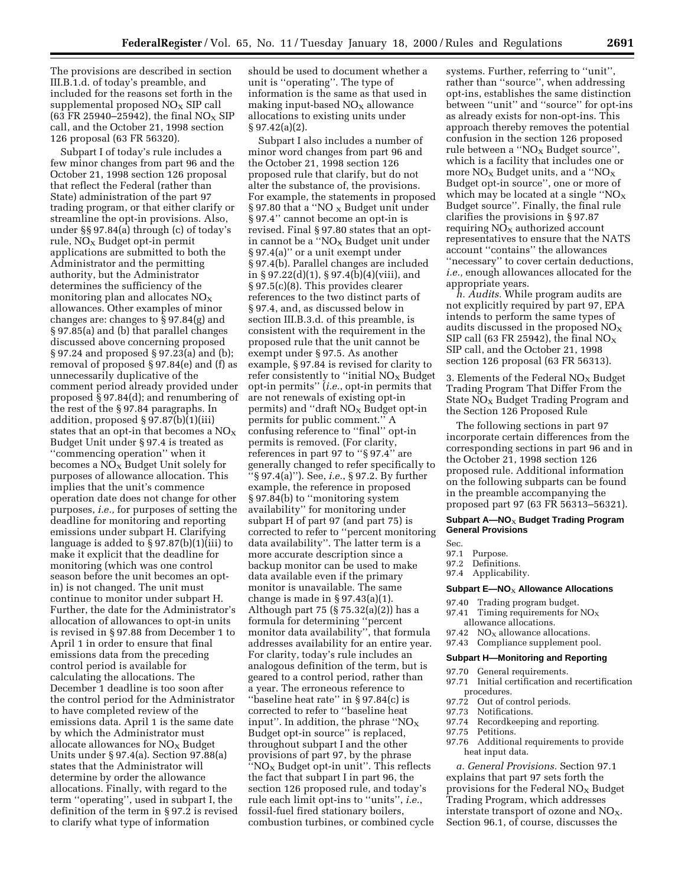The provisions are described in section III.B.1.d. of today's preamble, and included for the reasons set forth in the supplemental proposed $NO_X$ SIP call (63 FR 25940–25942), the final $NO_X$ SIP call, and the October 21, 1998 section 126 proposal (63 FR 56320).

Subpart I of today's rule includes a few minor changes from part 96 and the October 21, 1998 section 126 proposal that reflect the Federal (rather than State) administration of the part 97 trading program, or that either clarify or streamline the opt-in provisions. Also, under §§ 97.84(a) through (c) of today's rule, $NO_X$ Budget opt-in permit applications are submitted to both the Administrator and the permitting authority, but the Administrator determines the sufficiency of the monitoring plan and allocates $NO_X$ allowances. Other examples of minor changes are: changes to § 97.84(g) and § 97.85(a) and (b) that parallel changes discussed above concerning proposed § 97.24 and proposed § 97.23(a) and (b); removal of proposed § 97.84(e) and (f) as unnecessarily duplicative of the comment period already provided under proposed § 97.84(d); and renumbering of the rest of the § 97.84 paragraphs. In addition, proposed § 97.87(b)(1)(iii) states that an opt-in that becomes a $NO_X$ Budget Unit under § 97.4 is treated as ''commencing operation'' when it becomes a $NO_X$ Budget Unit solely for purposes of allowance allocation. This implies that the unit's commence operation date does not change for other purposes, *i.e.,* for purposes of setting the deadline for monitoring and reporting emissions under subpart H. Clarifying language is added to § 97.87(b)(1)(iii) to make it explicit that the deadline for monitoring (which was one control season before the unit becomes an opt-in) is not changed. The unit must continue to monitor under subpart H. Further, the date for the Administrator's allocation of allowances to opt-in units is revised in § 97.88 from December 1 to April 1 in order to ensure that final emissions data from the preceding control period is available for calculating the allocations. The December 1 deadline is too soon after the control period for the Administrator to have completed review of the emissions data. April 1 is the same date by which the Administrator must allocate allowances for $NO_X$ Budget Units under § 97.4(a). Section 97.88(a) states that the Administrator will determine by order the allowance allocations. Finally, with regard to the term ''operating'', used in subpart I, the definition of the term in § 97.2 is revised to clarify what type of information should be used to document whether a unit is ''operating''. The type of information is the same as that used in making input-based $NO_X$ allowance allocations to existing units under § 97.42(a)(2).

Subpart I also includes a number of minor word changes from part 96 and the October 21, 1998 section 126 proposed rule that clarify, but do not alter the substance of, the provisions. For example, the statements in proposed § 97.80 that a ''$NO_X$ Budget unit under § 97.4'' cannot become an opt-in is revised. Final § 97.80 states that an opt-in cannot be a ''$NO_X$ Budget unit under § 97.4(a)'' or a unit exempt under § 97.4(b). Parallel changes are included in § 97.22(d)(1), § 97.4(b)(4)(viii), and § 97.5(c)(8). This provides clearer references to the two distinct parts of § 97.4, and, as discussed below in section III.B.3.d. of this preamble, is consistent with the requirement in the proposed rule that the unit cannot be exempt under § 97.5. As another example, § 97.84 is revised for clarity to refer consistently to ''initial $NO_X$ Budget opt-in permits'' (*i.e.*, opt-in permits that are not renewals of existing opt-in permits) and ''draft $NO_X$ Budget opt-in permits for public comment.'' A confusing reference to ''final'' opt-in permits is removed. (For clarity, references in part 97 to ''§ 97.4'' are generally changed to refer specifically to ''§ 97.4(a)''). See, *i.e.*, § 97.2. By further example, the reference in proposed § 97.84(b) to ''monitoring system availability'' for monitoring under subpart H of part 97 (and part 75) is corrected to refer to ''percent monitoring data availability''. The latter term is a more accurate description since a backup monitor can be used to make data available even if the primary monitor is unavailable. The same change is made in § 97.43(a)(1). Although part 75 (§ 75.32(a)(2)) has a formula for determining ''percent monitor data availability'', that formula addresses availability for an entire year. For clarity, today's rule includes an analogous definition of the term, but is geared to a control period, rather than a year. The erroneous reference to ''baseline heat rate'' in § 97.84(c) is corrected to refer to ''baseline heat input''. In addition, the phrase ''$NO_X$ Budget opt-in source'' is replaced, throughout subpart I and the other provisions of part 97, by the phrase ''$NO_X$ Budget opt-in unit''. This reflects the fact that subpart I in part 96, the section 126 proposed rule, and today's rule each limit opt-ins to ''units'', *i.e.*, fossil-fuel fired stationary boilers, combustion turbines, or combined cycle systems. Further, referring to ''unit'', rather than ''source'', when addressing opt-ins, establishes the same distinction between ''unit'' and ''source'' for opt-ins as already exists for non-opt-ins. This approach thereby removes the potential confusion in the section 126 proposed rule between a ''$NO_X$ Budget source'', which is a facility that includes one or more $NO_X$ Budget units, and a ''$NO_X$ Budget opt-in source'', one or more of which may be located at a single ''$NO_X$ Budget source''. Finally, the final rule clarifies the provisions in § 97.87 requiring $NO_X$ authorized account representatives to ensure that the NATS account ''contains'' the allowances ''necessary'' to cover certain deductions, *i.e.,* enough allowances allocated for the appropriate years.

*h. Audits.* While program audits are not explicitly required by part 97, EPA intends to perform the same types of audits discussed in the proposed $NO_X$ SIP call (63 FR 25942), the final $NO_X$ SIP call, and the October 21, 1998 section 126 proposal (63 FR 56313).

3. Elements of the Federal $NO_X$ Budget Trading Program That Differ From the State $NO_X$ Budget Trading Program and the Section 126 Proposed Rule

The following sections in part 97 incorporate certain differences from the corresponding sections in part 96 and in the October 21, 1998 section 126 proposed rule. Additional information on the following subparts can be found in the preamble accompanying the proposed part 97 (63 FR 56313–56321).

**Subpart A—$NO_X$ Budget Trading Program General Provisions**

Sec.
97.1 Purpose.
97.2 Definitions.
97.4 Applicability.

**Subpart E—$NO_X$ Allowance Allocations**

97.40 Trading program budget.
97.41 Timing requirements for $NO_X$ allowance allocations.
97.42 $NO_X$ allowance allocations.
97.43 Compliance supplement pool.

**Subpart H—Monitoring and Reporting**

97.70 General requirements.
97.71 Initial certification and recertification procedures.
97.72 Out of control periods.
97.73 Notifications.
97.74 Recordkeeping and reporting.
97.75 Petitions.
97.76 Additional requirements to provide heat input data.

*a. General Provisions.* Section 97.1 explains that part 97 sets forth the provisions for the Federal $NO_X$ Budget Trading Program, which addresses interstate transport of ozone and $NO_X$. Section 96.1, of course, discusses the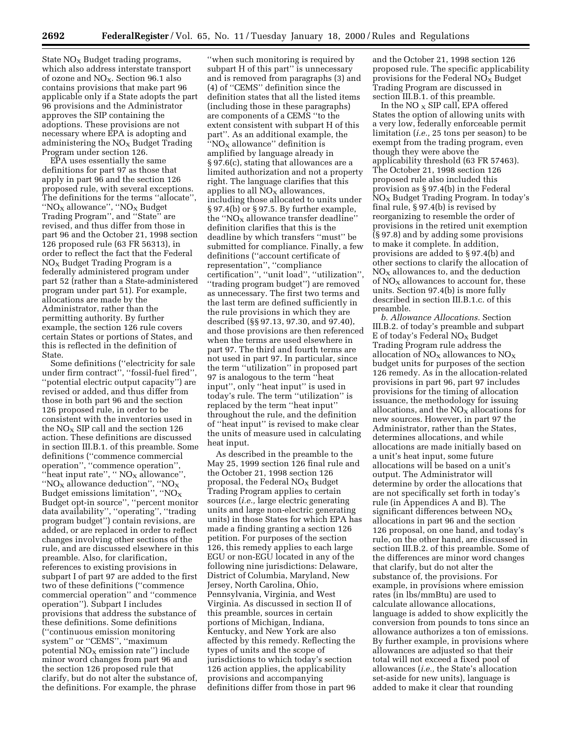State $NO_X$ Budget trading programs, which also address interstate transport of ozone and $NO_X$. Section 96.1 also contains provisions that make part 96 applicable only if a State adopts the part 96 provisions and the Administrator approves the SIP containing the adoptions. These provisions are not necessary where EPA is adopting and administering the $NO_X$ Budget Trading Program under section 126.

EPA uses essentially the same definitions for part 97 as those that apply in part 96 and the section 126 proposed rule, with several exceptions. The definitions for the terms ''allocate'', ''$NO_X$ allowance'', ''$NO_X$ Budget Trading Program'', and ''State'' are revised, and thus differ from those in part 96 and the October 21, 1998 section 126 proposed rule (63 FR 56313), in order to reflect the fact that the Federal $NO_X$ Budget Trading Program is a federally administered program under part 52 (rather than a State-administered program under part 51). For example, allocations are made by the Administrator, rather than the permitting authority. By further example, the section 126 rule covers certain States or portions of States, and this is reflected in the definition of State.

Some definitions (''electricity for sale under firm contract'', ''fossil-fuel fired'', ''potential electric output capacity'') are revised or added, and thus differ from those in both part 96 and the section 126 proposed rule, in order to be consistent with the inventories used in the $NO_X$ SIP call and the section 126 action. These definitions are discussed in section III.B.1. of this preamble. Some definitions (''commence commercial operation'', ''commence operation'', ''heat input rate'', '' $NO_X$ allowance'', ''$NO_X$ allowance deduction'', ''$NO_X$ Budget emissions limitation'', ''$NO_X$ Budget opt-in source'', ''percent monitor data availability'', ''operating'', ''trading program budget'') contain revisions, are added, or are replaced in order to reflect changes involving other sections of the rule, and are discussed elsewhere in this preamble. Also, for clarification, references to existing provisions in subpart I of part 97 are added to the first two of these definitions (''commence commercial operation'' and ''commence operation''). Subpart I includes provisions that address the substance of these definitions. Some definitions (''continuous emission monitoring system'' or ''CEMS'', ''maximum potential $NO_X$ emission rate'') include minor word changes from part 96 and the section 126 proposed rule that clarify, but do not alter the substance of, the definitions. For example, the phrase ''when such monitoring is required by subpart H of this part'' is unnecessary and is removed from paragraphs (3) and (4) of ''CEMS'' definition since the definition states that all the listed items (including those in these paragraphs) are components of a CEMS ''to the extent consistent with subpart H of this part''. As an additional example, the ''$NO_X$ allowance'' definition is amplified by language already in § 97.6(c), stating that allowances are a limited authorization and not a property right. The language clarifies that this applies to all $NO_X$ allowances, including those allocated to units under § 97.4(b) or § 97.5. By further example, the ''$NO_X$ allowance transfer deadline'' definition clarifies that this is the deadline by which transfers ''must'' be submitted for compliance. Finally, a few definitions (''account certificate of representation'', ''compliance certification'', ''unit load'', ''utilization'', ''trading program budget'') are removed as unnecessary. The first two terms and the last term are defined sufficiently in the rule provisions in which they are described (§§ 97.13, 97.30, and 97.40), and those provisions are then referenced when the terms are used elsewhere in part 97. The third and fourth terms are not used in part 97. In particular, since the term ''utilization'' in proposed part 97 is analogous to the term ''heat input'', only ''heat input'' is used in today's rule. The term ''utilization'' is replaced by the term ''heat input'' throughout the rule, and the definition of ''heat input'' is revised to make clear the units of measure used in calculating heat input.

As described in the preamble to the May 25, 1999 section 126 final rule and the October 21, 1998 section 126 proposal, the Federal $NO_X$ Budget Trading Program applies to certain sources (*i.e.,* large electric generating units and large non-electric generating units) in those States for which EPA has made a finding granting a section 126 petition. For purposes of the section 126, this remedy applies to each large EGU or non-EGU located in any of the following nine jurisdictions: Delaware, District of Columbia, Maryland, New Jersey, North Carolina, Ohio, Pennsylvania, Virginia, and West Virginia. As discussed in section II of this preamble, sources in certain portions of Michigan, Indiana, Kentucky, and New York are also affected by this remedy. Reflecting the types of units and the scope of jurisdictions to which today's section 126 action applies, the applicability provisions and accompanying definitions differ from those in part 96 and the October 21, 1998 section 126 proposed rule. The specific applicability provisions for the Federal $NO_X$ Budget Trading Program are discussed in section III.B.1. of this preamble.

In the $NO_X$ SIP call, EPA offered States the option of allowing units with a very low, federally enforceable permit limitation (*i.e.,* 25 tons per season) to be exempt from the trading program, even though they were above the applicability threshold (63 FR 57463). The October 21, 1998 section 126 proposed rule also included this provision as § 97.4(b) in the Federal $NO_X$ Budget Trading Program. In today's final rule, § 97.4(b) is revised by reorganizing to resemble the order of provisions in the retired unit exemption (§ 97.8) and by adding some provisions to make it complete. In addition, provisions are added to § 97.4(b) and other sections to clarify the allocation of $NO_X$ allowances to, and the deduction of $NO_X$ allowances to account for, these units. Section 97.4(b) is more fully described in section III.B.1.c. of this preamble.

*b. Allowance Allocations.* Section III.B.2. of today's preamble and subpart E of today's Federal $NO_X$ Budget Trading Program rule address the allocation of $NO_X$ allowances to $NO_X$ budget units for purposes of the section 126 remedy. As in the allocation-related provisions in part 96, part 97 includes provisions for the timing of allocation issuance, the methodology for issuing allocations, and the $NO_X$ allocations for new sources. However, in part 97 the Administrator, rather than the States, determines allocations, and while allocations are made initially based on a unit's heat input, some future allocations will be based on a unit's output. The Administrator will determine by order the allocations that are not specifically set forth in today's rule (in Appendices A and B). The significant differences between $NO_X$ allocations in part 96 and the section 126 proposal, on one hand, and today's rule, on the other hand, are discussed in section III.B.2. of this preamble. Some of the differences are minor word changes that clarify, but do not alter the substance of, the provisions. For example, in provisions where emission rates (in lbs/mmBtu) are used to calculate allowance allocations, language is added to show explicitly the conversion from pounds to tons since an allowance authorizes a ton of emissions. By further example, in provisions where allowances are adjusted so that their total will not exceed a fixed pool of allowances (*i.e.,* the State's allocation set-aside for new units), language is added to make it clear that rounding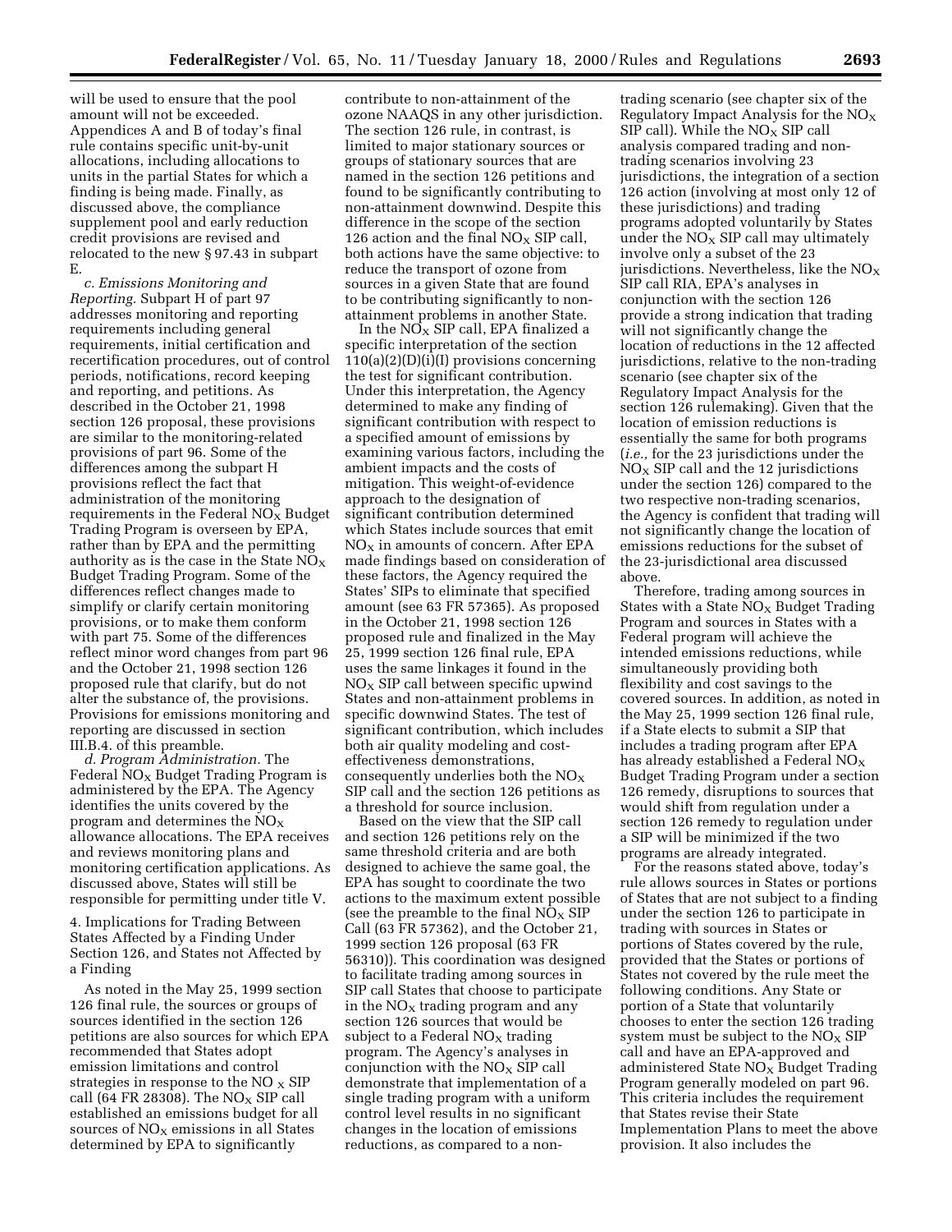will be used to ensure that the pool amount will not be exceeded. Appendices A and B of today's final rule contains specific unit-by-unit allocations, including allocations to units in the partial States for which a finding is being made. Finally, as discussed above, the compliance supplement pool and early reduction credit provisions are revised and relocated to the new § 97.43 in subpart E.

*c. Emissions Monitoring and Reporting.* Subpart H of part 97 addresses monitoring and reporting requirements including general requirements, initial certification and recertification procedures, out of control periods, notifications, record keeping and reporting, and petitions. As described in the October 21, 1998 section 126 proposal, these provisions are similar to the monitoring-related provisions of part 96. Some of the differences among the subpart H provisions reflect the fact that administration of the monitoring requirements in the Federal $NO_X$ Budget Trading Program is overseen by EPA, rather than by EPA and the permitting authority as is the case in the State $NO_X$ Budget Trading Program. Some of the differences reflect changes made to simplify or clarify certain monitoring provisions, or to make them conform with part 75. Some of the differences reflect minor word changes from part 96 and the October 21, 1998 section 126 proposed rule that clarify, but do not alter the substance of, the provisions. Provisions for emissions monitoring and reporting are discussed in section III.B.4. of this preamble.

*d. Program Administration.* The Federal $NO_X$ Budget Trading Program is administered by the EPA. The Agency identifies the units covered by the program and determines the $NO_X$ allowance allocations. The EPA receives and reviews monitoring plans and monitoring certification applications. As discussed above, States will still be responsible for permitting under title V.

4. Implications for Trading Between States Affected by a Finding Under Section 126, and States not Affected by a Finding

As noted in the May 25, 1999 section 126 final rule, the sources or groups of sources identified in the section 126 petitions are also sources for which EPA recommended that States adopt emission limitations and control strategies in response to the $NO_X$ SIP call (64 FR 28308). The $NO_X$ SIP call established an emissions budget for all sources of $NO_X$ emissions in all States determined by EPA to significantly contribute to non-attainment of the ozone NAAQS in any other jurisdiction. The section 126 rule, in contrast, is limited to major stationary sources or groups of stationary sources that are named in the section 126 petitions and found to be significantly contributing to non-attainment downwind. Despite this difference in the scope of the section 126 action and the final $NO_X$ SIP call, both actions have the same objective: to reduce the transport of ozone from sources in a given State that are found to be contributing significantly to non-attainment problems in another State.

In the $NO_X$ SIP call, EPA finalized a specific interpretation of the section 110(a)(2)(D)(i)(I) provisions concerning the test for significant contribution. Under this interpretation, the Agency determined to make any finding of significant contribution with respect to a specified amount of emissions by examining various factors, including the ambient impacts and the costs of mitigation. This weight-of-evidence approach to the designation of significant contribution determined which States include sources that emit $NO_X$ in amounts of concern. After EPA made findings based on consideration of these factors, the Agency required the States' SIPs to eliminate that specified amount (see 63 FR 57365). As proposed in the October 21, 1998 section 126 proposed rule and finalized in the May 25, 1999 section 126 final rule, EPA uses the same linkages it found in the $NO_X$ SIP call between specific upwind States and non-attainment problems in specific downwind States. The test of significant contribution, which includes both air quality modeling and cost-effectiveness demonstrations, consequently underlies both the $NO_X$ SIP call and the section 126 petitions as a threshold for source inclusion.

Based on the view that the SIP call and section 126 petitions rely on the same threshold criteria and are both designed to achieve the same goal, the EPA has sought to coordinate the two actions to the maximum extent possible (see the preamble to the final $NO_X$ SIP Call (63 FR 57362), and the October 21, 1999 section 126 proposal (63 FR 56310)). This coordination was designed to facilitate trading among sources in SIP call States that choose to participate in the $NO_X$ trading program and any section 126 sources that would be subject to a Federal $NO_X$ trading program. The Agency's analyses in conjunction with the $NO_X$ SIP call demonstrate that implementation of a single trading program with a uniform control level results in no significant changes in the location of emissions reductions, as compared to a non-trading scenario (see chapter six of the Regulatory Impact Analysis for the $NO_X$ SIP call). While the $NO_X$ SIP call analysis compared trading and non-trading scenarios involving 23 jurisdictions, the integration of a section 126 action (involving at most only 12 of these jurisdictions) and trading programs adopted voluntarily by States under the $NO_X$ SIP call may ultimately involve only a subset of the 23 jurisdictions. Nevertheless, like the $NO_X$ SIP call RIA, EPA's analyses in conjunction with the section 126 provide a strong indication that trading will not significantly change the location of reductions in the 12 affected jurisdictions, relative to the non-trading scenario (see chapter six of the Regulatory Impact Analysis for the section 126 rulemaking). Given that the location of emission reductions is essentially the same for both programs (*i.e.,* for the 23 jurisdictions under the $NO_X$ SIP call and the 12 jurisdictions under the section 126) compared to the two respective non-trading scenarios, the Agency is confident that trading will not significantly change the location of emissions reductions for the subset of the 23-jurisdictional area discussed above.

Therefore, trading among sources in States with a State $NO_X$ Budget Trading Program and sources in States with a Federal program will achieve the intended emissions reductions, while simultaneously providing both flexibility and cost savings to the covered sources. In addition, as noted in the May 25, 1999 section 126 final rule, if a State elects to submit a SIP that includes a trading program after EPA has already established a Federal $NO_X$ Budget Trading Program under a section 126 remedy, disruptions to sources that would shift from regulation under a section 126 remedy to regulation under a SIP will be minimized if the two programs are already integrated.

For the reasons stated above, today's rule allows sources in States or portions of States that are not subject to a finding under the section 126 to participate in trading with sources in States or portions of States covered by the rule, provided that the States or portions of States not covered by the rule meet the following conditions. Any State or portion of a State that voluntarily chooses to enter the section 126 trading system must be subject to the $NO_X$ SIP call and have an EPA-approved and administered State $NO_X$ Budget Trading Program generally modeled on part 96. This criteria includes the requirement that States revise their State Implementation Plans to meet the above provision. It also includes the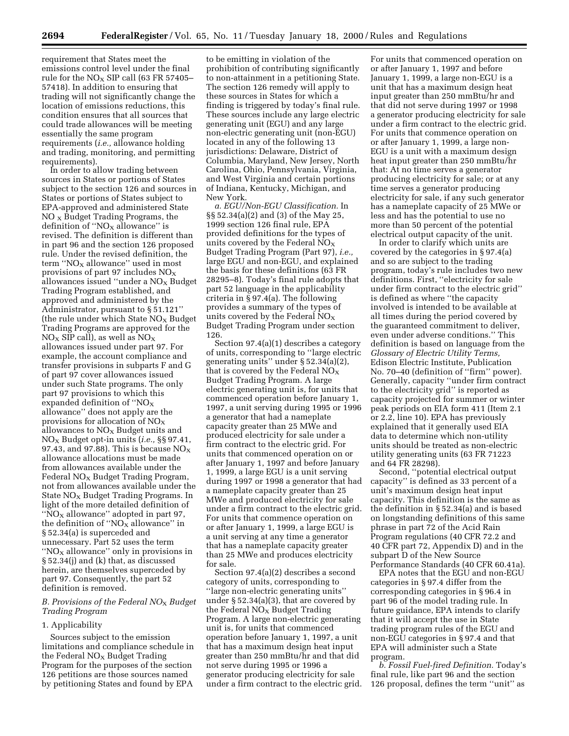requirement that States meet the emissions control level under the final rule for the $NO_X$ SIP call (63 FR 57405–57418). In addition to ensuring that trading will not significantly change the location of emissions reductions, this condition ensures that all sources that could trade allowances will be meeting essentially the same program requirements (*i.e.,* allowance holding and trading, monitoring, and permitting requirements).

In order to allow trading between sources in States or portions of States subject to the section 126 and sources in States or portions of States subject to EPA-approved and administered State $NO_X$ Budget Trading Programs, the definition of "$NO_X$ allowance" is revised. The definition is different than in part 96 and the section 126 proposed rule. Under the revised definition, the term "$NO_X$ allowance" used in most provisions of part 97 includes $NO_X$ allowances issued "under a $NO_X$ Budget Trading Program established, and approved and administered by the Administrator, pursuant to § 51.121" (the rule under which State $NO_X$ Budget Trading Programs are approved for the $NO_X$ SIP call), as well as $NO_X$ allowances issued under part 97. For example, the account compliance and transfer provisions in subparts F and G of part 97 cover allowances issued under such State programs. The only part 97 provisions to which this expanded definition of "$NO_X$ allowance" does not apply are the provisions for allocation of $NO_X$ allowances to $NO_X$ Budget units and $NO_X$ Budget opt-in units (*i.e.,* §§ 97.41, 97.43, and 97.88). This is because $NO_X$ allowance allocations must be made from allowances available under the Federal $NO_X$ Budget Trading Program, not from allowances available under the State $NO_X$ Budget Trading Programs. In light of the more detailed definition of "$NO_X$ allowance" adopted in part 97, the definition of "$NO_X$ allowance" in § 52.34(a) is superceded and unnecessary. Part 52 uses the term "$NO_X$ allowance" only in provisions in § 52.34(j) and (k) that, as discussed herein, are themselves superceded by part 97. Consequently, the part 52 definition is removed.

### *B. Provisions of the Federal $NO_X$ Budget Trading Program*

#### 1. Applicability

Sources subject to the emission limitations and compliance schedule in the Federal $NO_X$ Budget Trading Program for the purposes of the section 126 petitions are those sources named by petitioning States and found by EPA to be emitting in violation of the prohibition of contributing significantly to non-attainment in a petitioning State. The section 126 remedy will apply to these sources in States for which a finding is triggered by today's final rule. These sources include any large electric generating unit (EGU) and any large non-electric generating unit (non-EGU) located in any of the following 13 jurisdictions: Delaware, District of Columbia, Maryland, New Jersey, North Carolina, Ohio, Pennsylvania, Virginia, and West Virginia and certain portions of Indiana, Kentucky, Michigan, and New York.

*a. EGU/Non-EGU Classification.* In §§ 52.34(a)(2) and (3) of the May 25, 1999 section 126 final rule, EPA provided definitions for the types of units covered by the Federal $NO_X$ Budget Trading Program (Part 97), *i.e.,* large EGU and non-EGU, and explained the basis for these definitions (63 FR 28295–8). Today's final rule adopts that part 52 language in the applicability criteria in § 97.4(a). The following provides a summary of the types of units covered by the Federal $NO_X$ Budget Trading Program under section 126.

Section 97.4(a)(1) describes a category of units, corresponding to "large electric generating units" under § 52.34(a)(2), that is covered by the Federal $NO_X$ Budget Trading Program. A large electric generating unit is, for units that commenced operation before January 1, 1997, a unit serving during 1995 or 1996 a generator that had a nameplate capacity greater than 25 MWe and produced electricity for sale under a firm contract to the electric grid. For units that commenced operation on or after January 1, 1997 and before January 1, 1999, a large EGU is a unit serving during 1997 or 1998 a generator that had a nameplate capacity greater than 25 MWe and produced electricity for sale under a firm contract to the electric grid. For units that commence operation on or after January 1, 1999, a large EGU is a unit serving at any time a generator that has a nameplate capacity greater than 25 MWe and produces electricity for sale.

Section 97.4(a)(2) describes a second category of units, corresponding to "large non-electric generating units" under § 52.34(a)(3), that are covered by the Federal $NO_X$ Budget Trading Program. A large non-electric generating unit is, for units that commenced operation before January 1, 1997, a unit that has a maximum design heat input greater than 250 mmBtu/hr and that did not serve during 1995 or 1996 a generator producing electricity for sale under a firm contract to the electric grid. For units that commenced operation on or after January 1, 1997 and before January 1, 1999, a large non-EGU is a unit that has a maximum design heat input greater than 250 mmBtu/hr and that did not serve during 1997 or 1998 a generator producing electricity for sale under a firm contract to the electric grid. For units that commence operation on or after January 1, 1999, a large non-EGU is a unit with a maximum design heat input greater than 250 mmBtu/hr that: At no time serves a generator producing electricity for sale; or at any time serves a generator producing electricity for sale, if any such generator has a nameplate capacity of 25 MWe or less and has the potential to use no more than 50 percent of the potential electrical output capacity of the unit.

In order to clarify which units are covered by the categories in § 97.4(a) and so are subject to the trading program, today's rule includes two new definitions. First, "electricity for sale under firm contract to the electric grid" is defined as where "the capacity involved is intended to be available at all times during the period covered by the guaranteed commitment to deliver, even under adverse conditions." This definition is based on language from the *Glossary of Electric Utility Terms,* Edison Electric Institute, Publication No. 70–40 (definition of "firm" power). Generally, capacity "under firm contract to the electricity grid" is reported as capacity projected for summer or winter peak periods on EIA form 411 (Item 2.1 or 2.2, line 10). EPA has previously explained that it generally used EIA data to determine which non-utility units should be treated as non-electric utility generating units (63 FR 71223 and 64 FR 28298).

Second, "potential electrical output capacity" is defined as 33 percent of a unit's maximum design heat input capacity. This definition is the same as the definition in § 52.34(a) and is based on longstanding definitions of this same phrase in part 72 of the Acid Rain Program regulations (40 CFR 72.2 and 40 CFR part 72, Appendix D) and in the subpart D of the New Source Performance Standards (40 CFR 60.41a).

EPA notes that the EGU and non-EGU categories in § 97.4 differ from the corresponding categories in § 96.4 in part 96 of the model trading rule. In future guidance, EPA intends to clarify that it will accept the use in State trading program rules of the EGU and non-EGU categories in § 97.4 and that EPA will administer such a State program.

*b. Fossil Fuel-fired Definition.* Today's final rule, like part 96 and the section 126 proposal, defines the term "unit" as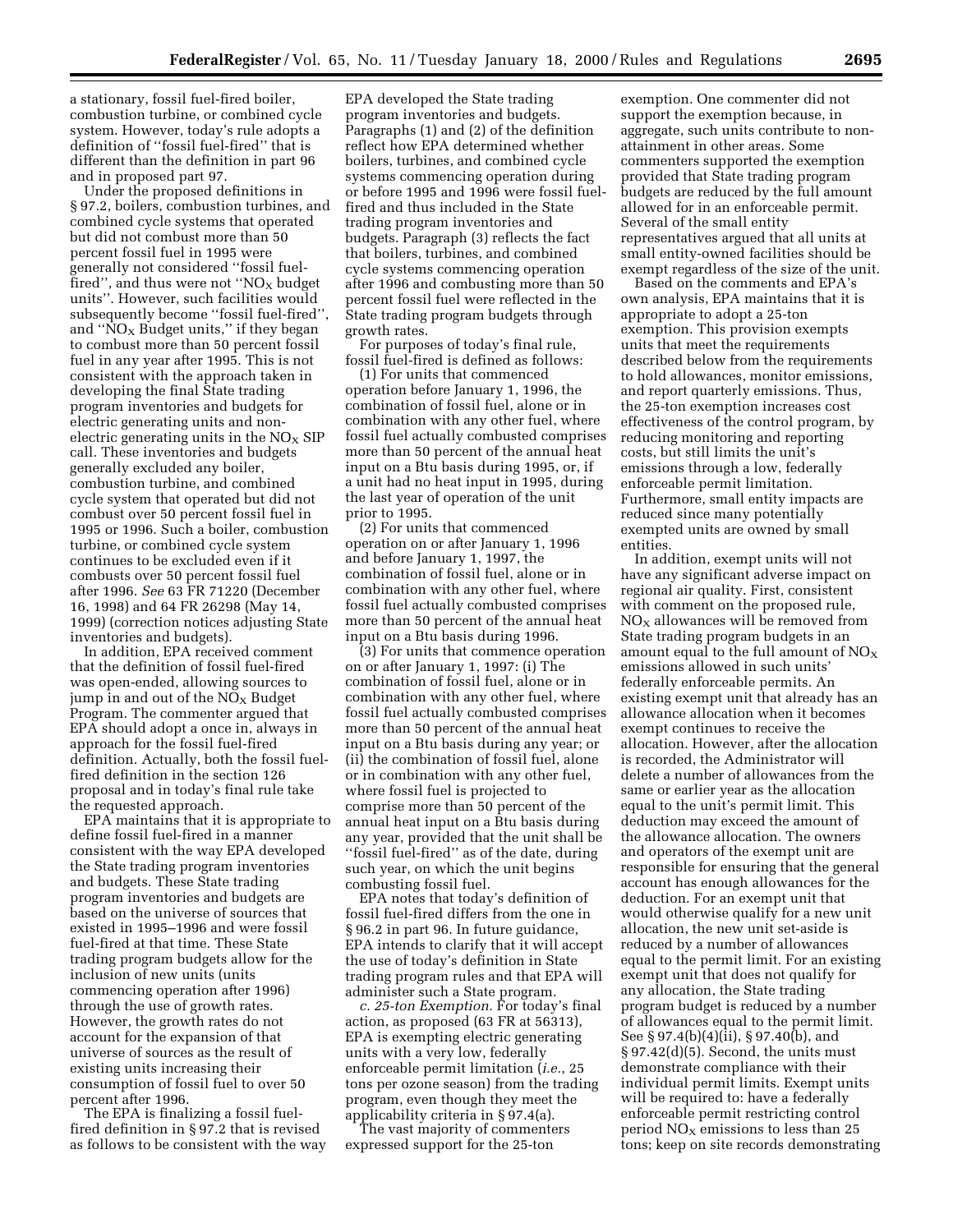a stationary, fossil fuel-fired boiler, combustion turbine, or combined cycle system. However, today's rule adopts a definition of ''fossil fuel-fired'' that is different than the definition in part 96 and in proposed part 97.

Under the proposed definitions in § 97.2, boilers, combustion turbines, and combined cycle systems that operated but did not combust more than 50 percent fossil fuel in 1995 were generally not considered ''fossil fuel-fired'', and thus were not ''$NO_X$ budget units''. However, such facilities would subsequently become ''fossil fuel-fired'', and ''$NO_X$ Budget units,'' if they began to combust more than 50 percent fossil fuel in any year after 1995. This is not consistent with the approach taken in developing the final State trading program inventories and budgets for electric generating units and non-electric generating units in the $NO_X$ SIP call. These inventories and budgets generally excluded any boiler, combustion turbine, and combined cycle system that operated but did not combust over 50 percent fossil fuel in 1995 or 1996. Such a boiler, combustion turbine, or combined cycle system continues to be excluded even if it combusts over 50 percent fossil fuel after 1996. *See* 63 FR 71220 (December 16, 1998) and 64 FR 26298 (May 14, 1999) (correction notices adjusting State inventories and budgets).

In addition, EPA received comment that the definition of fossil fuel-fired was open-ended, allowing sources to jump in and out of the $NO_X$ Budget Program. The commenter argued that EPA should adopt a once in, always in approach for the fossil fuel-fired definition. Actually, both the fossil fuel-fired definition in the section 126 proposal and in today's final rule take the requested approach.

EPA maintains that it is appropriate to define fossil fuel-fired in a manner consistent with the way EPA developed the State trading program inventories and budgets. These State trading program inventories and budgets are based on the universe of sources that existed in 1995–1996 and were fossil fuel-fired at that time. These State trading program budgets allow for the inclusion of new units (units commencing operation after 1996) through the use of growth rates. However, the growth rates do not account for the expansion of that universe of sources as the result of existing units increasing their consumption of fossil fuel to over 50 percent after 1996.

The EPA is finalizing a fossil fuel-fired definition in § 97.2 that is revised as follows to be consistent with the way EPA developed the State trading program inventories and budgets. Paragraphs (1) and (2) of the definition reflect how EPA determined whether boilers, turbines, and combined cycle systems commencing operation during or before 1995 and 1996 were fossil fuel-fired and thus included in the State trading program inventories and budgets. Paragraph (3) reflects the fact that boilers, turbines, and combined cycle systems commencing operation after 1996 and combusting more than 50 percent fossil fuel were reflected in the State trading program budgets through growth rates.

For purposes of today's final rule, fossil fuel-fired is defined as follows:

(1) For units that commenced operation before January 1, 1996, the combination of fossil fuel, alone or in combination with any other fuel, where fossil fuel actually combusted comprises more than 50 percent of the annual heat input on a Btu basis during 1995, or, if a unit had no heat input in 1995, during the last year of operation of the unit prior to 1995.

(2) For units that commenced operation on or after January 1, 1996 and before January 1, 1997, the combination of fossil fuel, alone or in combination with any other fuel, where fossil fuel actually combusted comprises more than 50 percent of the annual heat input on a Btu basis during 1996.

(3) For units that commence operation on or after January 1, 1997: (i) The combination of fossil fuel, alone or in combination with any other fuel, where fossil fuel actually combusted comprises more than 50 percent of the annual heat input on a Btu basis during any year; or (ii) the combination of fossil fuel, alone or in combination with any other fuel, where fossil fuel is projected to comprise more than 50 percent of the annual heat input on a Btu basis during any year, provided that the unit shall be ''fossil fuel-fired'' as of the date, during such year, on which the unit begins combusting fossil fuel.

EPA notes that today's definition of fossil fuel-fired differs from the one in § 96.2 in part 96. In future guidance, EPA intends to clarify that it will accept the use of today's definition in State trading program rules and that EPA will administer such a State program.

*c. 25-ton Exemption.* For today's final action, as proposed (63 FR at 56313), EPA is exempting electric generating units with a very low, federally enforceable permit limitation (*i.e.,* 25 tons per ozone season) from the trading program, even though they meet the applicability criteria in § 97.4(a).

The vast majority of commenters expressed support for the 25-ton exemption. One commenter did not support the exemption because, in aggregate, such units contribute to non-attainment in other areas. Some commenters supported the exemption provided that State trading program budgets are reduced by the full amount allowed for in an enforceable permit. Several of the small entity representatives argued that all units at small entity-owned facilities should be exempt regardless of the size of the unit.

Based on the comments and EPA's own analysis, EPA maintains that it is appropriate to adopt a 25-ton exemption. This provision exempts units that meet the requirements described below from the requirements to hold allowances, monitor emissions, and report quarterly emissions. Thus, the 25-ton exemption increases cost effectiveness of the control program, by reducing monitoring and reporting costs, but still limits the unit's emissions through a low, federally enforceable permit limitation. Furthermore, small entity impacts are reduced since many potentially exempted units are owned by small entities.

In addition, exempt units will not have any significant adverse impact on regional air quality. First, consistent with comment on the proposed rule, $NO_X$ allowances will be removed from State trading program budgets in an amount equal to the full amount of $NO_X$ emissions allowed in such units' federally enforceable permits. An existing exempt unit that already has an allowance allocation when it becomes exempt continues to receive the allocation. However, after the allocation is recorded, the Administrator will delete a number of allowances from the same or earlier year as the allocation equal to the unit's permit limit. This deduction may exceed the amount of the allowance allocation. The owners and operators of the exempt unit are responsible for ensuring that the general account has enough allowances for the deduction. For an exempt unit that would otherwise qualify for a new unit allocation, the new unit set-aside is reduced by a number of allowances equal to the permit limit. For an existing exempt unit that does not qualify for any allocation, the State trading program budget is reduced by a number of allowances equal to the permit limit. See § 97.4(b)(4)(ii), § 97.40(b), and § 97.42(d)(5). Second, the units must demonstrate compliance with their individual permit limits. Exempt units will be required to: have a federally enforceable permit restricting control period $NO_X$ emissions to less than 25 tons; keep on site records demonstrating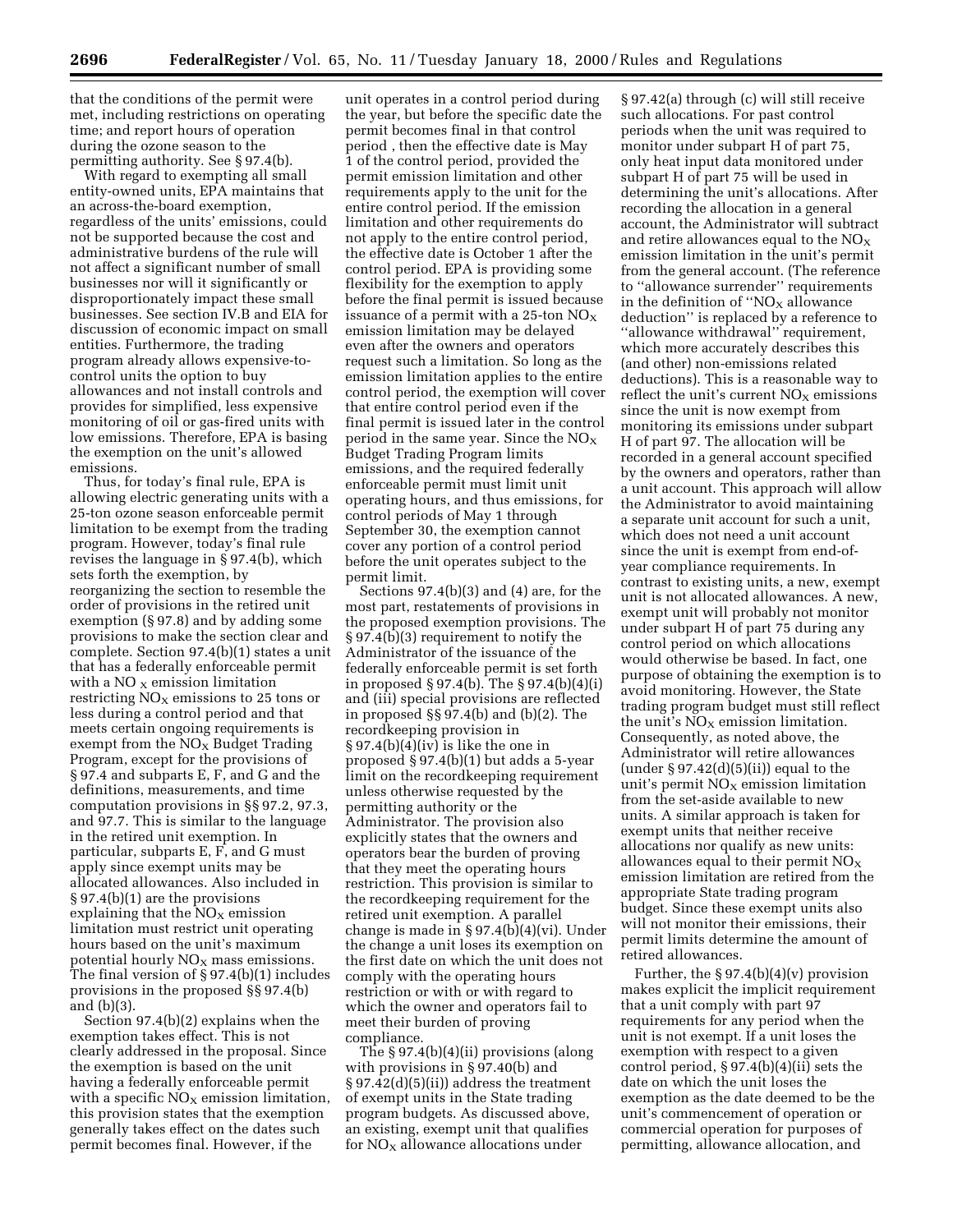that the conditions of the permit were met, including restrictions on operating time; and report hours of operation during the ozone season to the permitting authority. See § 97.4(b).

With regard to exempting all small entity-owned units, EPA maintains that an across-the-board exemption, regardless of the units' emissions, could not be supported because the cost and administrative burdens of the rule will not affect a significant number of small businesses nor will it significantly or disproportionately impact these small businesses. See section IV.B and EIA for discussion of economic impact on small entities. Furthermore, the trading program already allows expensive-to-control units the option to buy allowances and not install controls and provides for simplified, less expensive monitoring of oil or gas-fired units with low emissions. Therefore, EPA is basing the exemption on the unit's allowed emissions.

Thus, for today's final rule, EPA is allowing electric generating units with a 25-ton ozone season enforceable permit limitation to be exempt from the trading program. However, today's final rule revises the language in § 97.4(b), which sets forth the exemption, by reorganizing the section to resemble the order of provisions in the retired unit exemption (§ 97.8) and by adding some provisions to make the section clear and complete. Section 97.4(b)(1) states a unit that has a federally enforceable permit with a $NO_x$ emission limitation restricting $NO_X$ emissions to 25 tons or less during a control period and that meets certain ongoing requirements is exempt from the $NO_X$ Budget Trading Program, except for the provisions of § 97.4 and subparts E, F, and G and the definitions, measurements, and time computation provisions in §§ 97.2, 97.3, and 97.7. This is similar to the language in the retired unit exemption. In particular, subparts E, F, and G must apply since exempt units may be allocated allowances. Also included in § 97.4(b)(1) are the provisions explaining that the $NO_X$ emission limitation must restrict unit operating hours based on the unit's maximum potential hourly $NO_X$ mass emissions. The final version of § 97.4(b)(1) includes provisions in the proposed §§ 97.4(b) and (b)(3).

Section 97.4(b)(2) explains when the exemption takes effect. This is not clearly addressed in the proposal. Since the exemption is based on the unit having a federally enforceable permit with a specific $NO_X$ emission limitation, this provision states that the exemption generally takes effect on the dates such permit becomes final. However, if the unit operates in a control period during the year, but before the specific date the permit becomes final in that control period , then the effective date is May 1 of the control period, provided the permit emission limitation and other requirements apply to the unit for the entire control period. If the emission limitation and other requirements do not apply to the entire control period, the effective date is October 1 after the control period. EPA is providing some flexibility for the exemption to apply before the final permit is issued because issuance of a permit with a 25-ton $NO_X$ emission limitation may be delayed even after the owners and operators request such a limitation. So long as the emission limitation applies to the entire control period, the exemption will cover that entire control period even if the final permit is issued later in the control period in the same year. Since the $NO_X$ Budget Trading Program limits emissions, and the required federally enforceable permit must limit unit operating hours, and thus emissions, for control periods of May 1 through September 30, the exemption cannot cover any portion of a control period before the unit operates subject to the permit limit.

Sections 97.4(b)(3) and (4) are, for the most part, restatements of provisions in the proposed exemption provisions. The § 97.4(b)(3) requirement to notify the Administrator of the issuance of the federally enforceable permit is set forth in proposed § 97.4(b). The § 97.4(b)(4)(i) and (iii) special provisions are reflected in proposed §§ 97.4(b) and (b)(2). The recordkeeping provision in § 97.4(b)(4)(iv) is like the one in proposed § 97.4(b)(1) but adds a 5-year limit on the recordkeeping requirement unless otherwise requested by the permitting authority or the Administrator. The provision also explicitly states that the owners and operators bear the burden of proving that they meet the operating hours restriction. This provision is similar to the recordkeeping requirement for the retired unit exemption. A parallel change is made in § 97.4(b)(4)(vi). Under the change a unit loses its exemption on the first date on which the unit does not comply with the operating hours restriction or with or with regard to which the owner and operators fail to meet their burden of proving compliance.

The § 97.4(b)(4)(ii) provisions (along with provisions in § 97.40(b) and § 97.42(d)(5)(ii)) address the treatment of exempt units in the State trading program budgets. As discussed above, an existing, exempt unit that qualifies for $NO_X$ allowance allocations under § 97.42(a) through (c) will still receive such allocations. For past control periods when the unit was required to monitor under subpart H of part 75, only heat input data monitored under subpart H of part 75 will be used in determining the unit's allocations. After recording the allocation in a general account, the Administrator will subtract and retire allowances equal to the $NO_X$ emission limitation in the unit's permit from the general account. (The reference to "allowance surrender" requirements in the definition of "$NO_X$ allowance deduction" is replaced by a reference to "allowance withdrawal" requirement, which more accurately describes this (and other) non-emissions related deductions). This is a reasonable way to reflect the unit's current $NO_X$ emissions since the unit is now exempt from monitoring its emissions under subpart H of part 97. The allocation will be recorded in a general account specified by the owners and operators, rather than a unit account. This approach will allow the Administrator to avoid maintaining a separate unit account for such a unit, which does not need a unit account since the unit is exempt from end-of-year compliance requirements. In contrast to existing units, a new, exempt unit is not allocated allowances. A new, exempt unit will probably not monitor under subpart H of part 75 during any control period on which allocations would otherwise be based. In fact, one purpose of obtaining the exemption is to avoid monitoring. However, the State trading program budget must still reflect the unit's $NO_X$ emission limitation. Consequently, as noted above, the Administrator will retire allowances (under § 97.42(d)(5)(ii)) equal to the unit's permit $NO_X$ emission limitation from the set-aside available to new units. A similar approach is taken for exempt units that neither receive allocations nor qualify as new units: allowances equal to their permit $NO_X$ emission limitation are retired from the appropriate State trading program budget. Since these exempt units also will not monitor their emissions, their permit limits determine the amount of retired allowances.

Further, the § 97.4(b)(4)(v) provision makes explicit the implicit requirement that a unit comply with part 97 requirements for any period when the unit is not exempt. If a unit loses the exemption with respect to a given control period, § 97.4(b)(4)(ii) sets the date on which the unit loses the exemption as the date deemed to be the unit's commencement of operation or commercial operation for purposes of permitting, allowance allocation, and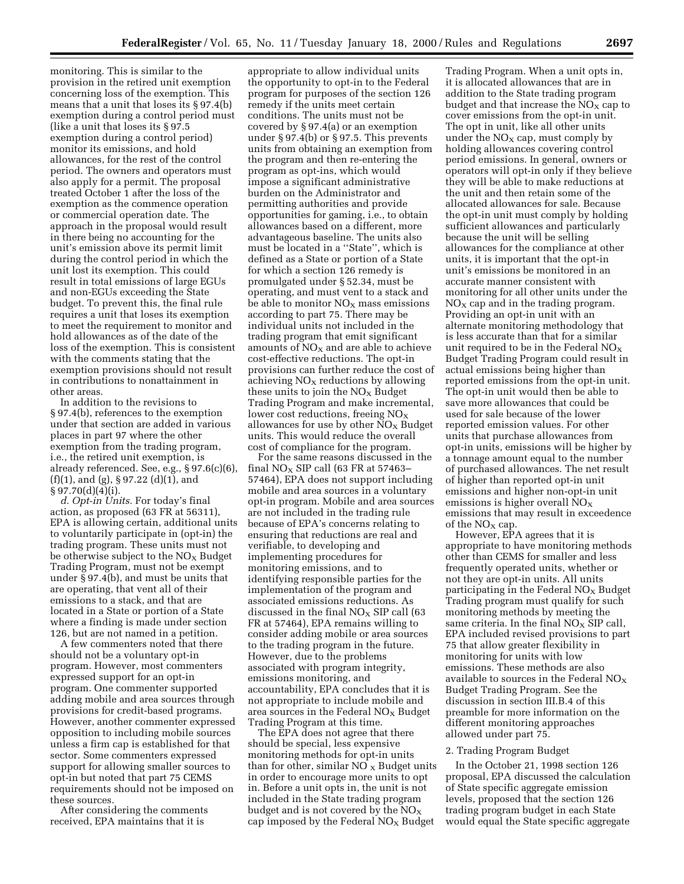monitoring. This is similar to the provision in the retired unit exemption concerning loss of the exemption. This means that a unit that loses its § 97.4(b) exemption during a control period must (like a unit that loses its § 97.5 exemption during a control period) monitor its emissions, and hold allowances, for the rest of the control period. The owners and operators must also apply for a permit. The proposal treated October 1 after the loss of the exemption as the commence operation or commercial operation date. The approach in the proposal would result in there being no accounting for the unit's emission above its permit limit during the control period in which the unit lost its exemption. This could result in total emissions of large EGUs and non-EGUs exceeding the State budget. To prevent this, the final rule requires a unit that loses its exemption to meet the requirement to monitor and hold allowances as of the date of the loss of the exemption. This is consistent with the comments stating that the exemption provisions should not result in contributions to nonattainment in other areas.

In addition to the revisions to § 97.4(b), references to the exemption under that section are added in various places in part 97 where the other exemption from the trading program, i.e., the retired unit exemption, is already referenced. See, e.g., § 97.6(c)(6), (f)(1), and (g), § 97.22 (d)(1), and § 97.70(d)(4)(i).

*d. Opt-in Units.* For today's final action, as proposed (63 FR at 56311), EPA is allowing certain, additional units to voluntarily participate in (opt-in) the trading program. These units must not be otherwise subject to the $NO_X$ Budget Trading Program, must not be exempt under § 97.4(b), and must be units that are operating, that vent all of their emissions to a stack, and that are located in a State or portion of a State where a finding is made under section 126, but are not named in a petition.

A few commenters noted that there should not be a voluntary opt-in program. However, most commenters expressed support for an opt-in program. One commenter supported adding mobile and area sources through provisions for credit-based programs. However, another commenter expressed opposition to including mobile sources unless a firm cap is established for that sector. Some commenters expressed support for allowing smaller sources to opt-in but noted that part 75 CEMS requirements should not be imposed on these sources.

After considering the comments received, EPA maintains that it is appropriate to allow individual units the opportunity to opt-in to the Federal program for purposes of the section 126 remedy if the units meet certain conditions. The units must not be covered by § 97.4(a) or an exemption under § 97.4(b) or § 97.5. This prevents units from obtaining an exemption from the program and then re-entering the program as opt-ins, which would impose a significant administrative burden on the Administrator and permitting authorities and provide opportunities for gaming, i.e., to obtain allowances based on a different, more advantageous baseline. The units also must be located in a "State", which is defined as a State or portion of a State for which a section 126 remedy is promulgated under § 52.34, must be operating, and must vent to a stack and be able to monitor $NO_X$ mass emissions according to part 75. There may be individual units not included in the trading program that emit significant amounts of $NO_X$ and are able to achieve cost-effective reductions. The opt-in provisions can further reduce the cost of achieving $NO_X$ reductions by allowing these units to join the $NO_X$ Budget Trading Program and make incremental, lower cost reductions, freeing $NO_X$ allowances for use by other $NO_X$ Budget units. This would reduce the overall cost of compliance for the program.

For the same reasons discussed in the final $NO_X$ SIP call (63 FR at 57463–57464), EPA does not support including mobile and area sources in a voluntary opt-in program. Mobile and area sources are not included in the trading rule because of EPA's concerns relating to ensuring that reductions are real and verifiable, to developing and implementing procedures for monitoring emissions, and to identifying responsible parties for the implementation of the program and associated emissions reductions. As discussed in the final $NO_X$ SIP call (63 FR at 57464), EPA remains willing to consider adding mobile or area sources to the trading program in the future. However, due to the problems associated with program integrity, emissions monitoring, and accountability, EPA concludes that it is not appropriate to include mobile and area sources in the Federal $NO_X$ Budget Trading Program at this time.

The EPA does not agree that there should be special, less expensive monitoring methods for opt-in units than for other, similar $NO_X$ Budget units in order to encourage more units to opt in. Before a unit opts in, the unit is not included in the State trading program budget and is not covered by the $NO_X$ cap imposed by the Federal $NO_X$ Budget Trading Program. When a unit opts in, it is allocated allowances that are in addition to the State trading program budget and that increase the $NO_X$ cap to cover emissions from the opt-in unit. The opt in unit, like all other units under the $NO_X$ cap, must comply by holding allowances covering control period emissions. In general, owners or operators will opt-in only if they believe they will be able to make reductions at the unit and then retain some of the allocated allowances for sale. Because the opt-in unit must comply by holding sufficient allowances and particularly because the unit will be selling allowances for the compliance at other units, it is important that the opt-in unit's emissions be monitored in an accurate manner consistent with monitoring for all other units under the $NO_X$ cap and in the trading program. Providing an opt-in unit with an alternate monitoring methodology that is less accurate than that for a similar unit required to be in the Federal $NO_X$ Budget Trading Program could result in actual emissions being higher than reported emissions from the opt-in unit. The opt-in unit would then be able to save more allowances that could be used for sale because of the lower reported emission values. For other units that purchase allowances from opt-in units, emissions will be higher by a tonnage amount equal to the number of purchased allowances. The net result of higher than reported opt-in unit emissions and higher non-opt-in unit emissions is higher overall $NO_X$ emissions that may result in exceedence of the $NO_X$ cap.

However, EPA agrees that it is appropriate to have monitoring methods other than CEMS for smaller and less frequently operated units, whether or not they are opt-in units. All units participating in the Federal $NO_X$ Budget Trading program must qualify for such monitoring methods by meeting the same criteria. In the final $NO_X$ SIP call, EPA included revised provisions to part 75 that allow greater flexibility in monitoring for units with low emissions. These methods are also available to sources in the Federal $NO_X$ Budget Trading Program. See the discussion in section III.B.4 of this preamble for more information on the different monitoring approaches allowed under part 75.

2. Trading Program Budget

In the October 21, 1998 section 126 proposal, EPA discussed the calculation of State specific aggregate emission levels, proposed that the section 126 trading program budget in each State would equal the State specific aggregate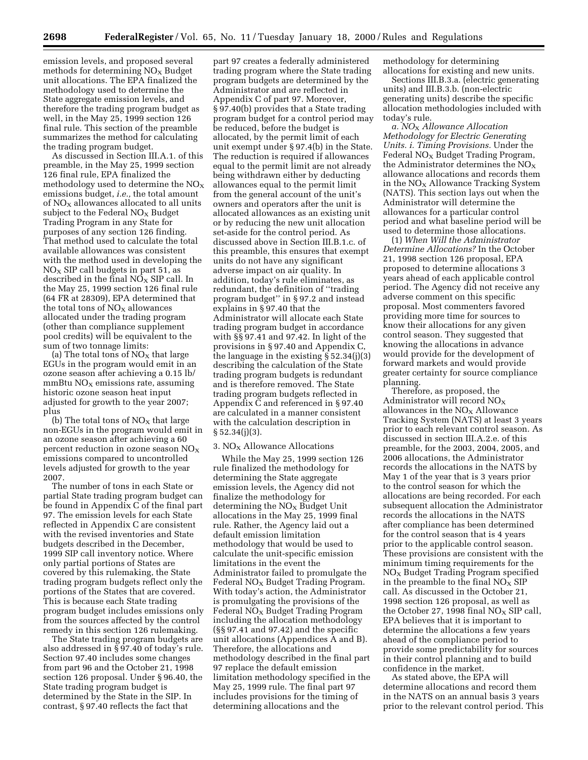emission levels, and proposed several methods for determining $NO_X$ Budget unit allocations. The EPA finalized the methodology used to determine the State aggregate emission levels, and therefore the trading program budget as well, in the May 25, 1999 section 126 final rule. This section of the preamble summarizes the method for calculating the trading program budget.

As discussed in Section III.A.1. of this preamble, in the May 25, 1999 section 126 final rule, EPA finalized the methodology used to determine the $NO_X$ emissions budget, *i.e.,* the total amount of $NO_X$ allowances allocated to all units subject to the Federal $NO_X$ Budget Trading Program in any State for purposes of any section 126 finding. That method used to calculate the total available allowances was consistent with the method used in developing the $NO_X$ SIP call budgets in part 51, as described in the final $NO_X$ SIP call. In the May 25, 1999 section 126 final rule (64 FR at 28309), EPA determined that the total tons of $NO_X$ allowances allocated under the trading program (other than compliance supplement pool credits) will be equivalent to the sum of two tonnage limits:

(a) The total tons of $NO_X$ that large EGUs in the program would emit in an ozone season after achieving a 0.15 lb/mmBtu $NO_X$ emissions rate, assuming historic ozone season heat input adjusted for growth to the year 2007; plus

(b) The total tons of $NO_X$ that large non-EGUs in the program would emit in an ozone season after achieving a 60 percent reduction in ozone season $NO_X$ emissions compared to uncontrolled levels adjusted for growth to the year 2007.

The number of tons in each State or partial State trading program budget can be found in Appendix C of the final part 97. The emission levels for each State reflected in Appendix C are consistent with the revised inventories and State budgets described in the December, 1999 SIP call inventory notice. Where only partial portions of States are covered by this rulemaking, the State trading program budgets reflect only the portions of the States that are covered. This is because each State trading program budget includes emissions only from the sources affected by the control remedy in this section 126 rulemaking.

The State trading program budgets are also addressed in § 97.40 of today's rule. Section 97.40 includes some changes from part 96 and the October 21, 1998 section 126 proposal. Under § 96.40, the State trading program budget is determined by the State in the SIP. In contrast, § 97.40 reflects the fact that part 97 creates a federally administered trading program where the State trading program budgets are determined by the Administrator and are reflected in Appendix C of part 97. Moreover, § 97.40(b) provides that a State trading program budget for a control period may be reduced, before the budget is allocated, by the permit limit of each unit exempt under § 97.4(b) in the State. The reduction is required if allowances equal to the permit limit are not already being withdrawn either by deducting allowances equal to the permit limit from the general account of the unit's owners and operators after the unit is allocated allowances as an existing unit or by reducing the new unit allocation set-aside for the control period. As discussed above in Section III.B.1.c. of this preamble, this ensures that exempt units do not have any significant adverse impact on air quality. In addition, today's rule eliminates, as redundant, the definition of "trading program budget" in § 97.2 and instead explains in § 97.40 that the Administrator will allocate each State trading program budget in accordance with §§ 97.41 and 97.42. In light of the provisions in § 97.40 and Appendix C, the language in the existing § 52.34(j)(3) describing the calculation of the State trading program budgets is redundant and is therefore removed. The State trading program budgets reflected in Appendix C and referenced in § 97.40 are calculated in a manner consistent with the calculation description in § 52.34(j)(3).

### 3. $NO_X$ Allowance Allocations

While the May 25, 1999 section 126 rule finalized the methodology for determining the State aggregate emission levels, the Agency did not finalize the methodology for determining the $NO_X$ Budget Unit allocations in the May 25, 1999 final rule. Rather, the Agency laid out a default emission limitation methodology that would be used to calculate the unit-specific emission limitations in the event the Administrator failed to promulgate the Federal $NO_X$ Budget Trading Program. With today's action, the Administrator is promulgating the provisions of the Federal $NO_X$ Budget Trading Program including the allocation methodology (§§ 97.41 and 97.42) and the specific unit allocations (Appendices A and B). Therefore, the allocations and methodology described in the final part 97 replace the default emission limitation methodology specified in the May 25, 1999 rule. The final part 97 includes provisions for the timing of determining allocations and the methodology for determining allocations for existing and new units.

Sections III.B.3.a. (electric generating units) and III.B.3.b. (non-electric generating units) describe the specific allocation methodologies included with today's rule.

*a. $NO_X$ Allowance Allocation Methodology for Electric Generating Units. i. Timing Provisions.* Under the Federal $NO_X$ Budget Trading Program, the Administrator determines the $NO_X$ allowance allocations and records them in the $NO_X$ Allowance Tracking System (NATS). This section lays out when the Administrator will determine the allowances for a particular control period and what baseline period will be used to determine those allocations.

(1) *When Will the Administrator Determine Allocations?* In the October 21, 1998 section 126 proposal, EPA proposed to determine allocations 3 years ahead of each applicable control period. The Agency did not receive any adverse comment on this specific proposal. Most commenters favored providing more time for sources to know their allocations for any given control season. They suggested that knowing the allocations in advance would provide for the development of forward markets and would provide greater certainty for source compliance planning.

Therefore, as proposed, the Administrator will record $NO_X$ allowances in the $NO_X$ Allowance Tracking System (NATS) at least 3 years prior to each relevant control season. As discussed in section III.A.2.e. of this preamble, for the 2003, 2004, 2005, and 2006 allocations, the Administrator records the allocations in the NATS by May 1 of the year that is 3 years prior to the control season for which the allocations are being recorded. For each subsequent allocation the Administrator records the allocations in the NATS after compliance has been determined for the control season that is 4 years prior to the applicable control season. These provisions are consistent with the minimum timing requirements for the $NO_X$ Budget Trading Program specified in the preamble to the final $NO_X$ SIP call. As discussed in the October 21, 1998 section 126 proposal, as well as the October 27, 1998 final $NO_X$ SIP call, EPA believes that it is important to determine the allocations a few years ahead of the compliance period to provide some predictability for sources in their control planning and to build confidence in the market.

As stated above, the EPA will determine allocations and record them in the NATS on an annual basis 3 years prior to the relevant control period. This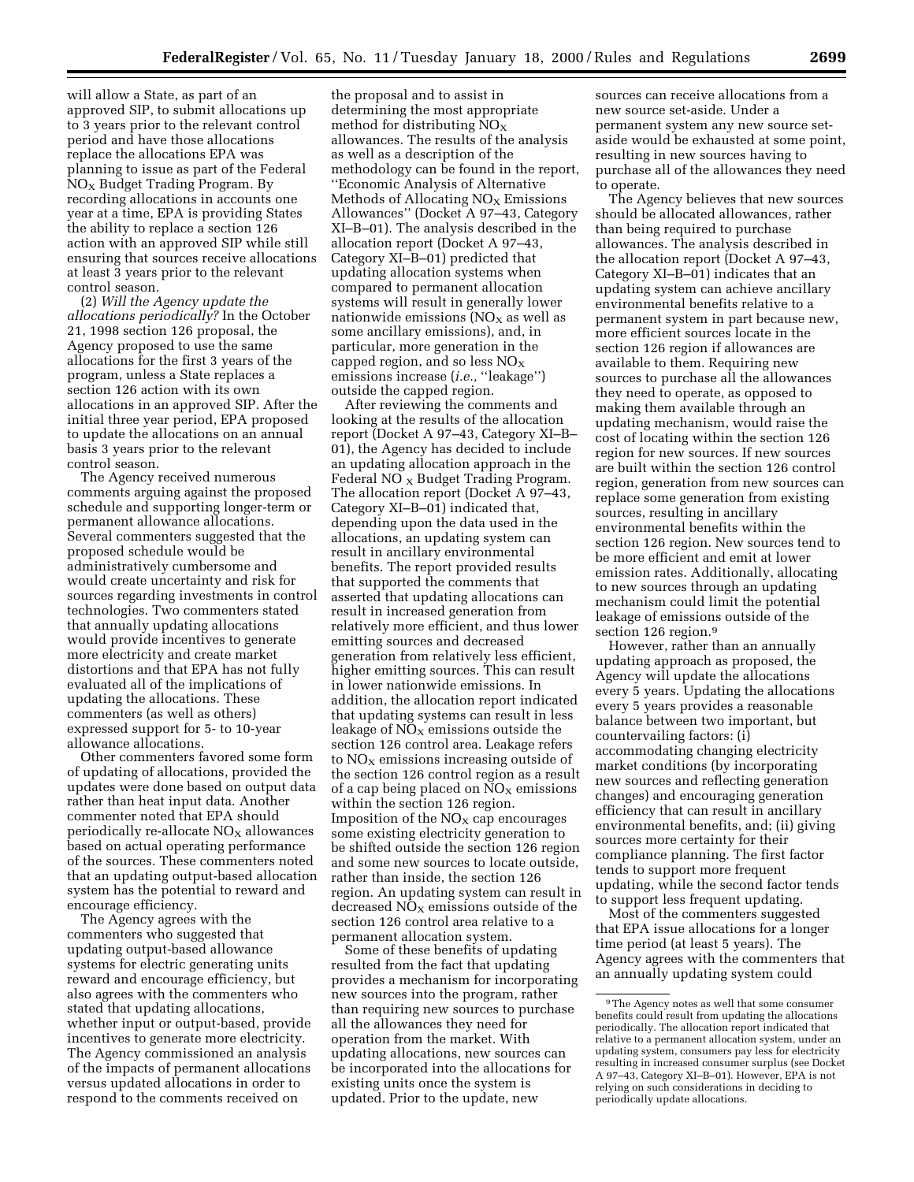will allow a State, as part of an approved SIP, to submit allocations up to 3 years prior to the relevant control period and have those allocations replace the allocations EPA was planning to issue as part of the Federal $NO_X$ Budget Trading Program. By recording allocations in accounts one year at a time, EPA is providing States the ability to replace a section 126 action with an approved SIP while still ensuring that sources receive allocations at least 3 years prior to the relevant control season.

(2) *Will the Agency update the allocations periodically?* In the October 21, 1998 section 126 proposal, the Agency proposed to use the same allocations for the first 3 years of the program, unless a State replaces a section 126 action with its own allocations in an approved SIP. After the initial three year period, EPA proposed to update the allocations on an annual basis 3 years prior to the relevant control season.

The Agency received numerous comments arguing against the proposed schedule and supporting longer-term or permanent allowance allocations. Several commenters suggested that the proposed schedule would be administratively cumbersome and would create uncertainty and risk for sources regarding investments in control technologies. Two commenters stated that annually updating allocations would provide incentives to generate more electricity and create market distortions and that EPA has not fully evaluated all of the implications of updating the allocations. These commenters (as well as others) expressed support for 5- to 10-year allowance allocations.

Other commenters favored some form of updating of allocations, provided the updates were done based on output data rather than heat input data. Another commenter noted that EPA should periodically re-allocate $NO_X$ allowances based on actual operating performance of the sources. These commenters noted that an updating output-based allocation system has the potential to reward and encourage efficiency.

The Agency agrees with the commenters who suggested that updating output-based allowance systems for electric generating units reward and encourage efficiency, but also agrees with the commenters who stated that updating allocations, whether input or output-based, provide incentives to generate more electricity. The Agency commissioned an analysis of the impacts of permanent allocations versus updated allocations in order to respond to the comments received on the proposal and to assist in determining the most appropriate method for distributing $NO_X$ allowances. The results of the analysis as well as a description of the methodology can be found in the report, ''Economic Analysis of Alternative Methods of Allocating $NO_X$ Emissions Allowances'' (Docket A 97–43, Category XI–B–01). The analysis described in the allocation report (Docket A 97–43, Category XI–B–01) predicted that updating allocation systems when compared to permanent allocation systems will result in generally lower nationwide emissions ($NO_X$ as well as some ancillary emissions), and, in particular, more generation in the capped region, and so less $NO_X$ emissions increase (*i.e.,* ''leakage'') outside the capped region.

After reviewing the comments and looking at the results of the allocation report (Docket A 97–43, Category XI–B–01), the Agency has decided to include an updating allocation approach in the Federal $NO_X$ Budget Trading Program. The allocation report (Docket A 97–43, Category XI–B–01) indicated that, depending upon the data used in the allocations, an updating system can result in ancillary environmental benefits. The report provided results that supported the comments that asserted that updating allocations can result in increased generation from relatively more efficient, and thus lower emitting sources and decreased generation from relatively less efficient, higher emitting sources. This can result in lower nationwide emissions. In addition, the allocation report indicated that updating systems can result in less leakage of $NO_X$ emissions outside the section 126 control area. Leakage refers to $NO_X$ emissions increasing outside of the section 126 control region as a result of a cap being placed on $NO_X$ emissions within the section 126 region. Imposition of the $NO_X$ cap encourages some existing electricity generation to be shifted outside the section 126 region and some new sources to locate outside, rather than inside, the section 126 region. An updating system can result in decreased $NO_X$ emissions outside of the section 126 control area relative to a permanent allocation system.

Some of these benefits of updating resulted from the fact that updating provides a mechanism for incorporating new sources into the program, rather than requiring new sources to purchase all the allowances they need for operation from the market. With updating allocations, new sources can be incorporated into the allocations for existing units once the system is updated. Prior to the update, new sources can receive allocations from a new source set-aside. Under a permanent system any new source set-aside would be exhausted at some point, resulting in new sources having to purchase all of the allowances they need to operate.

The Agency believes that new sources should be allocated allowances, rather than being required to purchase allowances. The analysis described in the allocation report (Docket A 97–43, Category XI–B–01) indicates that an updating system can achieve ancillary environmental benefits relative to a permanent system in part because new, more efficient sources locate in the section 126 region if allowances are available to them. Requiring new sources to purchase all the allowances they need to operate, as opposed to making them available through an updating mechanism, would raise the cost of locating within the section 126 region for new sources. If new sources are built within the section 126 control region, generation from new sources can replace some generation from existing sources, resulting in ancillary environmental benefits within the section 126 region. New sources tend to be more efficient and emit at lower emission rates. Additionally, allocating to new sources through an updating mechanism could limit the potential leakage of emissions outside of the section 126 region.[9]

However, rather than an annually updating approach as proposed, the Agency will update the allocations every 5 years. Updating the allocations every 5 years provides a reasonable balance between two important, but countervailing factors: (i) accommodating changing electricity market conditions (by incorporating new sources and reflecting generation changes) and encouraging generation efficiency that can result in ancillary environmental benefits, and; (ii) giving sources more certainty for their compliance planning. The first factor tends to support more frequent updating, while the second factor tends to support less frequent updating.

Most of the commenters suggested that EPA issue allocations for a longer time period (at least 5 years). The Agency agrees with the commenters that an annually updating system could

---

[9] The Agency notes as well that some consumer benefits could result from updating the allocations periodically. The allocation report indicated that relative to a permanent allocation system, under an updating system, consumers pay less for electricity resulting in increased consumer surplus (see Docket A 97–43, Category XI–B–01). However, EPA is not relying on such considerations in deciding to periodically update allocations.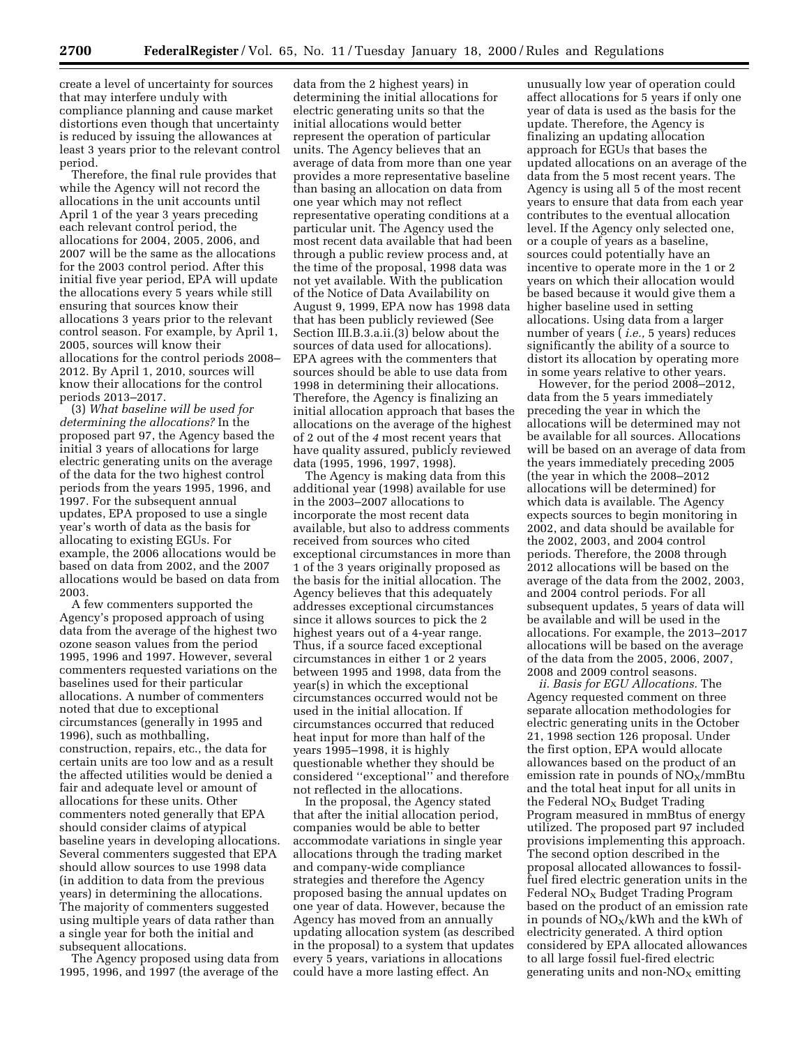create a level of uncertainty for sources that may interfere unduly with compliance planning and cause market distortions even though that uncertainty is reduced by issuing the allowances at least 3 years prior to the relevant control period.

Therefore, the final rule provides that while the Agency will not record the allocations in the unit accounts until April 1 of the year 3 years preceding each relevant control period, the allocations for 2004, 2005, 2006, and 2007 will be the same as the allocations for the 2003 control period. After this initial five year period, EPA will update the allocations every 5 years while still ensuring that sources know their allocations 3 years prior to the relevant control season. For example, by April 1, 2005, sources will know their allocations for the control periods 2008–2012. By April 1, 2010, sources will know their allocations for the control periods 2013–2017.

(3) *What baseline will be used for determining the allocations?* In the proposed part 97, the Agency based the initial 3 years of allocations for large electric generating units on the average of the data for the two highest control periods from the years 1995, 1996, and 1997. For the subsequent annual updates, EPA proposed to use a single year's worth of data as the basis for allocating to existing EGUs. For example, the 2006 allocations would be based on data from 2002, and the 2007 allocations would be based on data from 2003.

A few commenters supported the Agency's proposed approach of using data from the average of the highest two ozone season values from the period 1995, 1996 and 1997. However, several commenters requested variations on the baselines used for their particular allocations. A number of commenters noted that due to exceptional circumstances (generally in 1995 and 1996), such as mothballing, construction, repairs, etc., the data for certain units are too low and as a result the affected utilities would be denied a fair and adequate level or amount of allocations for these units. Other commenters noted generally that EPA should consider claims of atypical baseline years in developing allocations. Several commenters suggested that EPA should allow sources to use 1998 data (in addition to data from the previous years) in determining the allocations. The majority of commenters suggested using multiple years of data rather than a single year for both the initial and subsequent allocations.

The Agency proposed using data from 1995, 1996, and 1997 (the average of the data from the 2 highest years) in determining the initial allocations for electric generating units so that the initial allocations would better represent the operation of particular units. The Agency believes that an average of data from more than one year provides a more representative baseline than basing an allocation on data from one year which may not reflect representative operating conditions at a particular unit. The Agency used the most recent data available that had been through a public review process and, at the time of the proposal, 1998 data was not yet available. With the publication of the Notice of Data Availability on August 9, 1999, EPA now has 1998 data that has been publicly reviewed (See Section III.B.3.a.ii.(3) below about the sources of data used for allocations). EPA agrees with the commenters that sources should be able to use data from 1998 in determining their allocations. Therefore, the Agency is finalizing an initial allocation approach that bases the allocations on the average of the highest of 2 out of the *4* most recent years that have quality assured, publicly reviewed data (1995, 1996, 1997, 1998).

The Agency is making data from this additional year (1998) available for use in the 2003–2007 allocations to incorporate the most recent data available, but also to address comments received from sources who cited exceptional circumstances in more than 1 of the 3 years originally proposed as the basis for the initial allocation. The Agency believes that this adequately addresses exceptional circumstances since it allows sources to pick the 2 highest years out of a 4-year range. Thus, if a source faced exceptional circumstances in either 1 or 2 years between 1995 and 1998, data from the year(s) in which the exceptional circumstances occurred would not be used in the initial allocation. If circumstances occurred that reduced heat input for more than half of the years 1995–1998, it is highly questionable whether they should be considered "exceptional" and therefore not reflected in the allocations.

In the proposal, the Agency stated that after the initial allocation period, companies would be able to better accommodate variations in single year allocations through the trading market and company-wide compliance strategies and therefore the Agency proposed basing the annual updates on one year of data. However, because the Agency has moved from an annually updating allocation system (as described in the proposal) to a system that updates every 5 years, variations in allocations could have a more lasting effect. An unusually low year of operation could affect allocations for 5 years if only one year of data is used as the basis for the update. Therefore, the Agency is finalizing an updating allocation approach for EGUs that bases the updated allocations on an average of the data from the 5 most recent years. The Agency is using all 5 of the most recent years to ensure that data from each year contributes to the eventual allocation level. If the Agency only selected one, or a couple of years as a baseline, sources could potentially have an incentive to operate more in the 1 or 2 years on which their allocation would be based because it would give them a higher baseline used in setting allocations. Using data from a larger number of years (*i.e.,* 5 years) reduces significantly the ability of a source to distort its allocation by operating more in some years relative to other years.

However, for the period 2008–2012, data from the 5 years immediately preceding the year in which the allocations will be determined may not be available for all sources. Allocations will be based on an average of data from the years immediately preceding 2005 (the year in which the 2008–2012 allocations will be determined) for which data is available. The Agency expects sources to begin monitoring in 2002, and data should be available for the 2002, 2003, and 2004 control periods. Therefore, the 2008 through 2012 allocations will be based on the average of the data from the 2002, 2003, and 2004 control periods. For all subsequent updates, 5 years of data will be available and will be used in the allocations. For example, the 2013–2017 allocations will be based on the average of the data from the 2005, 2006, 2007, 2008 and 2009 control seasons.

*ii. Basis for EGU Allocations.* The Agency requested comment on three separate allocation methodologies for electric generating units in the October 21, 1998 section 126 proposal. Under the first option, EPA would allocate allowances based on the product of an emission rate in pounds of $NO_X$/mmBtu and the total heat input for all units in the Federal $NO_X$ Budget Trading Program measured in mmBtus of energy utilized. The proposed part 97 included provisions implementing this approach. The second option described in the proposal allocated allowances to fossil-fuel fired electric generation units in the Federal $NO_X$ Budget Trading Program based on the product of an emission rate in pounds of $NO_X$/kWh and the kWh of electricity generated. A third option considered by EPA allocated allowances to all large fossil fuel-fired electric generating units and non-$NO_X$ emitting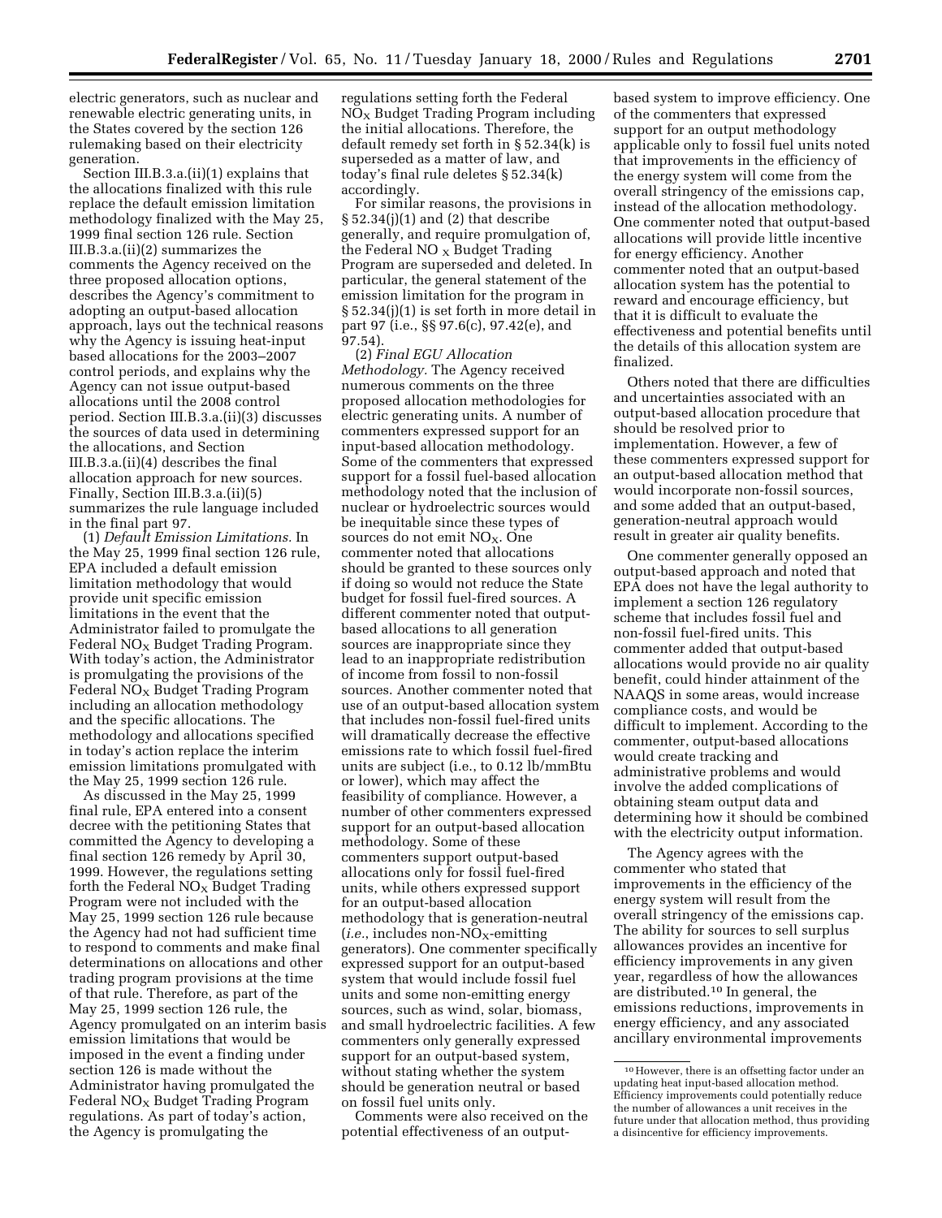electric generators, such as nuclear and renewable electric generating units, in the States covered by the section 126 rulemaking based on their electricity generation.

Section III.B.3.a.(ii)(1) explains that the allocations finalized with this rule replace the default emission limitation methodology finalized with the May 25, 1999 final section 126 rule. Section III.B.3.a.(ii)(2) summarizes the comments the Agency received on the three proposed allocation options, describes the Agency's commitment to adopting an output-based allocation approach, lays out the technical reasons why the Agency is issuing heat-input based allocations for the 2003–2007 control periods, and explains why the Agency can not issue output-based allocations until the 2008 control period. Section III.B.3.a.(ii)(3) discusses the sources of data used in determining the allocations, and Section III.B.3.a.(ii)(4) describes the final allocation approach for new sources. Finally, Section III.B.3.a.(ii)(5) summarizes the rule language included in the final part 97.

(1) *Default Emission Limitations.* In the May 25, 1999 final section 126 rule, EPA included a default emission limitation methodology that would provide unit specific emission limitations in the event that the Administrator failed to promulgate the Federal $NO_X$ Budget Trading Program. With today's action, the Administrator is promulgating the provisions of the Federal $NO_X$ Budget Trading Program including an allocation methodology and the specific allocations. The methodology and allocations specified in today's action replace the interim emission limitations promulgated with the May 25, 1999 section 126 rule.

As discussed in the May 25, 1999 final rule, EPA entered into a consent decree with the petitioning States that committed the Agency to developing a final section 126 remedy by April 30, 1999. However, the regulations setting forth the Federal $NO_X$ Budget Trading Program were not included with the May 25, 1999 section 126 rule because the Agency had not had sufficient time to respond to comments and make final determinations on allocations and other trading program provisions at the time of that rule. Therefore, as part of the May 25, 1999 section 126 rule, the Agency promulgated on an interim basis emission limitations that would be imposed in the event a finding under section 126 is made without the Administrator having promulgated the Federal $NO_X$ Budget Trading Program regulations. As part of today's action, the Agency is promulgating the regulations setting forth the Federal $NO_X$ Budget Trading Program including the initial allocations. Therefore, the default remedy set forth in § 52.34(k) is superseded as a matter of law, and today's final rule deletes § 52.34(k) accordingly.

For similar reasons, the provisions in § 52.34(j)(1) and (2) that describe generally, and require promulgation of, the Federal $NO_X$ Budget Trading Program are superseded and deleted. In particular, the general statement of the emission limitation for the program in § 52.34(j)(1) is set forth in more detail in part 97 (i.e., §§ 97.6(c), 97.42(e), and 97.54).

(2) *Final EGU Allocation Methodology.* The Agency received numerous comments on the three proposed allocation methodologies for electric generating units. A number of commenters expressed support for an input-based allocation methodology. Some of the commenters that expressed support for a fossil fuel-based allocation methodology noted that the inclusion of nuclear or hydroelectric sources would be inequitable since these types of sources do not emit $NO_X$. One commenter noted that allocations should be granted to these sources only if doing so would not reduce the State budget for fossil fuel-fired sources. A different commenter noted that output-based allocations to all generation sources are inappropriate since they lead to an inappropriate redistribution of income from fossil to non-fossil sources. Another commenter noted that use of an output-based allocation system that includes non-fossil fuel-fired units will dramatically decrease the effective emissions rate to which fossil fuel-fired units are subject (i.e., to 0.12 lb/mmBtu or lower), which may affect the feasibility of compliance. However, a number of other commenters expressed support for an output-based allocation methodology. Some of these commenters support output-based allocations only for fossil fuel-fired units, while others expressed support for an output-based allocation methodology that is generation-neutral (*i.e.*, includes non-$NO_X$-emitting generators). One commenter specifically expressed support for an output-based system that would include fossil fuel units and some non-emitting energy sources, such as wind, solar, biomass, and small hydroelectric facilities. A few commenters only generally expressed support for an output-based system, without stating whether the system should be generation neutral or based on fossil fuel units only.

Comments were also received on the potential effectiveness of an output-based system to improve efficiency. One of the commenters that expressed support for an output methodology applicable only to fossil fuel units noted that improvements in the efficiency of the energy system will come from the overall stringency of the emissions cap, instead of the allocation methodology. One commenter noted that output-based allocations will provide little incentive for energy efficiency. Another commenter noted that an output-based allocation system has the potential to reward and encourage efficiency, but that it is difficult to evaluate the effectiveness and potential benefits until the details of this allocation system are finalized.

Others noted that there are difficulties and uncertainties associated with an output-based allocation procedure that should be resolved prior to implementation. However, a few of these commenters expressed support for an output-based allocation method that would incorporate non-fossil sources, and some added that an output-based, generation-neutral approach would result in greater air quality benefits.

One commenter generally opposed an output-based approach and noted that EPA does not have the legal authority to implement a section 126 regulatory scheme that includes fossil fuel and non-fossil fuel-fired units. This commenter added that output-based allocations would provide no air quality benefit, could hinder attainment of the NAAQS in some areas, would increase compliance costs, and would be difficult to implement. According to the commenter, output-based allocations would create tracking and administrative problems and would involve the added complications of obtaining steam output data and determining how it should be combined with the electricity output information.

The Agency agrees with the commenter who stated that improvements in the efficiency of the energy system will result from the overall stringency of the emissions cap. The ability for sources to sell surplus allowances provides an incentive for efficiency improvements in any given year, regardless of how the allowances are distributed.[10] In general, the emissions reductions, improvements in energy efficiency, and any associated ancillary environmental improvements

[10] However, there is an offsetting factor under an updating heat input-based allocation method. Efficiency improvements could potentially reduce the number of allowances a unit receives in the future under that allocation method, thus providing a disincentive for efficiency improvements.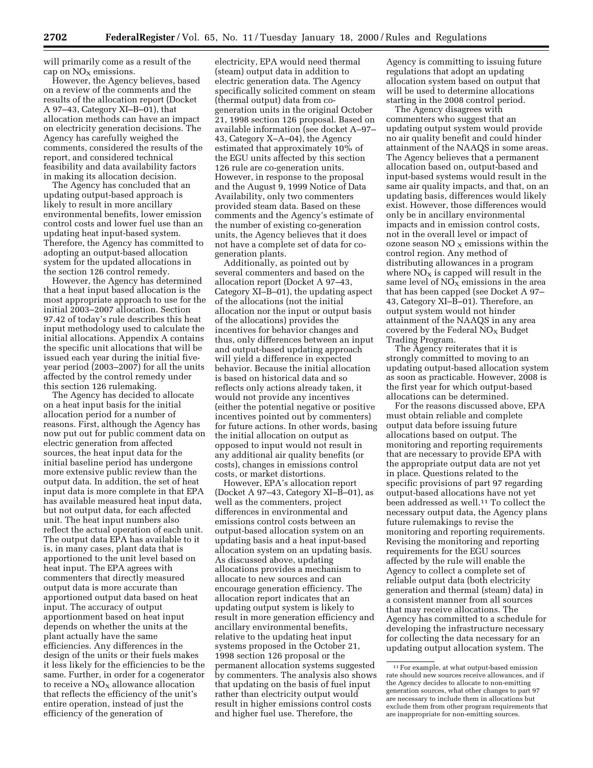will primarily come as a result of the cap on $NO_X$ emissions.

However, the Agency believes, based on a review of the comments and the results of the allocation report (Docket A 97–43, Category XI–B–01), that allocation methods can have an impact on electricity generation decisions. The Agency has carefully weighed the comments, considered the results of the report, and considered technical feasibility and data availability factors in making its allocation decision.

The Agency has concluded that an updating output-based approach is likely to result in more ancillary environmental benefits, lower emission control costs and lower fuel use than an updating heat input-based system. Therefore, the Agency has committed to adopting an output-based allocation system for the updated allocations in the section 126 control remedy.

However, the Agency has determined that a heat input based allocation is the most appropriate approach to use for the initial 2003–2007 allocation. Section 97.42 of today's rule describes this heat input methodology used to calculate the initial allocations. Appendix A contains the specific unit allocations that will be issued each year during the initial five-year period (2003–2007) for all the units affected by the control remedy under this section 126 rulemaking.

The Agency has decided to allocate on a heat input basis for the initial allocation period for a number of reasons. First, although the Agency has now put out for public comment data on electric generation from affected sources, the heat input data for the initial baseline period has undergone more extensive public review than the output data. In addition, the set of heat input data is more complete in that EPA has available measured heat input data, but not output data, for each affected unit. The heat input numbers also reflect the actual operation of each unit. The output data EPA has available to it is, in many cases, plant data that is apportioned to the unit level based on heat input. The EPA agrees with commenters that directly measured output data is more accurate than apportioned output data based on heat input. The accuracy of output apportionment based on heat input depends on whether the units at the plant actually have the same efficiencies. Any differences in the design of the units or their fuels makes it less likely for the efficiencies to be the same. Further, in order for a cogenerator to receive a $NO_X$ allowance allocation that reflects the efficiency of the unit's entire operation, instead of just the efficiency of the generation of electricity, EPA would need thermal (steam) output data in addition to electric generation data. The Agency specifically solicited comment on steam (thermal output) data from co-generation units in the original October 21, 1998 section 126 proposal. Based on available information (see docket A–97–43, Category X–A–04), the Agency estimated that approximately 10% of the EGU units affected by this section 126 rule are co-generation units. However, in response to the proposal and the August 9, 1999 Notice of Data Availability, only two commenters provided steam data. Based on these comments and the Agency's estimate of the number of existing co-generation units, the Agency believes that it does not have a complete set of data for co-generation plants.

Additionally, as pointed out by several commenters and based on the allocation report (Docket A 97–43, Category XI–B–01), the updating aspect of the allocations (not the initial allocation nor the input or output basis of the allocations) provides the incentives for behavior changes and thus, only differences between an input and output-based updating approach will yield a difference in expected behavior. Because the initial allocation is based on historical data and so reflects only actions already taken, it would not provide any incentives (either the potential negative or positive incentives pointed out by commenters) for future actions. In other words, basing the initial allocation on output as opposed to input would not result in any additional air quality benefits (or costs), changes in emissions control costs, or market distortions.

However, EPA's allocation report (Docket A 97–43, Category XI–B–01), as well as the commenters, project differences in environmental and emissions control costs between an output-based allocation system on an updating basis and a heat input-based allocation system on an updating basis. As discussed above, updating allocations provides a mechanism to allocate to new sources and can encourage generation efficiency. The allocation report indicates that an updating output system is likely to result in more generation efficiency and ancillary environmental benefits, relative to the updating heat input systems proposed in the October 21, 1998 section 126 proposal or the permanent allocation systems suggested by commenters. The analysis also shows that updating on the basis of fuel input rather than electricity output would result in higher emissions control costs and higher fuel use. Therefore, the Agency is committing to issuing future regulations that adopt an updating allocation system based on output that will be used to determine allocations starting in the 2008 control period.

The Agency disagrees with commenters who suggest that an updating output system would provide no air quality benefit and could hinder attainment of the NAAQS in some areas. The Agency believes that a permanent allocation based on, output-based and input-based systems would result in the same air quality impacts, and that, on an updating basis, differences would likely exist. However, those differences would only be in ancillary environmental impacts and in emission control costs, not in the overall level or impact of ozone season $NO_X$ emissions within the control region. Any method of distributing allowances in a program where $NO_X$ is capped will result in the same level of $NO_X$ emissions in the area that has been capped (see Docket A 97–43, Category XI–B–01). Therefore, an output system would not hinder attainment of the NAAQS in any area covered by the Federal $NO_X$ Budget Trading Program.

The Agency reiterates that it is strongly committed to moving to an updating output-based allocation system as soon as practicable. However, 2008 is the first year for which output-based allocations can be determined.

For the reasons discussed above, EPA must obtain reliable and complete output data before issuing future allocations based on output. The monitoring and reporting requirements that are necessary to provide EPA with the appropriate output data are not yet in place. Questions related to the specific provisions of part 97 regarding output-based allocations have not yet been addressed as well.[11] To collect the necessary output data, the Agency plans future rulemakings to revise the monitoring and reporting requirements. Revising the monitoring and reporting requirements for the EGU sources affected by the rule will enable the Agency to collect a complete set of reliable output data (both electricity generation and thermal (steam) data) in a consistent manner from all sources that may receive allocations. The Agency has committed to a schedule for developing the infrastructure necessary for collecting the data necessary for an updating output allocation system. The

[11] For example, at what output-based emission rate should new sources receive allowances, and if the Agency decides to allocate to non-emitting generation sources, what other changes to part 97 are necessary to include them in allocations but exclude them from other program requirements that are inappropriate for non-emitting sources.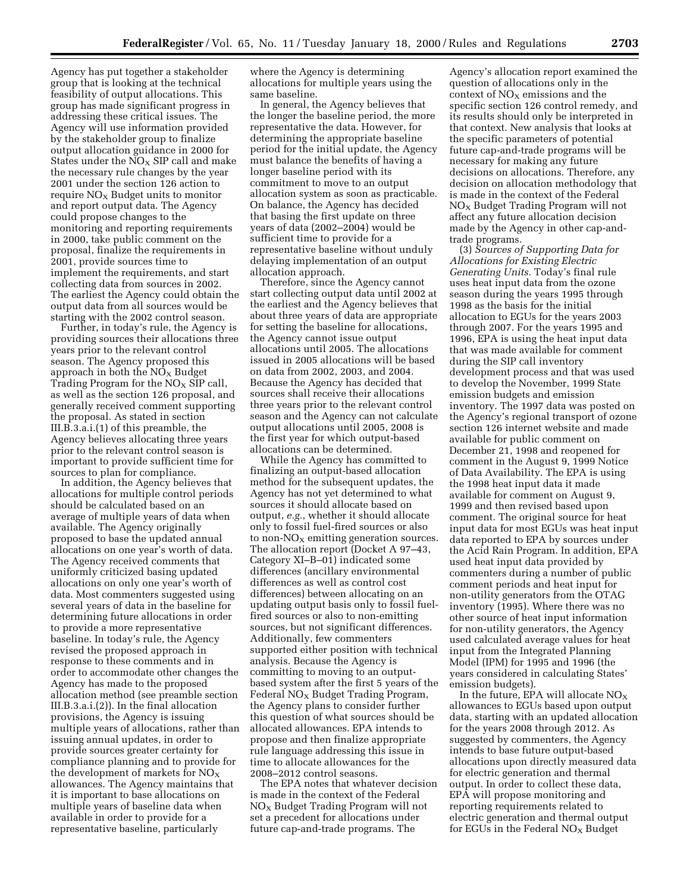Agency has put together a stakeholder group that is looking at the technical feasibility of output allocations. This group has made significant progress in addressing these critical issues. The Agency will use information provided by the stakeholder group to finalize output allocation guidance in 2000 for States under the $NO_X$ SIP call and make the necessary rule changes by the year 2001 under the section 126 action to require $NO_X$ Budget units to monitor and report output data. The Agency could propose changes to the monitoring and reporting requirements in 2000, take public comment on the proposal, finalize the requirements in 2001, provide sources time to implement the requirements, and start collecting data from sources in 2002. The earliest the Agency could obtain the output data from all sources would be starting with the 2002 control season.

Further, in today's rule, the Agency is providing sources their allocations three years prior to the relevant control season. The Agency proposed this approach in both the $NO_X$ Budget Trading Program for the $NO_X$ SIP call, as well as the section 126 proposal, and generally received comment supporting the proposal. As stated in section III.B.3.a.i.(1) of this preamble, the Agency believes allocating three years prior to the relevant control season is important to provide sufficient time for sources to plan for compliance.

In addition, the Agency believes that allocations for multiple control periods should be calculated based on an average of multiple years of data when available. The Agency originally proposed to base the updated annual allocations on one year's worth of data. The Agency received comments that uniformly criticized basing updated allocations on only one year's worth of data. Most commenters suggested using several years of data in the baseline for determining future allocations in order to provide a more representative baseline. In today's rule, the Agency revised the proposed approach in response to these comments and in order to accommodate other changes the Agency has made to the proposed allocation method (see preamble section III.B.3.a.i.(2)). In the final allocation provisions, the Agency is issuing multiple years of allocations, rather than issuing annual updates, in order to provide sources greater certainty for compliance planning and to provide for the development of markets for $NO_X$ allowances. The Agency maintains that it is important to base allocations on multiple years of baseline data when available in order to provide for a representative baseline, particularly where the Agency is determining allocations for multiple years using the same baseline.

In general, the Agency believes that the longer the baseline period, the more representative the data. However, for determining the appropriate baseline period for the initial update, the Agency must balance the benefits of having a longer baseline period with its commitment to move to an output allocation system as soon as practicable. On balance, the Agency has decided that basing the first update on three years of data (2002–2004) would be sufficient time to provide for a representative baseline without unduly delaying implementation of an output allocation approach.

Therefore, since the Agency cannot start collecting output data until 2002 at the earliest and the Agency believes that about three years of data are appropriate for setting the baseline for allocations, the Agency cannot issue output allocations until 2005. The allocations issued in 2005 allocations will be based on data from 2002, 2003, and 2004. Because the Agency has decided that sources shall receive their allocations three years prior to the relevant control season and the Agency can not calculate output allocations until 2005, 2008 is the first year for which output-based allocations can be determined.

While the Agency has committed to finalizing an output-based allocation method for the subsequent updates, the Agency has not yet determined to what sources it should allocate based on output, *e.g.*, whether it should allocate only to fossil fuel-fired sources or also to non-$NO_X$ emitting generation sources. The allocation report (Docket A 97–43, Category XI–B–01) indicated some differences (ancillary environmental differences as well as control cost differences) between allocating on an updating output basis only to fossil fuel-fired sources or also to non-emitting sources, but not significant differences. Additionally, few commenters supported either position with technical analysis. Because the Agency is committing to moving to an output-based system after the first 5 years of the Federal $NO_X$ Budget Trading Program, the Agency plans to consider further this question of what sources should be allocated allowances. EPA intends to propose and then finalize appropriate rule language addressing this issue in time to allocate allowances for the 2008–2012 control seasons.

The EPA notes that whatever decision is made in the context of the Federal $NO_X$ Budget Trading Program will not set a precedent for allocations under future cap-and-trade programs. The Agency's allocation report examined the question of allocations only in the context of $NO_X$ emissions and the specific section 126 control remedy, and its results should only be interpreted in that context. New analysis that looks at the specific parameters of potential future cap-and-trade programs will be necessary for making any future decisions on allocations. Therefore, any decision on allocation methodology that is made in the context of the Federal $NO_X$ Budget Trading Program will not affect any future allocation decision made by the Agency in other cap-and-trade programs.

(3) *Sources of Supporting Data for Allocations for Existing Electric Generating Units.* Today's final rule uses heat input data from the ozone season during the years 1995 through 1998 as the basis for the initial allocation to EGUs for the years 2003 through 2007. For the years 1995 and 1996, EPA is using the heat input data that was made available for comment during the SIP call inventory development process and that was used to develop the November, 1999 State emission budgets and emission inventory. The 1997 data was posted on the Agency's regional transport of ozone section 126 internet website and made available for public comment on December 21, 1998 and reopened for comment in the August 9, 1999 Notice of Data Availability. The EPA is using the 1998 heat input data it made available for comment on August 9, 1999 and then revised based upon comment. The original source for heat input data for most EGUs was heat input data reported to EPA by sources under the Acid Rain Program. In addition, EPA used heat input data provided by commenters during a number of public comment periods and heat input for non-utility generators from the OTAG inventory (1995). Where there was no other source of heat input information for non-utility generators, the Agency used calculated average values for heat input from the Integrated Planning Model (IPM) for 1995 and 1996 (the years considered in calculating States' emission budgets).

In the future, EPA will allocate $NO_X$ allowances to EGUs based upon output data, starting with an updated allocation for the years 2008 through 2012. As suggested by commenters, the Agency intends to base future output-based allocations upon directly measured data for electric generation and thermal output. In order to collect these data, EPA will propose monitoring and reporting requirements related to electric generation and thermal output for EGUs in the Federal $NO_X$ Budget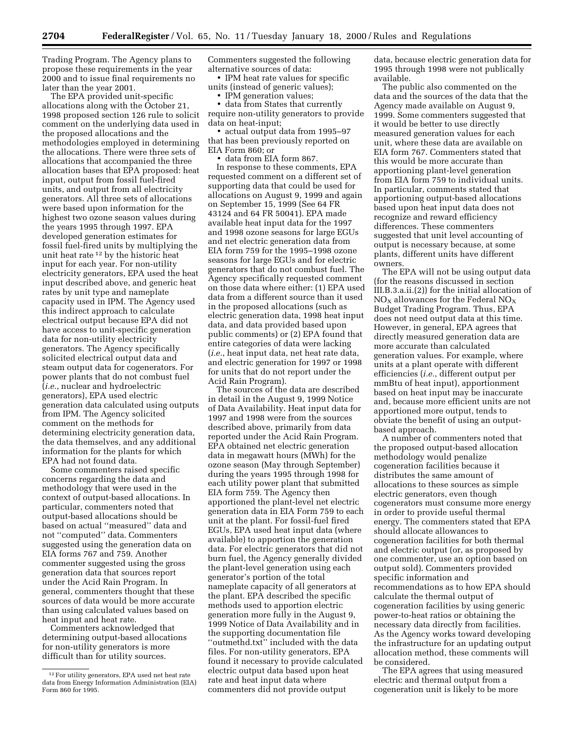Trading Program. The Agency plans to propose these requirements in the year 2000 and to issue final requirements no later than the year 2001.

The EPA provided unit-specific allocations along with the October 21, 1998 proposed section 126 rule to solicit comment on the underlying data used in the proposed allocations and the methodologies employed in determining the allocations. There were three sets of allocations that accompanied the three allocation bases that EPA proposed: heat input, output from fossil fuel-fired units, and output from all electricity generators. All three sets of allocations were based upon information for the highest two ozone season values during the years 1995 through 1997. EPA developed generation estimates for fossil fuel-fired units by multiplying the unit heat rate [12] by the historic heat input for each year. For non-utility electricity generators, EPA used the heat input described above, and generic heat rates by unit type and nameplate capacity used in IPM. The Agency used this indirect approach to calculate electrical output because EPA did not have access to unit-specific generation data for non-utility electricity generators. The Agency specifically solicited electrical output data and steam output data for cogenerators. For power plants that do not combust fuel (*i.e.*, nuclear and hydroelectric generators), EPA used electric generation data calculated using outputs from IPM. The Agency solicited comment on the methods for determining electricity generation data, the data themselves, and any additional information for the plants for which EPA had not found data.

Some commenters raised specific concerns regarding the data and methodology that were used in the context of output-based allocations. In particular, commenters noted that output-based allocations should be based on actual ''measured'' data and not ''computed'' data. Commenters suggested using the generation data on EIA forms 767 and 759. Another commenter suggested using the gross generation data that sources report under the Acid Rain Program. In general, commenters thought that these sources of data would be more accurate than using calculated values based on heat input and heat rate.

Commenters acknowledged that determining output-based allocations for non-utility generators is more difficult than for utility sources. Commenters suggested the following alternative sources of data:

- IPM heat rate values for specific units (instead of generic values);
- IPM generation values;
- data from States that currently require non-utility generators to provide data on heat-input;
- actual output data from 1995–97 that has been previously reported on EIA Form 860; or
- data from EIA form 867.

In response to these comments, EPA requested comment on a different set of supporting data that could be used for allocations on August 9, 1999 and again on September 15, 1999 (See 64 FR 43124 and 64 FR 50041). EPA made available heat input data for the 1997 and 1998 ozone seasons for large EGUs and net electric generation data from EIA form 759 for the 1995–1998 ozone seasons for large EGUs and for electric generators that do not combust fuel. The Agency specifically requested comment on those data where either: (1) EPA used data from a different source than it used in the proposed allocations (such as electric generation data, 1998 heat input data, and data provided based upon public comments) or (2) EPA found that entire categories of data were lacking (*i.e.*, heat input data, net heat rate data, and electric generation for 1997 or 1998 for units that do not report under the Acid Rain Program).

The sources of the data are described in detail in the August 9, 1999 Notice of Data Availability. Heat input data for 1997 and 1998 were from the sources described above, primarily from data reported under the Acid Rain Program. EPA obtained net electric generation data in megawatt hours (MWh) for the ozone season (May through September) during the years 1995 through 1998 for each utility power plant that submitted EIA form 759. The Agency then apportioned the plant-level net electric generation data in EIA Form 759 to each unit at the plant. For fossil-fuel fired EGUs, EPA used heat input data (where available) to apportion the generation data. For electric generators that did not burn fuel, the Agency generally divided the plant-level generation using each generator's portion of the total nameplate capacity of all generators at the plant. EPA described the specific methods used to apportion electric generation more fully in the August 9, 1999 Notice of Data Availability and in the supporting documentation file ''outmethd.txt'' included with the data files. For non-utility generators, EPA found it necessary to provide calculated electric output data based upon heat rate and heat input data where commenters did not provide output data, because electric generation data for 1995 through 1998 were not publically available.

The public also commented on the data and the sources of the data that the Agency made available on August 9, 1999. Some commenters suggested that it would be better to use directly measured generation values for each unit, where these data are available on EIA form 767. Commenters stated that this would be more accurate than apportioning plant-level generation from EIA form 759 to individual units. In particular, comments stated that apportioning output-based allocations based upon heat input data does not recognize and reward efficiency differences. These commenters suggested that unit level accounting of output is necessary because, at some plants, different units have different owners.

The EPA will not be using output data (for the reasons discussed in section III.B.3.a.ii.(2)) for the initial allocation of $NO_X$ allowances for the Federal $NO_X$ Budget Trading Program. Thus, EPA does not need output data at this time. However, in general, EPA agrees that directly measured generation data are more accurate than calculated generation values. For example, where units at a plant operate with different efficiencies (*i.e.*, different output per mmBtu of heat input), apportionment based on heat input may be inaccurate and, because more efficient units are not apportioned more output, tends to obviate the benefit of using an output-based approach.

A number of commenters noted that the proposed output-based allocation methodology would penalize cogeneration facilities because it distributes the same amount of allocations to these sources as simple electric generators, even though cogenerators must consume more energy in order to provide useful thermal energy. The commenters stated that EPA should allocate allowances to cogeneration facilities for both thermal and electric output (or, as proposed by one commenter, use an option based on output sold). Commenters provided specific information and recommendations as to how EPA should calculate the thermal output of cogeneration facilities by using generic power-to-heat ratios or obtaining the necessary data directly from facilities. As the Agency works toward developing the infrastructure for an updating output allocation method, these comments will be considered.

The EPA agrees that using measured electric and thermal output from a cogeneration unit is likely to be more

---

[12] For utility generators, EPA used net heat rate data from Energy Information Administration (EIA) Form 860 for 1995.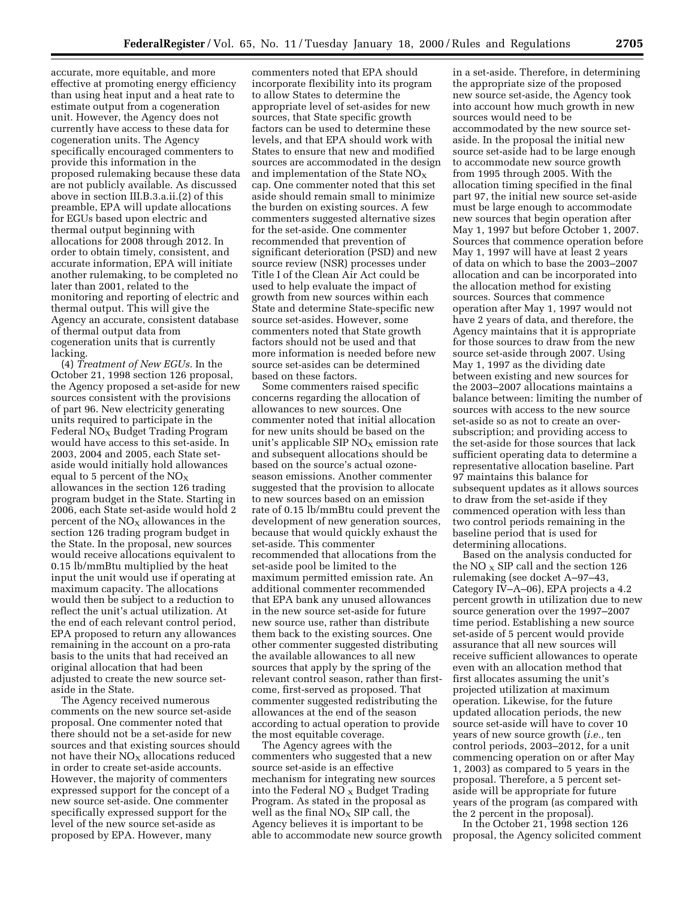accurate, more equitable, and more effective at promoting energy efficiency than using heat input and a heat rate to estimate output from a cogeneration unit. However, the Agency does not currently have access to these data for cogeneration units. The Agency specifically encouraged commenters to provide this information in the proposed rulemaking because these data are not publicly available. As discussed above in section III.B.3.a.ii.(2) of this preamble, EPA will update allocations for EGUs based upon electric and thermal output beginning with allocations for 2008 through 2012. In order to obtain timely, consistent, and accurate information, EPA will initiate another rulemaking, to be completed no later than 2001, related to the monitoring and reporting of electric and thermal output. This will give the Agency an accurate, consistent database of thermal output data from cogeneration units that is currently lacking.

(4) *Treatment of New EGUs.* In the October 21, 1998 section 126 proposal, the Agency proposed a set-aside for new sources consistent with the provisions of part 96. New electricity generating units required to participate in the Federal $NO_X$ Budget Trading Program would have access to this set-aside. In 2003, 2004 and 2005, each State set-aside would initially hold allowances equal to 5 percent of the $NO_X$ allowances in the section 126 trading program budget in the State. Starting in 2006, each State set-aside would hold 2 percent of the $NO_X$ allowances in the section 126 trading program budget in the State. In the proposal, new sources would receive allocations equivalent to 0.15 lb/mmBtu multiplied by the heat input the unit would use if operating at maximum capacity. The allocations would then be subject to a reduction to reflect the unit's actual utilization. At the end of each relevant control period, EPA proposed to return any allowances remaining in the account on a pro-rata basis to the units that had received an original allocation that had been adjusted to create the new source set-aside in the State.

The Agency received numerous comments on the new source set-aside proposal. One commenter noted that there should not be a set-aside for new sources and that existing sources should not have their $NO_X$ allocations reduced in order to create set-aside accounts. However, the majority of commenters expressed support for the concept of a new source set-aside. One commenter specifically expressed support for the level of the new source set-aside as proposed by EPA. However, many commenters noted that EPA should incorporate flexibility into its program to allow States to determine the appropriate level of set-asides for new sources, that State specific growth factors can be used to determine these levels, and that EPA should work with States to ensure that new and modified sources are accommodated in the design and implementation of the State $NO_X$ cap. One commenter noted that this set aside should remain small to minimize the burden on existing sources. A few commenters suggested alternative sizes for the set-aside. One commenter recommended that prevention of significant deterioration (PSD) and new source review (NSR) processes under Title I of the Clean Air Act could be used to help evaluate the impact of growth from new sources within each State and determine State-specific new source set-asides. However, some commenters noted that State growth factors should not be used and that more information is needed before new source set-asides can be determined based on these factors.

Some commenters raised specific concerns regarding the allocation of allowances to new sources. One commenter noted that initial allocation for new units should be based on the unit's applicable SIP $NO_X$ emission rate and subsequent allocations should be based on the source's actual ozone-season emissions. Another commenter suggested that the provision to allocate to new sources based on an emission rate of 0.15 lb/mmBtu could prevent the development of new generation sources, because that would quickly exhaust the set-aside. This commenter recommended that allocations from the set-aside pool be limited to the maximum permitted emission rate. An additional commenter recommended that EPA bank any unused allowances in the new source set-aside for future new source use, rather than distribute them back to the existing sources. One other commenter suggested distributing the available allowances to all new sources that apply by the spring of the relevant control season, rather than first-come, first-served as proposed. That commenter suggested redistributing the allowances at the end of the season according to actual operation to provide the most equitable coverage.

The Agency agrees with the commenters who suggested that a new source set-aside is an effective mechanism for integrating new sources into the Federal $NO_X$ Budget Trading Program. As stated in the proposal as well as the final $NO_X$ SIP call, the Agency believes it is important to be able to accommodate new source growth in a set-aside. Therefore, in determining the appropriate size of the proposed new source set-aside, the Agency took into account how much growth in new sources would need to be accommodated by the new source set-aside. In the proposal the initial new source set-aside had to be large enough to accommodate new source growth from 1995 through 2005. With the allocation timing specified in the final part 97, the initial new source set-aside must be large enough to accommodate new sources that begin operation after May 1, 1997 but before October 1, 2007. Sources that commence operation before May 1, 1997 will have at least 2 years of data on which to base the 2003–2007 allocation and can be incorporated into the allocation method for existing sources. Sources that commence operation after May 1, 1997 would not have 2 years of data, and therefore, the Agency maintains that it is appropriate for those sources to draw from the new source set-aside through 2007. Using May 1, 1997 as the dividing date between existing and new sources for the 2003–2007 allocations maintains a balance between: limiting the number of sources with access to the new source set-aside so as not to create an over-subscription; and providing access to the set-aside for those sources that lack sufficient operating data to determine a representative allocation baseline. Part 97 maintains this balance for subsequent updates as it allows sources to draw from the set-aside if they commenced operation with less than two control periods remaining in the baseline period that is used for determining allocations.

Based on the analysis conducted for the $NO_X$ SIP call and the section 126 rulemaking (see docket A–97–43, Category IV–A–06), EPA projects a 4.2 percent growth in utilization due to new source generation over the 1997–2007 time period. Establishing a new source set-aside of 5 percent would provide assurance that all new sources will receive sufficient allowances to operate even with an allocation method that first allocates assuming the unit's projected utilization at maximum operation. Likewise, for the future updated allocation periods, the new source set-aside will have to cover 10 years of new source growth (*i.e.,* ten control periods, 2003–2012, for a unit commencing operation on or after May 1, 2003) as compared to 5 years in the proposal. Therefore, a 5 percent set-aside will be appropriate for future years of the program (as compared with the 2 percent in the proposal).

In the October 21, 1998 section 126 proposal, the Agency solicited comment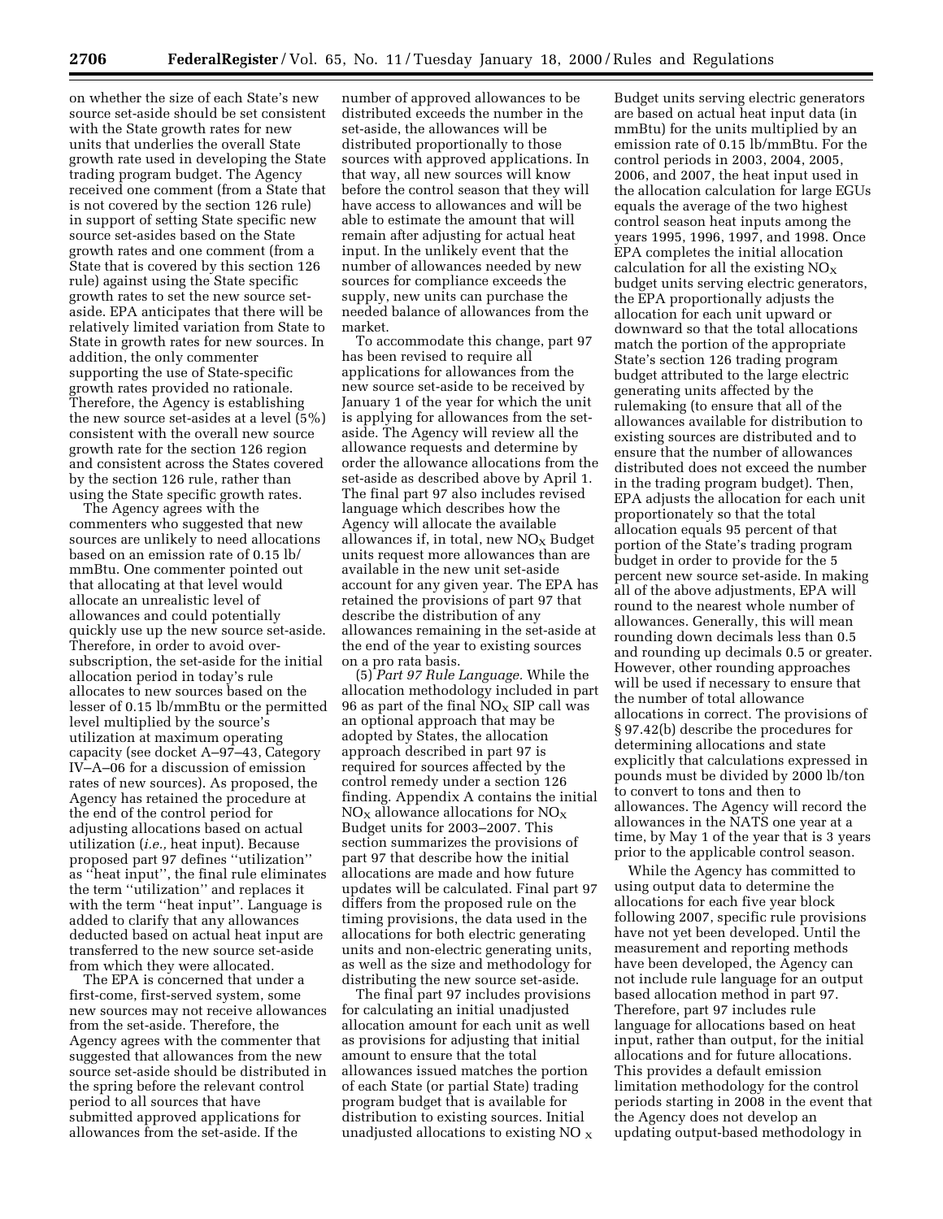on whether the size of each State's new source set-aside should be set consistent with the State growth rates for new units that underlies the overall State growth rate used in developing the State trading program budget. The Agency received one comment (from a State that is not covered by the section 126 rule) in support of setting State specific new source set-asides based on the State growth rates and one comment (from a State that is covered by this section 126 rule) against using the State specific growth rates to set the new source set-aside. EPA anticipates that there will be relatively limited variation from State to State in growth rates for new sources. In addition, the only commenter supporting the use of State-specific growth rates provided no rationale. Therefore, the Agency is establishing the new source set-asides at a level (5%) consistent with the overall new source growth rate for the section 126 region and consistent across the States covered by the section 126 rule, rather than using the State specific growth rates.

The Agency agrees with the commenters who suggested that new sources are unlikely to need allocations based on an emission rate of 0.15 lb/mmBtu. One commenter pointed out that allocating at that level would allocate an unrealistic level of allowances and could potentially quickly use up the new source set-aside. Therefore, in order to avoid over-subscription, the set-aside for the initial allocation period in today's rule allocates to new sources based on the lesser of 0.15 lb/mmBtu or the permitted level multiplied by the source's utilization at maximum operating capacity (see docket A–97–43, Category IV–A–06 for a discussion of emission rates of new sources). As proposed, the Agency has retained the procedure at the end of the control period for adjusting allocations based on actual utilization (*i.e.,* heat input). Because proposed part 97 defines "utilization" as "heat input", the final rule eliminates the term "utilization" and replaces it with the term "heat input". Language is added to clarify that any allowances deducted based on actual heat input are transferred to the new source set-aside from which they were allocated.

The EPA is concerned that under a first-come, first-served system, some new sources may not receive allowances from the set-aside. Therefore, the Agency agrees with the commenter that suggested that allowances from the new source set-aside should be distributed in the spring before the relevant control period to all sources that have submitted approved applications for allowances from the set-aside. If the number of approved allowances to be distributed exceeds the number in the set-aside, the allowances will be distributed proportionally to those sources with approved applications. In that way, all new sources will know before the control season that they will have access to allowances and will be able to estimate the amount that will remain after adjusting for actual heat input. In the unlikely event that the number of allowances needed by new sources for compliance exceeds the supply, new units can purchase the needed balance of allowances from the market.

To accommodate this change, part 97 has been revised to require all applications for allowances from the new source set-aside to be received by January 1 of the year for which the unit is applying for allowances from the set-aside. The Agency will review all the allowance requests and determine by order the allowance allocations from the set-aside as described above by April 1. The final part 97 also includes revised language which describes how the Agency will allocate the available allowances if, in total, new $NO_X$ Budget units request more allowances than are available in the new unit set-aside account for any given year. The EPA has retained the provisions of part 97 that describe the distribution of any allowances remaining in the set-aside at the end of the year to existing sources on a pro rata basis.

(5) *Part 97 Rule Language.* While the allocation methodology included in part 96 as part of the final $NO_X$ SIP call was an optional approach that may be adopted by States, the allocation approach described in part 97 is required for sources affected by the control remedy under a section 126 finding. Appendix A contains the initial $NO_X$ allowance allocations for $NO_X$ Budget units for 2003–2007. This section summarizes the provisions of part 97 that describe how the initial allocations are made and how future updates will be calculated. Final part 97 differs from the proposed rule on the timing provisions, the data used in the allocations for both electric generating units and non-electric generating units, as well as the size and methodology for distributing the new source set-aside.

The final part 97 includes provisions for calculating an initial unadjusted allocation amount for each unit as well as provisions for adjusting that initial amount to ensure that the total allowances issued matches the portion of each State (or partial State) trading program budget that is available for distribution to existing sources. Initial unadjusted allocations to existing $NO_X$ Budget units serving electric generators are based on actual heat input data (in mmBtu) for the units multiplied by an emission rate of 0.15 lb/mmBtu. For the control periods in 2003, 2004, 2005, 2006, and 2007, the heat input used in the allocation calculation for large EGUs equals the average of the two highest control season heat inputs among the years 1995, 1996, 1997, and 1998. Once EPA completes the initial allocation calculation for all the existing $NO_X$ budget units serving electric generators, the EPA proportionally adjusts the allocation for each unit upward or downward so that the total allocations match the portion of the appropriate State's section 126 trading program budget attributed to the large electric generating units affected by the rulemaking (to ensure that all of the allowances available for distribution to existing sources are distributed and to ensure that the number of allowances distributed does not exceed the number in the trading program budget). Then, EPA adjusts the allocation for each unit proportionately so that the total allocation equals 95 percent of that portion of the State's trading program budget in order to provide for the 5 percent new source set-aside. In making all of the above adjustments, EPA will round to the nearest whole number of allowances. Generally, this will mean rounding down decimals less than 0.5 and rounding up decimals 0.5 or greater. However, other rounding approaches will be used if necessary to ensure that the number of total allowance allocations in correct. The provisions of § 97.42(b) describe the procedures for determining allocations and state explicitly that calculations expressed in pounds must be divided by 2000 lb/ton to convert to tons and then to allowances. The Agency will record the allowances in the NATS one year at a time, by May 1 of the year that is 3 years prior to the applicable control season.

While the Agency has committed to using output data to determine the allocations for each five year block following 2007, specific rule provisions have not yet been developed. Until the measurement and reporting methods have been developed, the Agency can not include rule language for an output based allocation method in part 97. Therefore, part 97 includes rule language for allocations based on heat input, rather than output, for the initial allocations and for future allocations. This provides a default emission limitation methodology for the control periods starting in 2008 in the event that the Agency does not develop an updating output-based methodology in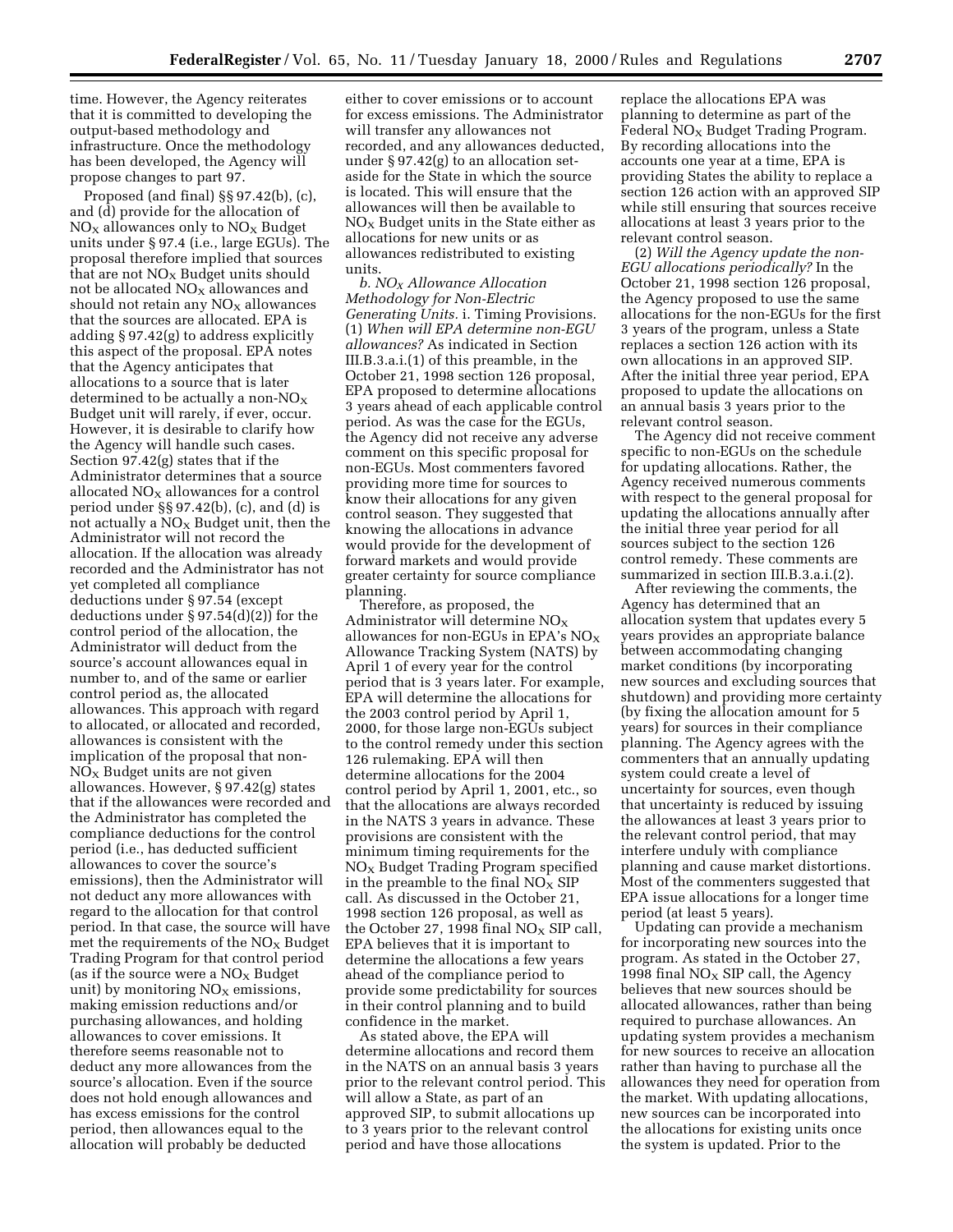time. However, the Agency reiterates that it is committed to developing the output-based methodology and infrastructure. Once the methodology has been developed, the Agency will propose changes to part 97.

Proposed (and final) §§ 97.42(b), (c), and (d) provide for the allocation of $NO_X$ allowances only to $NO_X$ Budget units under § 97.4 (i.e., large EGUs). The proposal therefore implied that sources that are not $NO_X$ Budget units should not be allocated $NO_X$ allowances and should not retain any $NO_X$ allowances that the sources are allocated. EPA is adding § 97.42(g) to address explicitly this aspect of the proposal. EPA notes that the Agency anticipates that allocations to a source that is later determined to be actually a non-$NO_X$ Budget unit will rarely, if ever, occur. However, it is desirable to clarify how the Agency will handle such cases. Section 97.42(g) states that if the Administrator determines that a source allocated $NO_X$ allowances for a control period under §§ 97.42(b), (c), and (d) is not actually a $NO_X$ Budget unit, then the Administrator will not record the allocation. If the allocation was already recorded and the Administrator has not yet completed all compliance deductions under § 97.54 (except deductions under § 97.54(d)(2)) for the control period of the allocation, the Administrator will deduct from the source's account allowances equal in number to, and of the same or earlier control period as, the allocated allowances. This approach with regard to allocated, or allocated and recorded, allowances is consistent with the implication of the proposal that non-$NO_X$ Budget units are not given allowances. However, § 97.42(g) states that if the allowances were recorded and the Administrator has completed the compliance deductions for the control period (i.e., has deducted sufficient allowances to cover the source's emissions), then the Administrator will not deduct any more allowances with regard to the allocation for that control period. In that case, the source will have met the requirements of the $NO_X$ Budget Trading Program for that control period (as if the source were a $NO_X$ Budget unit) by monitoring $NO_X$ emissions, making emission reductions and/or purchasing allowances, and holding allowances to cover emissions. It therefore seems reasonable not to deduct any more allowances from the source's allocation. Even if the source does not hold enough allowances and has excess emissions for the control period, then allowances equal to the allocation will probably be deducted either to cover emissions or to account for excess emissions. The Administrator will transfer any allowances not recorded, and any allowances deducted, under § 97.42(g) to an allocation set-aside for the State in which the source is located. This will ensure that the allowances will then be available to $NO_X$ Budget units in the State either as allocations for new units or as allowances redistributed to existing units.

*b. $NO_X$ Allowance Allocation Methodology for Non-Electric Generating Units.* i. Timing Provisions. (1) *When will EPA determine non-EGU allowances?* As indicated in Section III.B.3.a.i.(1) of this preamble, in the October 21, 1998 section 126 proposal, EPA proposed to determine allocations 3 years ahead of each applicable control period. As was the case for the EGUs, the Agency did not receive any adverse comment on this specific proposal for non-EGUs. Most commenters favored providing more time for sources to know their allocations for any given control season. They suggested that knowing the allocations in advance would provide for the development of forward markets and would provide greater certainty for source compliance planning.

Therefore, as proposed, the Administrator will determine $NO_X$ allowances for non-EGUs in EPA's $NO_X$ Allowance Tracking System (NATS) by April 1 of every year for the control period that is 3 years later. For example, EPA will determine the allocations for the 2003 control period by April 1, 2000, for those large non-EGUs subject to the control remedy under this section 126 rulemaking. EPA will then determine allocations for the 2004 control period by April 1, 2001, etc., so that the allocations are always recorded in the NATS 3 years in advance. These provisions are consistent with the minimum timing requirements for the $NO_X$ Budget Trading Program specified in the preamble to the final $NO_X$ SIP call. As discussed in the October 21, 1998 section 126 proposal, as well as the October 27, 1998 final $NO_X$ SIP call, EPA believes that it is important to determine the allocations a few years ahead of the compliance period to provide some predictability for sources in their control planning and to build confidence in the market.

As stated above, the EPA will determine allocations and record them in the NATS on an annual basis 3 years prior to the relevant control period. This will allow a State, as part of an approved SIP, to submit allocations up to 3 years prior to the relevant control period and have those allocations replace the allocations EPA was planning to determine as part of the Federal $NO_X$ Budget Trading Program. By recording allocations into the accounts one year at a time, EPA is providing States the ability to replace a section 126 action with an approved SIP while still ensuring that sources receive allocations at least 3 years prior to the relevant control season.

(2) *Will the Agency update the non-EGU allocations periodically?* In the October 21, 1998 section 126 proposal, the Agency proposed to use the same allocations for the non-EGUs for the first 3 years of the program, unless a State replaces a section 126 action with its own allocations in an approved SIP. After the initial three year period, EPA proposed to update the allocations on an annual basis 3 years prior to the relevant control season.

The Agency did not receive comment specific to non-EGUs on the schedule for updating allocations. Rather, the Agency received numerous comments with respect to the general proposal for updating the allocations annually after the initial three year period for all sources subject to the section 126 control remedy. These comments are summarized in section III.B.3.a.i.(2).

After reviewing the comments, the Agency has determined that an allocation system that updates every 5 years provides an appropriate balance between accommodating changing market conditions (by incorporating new sources and excluding sources that shutdown) and providing more certainty (by fixing the allocation amount for 5 years) for sources in their compliance planning. The Agency agrees with the commenters that an annually updating system could create a level of uncertainty for sources, even though that uncertainty is reduced by issuing the allowances at least 3 years prior to the relevant control period, that may interfere unduly with compliance planning and cause market distortions. Most of the commenters suggested that EPA issue allocations for a longer time period (at least 5 years).

Updating can provide a mechanism for incorporating new sources into the program. As stated in the October 27, 1998 final $NO_X$ SIP call, the Agency believes that new sources should be allocated allowances, rather than being required to purchase allowances. An updating system provides a mechanism for new sources to receive an allocation rather than having to purchase all the allowances they need for operation from the market. With updating allocations, new sources can be incorporated into the allocations for existing units once the system is updated. Prior to the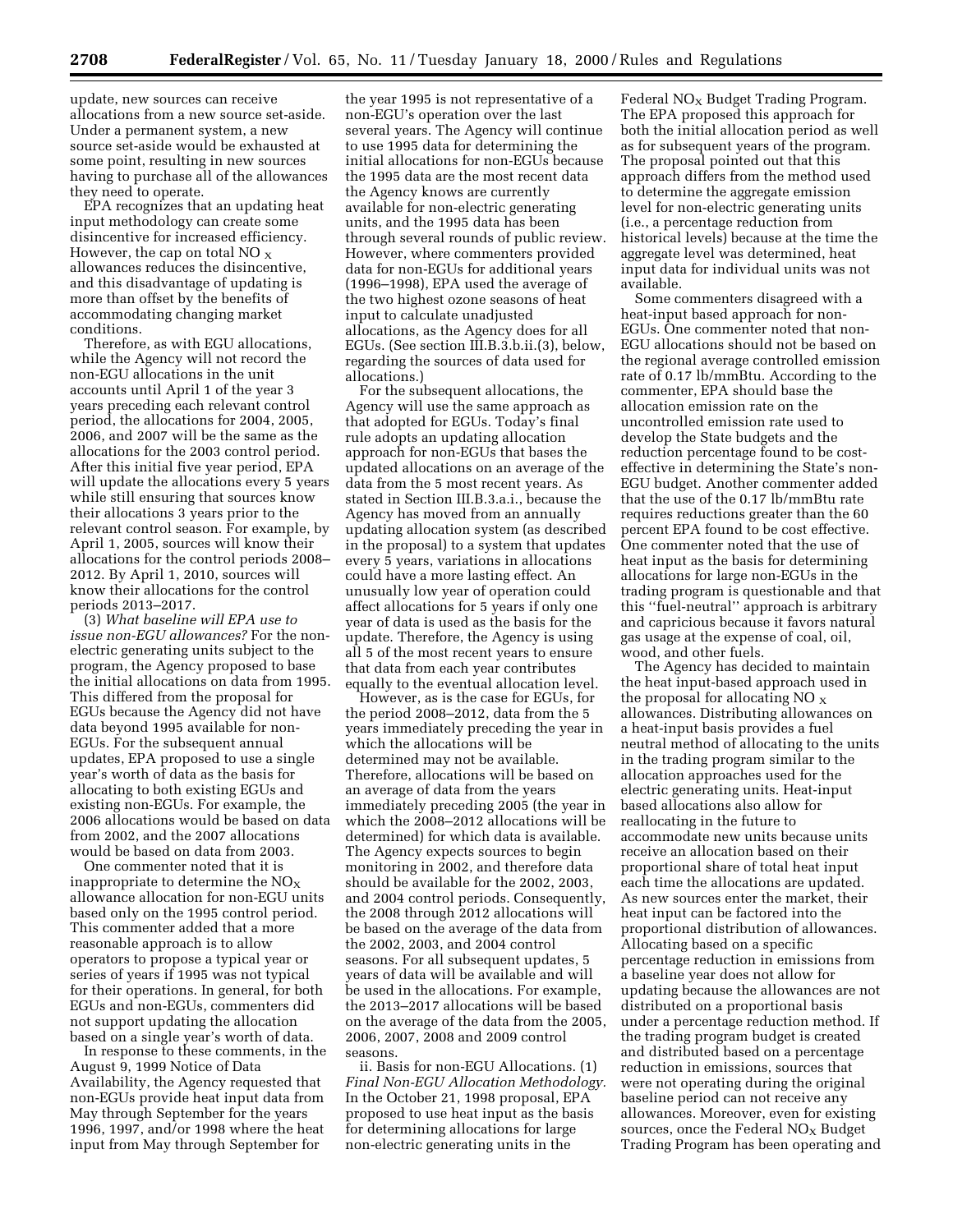update, new sources can receive allocations from a new source set-aside. Under a permanent system, a new source set-aside would be exhausted at some point, resulting in new sources having to purchase all of the allowances they need to operate.

EPA recognizes that an updating heat input methodology can create some disincentive for increased efficiency. However, the cap on total $NO_x$ allowances reduces the disincentive, and this disadvantage of updating is more than offset by the benefits of accommodating changing market conditions.

Therefore, as with EGU allocations, while the Agency will not record the non-EGU allocations in the unit accounts until April 1 of the year 3 years preceding each relevant control period, the allocations for 2004, 2005, 2006, and 2007 will be the same as the allocations for the 2003 control period. After this initial five year period, EPA will update the allocations every 5 years while still ensuring that sources know their allocations 3 years prior to the relevant control season. For example, by April 1, 2005, sources will know their allocations for the control periods 2008–2012. By April 1, 2010, sources will know their allocations for the control periods 2013–2017.

(3) *What baseline will EPA use to issue non-EGU allowances?* For the non-electric generating units subject to the program, the Agency proposed to base the initial allocations on data from 1995. This differed from the proposal for EGUs because the Agency did not have data beyond 1995 available for non-EGUs. For the subsequent annual updates, EPA proposed to use a single year's worth of data as the basis for allocating to both existing EGUs and existing non-EGUs. For example, the 2006 allocations would be based on data from 2002, and the 2007 allocations would be based on data from 2003.

One commenter noted that it is inappropriate to determine the $NO_X$ allowance allocation for non-EGU units based only on the 1995 control period. This commenter added that a more reasonable approach is to allow operators to propose a typical year or series of years if 1995 was not typical for their operations. In general, for both EGUs and non-EGUs, commenters did not support updating the allocation based on a single year's worth of data.

In response to these comments, in the August 9, 1999 Notice of Data Availability, the Agency requested that non-EGUs provide heat input data from May through September for the years 1996, 1997, and/or 1998 where the heat input from May through September for the year 1995 is not representative of a non-EGU's operation over the last several years. The Agency will continue to use 1995 data for determining the initial allocations for non-EGUs because the 1995 data are the most recent data the Agency knows are currently available for non-electric generating units, and the 1995 data has been through several rounds of public review. However, where commenters provided data for non-EGUs for additional years (1996–1998), EPA used the average of the two highest ozone seasons of heat input to calculate unadjusted allocations, as the Agency does for all EGUs. (See section III.B.3.b.ii.(3), below, regarding the sources of data used for allocations.)

For the subsequent allocations, the Agency will use the same approach as that adopted for EGUs. Today's final rule adopts an updating allocation approach for non-EGUs that bases the updated allocations on an average of the data from the 5 most recent years. As stated in Section III.B.3.a.i., because the Agency has moved from an annually updating allocation system (as described in the proposal) to a system that updates every 5 years, variations in allocations could have a more lasting effect. An unusually low year of operation could affect allocations for 5 years if only one year of data is used as the basis for the update. Therefore, the Agency is using all 5 of the most recent years to ensure that data from each year contributes equally to the eventual allocation level.

However, as is the case for EGUs, for the period 2008–2012, data from the 5 years immediately preceding the year in which the allocations will be determined may not be available. Therefore, allocations will be based on an average of data from the years immediately preceding 2005 (the year in which the 2008–2012 allocations will be determined) for which data is available. The Agency expects sources to begin monitoring in 2002, and therefore data should be available for the 2002, 2003, and 2004 control periods. Consequently, the 2008 through 2012 allocations will be based on the average of the data from the 2002, 2003, and 2004 control seasons. For all subsequent updates, 5 years of data will be available and will be used in the allocations. For example, the 2013–2017 allocations will be based on the average of the data from the 2005, 2006, 2007, 2008 and 2009 control seasons.

ii. Basis for non-EGU Allocations. (1) *Final Non-EGU Allocation Methodology.* In the October 21, 1998 proposal, EPA proposed to use heat input as the basis for determining allocations for large non-electric generating units in the Federal $NO_X$ Budget Trading Program. The EPA proposed this approach for both the initial allocation period as well as for subsequent years of the program. The proposal pointed out that this approach differs from the method used to determine the aggregate emission level for non-electric generating units (i.e., a percentage reduction from historical levels) because at the time the aggregate level was determined, heat input data for individual units was not available.

Some commenters disagreed with a heat-input based approach for non-EGUs. One commenter noted that non-EGU allocations should not be based on the regional average controlled emission rate of 0.17 lb/mmBtu. According to the commenter, EPA should base the allocation emission rate on the uncontrolled emission rate used to develop the State budgets and the reduction percentage found to be cost-effective in determining the State's non-EGU budget. Another commenter added that the use of the 0.17 lb/mmBtu rate requires reductions greater than the 60 percent EPA found to be cost effective. One commenter noted that the use of heat input as the basis for determining allocations for large non-EGUs in the trading program is questionable and that this ''fuel-neutral'' approach is arbitrary and capricious because it favors natural gas usage at the expense of coal, oil, wood, and other fuels.

The Agency has decided to maintain the heat input-based approach used in the proposal for allocating $NO_x$ allowances. Distributing allowances on a heat-input basis provides a fuel neutral method of allocating to the units in the trading program similar to the allocation approaches used for the electric generating units. Heat-input based allocations also allow for reallocating in the future to accommodate new units because units receive an allocation based on their proportional share of total heat input each time the allocations are updated. As new sources enter the market, their heat input can be factored into the proportional distribution of allowances. Allocating based on a specific percentage reduction in emissions from a baseline year does not allow for updating because the allowances are not distributed on a proportional basis under a percentage reduction method. If the trading program budget is created and distributed based on a percentage reduction in emissions, sources that were not operating during the original baseline period can not receive any allowances. Moreover, even for existing sources, once the Federal $NO_X$ Budget Trading Program has been operating and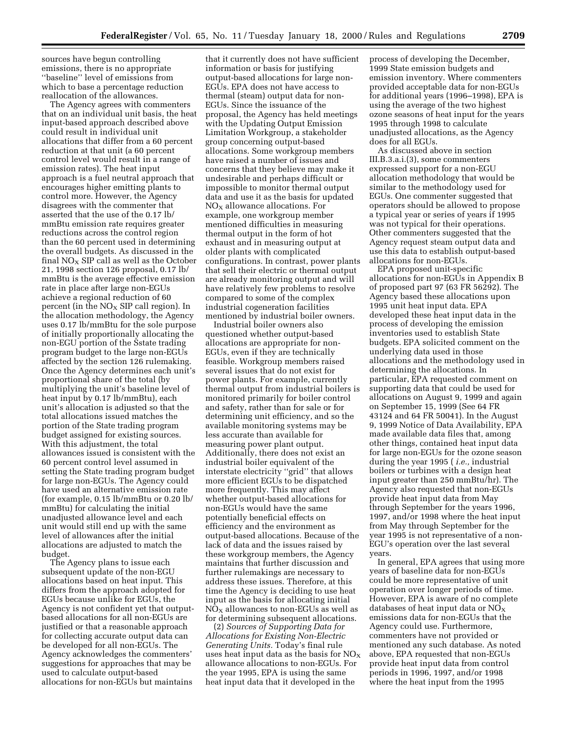sources have begun controlling emissions, there is no appropriate ''baseline'' level of emissions from which to base a percentage reduction reallocation of the allowances.

The Agency agrees with commenters that on an individual unit basis, the heat input-based approach described above could result in individual unit allocations that differ from a 60 percent reduction at that unit (a 60 percent control level would result in a range of emission rates). The heat input approach is a fuel neutral approach that encourages higher emitting plants to control more. However, the Agency disagrees with the commenter that asserted that the use of the 0.17 lb/mmBtu emission rate requires greater reductions across the control region than the 60 percent used in determining the overall budgets. As discussed in the final $NO_X$ SIP call as well as the October 21, 1998 section 126 proposal, 0.17 lb/mmBtu is the average effective emission rate in place after large non-EGUs achieve a regional reduction of 60 percent (in the $NO_X$ SIP call region). In the allocation methodology, the Agency uses 0.17 lb/mmBtu for the sole purpose of initially proportionally allocating the non-EGU portion of the Sstate trading program budget to the large non-EGUs affected by the section 126 rulemaking. Once the Agency determines each unit's proportional share of the total (by multiplying the unit's baseline level of heat input by 0.17 lb/mmBtu), each unit's allocation is adjusted so that the total allocations issued matches the portion of the State trading program budget assigned for existing sources. With this adjustment, the total allowances issued is consistent with the 60 percent control level assumed in setting the State trading program budget for large non-EGUs. The Agency could have used an alternative emission rate (for example, 0.15 lb/mmBtu or 0.20 lb/mmBtu) for calculating the initial unadjusted allowance level and each unit would still end up with the same level of allowances after the initial allocations are adjusted to match the budget.

The Agency plans to issue each subsequent update of the non-EGU allocations based on heat input. This differs from the approach adopted for EGUs because unlike for EGUs, the Agency is not confident yet that output-based allocations for all non-EGUs are justified or that a reasonable approach for collecting accurate output data can be developed for all non-EGUs. The Agency acknowledges the commenters' suggestions for approaches that may be used to calculate output-based allocations for non-EGUs but maintains that it currently does not have sufficient information or basis for justifying output-based allocations for large non-EGUs. EPA does not have access to thermal (steam) output data for non-EGUs. Since the issuance of the proposal, the Agency has held meetings with the Updating Output Emission Limitation Workgroup, a stakeholder group concerning output-based allocations. Some workgroup members have raised a number of issues and concerns that they believe may make it undesirable and perhaps difficult or impossible to monitor thermal output data and use it as the basis for updated $NO_X$ allowance allocations. For example, one workgroup member mentioned difficulties in measuring thermal output in the form of hot exhaust and in measuring output at older plants with complicated configurations. In contrast, power plants that sell their electric or thermal output are already monitoring output and will have relatively few problems to resolve compared to some of the complex industrial cogeneration facilities mentioned by industrial boiler owners.

Industrial boiler owners also questioned whether output-based allocations are appropriate for non-EGUs, even if they are technically feasible. Workgroup members raised several issues that do not exist for power plants. For example, currently thermal output from industrial boilers is monitored primarily for boiler control and safety, rather than for sale or for determining unit efficiency, and so the available monitoring systems may be less accurate than available for measuring power plant output. Additionally, there does not exist an industrial boiler equivalent of the interstate electricity ''grid'' that allows more efficient EGUs to be dispatched more frequently. This may affect whether output-based allocations for non-EGUs would have the same potentially beneficial effects on efficiency and the environment as output-based allocations. Because of the lack of data and the issues raised by these workgroup members, the Agency maintains that further discussion and further rulemakings are necessary to address these issues. Therefore, at this time the Agency is deciding to use heat input as the basis for allocating initial $NO_X$ allowances to non-EGUs as well as for determining subsequent allocations.

(2) *Sources of Supporting Data for Allocations for Existing Non-Electric Generating Units.* Today's final rule uses heat input data as the basis for $NO_X$ allowance allocations to non-EGUs. For the year 1995, EPA is using the same heat input data that it developed in the process of developing the December, 1999 State emission budgets and emission inventory. Where commenters provided acceptable data for non-EGUs for additional years (1996–1998), EPA is using the average of the two highest ozone seasons of heat input for the years 1995 through 1998 to calculate unadjusted allocations, as the Agency does for all EGUs.

As discussed above in section III.B.3.a.i.(3), some commenters expressed support for a non-EGU allocation methodology that would be similar to the methodology used for EGUs. One commenter suggested that operators should be allowed to propose a typical year or series of years if 1995 was not typical for their operations. Other commenters suggested that the Agency request steam output data and use this data to establish output-based allocations for non-EGUs.

EPA proposed unit-specific allocations for non-EGUs in Appendix B of proposed part 97 (63 FR 56292). The Agency based these allocations upon 1995 unit heat input data. EPA developed these heat input data in the process of developing the emission inventories used to establish State budgets. EPA solicited comment on the underlying data used in those allocations and the methodology used in determining the allocations. In particular, EPA requested comment on supporting data that could be used for allocations on August 9, 1999 and again on September 15, 1999 (See 64 FR 43124 and 64 FR 50041). In the August 9, 1999 Notice of Data Availability, EPA made available data files that, among other things, contained heat input data for large non-EGUs for the ozone season during the year 1995 ( *i.e.,* industrial boilers or turbines with a design heat input greater than 250 mmBtu/hr). The Agency also requested that non-EGUs provide heat input data from May through September for the years 1996, 1997, and/or 1998 where the heat input from May through September for the year 1995 is not representative of a non-EGU's operation over the last several years.

In general, EPA agrees that using more years of baseline data for non-EGUs could be more representative of unit operation over longer periods of time. However, EPA is aware of no complete databases of heat input data or $NO_X$ emissions data for non-EGUs that the Agency could use. Furthermore, commenters have not provided or mentioned any such database. As noted above, EPA requested that non-EGUs provide heat input data from control periods in 1996, 1997, and/or 1998 where the heat input from the 1995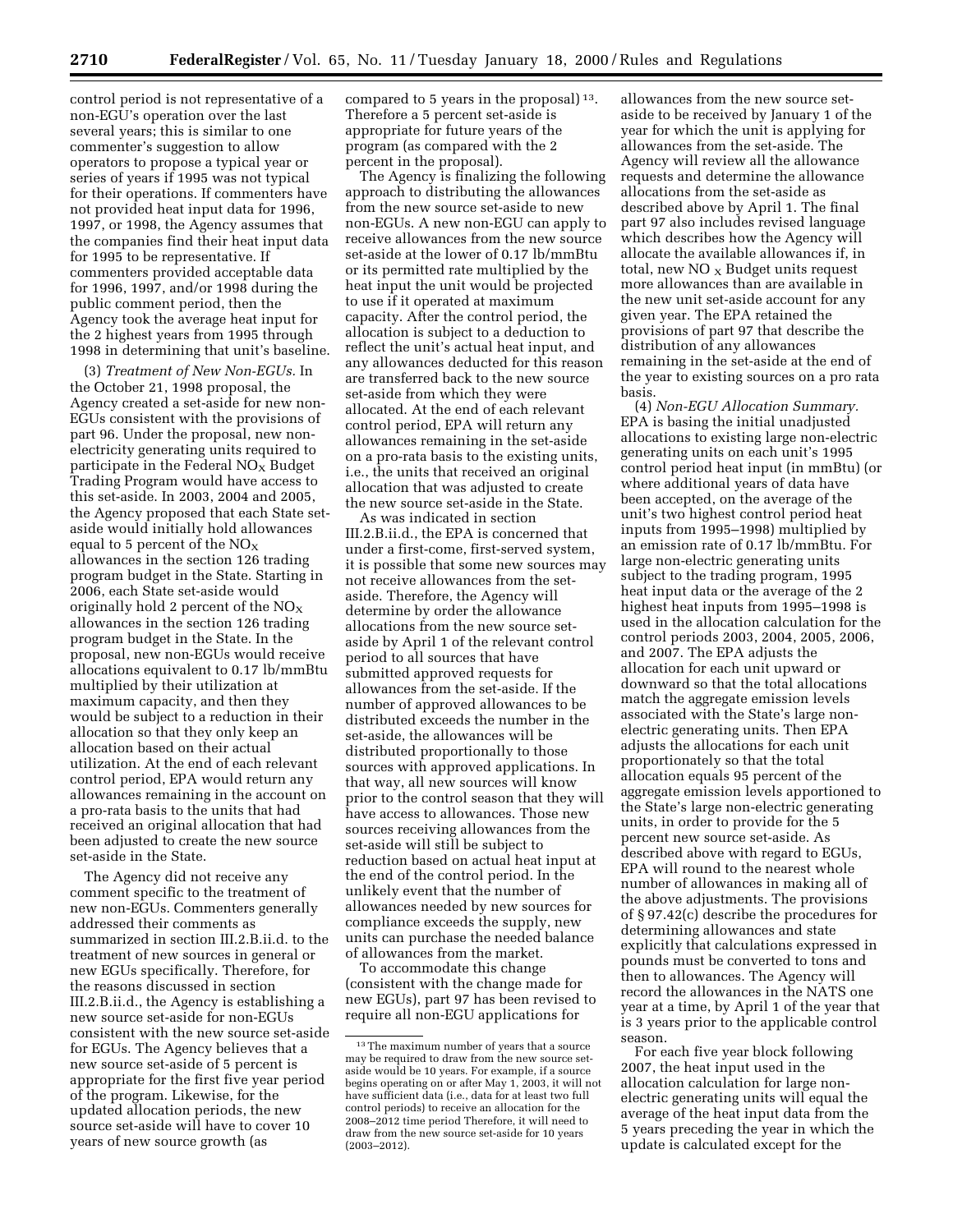control period is not representative of a non-EGU's operation over the last several years; this is similar to one commenter's suggestion to allow operators to propose a typical year or series of years if 1995 was not typical for their operations. If commenters have not provided heat input data for 1996, 1997, or 1998, the Agency assumes that the companies find their heat input data for 1995 to be representative. If commenters provided acceptable data for 1996, 1997, and/or 1998 during the public comment period, then the Agency took the average heat input for the 2 highest years from 1995 through 1998 in determining that unit's baseline.

(3) *Treatment of New Non-EGUs.* In the October 21, 1998 proposal, the Agency created a set-aside for new non-EGUs consistent with the provisions of part 96. Under the proposal, new non-electricity generating units required to participate in the Federal $NO_X$ Budget Trading Program would have access to this set-aside. In 2003, 2004 and 2005, the Agency proposed that each State set-aside would initially hold allowances equal to 5 percent of the $NO_X$ allowances in the section 126 trading program budget in the State. Starting in 2006, each State set-aside would originally hold 2 percent of the $NO_X$ allowances in the section 126 trading program budget in the State. In the proposal, new non-EGUs would receive allocations equivalent to 0.17 lb/mmBtu multiplied by their utilization at maximum capacity, and then they would be subject to a reduction in their allocation so that they only keep an allocation based on their actual utilization. At the end of each relevant control period, EPA would return any allowances remaining in the account on a pro-rata basis to the units that had received an original allocation that had been adjusted to create the new source set-aside in the State.

The Agency did not receive any comment specific to the treatment of new non-EGUs. Commenters generally addressed their comments as summarized in section III.2.B.ii.d. to the treatment of new sources in general or new EGUs specifically. Therefore, for the reasons discussed in section III.2.B.ii.d., the Agency is establishing a new source set-aside for non-EGUs consistent with the new source set-aside for EGUs. The Agency believes that a new source set-aside of 5 percent is appropriate for the first five year period of the program. Likewise, for the updated allocation periods, the new source set-aside will have to cover 10 years of new source growth (as compared to 5 years in the proposal)[13]. Therefore a 5 percent set-aside is appropriate for future years of the program (as compared with the 2 percent in the proposal).

The Agency is finalizing the following approach to distributing the allowances from the new source set-aside to new non-EGUs. A new non-EGU can apply to receive allowances from the new source set-aside at the lower of 0.17 lb/mmBtu or its permitted rate multiplied by the heat input the unit would be projected to use if it operated at maximum capacity. After the control period, the allocation is subject to a deduction to reflect the unit's actual heat input, and any allowances deducted for this reason are transferred back to the new source set-aside from which they were allocated. At the end of each relevant control period, EPA will return any allowances remaining in the set-aside on a pro-rata basis to the existing units, i.e., the units that received an original allocation that was adjusted to create the new source set-aside in the State.

As was indicated in section III.2.B.ii.d., the EPA is concerned that under a first-come, first-served system, it is possible that some new sources may not receive allowances from the set-aside. Therefore, the Agency will determine by order the allowance allocations from the new source set-aside by April 1 of the relevant control period to all sources that have submitted approved requests for allowances from the set-aside. If the number of approved allowances to be distributed exceeds the number in the set-aside, the allowances will be distributed proportionally to those sources with approved applications. In that way, all new sources will know prior to the control season that they will have access to allowances. Those new sources receiving allowances from the set-aside will still be subject to reduction based on actual heat input at the end of the control period. In the unlikely event that the number of allowances needed by new sources for compliance exceeds the supply, new units can purchase the needed balance of allowances from the market.

To accommodate this change (consistent with the change made for new EGUs), part 97 has been revised to require all non-EGU applications for allowances from the new source set-aside to be received by January 1 of the year for which the unit is applying for allowances from the set-aside. The Agency will review all the allowance requests and determine the allowance allocations from the set-aside as described above by April 1. The final part 97 also includes revised language which describes how the Agency will allocate the available allowances if, in total, new $NO_X$ Budget units request more allowances than are available in the new unit set-aside account for any given year. The EPA retained the provisions of part 97 that describe the distribution of any allowances remaining in the set-aside at the end of the year to existing sources on a pro rata basis.

(4) *Non-EGU Allocation Summary.* EPA is basing the initial unadjusted allocations to existing large non-electric generating units on each unit's 1995 control period heat input (in mmBtu) (or where additional years of data have been accepted, on the average of the unit's two highest control period heat inputs from 1995–1998) multiplied by an emission rate of 0.17 lb/mmBtu. For large non-electric generating units subject to the trading program, 1995 heat input data or the average of the 2 highest heat inputs from 1995–1998 is used in the allocation calculation for the control periods 2003, 2004, 2005, 2006, and 2007. The EPA adjusts the allocation for each unit upward or downward so that the total allocations match the aggregate emission levels associated with the State's large non-electric generating units. Then EPA adjusts the allocations for each unit proportionately so that the total allocation equals 95 percent of the aggregate emission levels apportioned to the State's large non-electric generating units, in order to provide for the 5 percent new source set-aside. As described above with regard to EGUs, EPA will round to the nearest whole number of allowances in making all of the above adjustments. The provisions of § 97.42(c) describe the procedures for determining allowances and state explicitly that calculations expressed in pounds must be converted to tons and then to allowances. The Agency will record the allowances in the NATS one year at a time, by April 1 of the year that is 3 years prior to the applicable control season.

For each five year block following 2007, the heat input used in the allocation calculation for large non-electric generating units will equal the average of the heat input data from the 5 years preceding the year in which the update is calculated except for the

[13] The maximum number of years that a source may be required to draw from the new source set-aside would be 10 years. For example, if a source begins operating on or after May 1, 2003, it will not have sufficient data (i.e., data for at least two full control periods) to receive an allocation for the 2008–2012 time period Therefore, it will need to draw from the new source set-aside for 10 years (2003–2012).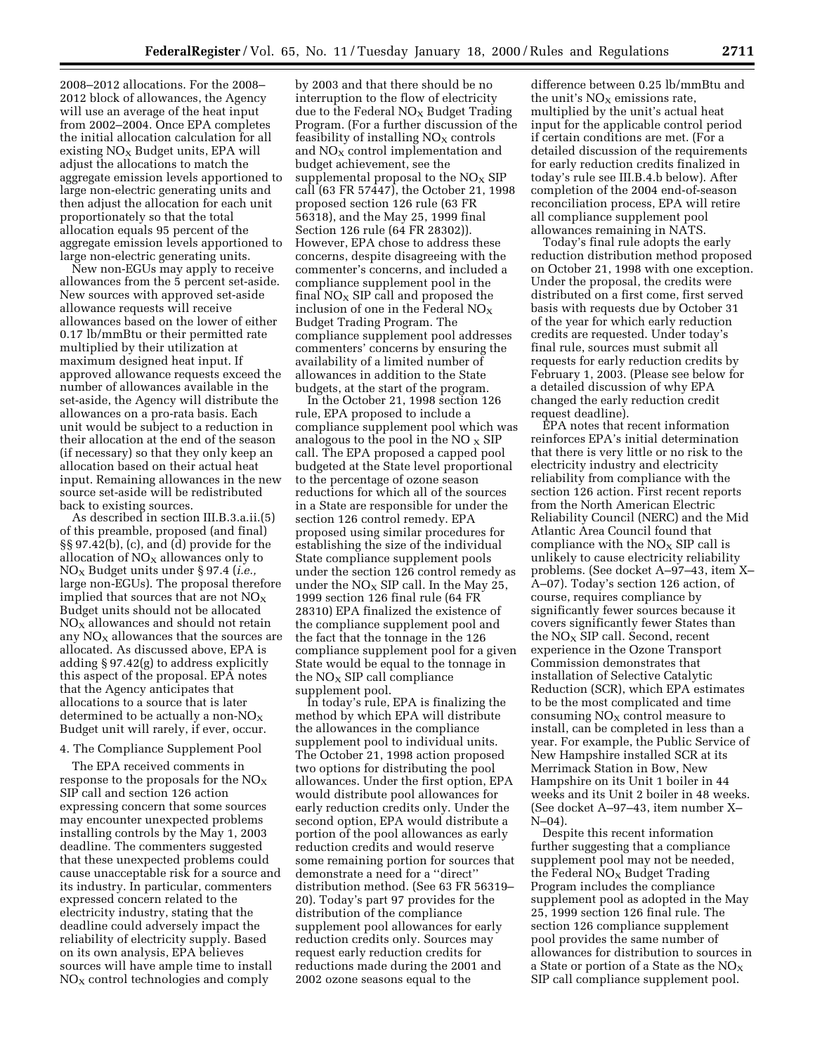2008–2012 allocations. For the 2008–2012 block of allowances, the Agency will use an average of the heat input from 2002–2004. Once EPA completes the initial allocation calculation for all existing $NO_X$ Budget units, EPA will adjust the allocations to match the aggregate emission levels apportioned to large non-electric generating units and then adjust the allocation for each unit proportionately so that the total allocation equals 95 percent of the aggregate emission levels apportioned to large non-electric generating units.

New non-EGUs may apply to receive allowances from the 5 percent set-aside. New sources with approved set-aside allowance requests will receive allowances based on the lower of either 0.17 lb/mmBtu or their permitted rate multiplied by their utilization at maximum designed heat input. If approved allowance requests exceed the number of allowances available in the set-aside, the Agency will distribute the allowances on a pro-rata basis. Each unit would be subject to a reduction in their allocation at the end of the season (if necessary) so that they only keep an allocation based on their actual heat input. Remaining allowances in the new source set-aside will be redistributed back to existing sources.

As described in section III.B.3.a.ii.(5) of this preamble, proposed (and final) §§ 97.42(b), (c), and (d) provide for the allocation of $NO_X$ allowances only to $NO_X$ Budget units under § 97.4 (*i.e.,* large non-EGUs). The proposal therefore implied that sources that are not $NO_X$ Budget units should not be allocated $NO_X$ allowances and should not retain any $NO_X$ allowances that the sources are allocated. As discussed above, EPA is adding § 97.42(g) to address explicitly this aspect of the proposal. EPA notes that the Agency anticipates that allocations to a source that is later determined to be actually a non-$NO_X$ Budget unit will rarely, if ever, occur.

4. The Compliance Supplement Pool

The EPA received comments in response to the proposals for the $NO_X$ SIP call and section 126 action expressing concern that some sources may encounter unexpected problems installing controls by the May 1, 2003 deadline. The commenters suggested that these unexpected problems could cause unacceptable risk for a source and its industry. In particular, commenters expressed concern related to the electricity industry, stating that the deadline could adversely impact the reliability of electricity supply. Based on its own analysis, EPA believes sources will have ample time to install $NO_X$ control technologies and comply by 2003 and that there should be no interruption to the flow of electricity due to the Federal $NO_X$ Budget Trading Program. (For a further discussion of the feasibility of installing $NO_X$ controls and $NO_X$ control implementation and budget achievement, see the supplemental proposal to the $NO_X$ SIP call (63 FR 57447), the October 21, 1998 proposed section 126 rule (63 FR 56318), and the May 25, 1999 final Section 126 rule (64 FR 28302)). However, EPA chose to address these concerns, despite disagreeing with the commenter's concerns, and included a compliance supplement pool in the final $NO_X$ SIP call and proposed the inclusion of one in the Federal $NO_X$ Budget Trading Program. The compliance supplement pool addresses commenters' concerns by ensuring the availability of a limited number of allowances in addition to the State budgets, at the start of the program.

In the October 21, 1998 section 126 rule, EPA proposed to include a compliance supplement pool which was analogous to the pool in the $NO_X$ SIP call. The EPA proposed a capped pool budgeted at the State level proportional to the percentage of ozone season reductions for which all of the sources in a State are responsible for under the section 126 control remedy. EPA proposed using similar procedures for establishing the size of the individual State compliance supplement pools under the section 126 control remedy as under the $NO_X$ SIP call. In the May 25, 1999 section 126 final rule (64 FR 28310) EPA finalized the existence of the compliance supplement pool and the fact that the tonnage in the 126 compliance supplement pool for a given State would be equal to the tonnage in the $NO_X$ SIP call compliance supplement pool.

In today's rule, EPA is finalizing the method by which EPA will distribute the allowances in the compliance supplement pool to individual units. The October 21, 1998 action proposed two options for distributing the pool allowances. Under the first option, EPA would distribute pool allowances for early reduction credits only. Under the second option, EPA would distribute a portion of the pool allowances as early reduction credits and would reserve some remaining portion for sources that demonstrate a need for a ''direct'' distribution method. (See 63 FR 56319–20). Today's part 97 provides for the distribution of the compliance supplement pool allowances for early reduction credits only. Sources may request early reduction credits for reductions made during the 2001 and 2002 ozone seasons equal to the difference between 0.25 lb/mmBtu and the unit's $NO_X$ emissions rate, multiplied by the unit's actual heat input for the applicable control period if certain conditions are met. (For a detailed discussion of the requirements for early reduction credits finalized in today's rule see III.B.4.b below). After completion of the 2004 end-of-season reconciliation process, EPA will retire all compliance supplement pool allowances remaining in NATS.

Today's final rule adopts the early reduction distribution method proposed on October 21, 1998 with one exception. Under the proposal, the credits were distributed on a first come, first served basis with requests due by October 31 of the year for which early reduction credits are requested. Under today's final rule, sources must submit all requests for early reduction credits by February 1, 2003. (Please see below for a detailed discussion of why EPA changed the early reduction credit request deadline).

EPA notes that recent information reinforces EPA's initial determination that there is very little or no risk to the electricity industry and electricity reliability from compliance with the section 126 action. First recent reports from the North American Electric Reliability Council (NERC) and the Mid Atlantic Area Council found that compliance with the $NO_X$ SIP call is unlikely to cause electricity reliability problems. (See docket A–97–43, item X–A–07). Today's section 126 action, of course, requires compliance by significantly fewer sources because it covers significantly fewer States than the $NO_X$ SIP call. Second, recent experience in the Ozone Transport Commission demonstrates that installation of Selective Catalytic Reduction (SCR), which EPA estimates to be the most complicated and time consuming $NO_X$ control measure to install, can be completed in less than a year. For example, the Public Service of New Hampshire installed SCR at its Merrimack Station in Bow, New Hampshire on its Unit 1 boiler in 44 weeks and its Unit 2 boiler in 48 weeks. (See docket A–97–43, item number X–N–04).

Despite this recent information further suggesting that a compliance supplement pool may not be needed, the Federal $NO_X$ Budget Trading Program includes the compliance supplement pool as adopted in the May 25, 1999 section 126 final rule. The section 126 compliance supplement pool provides the same number of allowances for distribution to sources in a State or portion of a State as the $NO_X$ SIP call compliance supplement pool.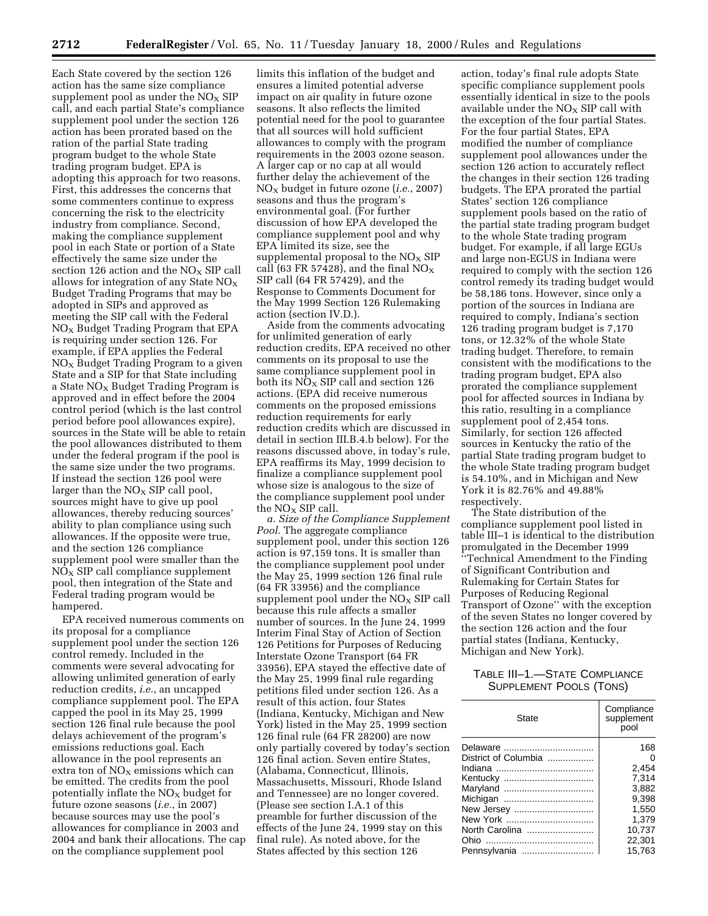Each State covered by the section 126 action has the same size compliance supplement pool as under the $NO_X$ SIP call, and each partial State's compliance supplement pool under the section 126 action has been prorated based on the ration of the partial State trading program budget to the whole State trading program budget. EPA is adopting this approach for two reasons. First, this addresses the concerns that some commenters continue to express concerning the risk to the electricity industry from compliance. Second, making the compliance supplement pool in each State or portion of a State effectively the same size under the section 126 action and the $NO_X$ SIP call allows for integration of any State $NO_X$ Budget Trading Programs that may be adopted in SIPs and approved as meeting the SIP call with the Federal $NO_X$ Budget Trading Program that EPA is requiring under section 126. For example, if EPA applies the Federal $NO_X$ Budget Trading Program to a given State and a SIP for that State including a State $NO_X$ Budget Trading Program is approved and in effect before the 2004 control period (which is the last control period before pool allowances expire), sources in the State will be able to retain the pool allowances distributed to them under the federal program if the pool is the same size under the two programs. If instead the section 126 pool were larger than the $NO_X$ SIP call pool, sources might have to give up pool allowances, thereby reducing sources' ability to plan compliance using such allowances. If the opposite were true, and the section 126 compliance supplement pool were smaller than the $NO_X$ SIP call compliance supplement pool, then integration of the State and Federal trading program would be hampered.

EPA received numerous comments on its proposal for a compliance supplement pool under the section 126 control remedy. Included in the comments were several advocating for allowing unlimited generation of early reduction credits, *i.e.*, an uncapped compliance supplement pool. The EPA capped the pool in its May 25, 1999 section 126 final rule because the pool delays achievement of the program's emissions reductions goal. Each allowance in the pool represents an extra ton of $NO_X$ emissions which can be emitted. The credits from the pool potentially inflate the $NO_X$ budget for future ozone seasons (*i.e.*, in 2007) because sources may use the pool's allowances for compliance in 2003 and 2004 and bank their allocations. The cap on the compliance supplement pool limits this inflation of the budget and ensures a limited potential adverse impact on air quality in future ozone seasons. It also reflects the limited potential need for the pool to guarantee that all sources will hold sufficient allowances to comply with the program requirements in the 2003 ozone season. A larger cap or no cap at all would further delay the achievement of the $NO_X$ budget in future ozone (*i.e.*, 2007) seasons and thus the program's environmental goal. (For further discussion of how EPA developed the compliance supplement pool and why EPA limited its size, see the supplemental proposal to the $NO_X$ SIP call (63 FR 57428), and the final $NO_X$ SIP call (64 FR 57429), and the Response to Comments Document for the May 1999 Section 126 Rulemaking action (section IV.D.).

Aside from the comments advocating for unlimited generation of early reduction credits, EPA received no other comments on its proposal to use the same compliance supplement pool in both its $NO_X$ SIP call and section 126 actions. (EPA did receive numerous comments on the proposed emissions reduction requirements for early reduction credits which are discussed in detail in section III.B.4.b below). For the reasons discussed above, in today's rule, EPA reaffirms its May, 1999 decision to finalize a compliance supplement pool whose size is analogous to the size of the compliance supplement pool under the $NO_X$ SIP call.

*a. Size of the Compliance Supplement Pool.* The aggregate compliance supplement pool, under this section 126 action is 97,159 tons. It is smaller than the compliance supplement pool under the May 25, 1999 section 126 final rule (64 FR 33956) and the compliance supplement pool under the $NO_X$ SIP call because this rule affects a smaller number of sources. In the June 24, 1999 Interim Final Stay of Action of Section 126 Petitions for Purposes of Reducing Interstate Ozone Transport (64 FR 33956), EPA stayed the effective date of the May 25, 1999 final rule regarding petitions filed under section 126. As a result of this action, four States (Indiana, Kentucky, Michigan and New York) listed in the May 25, 1999 section 126 final rule (64 FR 28200) are now only partially covered by today's section 126 final action. Seven entire States, (Alabama, Connecticut, Illinois, Massachusetts, Missouri, Rhode Island and Tennessee) are no longer covered. (Please see section I.A.1 of this preamble for further discussion of the effects of the June 24, 1999 stay on this final rule). As noted above, for the States affected by this section 126 action, today's final rule adopts State specific compliance supplement pools essentially identical in size to the pools available under the $NO_X$ SIP call with the exception of the four partial States. For the four partial States, EPA modified the number of compliance supplement pool allowances under the section 126 action to accurately reflect the changes in their section 126 trading budgets. The EPA prorated the partial States' section 126 compliance supplement pools based on the ratio of the partial state trading program budget to the whole State trading program budget. For example, if all large EGUs and large non-EGUS in Indiana were required to comply with the section 126 control remedy its trading budget would be 58,186 tons. However, since only a portion of the sources in Indiana are required to comply, Indiana's section 126 trading program budget is 7,170 tons, or 12.32% of the whole State trading budget. Therefore, to remain consistent with the modifications to the trading program budget, EPA also prorated the compliance supplement pool for affected sources in Indiana by this ratio, resulting in a compliance supplement pool of 2,454 tons. Similarly, for section 126 affected sources in Kentucky the ratio of the partial State trading program budget to the whole State trading program budget is 54.10%, and in Michigan and New York it is 82.76% and 49.88% respectively.

The State distribution of the compliance supplement pool listed in table III–1 is identical to the distribution promulgated in the December 1999 "Technical Amendment to the Finding of Significant Contribution and Rulemaking for Certain States for Purposes of Reducing Regional Transport of Ozone" with the exception of the seven States no longer covered by the section 126 action and the four partial states (Indiana, Kentucky, Michigan and New York).

TABLE III–1.—STATE COMPLIANCE SUPPLEMENT POOLS (TONS)

| State | Compliance supplement pool |
|---|---|
| Delaware | 168 |
| District of Columbia | 0 |
| Indiana | 2,454 |
| Kentucky | 7,314 |
| Maryland | 3,882 |
| Michigan | 9,398 |
| New Jersey | 1,550 |
| New York | 1,379 |
| North Carolina | 10,737 |
| Ohio | 22,301 |
| Pennsylvania | 15,763 |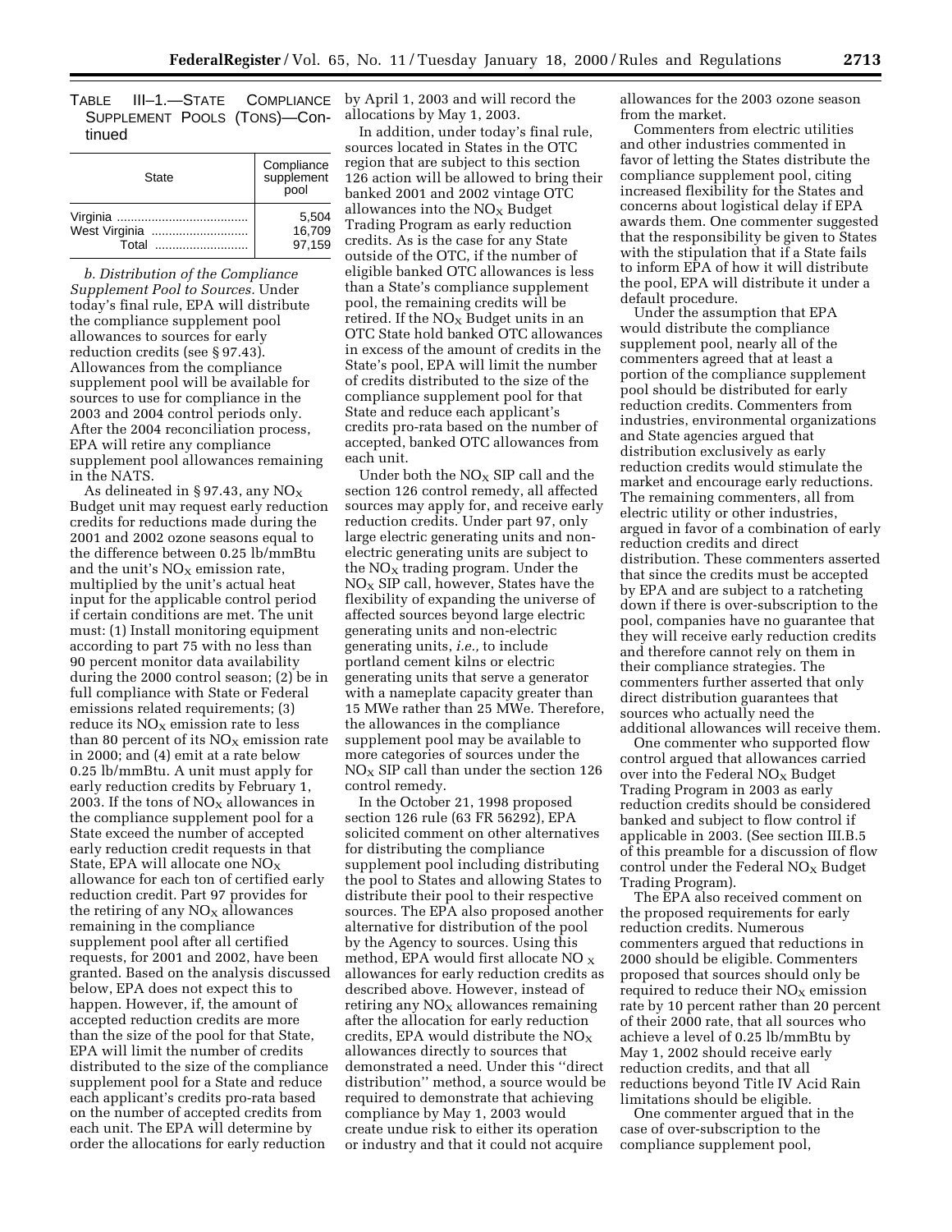TABLE III–1.—STATE COMPLIANCE SUPPLEMENT POOLS (TONS)—Continued

| State | Compliance supplement pool |
|---|---|
| Virginia | 5,504 |
| West Virginia | 16,709 |
| Total | 97,159 |

*b. Distribution of the Compliance Supplement Pool to Sources.* Under today's final rule, EPA will distribute the compliance supplement pool allowances to sources for early reduction credits (see § 97.43). Allowances from the compliance supplement pool will be available for sources to use for compliance in the 2003 and 2004 control periods only. After the 2004 reconciliation process, EPA will retire any compliance supplement pool allowances remaining in the NATS.

As delineated in § 97.43, any $NO_X$ Budget unit may request early reduction credits for reductions made during the 2001 and 2002 ozone seasons equal to the difference between 0.25 lb/mmBtu and the unit's $NO_X$ emission rate, multiplied by the unit's actual heat input for the applicable control period if certain conditions are met. The unit must: (1) Install monitoring equipment according to part 75 with no less than 90 percent monitor data availability during the 2000 control season; (2) be in full compliance with State or Federal emissions related requirements; (3) reduce its $NO_X$ emission rate to less than 80 percent of its $NO_X$ emission rate in 2000; and (4) emit at a rate below 0.25 lb/mmBtu. A unit must apply for early reduction credits by February 1, 2003. If the tons of $NO_X$ allowances in the compliance supplement pool for a State exceed the number of accepted early reduction credit requests in that State, EPA will allocate one $NO_X$ allowance for each ton of certified early reduction credit. Part 97 provides for the retiring of any $NO_X$ allowances remaining in the compliance supplement pool after all certified requests, for 2001 and 2002, have been granted. Based on the analysis discussed below, EPA does not expect this to happen. However, if, the amount of accepted reduction credits are more than the size of the pool for that State, EPA will limit the number of credits distributed to the size of the compliance supplement pool for a State and reduce each applicant's credits pro-rata based on the number of accepted credits from each unit. The EPA will determine by order the allocations for early reduction by April 1, 2003 and will record the allocations by May 1, 2003.

In addition, under today's final rule, sources located in States in the OTC region that are subject to this section 126 action will be allowed to bring their banked 2001 and 2002 vintage OTC allowances into the $NO_X$ Budget Trading Program as early reduction credits. As is the case for any State outside of the OTC, if the number of eligible banked OTC allowances is less than a State's compliance supplement pool, the remaining credits will be retired. If the $NO_X$ Budget units in an OTC State hold banked OTC allowances in excess of the amount of credits in the State's pool, EPA will limit the number of credits distributed to the size of the compliance supplement pool for that State and reduce each applicant's credits pro-rata based on the number of accepted, banked OTC allowances from each unit.

Under both the $NO_X$ SIP call and the section 126 control remedy, all affected sources may apply for, and receive early reduction credits. Under part 97, only large electric generating units and non-electric generating units are subject to the $NO_X$ trading program. Under the $NO_X$ SIP call, however, States have the flexibility of expanding the universe of affected sources beyond large electric generating units and non-electric generating units, *i.e.,* to include portland cement kilns or electric generating units that serve a generator with a nameplate capacity greater than 15 MWe rather than 25 MWe. Therefore, the allowances in the compliance supplement pool may be available to more categories of sources under the $NO_X$ SIP call than under the section 126 control remedy.

In the October 21, 1998 proposed section 126 rule (63 FR 56292), EPA solicited comment on other alternatives for distributing the compliance supplement pool including distributing the pool to States and allowing States to distribute their pool to their respective sources. The EPA also proposed another alternative for distribution of the pool by the Agency to sources. Using this method, EPA would first allocate $NO_X$ allowances for early reduction credits as described above. However, instead of retiring any $NO_X$ allowances remaining after the allocation for early reduction credits, EPA would distribute the $NO_X$ allowances directly to sources that demonstrated a need. Under this ''direct distribution'' method, a source would be required to demonstrate that achieving compliance by May 1, 2003 would create undue risk to either its operation or industry and that it could not acquire allowances for the 2003 ozone season from the market.

Commenters from electric utilities and other industries commented in favor of letting the States distribute the compliance supplement pool, citing increased flexibility for the States and concerns about logistical delay if EPA awards them. One commenter suggested that the responsibility be given to States with the stipulation that if a State fails to inform EPA of how it will distribute the pool, EPA will distribute it under a default procedure.

Under the assumption that EPA would distribute the compliance supplement pool, nearly all of the commenters agreed that at least a portion of the compliance supplement pool should be distributed for early reduction credits. Commenters from industries, environmental organizations and State agencies argued that distribution exclusively as early reduction credits would stimulate the market and encourage early reductions. The remaining commenters, all from electric utility or other industries, argued in favor of a combination of early reduction credits and direct distribution. These commenters asserted that since the credits must be accepted by EPA and are subject to a ratcheting down if there is over-subscription to the pool, companies have no guarantee that they will receive early reduction credits and therefore cannot rely on them in their compliance strategies. The commenters further asserted that only direct distribution guarantees that sources who actually need the additional allowances will receive them.

One commenter who supported flow control argued that allowances carried over into the Federal $NO_X$ Budget Trading Program in 2003 as early reduction credits should be considered banked and subject to flow control if applicable in 2003. (See section III.B.5 of this preamble for a discussion of flow control under the Federal $NO_X$ Budget Trading Program).

The EPA also received comment on the proposed requirements for early reduction credits. Numerous commenters argued that reductions in 2000 should be eligible. Commenters proposed that sources should only be required to reduce their $NO_X$ emission rate by 10 percent rather than 20 percent of their 2000 rate, that all sources who achieve a level of 0.25 lb/mmBtu by May 1, 2002 should receive early reduction credits, and that all reductions beyond Title IV Acid Rain limitations should be eligible.

One commenter argued that in the case of over-subscription to the compliance supplement pool,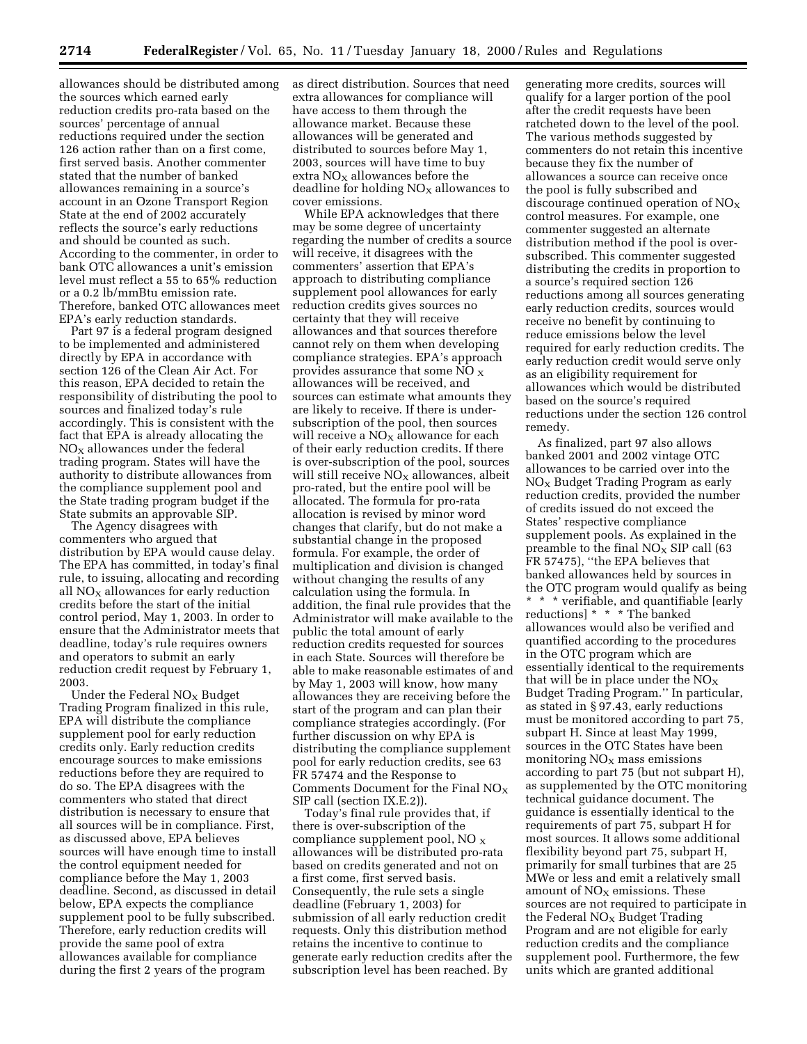allowances should be distributed among the sources which earned early reduction credits pro-rata based on the sources' percentage of annual reductions required under the section 126 action rather than on a first come, first served basis. Another commenter stated that the number of banked allowances remaining in a source's account in an Ozone Transport Region State at the end of 2002 accurately reflects the source's early reductions and should be counted as such. According to the commenter, in order to bank OTC allowances a unit's emission level must reflect a 55 to 65% reduction or a 0.2 lb/mmBtu emission rate. Therefore, banked OTC allowances meet EPA's early reduction standards.

Part 97 is a federal program designed to be implemented and administered directly by EPA in accordance with section 126 of the Clean Air Act. For this reason, EPA decided to retain the responsibility of distributing the pool to sources and finalized today's rule accordingly. This is consistent with the fact that EPA is already allocating the $NO_X$ allowances under the federal trading program. States will have the authority to distribute allowances from the compliance supplement pool and the State trading program budget if the State submits an approvable SIP.

The Agency disagrees with commenters who argued that distribution by EPA would cause delay. The EPA has committed, in today's final rule, to issuing, allocating and recording all $NO_X$ allowances for early reduction credits before the start of the initial control period, May 1, 2003. In order to ensure that the Administrator meets that deadline, today's rule requires owners and operators to submit an early reduction credit request by February 1, 2003.

Under the Federal $NO_X$ Budget Trading Program finalized in this rule, EPA will distribute the compliance supplement pool for early reduction credits only. Early reduction credits encourage sources to make emissions reductions before they are required to do so. The EPA disagrees with the commenters who stated that direct distribution is necessary to ensure that all sources will be in compliance. First, as discussed above, EPA believes sources will have enough time to install the control equipment needed for compliance before the May 1, 2003 deadline. Second, as discussed in detail below, EPA expects the compliance supplement pool to be fully subscribed. Therefore, early reduction credits will provide the same pool of extra allowances available for compliance during the first 2 years of the program as direct distribution. Sources that need extra allowances for compliance will have access to them through the allowance market. Because these allowances will be generated and distributed to sources before May 1, 2003, sources will have time to buy extra $NO_X$ allowances before the deadline for holding $NO_X$ allowances to cover emissions.

While EPA acknowledges that there may be some degree of uncertainty regarding the number of credits a source will receive, it disagrees with the commenters' assertion that EPA's approach to distributing compliance supplement pool allowances for early reduction credits gives sources no certainty that they will receive allowances and that sources therefore cannot rely on them when developing compliance strategies. EPA's approach provides assurance that some $NO_X$ allowances will be received, and sources can estimate what amounts they are likely to receive. If there is under-subscription of the pool, then sources will receive a $NO_X$ allowance for each of their early reduction credits. If there is over-subscription of the pool, sources will still receive $NO_X$ allowances, albeit pro-rated, but the entire pool will be allocated. The formula for pro-rata allocation is revised by minor word changes that clarify, but do not make a substantial change in the proposed formula. For example, the order of multiplication and division is changed without changing the results of any calculation using the formula. In addition, the final rule provides that the Administrator will make available to the public the total amount of early reduction credits requested for sources in each State. Sources will therefore be able to make reasonable estimates of and by May 1, 2003 will know, how many allowances they are receiving before the start of the program and can plan their compliance strategies accordingly. (For further discussion on why EPA is distributing the compliance supplement pool for early reduction credits, see 63 FR 57474 and the Response to Comments Document for the Final $NO_X$ SIP call (section IX.E.2)).

Today's final rule provides that, if there is over-subscription of the compliance supplement pool, $NO_X$ allowances will be distributed pro-rata based on credits generated and not on a first come, first served basis. Consequently, the rule sets a single deadline (February 1, 2003) for submission of all early reduction credit requests. Only this distribution method retains the incentive to continue to generate early reduction credits after the subscription level has been reached. By generating more credits, sources will qualify for a larger portion of the pool after the credit requests have been ratcheted down to the level of the pool. The various methods suggested by commenters do not retain this incentive because they fix the number of allowances a source can receive once the pool is fully subscribed and discourage continued operation of $NO_X$ control measures. For example, one commenter suggested an alternate distribution method if the pool is over-subscribed. This commenter suggested distributing the credits in proportion to a source's required section 126 reductions among all sources generating early reduction credits, sources would receive no benefit by continuing to reduce emissions below the level required for early reduction credits. The early reduction credit would serve only as an eligibility requirement for allowances which would be distributed based on the source's required reductions under the section 126 control remedy.

As finalized, part 97 also allows banked 2001 and 2002 vintage OTC allowances to be carried over into the $NO_X$ Budget Trading Program as early reduction credits, provided the number of credits issued do not exceed the States' respective compliance supplement pools. As explained in the preamble to the final $NO_X$ SIP call (63 FR 57475), "the EPA believes that banked allowances held by sources in the OTC program would qualify as being * * * verifiable, and quantifiable [early reductions] * * * The banked allowances would also be verified and quantified according to the procedures in the OTC program which are essentially identical to the requirements that will be in place under the $NO_X$ Budget Trading Program." In particular, as stated in § 97.43, early reductions must be monitored according to part 75, subpart H. Since at least May 1999, sources in the OTC States have been monitoring $NO_X$ mass emissions according to part 75 (but not subpart H), as supplemented by the OTC monitoring technical guidance document. The guidance is essentially identical to the requirements of part 75, subpart H for most sources. It allows some additional flexibility beyond part 75, subpart H, primarily for small turbines that are 25 MWe or less and emit a relatively small amount of $NO_X$ emissions. These sources are not required to participate in the Federal $NO_X$ Budget Trading Program and are not eligible for early reduction credits and the compliance supplement pool. Furthermore, the few units which are granted additional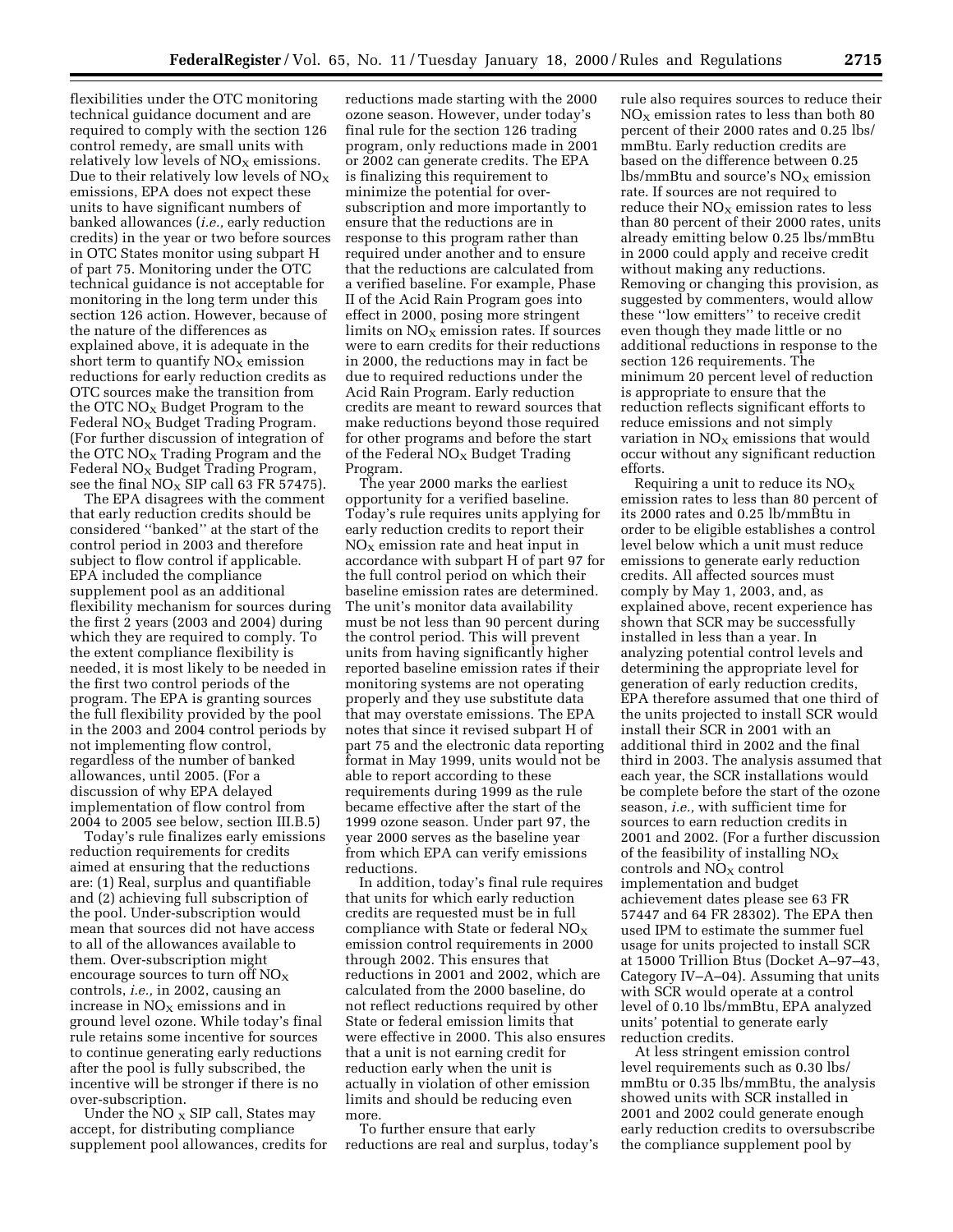flexibilities under the OTC monitoring technical guidance document and are required to comply with the section 126 control remedy, are small units with relatively low levels of $NO_X$ emissions. Due to their relatively low levels of $NO_X$ emissions, EPA does not expect these units to have significant numbers of banked allowances (*i.e.,* early reduction credits) in the year or two before sources in OTC States monitor using subpart H of part 75. Monitoring under the OTC technical guidance is not acceptable for monitoring in the long term under this section 126 action. However, because of the nature of the differences as explained above, it is adequate in the short term to quantify $NO_X$ emission reductions for early reduction credits as OTC sources make the transition from the OTC $NO_X$ Budget Program to the Federal $NO_X$ Budget Trading Program. (For further discussion of integration of the OTC $NO_X$ Trading Program and the Federal $NO_X$ Budget Trading Program, see the final $NO_X$ SIP call 63 FR 57475).

The EPA disagrees with the comment that early reduction credits should be considered ''banked'' at the start of the control period in 2003 and therefore subject to flow control if applicable. EPA included the compliance supplement pool as an additional flexibility mechanism for sources during the first 2 years (2003 and 2004) during which they are required to comply. To the extent compliance flexibility is needed, it is most likely to be needed in the first two control periods of the program. The EPA is granting sources the full flexibility provided by the pool in the 2003 and 2004 control periods by not implementing flow control, regardless of the number of banked allowances, until 2005. (For a discussion of why EPA delayed implementation of flow control from 2004 to 2005 see below, section III.B.5)

Today's rule finalizes early emissions reduction requirements for credits aimed at ensuring that the reductions are: (1) Real, surplus and quantifiable and (2) achieving full subscription of the pool. Under-subscription would mean that sources did not have access to all of the allowances available to them. Over-subscription might encourage sources to turn off $NO_X$ controls, *i.e.,* in 2002, causing an increase in $NO_X$ emissions and in ground level ozone. While today's final rule retains some incentive for sources to continue generating early reductions after the pool is fully subscribed, the incentive will be stronger if there is no over-subscription.

Under the $NO_X$ SIP call, States may accept, for distributing compliance supplement pool allowances, credits for reductions made starting with the 2000 ozone season. However, under today's final rule for the section 126 trading program, only reductions made in 2001 or 2002 can generate credits. The EPA is finalizing this requirement to minimize the potential for over-subscription and more importantly to ensure that the reductions are in response to this program rather than required under another and to ensure that the reductions are calculated from a verified baseline. For example, Phase II of the Acid Rain Program goes into effect in 2000, posing more stringent limits on $NO_X$ emission rates. If sources were to earn credits for their reductions in 2000, the reductions may in fact be due to required reductions under the Acid Rain Program. Early reduction credits are meant to reward sources that make reductions beyond those required for other programs and before the start of the Federal $NO_X$ Budget Trading Program.

The year 2000 marks the earliest opportunity for a verified baseline. Today's rule requires units applying for early reduction credits to report their $NO_X$ emission rate and heat input in accordance with subpart H of part 97 for the full control period on which their baseline emission rates are determined. The unit's monitor data availability must be not less than 90 percent during the control period. This will prevent units from having significantly higher reported baseline emission rates if their monitoring systems are not operating properly and they use substitute data that may overstate emissions. The EPA notes that since it revised subpart H of part 75 and the electronic data reporting format in May 1999, units would not be able to report according to these requirements during 1999 as the rule became effective after the start of the 1999 ozone season. Under part 97, the year 2000 serves as the baseline year from which EPA can verify emissions reductions.

In addition, today's final rule requires that units for which early reduction credits are requested must be in full compliance with State or federal $NO_X$ emission control requirements in 2000 through 2002. This ensures that reductions in 2001 and 2002, which are calculated from the 2000 baseline, do not reflect reductions required by other State or federal emission limits that were effective in 2000. This also ensures that a unit is not earning credit for reduction early when the unit is actually in violation of other emission limits and should be reducing even more.

To further ensure that early reductions are real and surplus, today's rule also requires sources to reduce their $NO_X$ emission rates to less than both 80 percent of their 2000 rates and 0.25 lbs/mmBtu. Early reduction credits are based on the difference between 0.25 lbs/mmBtu and source's $NO_X$ emission rate. If sources are not required to reduce their $NO_X$ emission rates to less than 80 percent of their 2000 rates, units already emitting below 0.25 lbs/mmBtu in 2000 could apply and receive credit without making any reductions. Removing or changing this provision, as suggested by commenters, would allow these ''low emitters'' to receive credit even though they made little or no additional reductions in response to the section 126 requirements. The minimum 20 percent level of reduction is appropriate to ensure that the reduction reflects significant efforts to reduce emissions and not simply variation in $NO_X$ emissions that would occur without any significant reduction efforts.

Requiring a unit to reduce its $NO_X$ emission rates to less than 80 percent of its 2000 rates and 0.25 lb/mmBtu in order to be eligible establishes a control level below which a unit must reduce emissions to generate early reduction credits. All affected sources must comply by May 1, 2003, and, as explained above, recent experience has shown that SCR may be successfully installed in less than a year. In analyzing potential control levels and determining the appropriate level for generation of early reduction credits, EPA therefore assumed that one third of the units projected to install SCR would install their SCR in 2001 with an additional third in 2002 and the final third in 2003. The analysis assumed that each year, the SCR installations would be complete before the start of the ozone season, *i.e.,* with sufficient time for sources to earn reduction credits in 2001 and 2002. (For a further discussion of the feasibility of installing $NO_X$ controls and $NO_X$ control implementation and budget achievement dates please see 63 FR 57447 and 64 FR 28302). The EPA then used IPM to estimate the summer fuel usage for units projected to install SCR at 15000 Trillion Btus (Docket A–97–43, Category IV–A–04). Assuming that units with SCR would operate at a control level of 0.10 lbs/mmBtu, EPA analyzed units' potential to generate early reduction credits.

At less stringent emission control level requirements such as 0.30 lbs/mmBtu or 0.35 lbs/mmBtu, the analysis showed units with SCR installed in 2001 and 2002 could generate enough early reduction credits to oversubscribe the compliance supplement pool by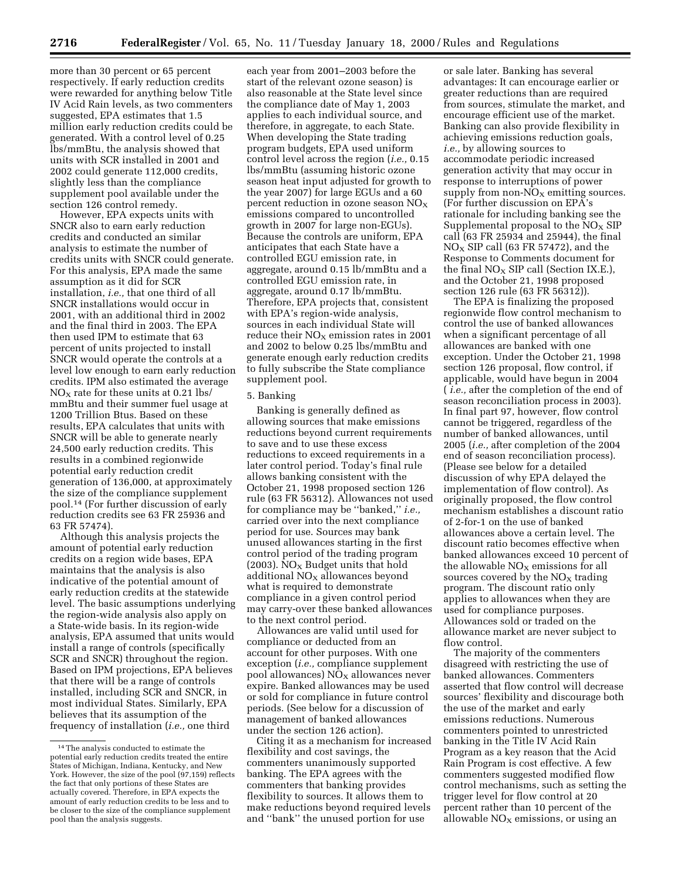more than 30 percent or 65 percent respectively. If early reduction credits were rewarded for anything below Title IV Acid Rain levels, as two commenters suggested, EPA estimates that 1.5 million early reduction credits could be generated. With a control level of 0.25 lbs/mmBtu, the analysis showed that units with SCR installed in 2001 and 2002 could generate 112,000 credits, slightly less than the compliance supplement pool available under the section 126 control remedy.

However, EPA expects units with SNCR also to earn early reduction credits and conducted an similar analysis to estimate the number of credits units with SNCR could generate. For this analysis, EPA made the same assumption as it did for SCR installation, *i.e.,* that one third of all SNCR installations would occur in 2001, with an additional third in 2002 and the final third in 2003. The EPA then used IPM to estimate that 63 percent of units projected to install SNCR would operate the controls at a level low enough to earn early reduction credits. IPM also estimated the average $NO_X$ rate for these units at 0.21 lbs/mmBtu and their summer fuel usage at 1200 Trillion Btus. Based on these results, EPA calculates that units with SNCR will be able to generate nearly 24,500 early reduction credits. This results in a combined regionwide potential early reduction credit generation of 136,000, at approximately the size of the compliance supplement pool.[14] (For further discussion of early reduction credits see 63 FR 25936 and 63 FR 57474).

Although this analysis projects the amount of potential early reduction credits on a region wide bases, EPA maintains that the analysis is also indicative of the potential amount of early reduction credits at the statewide level. The basic assumptions underlying the region-wide analysis also apply on a State-wide basis. In its region-wide analysis, EPA assumed that units would install a range of controls (specifically SCR and SNCR) throughout the region. Based on IPM projections, EPA believes that there will be a range of controls installed, including SCR and SNCR, in most individual States. Similarly, EPA believes that its assumption of the frequency of installation (*i.e.,* one third each year from 2001–2003 before the start of the relevant ozone season) is also reasonable at the State level since the compliance date of May 1, 2003 applies to each individual source, and therefore, in aggregate, to each State. When developing the State trading program budgets, EPA used uniform control level across the region (*i.e.,* 0.15 lbs/mmBtu (assuming historic ozone season heat input adjusted for growth to the year 2007) for large EGUs and a 60 percent reduction in ozone season $NO_X$ emissions compared to uncontrolled growth in 2007 for large non-EGUs). Because the controls are uniform, EPA anticipates that each State have a controlled EGU emission rate, in aggregate, around 0.15 lb/mmBtu and a controlled EGU emission rate, in aggregate, around 0.17 lb/mmBtu. Therefore, EPA projects that, consistent with EPA's region-wide analysis, sources in each individual State will reduce their $NO_X$ emission rates in 2001 and 2002 to below 0.25 lbs/mmBtu and generate enough early reduction credits to fully subscribe the State compliance supplement pool.

5. Banking

Banking is generally defined as allowing sources that make emissions reductions beyond current requirements to save and to use these excess reductions to exceed requirements in a later control period. Today's final rule allows banking consistent with the October 21, 1998 proposed section 126 rule (63 FR 56312). Allowances not used for compliance may be "banked," *i.e.,* carried over into the next compliance period for use. Sources may bank unused allowances starting in the first control period of the trading program (2003). $NO_X$ Budget units that hold additional $NO_X$ allowances beyond what is required to demonstrate compliance in a given control period may carry-over these banked allowances to the next control period.

Allowances are valid until used for compliance or deducted from an account for other purposes. With one exception (*i.e.,* compliance supplement pool allowances) $NO_X$ allowances never expire. Banked allowances may be used or sold for compliance in future control periods. (See below for a discussion of management of banked allowances under the section 126 action).

Citing it as a mechanism for increased flexibility and cost savings, the commenters unanimously supported banking. The EPA agrees with the commenters that banking provides flexibility to sources. It allows them to make reductions beyond required levels and "bank" the unused portion for use or sale later. Banking has several advantages: It can encourage earlier or greater reductions than are required from sources, stimulate the market, and encourage efficient use of the market. Banking can also provide flexibility in achieving emissions reduction goals, *i.e.,* by allowing sources to accommodate periodic increased generation activity that may occur in response to interruptions of power supply from non-$NO_X$ emitting sources. (For further discussion on EPA's rationale for including banking see the Supplemental proposal to the $NO_X$ SIP call (63 FR 25934 and 25944), the final $NO_X$ SIP call (63 FR 57472), and the Response to Comments document for the final $NO_X$ SIP call (Section IX.E.), and the October 21, 1998 proposed section 126 rule (63 FR 56312)).

The EPA is finalizing the proposed regionwide flow control mechanism to control the use of banked allowances when a significant percentage of all allowances are banked with one exception. Under the October 21, 1998 section 126 proposal, flow control, if applicable, would have begun in 2004 ( *i.e.,* after the completion of the end of season reconciliation process in 2003). In final part 97, however, flow control cannot be triggered, regardless of the number of banked allowances, until 2005 (*i.e.,* after completion of the 2004 end of season reconciliation process). (Please see below for a detailed discussion of why EPA delayed the implementation of flow control). As originally proposed, the flow control mechanism establishes a discount ratio of 2-for-1 on the use of banked allowances above a certain level. The discount ratio becomes effective when banked allowances exceed 10 percent of the allowable $NO_X$ emissions for all sources covered by the $NO_X$ trading program. The discount ratio only applies to allowances when they are used for compliance purposes. Allowances sold or traded on the allowance market are never subject to flow control.

The majority of the commenters disagreed with restricting the use of banked allowances. Commenters asserted that flow control will decrease sources' flexibility and discourage both the use of the market and early emissions reductions. Numerous commenters pointed to unrestricted banking in the Title IV Acid Rain Program as a key reason that the Acid Rain Program is cost effective. A few commenters suggested modified flow control mechanisms, such as setting the trigger level for flow control at 20 percent rather than 10 percent of the allowable $NO_X$ emissions, or using an

[14] The analysis conducted to estimate the potential early reduction credits treated the entire States of Michigan, Indiana, Kentucky, and New York. However, the size of the pool (97,159) reflects the fact that only portions of these States are actually covered. Therefore, in EPA expects the amount of early reduction credits to be less and to be closer to the size of the compliance supplement pool than the analysis suggests.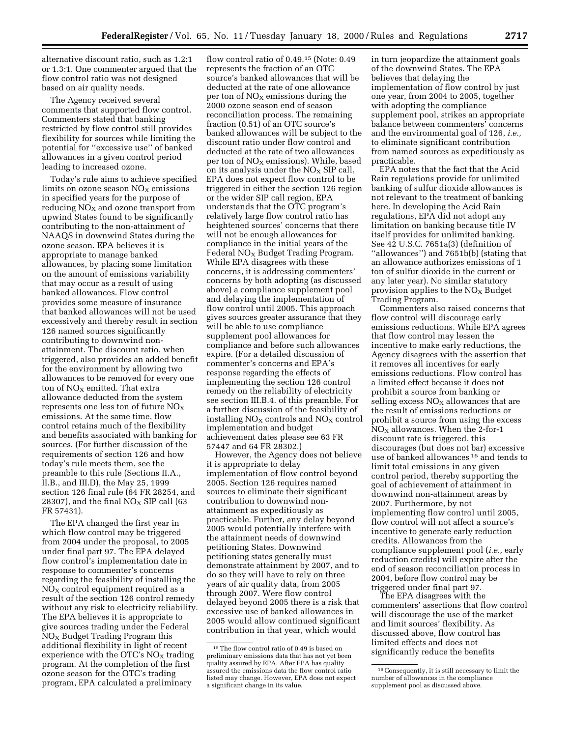alternative discount ratio, such as 1.2:1 or 1.3:1. One commenter argued that the flow control ratio was not designed based on air quality needs.

The Agency received several comments that supported flow control. Commenters stated that banking restricted by flow control still provides flexibility for sources while limiting the potential for ''excessive use'' of banked allowances in a given control period leading to increased ozone.

Today's rule aims to achieve specified limits on ozone season $NO_X$ emissions in specified years for the purpose of reducing $NO_X$ and ozone transport from upwind States found to be significantly contributing to the non-attainment of NAAQS in downwind States during the ozone season. EPA believes it is appropriate to manage banked allowances, by placing some limitation on the amount of emissions variability that may occur as a result of using banked allowances. Flow control provides some measure of insurance that banked allowances will not be used excessively and thereby result in section 126 named sources significantly contributing to downwind non-attainment. The discount ratio, when triggered, also provides an added benefit for the environment by allowing two allowances to be removed for every one ton of $NO_X$ emitted. That extra allowance deducted from the system represents one less ton of future $NO_X$ emissions. At the same time, flow control retains much of the flexibility and benefits associated with banking for sources. (For further discussion of the requirements of section 126 and how today's rule meets them, see the preamble to this rule (Sections II.A., II.B., and III.D), the May 25, 1999 section 126 final rule (64 FR 28254, and 28307), and the final $NO_X$ SIP call (63 FR 57431).

The EPA changed the first year in which flow control may be triggered from 2004 under the proposal, to 2005 under final part 97. The EPA delayed flow control's implementation date in response to commenter's concerns regarding the feasibility of installing the $NO_X$ control equipment required as a result of the section 126 control remedy without any risk to electricity reliability. The EPA believes it is appropriate to give sources trading under the Federal $NO_X$ Budget Trading Program this additional flexibility in light of recent experience with the OTC's $NO_X$ trading program. At the completion of the first ozone season for the OTC's trading program, EPA calculated a preliminary flow control ratio of 0.49.[15] (Note: 0.49 represents the fraction of an OTC source's banked allowances that will be deducted at the rate of one allowance per ton of $NO_X$ emissions during the 2000 ozone season end of season reconciliation process. The remaining fraction (0.51) of an OTC source's banked allowances will be subject to the discount ratio under flow control and deducted at the rate of two allowances per ton of $NO_X$ emissions). While, based on its analysis under the $NO_X$ SIP call, EPA does not expect flow control to be triggered in either the section 126 region or the wider SIP call region, EPA understands that the OTC program's relatively large flow control ratio has heightened sources' concerns that there will not be enough allowances for compliance in the initial years of the Federal $NO_X$ Budget Trading Program. While EPA disagrees with these concerns, it is addressing commenters' concerns by both adopting (as discussed above) a compliance supplement pool and delaying the implementation of flow control until 2005. This approach gives sources greater assurance that they will be able to use compliance supplement pool allowances for compliance and before such allowances expire. (For a detailed discussion of commenter's concerns and EPA's response regarding the effects of implementing the section 126 control remedy on the reliability of electricity see section III.B.4. of this preamble. For a further discussion of the feasibility of installing $NO_X$ controls and $NO_X$ control implementation and budget achievement dates please see 63 FR 57447 and 64 FR 28302.)

However, the Agency does not believe it is appropriate to delay implementation of flow control beyond 2005. Section 126 requires named sources to eliminate their significant contribution to downwind non-attainment as expeditiously as practicable. Further, any delay beyond 2005 would potentially interfere with the attainment needs of downwind petitioning States. Downwind petitioning states generally must demonstrate attainment by 2007, and to do so they will have to rely on three years of air quality data, from 2005 through 2007. Were flow control delayed beyond 2005 there is a risk that excessive use of banked allowances in 2005 would allow continued significant contribution in that year, which would in turn jeopardize the attainment goals of the downwind States. The EPA believes that delaying the implementation of flow control by just one year, from 2004 to 2005, together with adopting the compliance supplement pool, strikes an appropriate balance between commenters' concerns and the environmental goal of 126, *i.e.,* to eliminate significant contribution from named sources as expeditiously as practicable.

EPA notes that the fact that the Acid Rain regulations provide for unlimited banking of sulfur dioxide allowances is not relevant to the treatment of banking here. In developing the Acid Rain regulations, EPA did not adopt any limitation on banking because title IV itself provides for unlimited banking. See 42 U.S.C. 7651a(3) (definition of ''allowances'') and 7651b(b) (stating that an allowance authorizes emissions of 1 ton of sulfur dioxide in the current or any later year). No similar statutory provision applies to the $NO_X$ Budget Trading Program.

Commenters also raised concerns that flow control will discourage early emissions reductions. While EPA agrees that flow control may lessen the incentive to make early reductions, the Agency disagrees with the assertion that it removes all incentives for early emissions reductions. Flow control has a limited effect because it does not prohibit a source from banking or selling excess $NO_X$ allowances that are the result of emissions reductions or prohibit a source from using the excess $NO_X$ allowances. When the 2-for-1 discount rate is triggered, this discourages (but does not bar) excessive use of banked allowances[16] and tends to limit total emissions in any given control period, thereby supporting the goal of achievement of attainment in downwind non-attainment areas by 2007. Furthermore, by not implementing flow control until 2005, flow control will not affect a source's incentive to generate early reduction credits. Allowances from the compliance supplement pool (*i.e.,* early reduction credits) will expire after the end of season reconciliation process in 2004, before flow control may be triggered under final part 97.

The EPA disagrees with the commenters' assertions that flow control will discourage the use of the market and limit sources' flexibility. As discussed above, flow control has limited effects and does not significantly reduce the benefits

[15] The flow control ratio of 0.49 is based on preliminary emissions data that has not yet been quality assured by EPA. After EPA has quality assured the emissions data the flow control ratio listed may change. However, EPA does not expect a significant change in its value.

[16] Consequently, it is still necessary to limit the number of allowances in the compliance supplement pool as discussed above.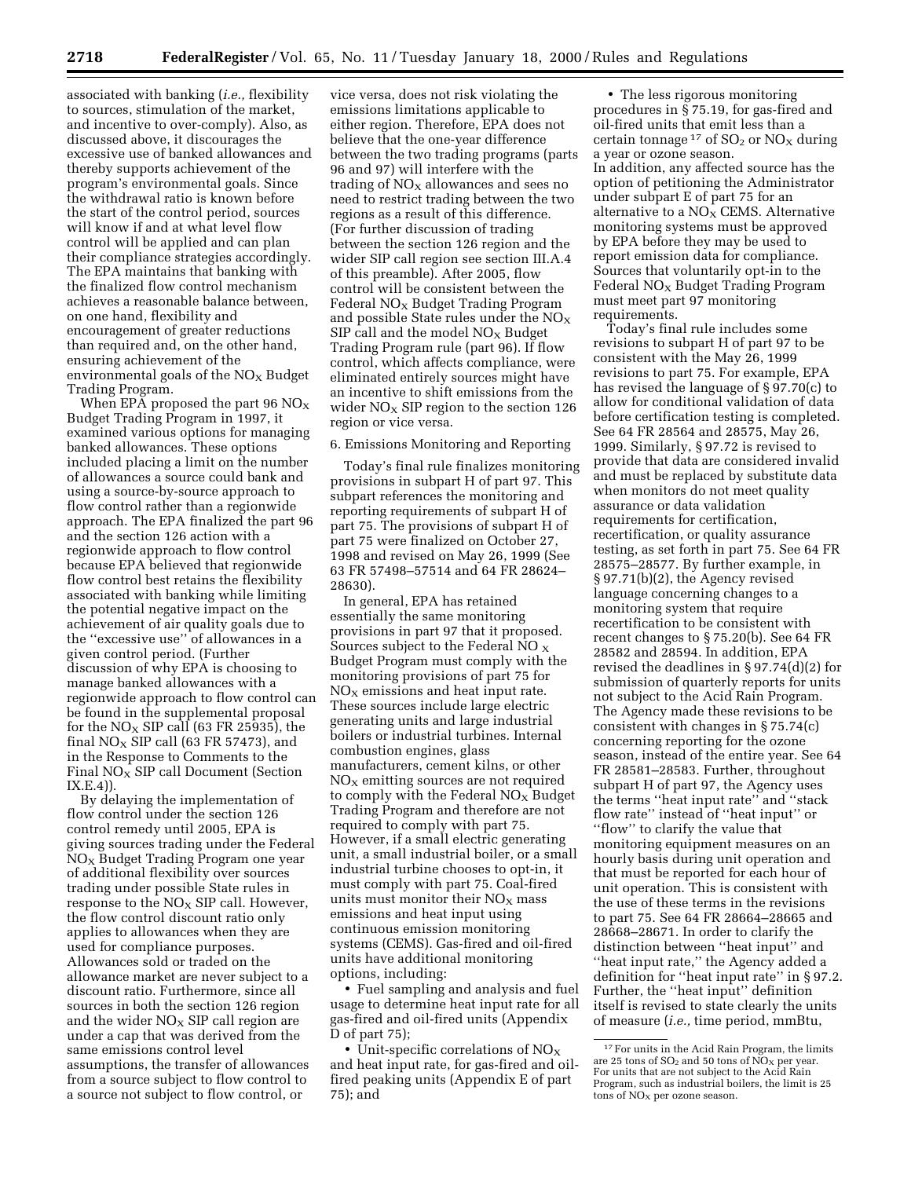associated with banking (*i.e.,* flexibility to sources, stimulation of the market, and incentive to over-comply). Also, as discussed above, it discourages the excessive use of banked allowances and thereby supports achievement of the program's environmental goals. Since the withdrawal ratio is known before the start of the control period, sources will know if and at what level flow control will be applied and can plan their compliance strategies accordingly. The EPA maintains that banking with the finalized flow control mechanism achieves a reasonable balance between, on one hand, flexibility and encouragement of greater reductions than required and, on the other hand, ensuring achievement of the environmental goals of the $NO_X$ Budget Trading Program.

When EPA proposed the part 96 $NO_X$ Budget Trading Program in 1997, it examined various options for managing banked allowances. These options included placing a limit on the number of allowances a source could bank and using a source-by-source approach to flow control rather than a regionwide approach. The EPA finalized the part 96 and the section 126 action with a regionwide approach to flow control because EPA believed that regionwide flow control best retains the flexibility associated with banking while limiting the potential negative impact on the achievement of air quality goals due to the ''excessive use'' of allowances in a given control period. (Further discussion of why EPA is choosing to manage banked allowances with a regionwide approach to flow control can be found in the supplemental proposal for the $NO_X$ SIP call (63 FR 25935), the final $NO_X$ SIP call (63 FR 57473), and in the Response to Comments to the Final $NO_X$ SIP call Document (Section IX.E.4)).

By delaying the implementation of flow control under the section 126 control remedy until 2005, EPA is giving sources trading under the Federal $NO_X$ Budget Trading Program one year of additional flexibility over sources trading under possible State rules in response to the $NO_X$ SIP call. However, the flow control discount ratio only applies to allowances when they are used for compliance purposes. Allowances sold or traded on the allowance market are never subject to a discount ratio. Furthermore, since all sources in both the section 126 region and the wider $NO_X$ SIP call region are under a cap that was derived from the same emissions control level assumptions, the transfer of allowances from a source subject to flow control to a source not subject to flow control, or vice versa, does not risk violating the emissions limitations applicable to either region. Therefore, EPA does not believe that the one-year difference between the two trading programs (parts 96 and 97) will interfere with the trading of $NO_X$ allowances and sees no need to restrict trading between the two regions as a result of this difference. (For further discussion of trading between the section 126 region and the wider SIP call region see section III.A.4 of this preamble). After 2005, flow control will be consistent between the Federal $NO_X$ Budget Trading Program and possible State rules under the $NO_X$ SIP call and the model $NO_X$ Budget Trading Program rule (part 96). If flow control, which affects compliance, were eliminated entirely sources might have an incentive to shift emissions from the wider $NO_X$ SIP region to the section 126 region or vice versa.

6. Emissions Monitoring and Reporting

Today's final rule finalizes monitoring provisions in subpart H of part 97. This subpart references the monitoring and reporting requirements of subpart H of part 75. The provisions of subpart H of part 75 were finalized on October 27, 1998 and revised on May 26, 1999 (See 63 FR 57498–57514 and 64 FR 28624–28630).

In general, EPA has retained essentially the same monitoring provisions in part 97 that it proposed. Sources subject to the Federal $NO_X$ Budget Program must comply with the monitoring provisions of part 75 for $NO_X$ emissions and heat input rate. These sources include large electric generating units and large industrial boilers or industrial turbines. Internal combustion engines, glass manufacturers, cement kilns, or other $NO_X$ emitting sources are not required to comply with the Federal $NO_X$ Budget Trading Program and therefore are not required to comply with part 75. However, if a small electric generating unit, a small industrial boiler, or a small industrial turbine chooses to opt-in, it must comply with part 75. Coal-fired units must monitor their $NO_X$ mass emissions and heat input using continuous emission monitoring systems (CEMS). Gas-fired and oil-fired units have additional monitoring options, including:

- Fuel sampling and analysis and fuel usage to determine heat input rate for all gas-fired and oil-fired units (Appendix D of part 75);
- Unit-specific correlations of $NO_X$ and heat input rate, for gas-fired and oil-fired peaking units (Appendix E of part 75); and
- The less rigorous monitoring procedures in § 75.19, for gas-fired and oil-fired units that emit less than a certain tonnage [17] of $SO_2$ or $NO_X$ during a year or ozone season.

In addition, any affected source has the option of petitioning the Administrator under subpart E of part 75 for an alternative to a $NO_X$ CEMS. Alternative monitoring systems must be approved by EPA before they may be used to report emission data for compliance. Sources that voluntarily opt-in to the Federal $NO_X$ Budget Trading Program must meet part 97 monitoring requirements.

Today's final rule includes some revisions to subpart H of part 97 to be consistent with the May 26, 1999 revisions to part 75. For example, EPA has revised the language of § 97.70(c) to allow for conditional validation of data before certification testing is completed. See 64 FR 28564 and 28575, May 26, 1999. Similarly, § 97.72 is revised to provide that data are considered invalid and must be replaced by substitute data when monitors do not meet quality assurance or data validation requirements for certification, recertification, or quality assurance testing, as set forth in part 75. See 64 FR 28575–28577. By further example, in § 97.71(b)(2), the Agency revised language concerning changes to a monitoring system that require recertification to be consistent with recent changes to § 75.20(b). See 64 FR 28582 and 28594. In addition, EPA revised the deadlines in § 97.74(d)(2) for submission of quarterly reports for units not subject to the Acid Rain Program. The Agency made these revisions to be consistent with changes in § 75.74(c) concerning reporting for the ozone season, instead of the entire year. See 64 FR 28581–28583. Further, throughout subpart H of part 97, the Agency uses the terms ''heat input rate'' and ''stack flow rate'' instead of ''heat input'' or ''flow'' to clarify the value that monitoring equipment measures on an hourly basis during unit operation and that must be reported for each hour of unit operation. This is consistent with the use of these terms in the revisions to part 75. See 64 FR 28664–28665 and 28668–28671. In order to clarify the distinction between ''heat input'' and ''heat input rate,'' the Agency added a definition for ''heat input rate'' in § 97.2. Further, the ''heat input'' definition itself is revised to state clearly the units of measure (*i.e.,* time period, mmBtu,

[17] For units in the Acid Rain Program, the limits are 25 tons of $SO_2$ and 50 tons of $NO_X$ per year. For units that are not subject to the Acid Rain Program, such as industrial boilers, the limit is 25 tons of $NO_X$ per ozone season.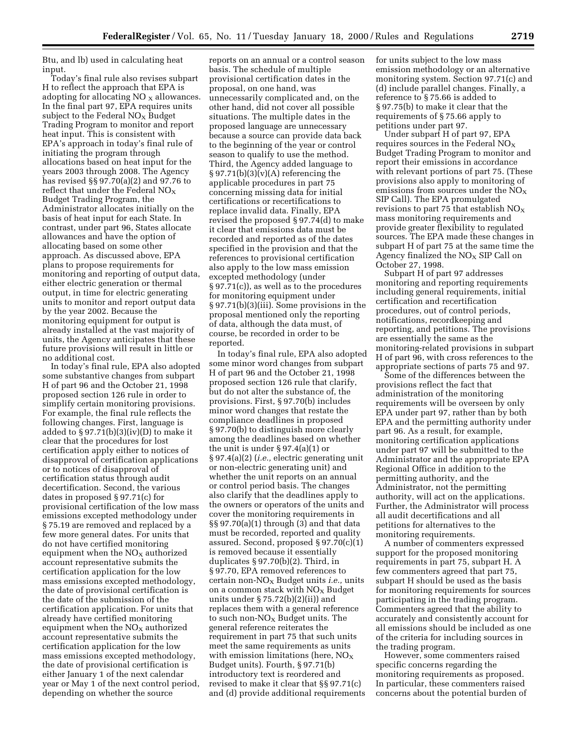Btu, and lb) used in calculating heat input.

Today's final rule also revises subpart H to reflect the approach that EPA is adopting for allocating $NO_X$ allowances. In the final part 97, EPA requires units subject to the Federal $NO_X$ Budget Trading Program to monitor and report heat input. This is consistent with EPA's approach in today's final rule of initiating the program through allocations based on heat input for the years 2003 through 2008. The Agency has revised §§ 97.70(a)(2) and 97.76 to reflect that under the Federal $NO_X$ Budget Trading Program, the Administrator allocates initially on the basis of heat input for each State. In contrast, under part 96, States allocate allowances and have the option of allocating based on some other approach. As discussed above, EPA plans to propose requirements for monitoring and reporting of output data, either electric generation or thermal output, in time for electric generating units to monitor and report output data by the year 2002. Because the monitoring equipment for output is already installed at the vast majority of units, the Agency anticipates that these future provisions will result in little or no additional cost.

In today's final rule, EPA also adopted some substantive changes from subpart H of part 96 and the October 21, 1998 proposed section 126 rule in order to simplify certain monitoring provisions. For example, the final rule reflects the following changes. First, language is added to § 97.71(b)(3)(iv)(D) to make it clear that the procedures for lost certification apply either to notices of disapproval of certification applications or to notices of disapproval of certification status through audit decertification. Second, the various dates in proposed § 97.71(c) for provisional certification of the low mass emissions excepted methodology under § 75.19 are removed and replaced by a few more general dates. For units that do not have certified monitoring equipment when the $NO_X$ authorized account representative submits the certification application for the low mass emissions excepted methodology, the date of provisional certification is the date of the submission of the certification application. For units that already have certified monitoring equipment when the $NO_X$ authorized account representative submits the certification application for the low mass emissions excepted methodology, the date of provisional certification is either January 1 of the next calendar year or May 1 of the next control period, depending on whether the source reports on an annual or a control season basis. The schedule of multiple provisional certification dates in the proposal, on one hand, was unnecessarily complicated and, on the other hand, did not cover all possible situations. The multiple dates in the proposed language are unnecessary because a source can provide data back to the beginning of the year or control season to qualify to use the method. Third, the Agency added language to § 97.71(b)(3)(v)(A) referencing the applicable procedures in part 75 concerning missing data for initial certifications or recertifications to replace invalid data. Finally, EPA revised the proposed § 97.74(d) to make it clear that emissions data must be recorded and reported as of the dates specified in the provision and that the references to provisional certification also apply to the low mass emission excepted methodology (under § 97.71(c)), as well as to the procedures for monitoring equipment under § 97.71(b)(3)(iii). Some provisions in the proposal mentioned only the reporting of data, although the data must, of course, be recorded in order to be reported.

In today's final rule, EPA also adopted some minor word changes from subpart H of part 96 and the October 21, 1998 proposed section 126 rule that clarify, but do not alter the substance of, the provisions. First, § 97.70(b) includes minor word changes that restate the compliance deadlines in proposed § 97.70(b) to distinguish more clearly among the deadlines based on whether the unit is under § 97.4(a)(1) or § 97.4(a)(2) (*i.e.,* electric generating unit or non-electric generating unit) and whether the unit reports on an annual or control period basis. The changes also clarify that the deadlines apply to the owners or operators of the units and cover the monitoring requirements in §§ 97.70(a)(1) through (3) and that data must be recorded, reported and quality assured. Second, proposed § 97.70(c)(1) is removed because it essentially duplicates § 97.70(b)(2). Third, in § 97.70, EPA removed references to certain non-$NO_X$ Budget units *i.e.,* units on a common stack with $NO_X$ Budget units under § 75.72(b)(2)(ii)) and replaces them with a general reference to such non-$NO_X$ Budget units. The general reference reiterates the requirement in part 75 that such units meet the same requirements as units with emission limitations (here, $NO_X$ Budget units). Fourth, § 97.71(b) introductory text is reordered and revised to make it clear that §§ 97.71(c) and (d) provide additional requirements for units subject to the low mass emission methodology or an alternative monitoring system. Section 97.71(c) and (d) include parallel changes. Finally, a reference to § 75.66 is added to § 97.75(b) to make it clear that the requirements of § 75.66 apply to petitions under part 97.

Under subpart H of part 97, EPA requires sources in the Federal $NO_X$ Budget Trading Program to monitor and report their emissions in accordance with relevant portions of part 75. (These provisions also apply to monitoring of emissions from sources under the $NO_X$ SIP Call). The EPA promulgated revisions to part 75 that establish $NO_X$ mass monitoring requirements and provide greater flexibility to regulated sources. The EPA made these changes in subpart H of part 75 at the same time the Agency finalized the $NO_X$ SIP Call on October 27, 1998.

Subpart H of part 97 addresses monitoring and reporting requirements including general requirements, initial certification and recertification procedures, out of control periods, notifications, recordkeeping and reporting, and petitions. The provisions are essentially the same as the monitoring-related provisions in subpart H of part 96, with cross references to the appropriate sections of parts 75 and 97.

Some of the differences between the provisions reflect the fact that administration of the monitoring requirements will be overseen by only EPA under part 97, rather than by both EPA and the permitting authority under part 96. As a result, for example, monitoring certification applications under part 97 will be submitted to the Administrator and the appropriate EPA Regional Office in addition to the permitting authority, and the Administrator, not the permitting authority, will act on the applications. Further, the Administrator will process all audit decertifications and all petitions for alternatives to the monitoring requirements.

A number of commenters expressed support for the proposed monitoring requirements in part 75, subpart H. A few commenters agreed that part 75, subpart H should be used as the basis for monitoring requirements for sources participating in the trading program. Commenters agreed that the ability to accurately and consistently account for all emissions should be included as one of the criteria for including sources in the trading program.

However, some commenters raised specific concerns regarding the monitoring requirements as proposed. In particular, these commenters raised concerns about the potential burden of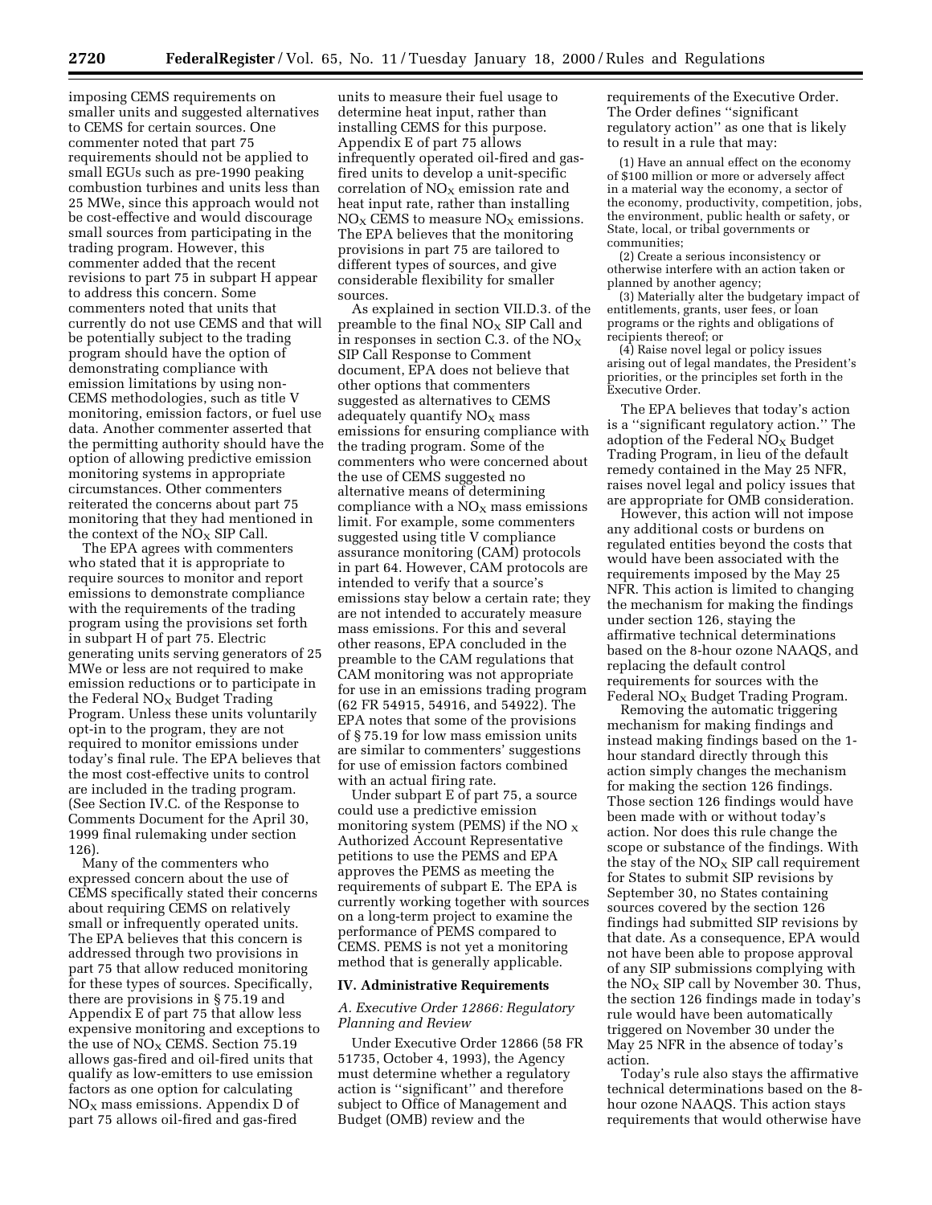imposing CEMS requirements on smaller units and suggested alternatives to CEMS for certain sources. One commenter noted that part 75 requirements should not be applied to small EGUs such as pre-1990 peaking combustion turbines and units less than 25 MWe, since this approach would not be cost-effective and would discourage small sources from participating in the trading program. However, this commenter added that the recent revisions to part 75 in subpart H appear to address this concern. Some commenters noted that units that currently do not use CEMS and that will be potentially subject to the trading program should have the option of demonstrating compliance with emission limitations by using non-CEMS methodologies, such as title V monitoring, emission factors, or fuel use data. Another commenter asserted that the permitting authority should have the option of allowing predictive emission monitoring systems in appropriate circumstances. Other commenters reiterated the concerns about part 75 monitoring that they had mentioned in the context of the $NO_X$ SIP Call.

The EPA agrees with commenters who stated that it is appropriate to require sources to monitor and report emissions to demonstrate compliance with the requirements of the trading program using the provisions set forth in subpart H of part 75. Electric generating units serving generators of 25 MWe or less are not required to make emission reductions or to participate in the Federal $NO_X$ Budget Trading Program. Unless these units voluntarily opt-in to the program, they are not required to monitor emissions under today's final rule. The EPA believes that the most cost-effective units to control are included in the trading program. (See Section IV.C. of the Response to Comments Document for the April 30, 1999 final rulemaking under section 126).

Many of the commenters who expressed concern about the use of CEMS specifically stated their concerns about requiring CEMS on relatively small or infrequently operated units. The EPA believes that this concern is addressed through two provisions in part 75 that allow reduced monitoring for these types of sources. Specifically, there are provisions in § 75.19 and Appendix E of part 75 that allow less expensive monitoring and exceptions to the use of $NO_X$ CEMS. Section 75.19 allows gas-fired and oil-fired units that qualify as low-emitters to use emission factors as one option for calculating $NO_X$ mass emissions. Appendix D of part 75 allows oil-fired and gas-fired units to measure their fuel usage to determine heat input, rather than installing CEMS for this purpose. Appendix E of part 75 allows infrequently operated oil-fired and gas-fired units to develop a unit-specific correlation of $NO_X$ emission rate and heat input rate, rather than installing $NO_X$ CEMS to measure $NO_X$ emissions. The EPA believes that the monitoring provisions in part 75 are tailored to different types of sources, and give considerable flexibility for smaller sources.

As explained in section VII.D.3. of the preamble to the final $NO_X$ SIP Call and in responses in section C.3. of the $NO_X$ SIP Call Response to Comment document, EPA does not believe that other options that commenters suggested as alternatives to CEMS adequately quantify $NO_X$ mass emissions for ensuring compliance with the trading program. Some of the commenters who were concerned about the use of CEMS suggested no alternative means of determining compliance with a $NO_X$ mass emissions limit. For example, some commenters suggested using title V compliance assurance monitoring (CAM) protocols in part 64. However, CAM protocols are intended to verify that a source's emissions stay below a certain rate; they are not intended to accurately measure mass emissions. For this and several other reasons, EPA concluded in the preamble to the CAM regulations that CAM monitoring was not appropriate for use in an emissions trading program (62 FR 54915, 54916, and 54922). The EPA notes that some of the provisions of § 75.19 for low mass emission units are similar to commenters' suggestions for use of emission factors combined with an actual firing rate.

Under subpart E of part 75, a source could use a predictive emission monitoring system (PEMS) if the $NO_X$ Authorized Account Representative petitions to use the PEMS and EPA approves the PEMS as meeting the requirements of subpart E. The EPA is currently working together with sources on a long-term project to examine the performance of PEMS compared to CEMS. PEMS is not yet a monitoring method that is generally applicable.

## IV. Administrative Requirements

### *A. Executive Order 12866: Regulatory Planning and Review*

Under Executive Order 12866 (58 FR 51735, October 4, 1993), the Agency must determine whether a regulatory action is "significant" and therefore subject to Office of Management and Budget (OMB) review and the requirements of the Executive Order. The Order defines "significant regulatory action" as one that is likely to result in a rule that may:

(1) Have an annual effect on the economy of $100 million or more or adversely affect in a material way the economy, a sector of the economy, productivity, competition, jobs, the environment, public health or safety, or State, local, or tribal governments or communities;

(2) Create a serious inconsistency or otherwise interfere with an action taken or planned by another agency;

(3) Materially alter the budgetary impact of entitlements, grants, user fees, or loan programs or the rights and obligations of recipients thereof; or

(4) Raise novel legal or policy issues arising out of legal mandates, the President's priorities, or the principles set forth in the Executive Order.

The EPA believes that today's action is a "significant regulatory action." The adoption of the Federal $NO_X$ Budget Trading Program, in lieu of the default remedy contained in the May 25 NFR, raises novel legal and policy issues that are appropriate for OMB consideration.

However, this action will not impose any additional costs or burdens on regulated entities beyond the costs that would have been associated with the requirements imposed by the May 25 NFR. This action is limited to changing the mechanism for making the findings under section 126, staying the affirmative technical determinations based on the 8-hour ozone NAAQS, and replacing the default control requirements for sources with the Federal $NO_X$ Budget Trading Program.

Removing the automatic triggering mechanism for making findings and instead making findings based on the 1-hour standard directly through this action simply changes the mechanism for making the section 126 findings. Those section 126 findings would have been made with or without today's action. Nor does this rule change the scope or substance of the findings. With the stay of the $NO_X$ SIP call requirement for States to submit SIP revisions by September 30, no States containing sources covered by the section 126 findings had submitted SIP revisions by that date. As a consequence, EPA would not have been able to propose approval of any SIP submissions complying with the $NO_X$ SIP call by November 30. Thus, the section 126 findings made in today's rule would have been automatically triggered on November 30 under the May 25 NFR in the absence of today's action.

Today's rule also stays the affirmative technical determinations based on the 8-hour ozone NAAQS. This action stays requirements that would otherwise have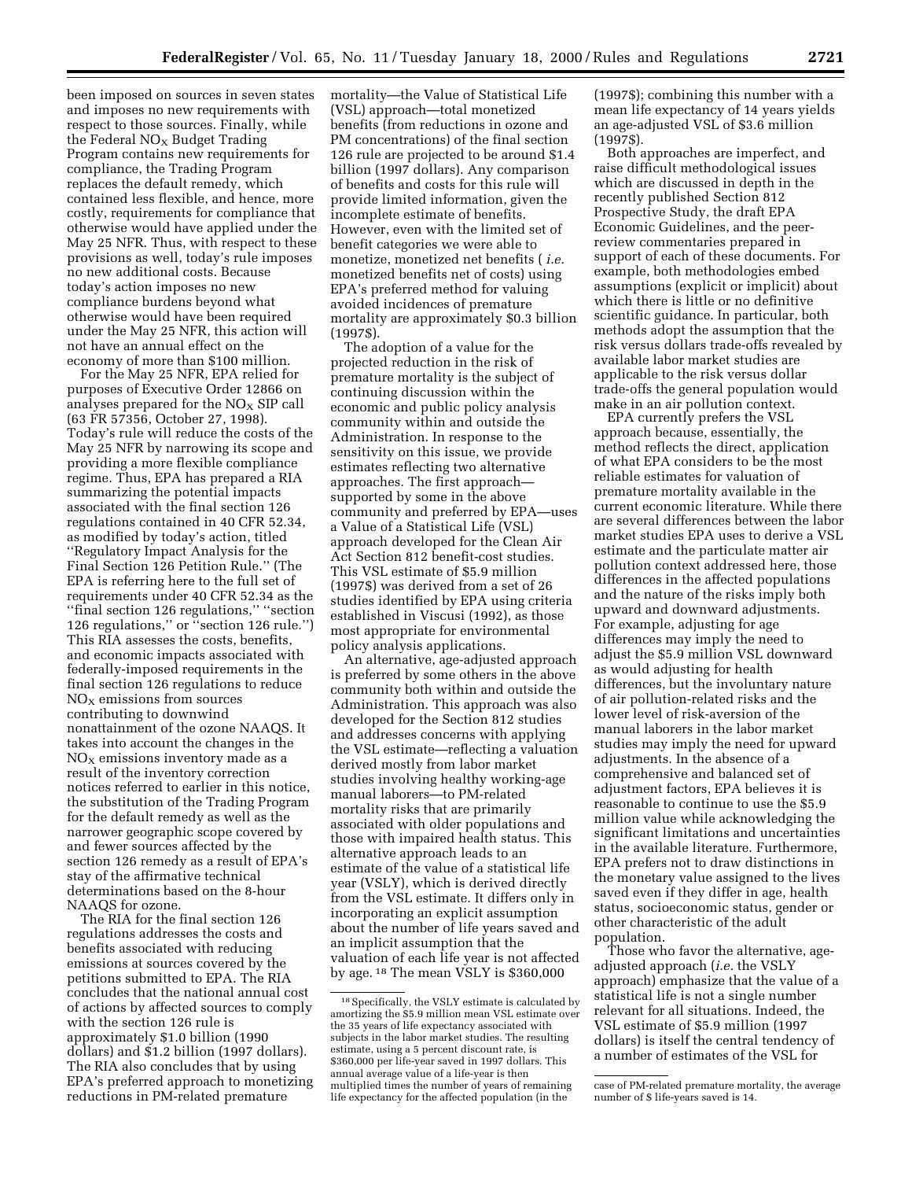been imposed on sources in seven states and imposes no new requirements with respect to those sources. Finally, while the Federal $NO_X$ Budget Trading Program contains new requirements for compliance, the Trading Program replaces the default remedy, which contained less flexible, and hence, more costly, requirements for compliance that otherwise would have applied under the May 25 NFR. Thus, with respect to these provisions as well, today's rule imposes no new additional costs. Because today's action imposes no new compliance burdens beyond what otherwise would have been required under the May 25 NFR, this action will not have an annual effect on the economy of more than $100 million.

For the May 25 NFR, EPA relied for purposes of Executive Order 12866 on analyses prepared for the $NO_X$ SIP call (63 FR 57356, October 27, 1998). Today's rule will reduce the costs of the May 25 NFR by narrowing its scope and providing a more flexible compliance regime. Thus, EPA has prepared a RIA summarizing the potential impacts associated with the final section 126 regulations contained in 40 CFR 52.34, as modified by today's action, titled "Regulatory Impact Analysis for the Final Section 126 Petition Rule." (The EPA is referring here to the full set of requirements under 40 CFR 52.34 as the "final section 126 regulations," "section 126 regulations," or "section 126 rule.") This RIA assesses the costs, benefits, and economic impacts associated with federally-imposed requirements in the final section 126 regulations to reduce $NO_X$ emissions from sources contributing to downwind nonattainment of the ozone NAAQS. It takes into account the changes in the $NO_X$ emissions inventory made as a result of the inventory correction notices referred to earlier in this notice, the substitution of the Trading Program for the default remedy as well as the narrower geographic scope covered by and fewer sources affected by the section 126 remedy as a result of EPA's stay of the affirmative technical determinations based on the 8-hour NAAQS for ozone.

The RIA for the final section 126 regulations addresses the costs and benefits associated with reducing emissions at sources covered by the petitions submitted to EPA. The RIA concludes that the national annual cost of actions by affected sources to comply with the section 126 rule is approximately $1.0 billion (1990 dollars) and $1.2 billion (1997 dollars). The RIA also concludes that by using EPA's preferred approach to monetizing reductions in PM-related premature mortality—the Value of Statistical Life (VSL) approach—total monetized benefits (from reductions in ozone and PM concentrations) of the final section 126 rule are projected to be around $1.4 billion (1997 dollars). Any comparison of benefits and costs for this rule will provide limited information, given the incomplete estimate of benefits. However, even with the limited set of benefit categories we were able to monetize, monetized net benefits (*i.e.* monetized benefits net of costs) using EPA's preferred method for valuing avoided incidences of premature mortality are approximately $0.3 billion (1997$).

The adoption of a value for the projected reduction in the risk of premature mortality is the subject of continuing discussion within the economic and public policy analysis community within and outside the Administration. In response to the sensitivity on this issue, we provide estimates reflecting two alternative approaches. The first approach—supported by some in the above community and preferred by EPA—uses a Value of a Statistical Life (VSL) approach developed for the Clean Air Act Section 812 benefit-cost studies. This VSL estimate of $5.9 million (1997$) was derived from a set of 26 studies identified by EPA using criteria established in Viscusi (1992), as those most appropriate for environmental policy analysis applications.

An alternative, age-adjusted approach is preferred by some others in the above community both within and outside the Administration. This approach was also developed for the Section 812 studies and addresses concerns with applying the VSL estimate—reflecting a valuation derived mostly from labor market studies involving healthy working-age manual laborers—to PM-related mortality risks that are primarily associated with older populations and those with impaired health status. This alternative approach leads to an estimate of the value of a statistical life year (VSLY), which is derived directly from the VSL estimate. It differs only in incorporating an explicit assumption about the number of life years saved and an implicit assumption that the valuation of each life year is not affected by age.[18] The mean VSLY is $360,000 (1997$); combining this number with a mean life expectancy of 14 years yields an age-adjusted VSL of $3.6 million (1997$).

Both approaches are imperfect, and raise difficult methodological issues which are discussed in depth in the recently published Section 812 Prospective Study, the draft EPA Economic Guidelines, and the peer-review commentaries prepared in support of each of these documents. For example, both methodologies embed assumptions (explicit or implicit) about which there is little or no definitive scientific guidance. In particular, both methods adopt the assumption that the risk versus dollars trade-offs revealed by available labor market studies are applicable to the risk versus dollar trade-offs the general population would make in an air pollution context.

EPA currently prefers the VSL approach because, essentially, the method reflects the direct, application of what EPA considers to be the most reliable estimates for valuation of premature mortality available in the current economic literature. While there are several differences between the labor market studies EPA uses to derive a VSL estimate and the particulate matter air pollution context addressed here, those differences in the affected populations and the nature of the risks imply both upward and downward adjustments. For example, adjusting for age differences may imply the need to adjust the $5.9 million VSL downward as would adjusting for health differences, but the involuntary nature of air pollution-related risks and the lower level of risk-aversion of the manual laborers in the labor market studies may imply the need for upward adjustments. In the absence of a comprehensive and balanced set of adjustment factors, EPA believes it is reasonable to continue to use the $5.9 million value while acknowledging the significant limitations and uncertainties in the available literature. Furthermore, EPA prefers not to draw distinctions in the monetary value assigned to the lives saved even if they differ in age, health status, socioeconomic status, gender or other characteristic of the adult population.

Those who favor the alternative, age-adjusted approach (*i.e.* the VSLY approach) emphasize that the value of a statistical life is not a single number relevant for all situations. Indeed, the VSL estimate of $5.9 million (1997 dollars) is itself the central tendency of a number of estimates of the VSL for

---

[18] Specifically, the VSLY estimate is calculated by amortizing the $5.9 million mean VSL estimate over the 35 years of life expectancy associated with subjects in the labor market studies. The resulting estimate, using a 5 percent discount rate, is $360,000 per life-year saved in 1997 dollars. This annual average value of a life-year is then multiplied times the number of years of remaining life expectancy for the affected population (in the case of PM-related premature mortality, the average number of $ life-years saved is 14.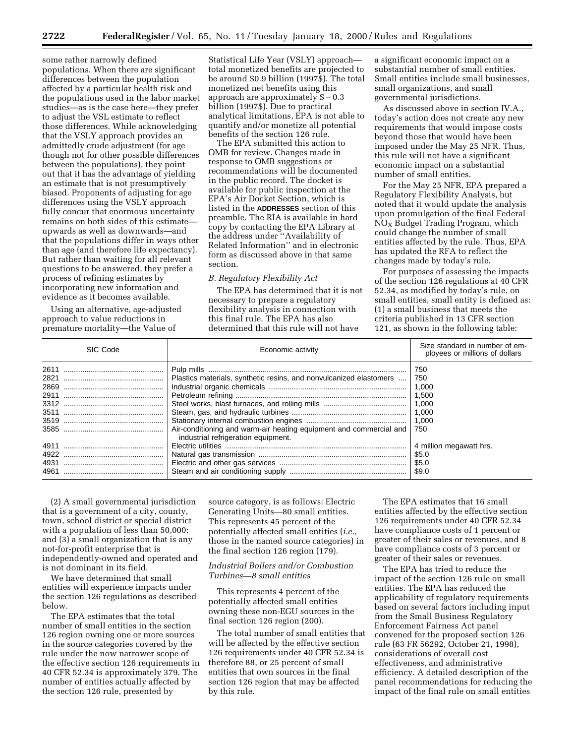some rather narrowly defined populations. When there are significant differences between the population affected by a particular health risk and the populations used in the labor market studies—as is the case here—they prefer to adjust the VSL estimate to reflect those differences. While acknowledging that the VSLY approach provides an admittedly crude adjustment (for age though not for other possible differences between the populations), they point out that it has the advantage of yielding an estimate that is not presumptively biased. Proponents of adjusting for age differences using the VSLY approach fully concur that enormous uncertainty remains on both sides of this estimate—upwards as well as downwards—and that the populations differ in ways other than age (and therefore life expectancy). But rather than waiting for all relevant questions to be answered, they prefer a process of refining estimates by incorporating new information and evidence as it becomes available.

Using an alternative, age-adjusted approach to value reductions in premature mortality—the Value of Statistical Life Year (VSLY) approach—total monetized benefits are projected to be around $0.9 billion (1997$). The total monetized net benefits using this approach are approximately $−0.3 billion (1997$). Due to practical analytical limitations, EPA is not able to quantify and/or monetize all potential benefits of the section 126 rule.

The EPA submitted this action to OMB for review. Changes made in response to OMB suggestions or recommendations will be documented in the public record. The docket is available for public inspection at the EPA's Air Docket Section, which is listed in the **ADDRESSES** section of this preamble. The RIA is available in hard copy by contacting the EPA Library at the address under ''Availability of Related Information'' and in electronic form as discussed above in that same section.

*B. Regulatory Flexibility Act*

The EPA has determined that it is not necessary to prepare a regulatory flexibility analysis in connection with this final rule. The EPA has also determined that this rule will not have a significant economic impact on a substantial number of small entities. Small entities include small businesses, small organizations, and small governmental jurisdictions.

As discussed above in section IV.A., today's action does not create any new requirements that would impose costs beyond those that would have been imposed under the May 25 NFR. Thus, this rule will not have a significant economic impact on a substantial number of small entities.

For the May 25 NFR, EPA prepared a Regulatory Flexibility Analysis, but noted that it would update the analysis upon promulgation of the final Federal $NO_X$ Budget Trading Program, which could change the number of small entities affected by the rule. Thus, EPA has updated the RFA to reflect the changes made by today's rule.

For purposes of assessing the impacts of the section 126 regulations at 40 CFR 52.34, as modified by today's rule, on small entities, small entity is defined as: (1) a small business that meets the criteria published in 13 CFR section 121, as shown in the following table:

| SIC Code | Economic activity | Size standard in number of employees or millions of dollars |
|---|---|---|
| 2611 | Pulp mills | 750 |
| 2821 | Plastics materials, synthetic resins, and nonvulcanized elastomers | 750 |
| 2869 | Industrial organic chemicals | 1,000 |
| 2911 | Petroleum refining | 1,500 |
| 3312 | Steel works, blast furnaces, and rolling mills | 1,000 |
| 3511 | Steam, gas, and hydraulic turbines | 1,000 |
| 3519 | Stationary internal combustion engines | 1,000 |
| 3585 | Air-conditioning and warm-air heating equipment and commercial and industrial refrigeration equipment. | 750 |
| 4911 | Electric utilities | 4 million megawatt hrs. |
| 4922 | Natural gas transmission | $5.0 |
| 4931 | Electric and other gas services | $5.0 |
| 4961 | Steam and air conditioning supply | $9.0 |

(2) A small governmental jurisdiction that is a government of a city, county, town, school district or special district with a population of less than 50,000; and (3) a small organization that is any not-for-profit enterprise that is independently-owned and operated and is not dominant in its field.

We have determined that small entities will experience impacts under the section 126 regulations as described below.

The EPA estimates that the total number of small entities in the section 126 region owning one or more sources in the source categories covered by the rule under the now narrower scope of the effective section 126 requirements in 40 CFR 52.34 is approximately 379. The number of entities actually affected by the section 126 rule, presented by source category, is as follows: Electric Generating Units—80 small entities. This represents 45 percent of the potentially affected small entities (*i.e.,* those in the named source categories) in the final section 126 region (179).

*Industrial Boilers and/or Combustion Turbines—8 small entities*

This represents 4 percent of the potentially affected small entities owning these non-EGU sources in the final section 126 region (200).

The total number of small entities that will be affected by the effective section 126 requirements under 40 CFR 52.34 is therefore 88, or 25 percent of small entities that own sources in the final section 126 region that may be affected by this rule.

The EPA estimates that 16 small entities affected by the effective section 126 requirements under 40 CFR 52.34 have compliance costs of 1 percent or greater of their sales or revenues, and 8 have compliance costs of 3 percent or greater of their sales or revenues.

The EPA has tried to reduce the impact of the section 126 rule on small entities. The EPA has reduced the applicability of regulatory requirements based on several factors including input from the Small Business Regulatory Enforcement Fairness Act panel convened for the proposed section 126 rule (63 FR 56292, October 21, 1998), considerations of overall cost effectiveness, and administrative efficiency. A detailed description of the panel recommendations for reducing the impact of the final rule on small entities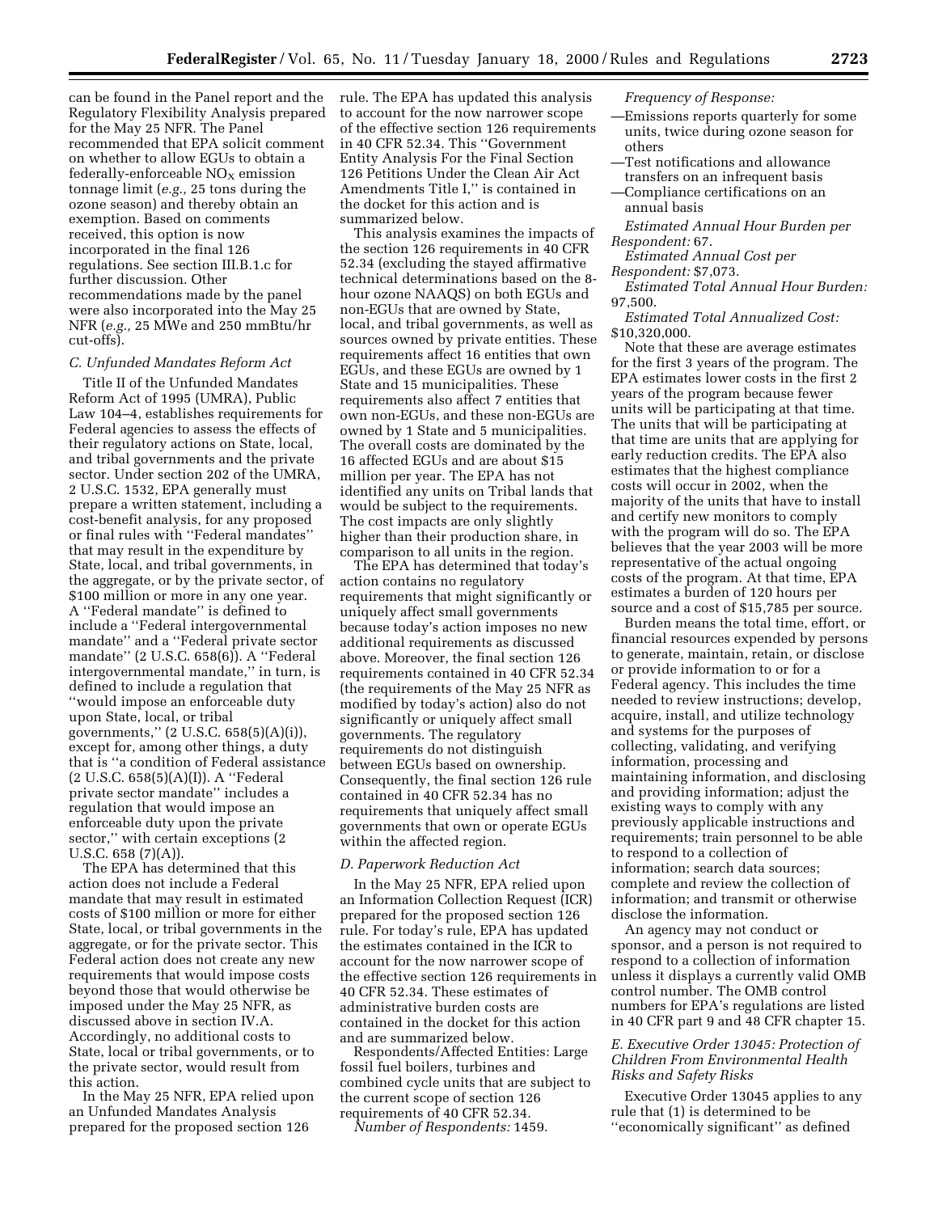can be found in the Panel report and the Regulatory Flexibility Analysis prepared for the May 25 NFR. The Panel recommended that EPA solicit comment on whether to allow EGUs to obtain a federally-enforceable $NO_X$ emission tonnage limit (*e.g.,* 25 tons during the ozone season) and thereby obtain an exemption. Based on comments received, this option is now incorporated in the final 126 regulations. See section III.B.1.c for further discussion. Other recommendations made by the panel were also incorporated into the May 25 NFR (*e.g.,* 25 MWe and 250 mmBtu/hr cut-offs).

### *C. Unfunded Mandates Reform Act*

Title II of the Unfunded Mandates Reform Act of 1995 (UMRA), Public Law 104–4, establishes requirements for Federal agencies to assess the effects of their regulatory actions on State, local, and tribal governments and the private sector. Under section 202 of the UMRA, 2 U.S.C. 1532, EPA generally must prepare a written statement, including a cost-benefit analysis, for any proposed or final rules with ''Federal mandates'' that may result in the expenditure by State, local, and tribal governments, in the aggregate, or by the private sector, of $100 million or more in any one year. A ''Federal mandate'' is defined to include a ''Federal intergovernmental mandate'' and a ''Federal private sector mandate'' (2 U.S.C. 658(6)). A ''Federal intergovernmental mandate,'' in turn, is defined to include a regulation that ''would impose an enforceable duty upon State, local, or tribal governments,'' (2 U.S.C. 658(5)(A)(i)), except for, among other things, a duty that is ''a condition of Federal assistance (2 U.S.C. 658(5)(A)(I)). A ''Federal private sector mandate'' includes a regulation that would impose an enforceable duty upon the private sector,'' with certain exceptions (2 U.S.C. 658 (7)(A)).

The EPA has determined that this action does not include a Federal mandate that may result in estimated costs of $100 million or more for either State, local, or tribal governments in the aggregate, or for the private sector. This Federal action does not create any new requirements that would impose costs beyond those that would otherwise be imposed under the May 25 NFR, as discussed above in section IV.A. Accordingly, no additional costs to State, local or tribal governments, or to the private sector, would result from this action.

In the May 25 NFR, EPA relied upon an Unfunded Mandates Analysis prepared for the proposed section 126 rule. The EPA has updated this analysis to account for the now narrower scope of the effective section 126 requirements in 40 CFR 52.34. This ''Government Entity Analysis For the Final Section 126 Petitions Under the Clean Air Act Amendments Title I,'' is contained in the docket for this action and is summarized below.

This analysis examines the impacts of the section 126 requirements in 40 CFR 52.34 (excluding the stayed affirmative technical determinations based on the 8-hour ozone NAAQS) on both EGUs and non-EGUs that are owned by State, local, and tribal governments, as well as sources owned by private entities. These requirements affect 16 entities that own EGUs, and these EGUs are owned by 1 State and 15 municipalities. These requirements also affect 7 entities that own non-EGUs, and these non-EGUs are owned by 1 State and 5 municipalities. The overall costs are dominated by the 16 affected EGUs and are about $15 million per year. The EPA has not identified any units on Tribal lands that would be subject to the requirements. The cost impacts are only slightly higher than their production share, in comparison to all units in the region.

The EPA has determined that today's action contains no regulatory requirements that might significantly or uniquely affect small governments because today's action imposes no new additional requirements as discussed above. Moreover, the final section 126 requirements contained in 40 CFR 52.34 (the requirements of the May 25 NFR as modified by today's action) also do not significantly or uniquely affect small governments. The regulatory requirements do not distinguish between EGUs based on ownership. Consequently, the final section 126 rule contained in 40 CFR 52.34 has no requirements that uniquely affect small governments that own or operate EGUs within the affected region.

### *D. Paperwork Reduction Act*

In the May 25 NFR, EPA relied upon an Information Collection Request (ICR) prepared for the proposed section 126 rule. For today's rule, EPA has updated the estimates contained in the ICR to account for the now narrower scope of the effective section 126 requirements in 40 CFR 52.34. These estimates of administrative burden costs are contained in the docket for this action and are summarized below.

Respondents/Affected Entities: Large fossil fuel boilers, turbines and combined cycle units that are subject to the current scope of section 126 requirements of 40 CFR 52.34.

*Number of Respondents:* 1459.

*Frequency of Response:*

—Emissions reports quarterly for some units, twice during ozone season for others
—Test notifications and allowance transfers on an infrequent basis
—Compliance certifications on an annual basis

*Estimated Annual Hour Burden per Respondent:* 67.

*Estimated Annual Cost per Respondent:* $7,073.

*Estimated Total Annual Hour Burden:* 97,500.

*Estimated Total Annualized Cost:* $10,320,000.

Note that these are average estimates for the first 3 years of the program. The EPA estimates lower costs in the first 2 years of the program because fewer units will be participating at that time. The units that will be participating at that time are units that are applying for early reduction credits. The EPA also estimates that the highest compliance costs will occur in 2002, when the majority of the units that have to install and certify new monitors to comply with the program will do so. The EPA believes that the year 2003 will be more representative of the actual ongoing costs of the program. At that time, EPA estimates a burden of 120 hours per source and a cost of $15,785 per source.

Burden means the total time, effort, or financial resources expended by persons to generate, maintain, retain, or disclose or provide information to or for a Federal agency. This includes the time needed to review instructions; develop, acquire, install, and utilize technology and systems for the purposes of collecting, validating, and verifying information, processing and maintaining information, and disclosing and providing information; adjust the existing ways to comply with any previously applicable instructions and requirements; train personnel to be able to respond to a collection of information; search data sources; complete and review the collection of information; and transmit or otherwise disclose the information.

An agency may not conduct or sponsor, and a person is not required to respond to a collection of information unless it displays a currently valid OMB control number. The OMB control numbers for EPA's regulations are listed in 40 CFR part 9 and 48 CFR chapter 15.

### *E. Executive Order 13045: Protection of Children From Environmental Health Risks and Safety Risks*

Executive Order 13045 applies to any rule that (1) is determined to be ''economically significant'' as defined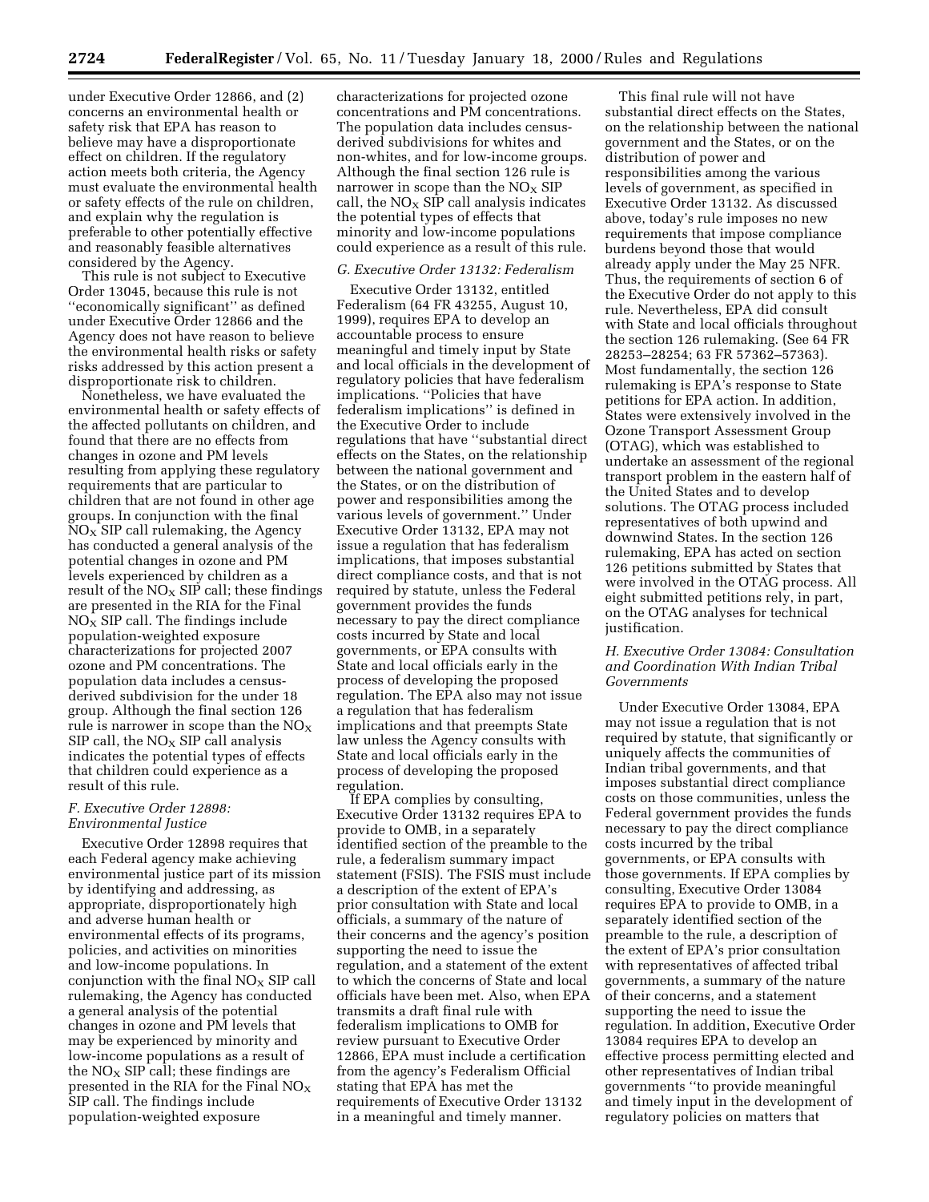under Executive Order 12866, and (2) concerns an environmental health or safety risk that EPA has reason to believe may have a disproportionate effect on children. If the regulatory action meets both criteria, the Agency must evaluate the environmental health or safety effects of the rule on children, and explain why the regulation is preferable to other potentially effective and reasonably feasible alternatives considered by the Agency.

This rule is not subject to Executive Order 13045, because this rule is not ''economically significant'' as defined under Executive Order 12866 and the Agency does not have reason to believe the environmental health risks or safety risks addressed by this action present a disproportionate risk to children.

Nonetheless, we have evaluated the environmental health or safety effects of the affected pollutants on children, and found that there are no effects from changes in ozone and PM levels resulting from applying these regulatory requirements that are particular to children that are not found in other age groups. In conjunction with the final $NO_X$ SIP call rulemaking, the Agency has conducted a general analysis of the potential changes in ozone and PM levels experienced by children as a result of the $NO_X$ SIP call; these findings are presented in the RIA for the Final $NO_X$ SIP call. The findings include population-weighted exposure characterizations for projected 2007 ozone and PM concentrations. The population data includes a census-derived subdivision for the under 18 group. Although the final section 126 rule is narrower in scope than the $NO_X$ SIP call, the $NO_X$ SIP call analysis indicates the potential types of effects that children could experience as a result of this rule.

### F. Executive Order 12898: Environmental Justice

Executive Order 12898 requires that each Federal agency make achieving environmental justice part of its mission by identifying and addressing, as appropriate, disproportionately high and adverse human health or environmental effects of its programs, policies, and activities on minorities and low-income populations. In conjunction with the final $NO_X$ SIP call rulemaking, the Agency has conducted a general analysis of the potential changes in ozone and PM levels that may be experienced by minority and low-income populations as a result of the $NO_X$ SIP call; these findings are presented in the RIA for the Final $NO_X$ SIP call. The findings include population-weighted exposure characterizations for projected ozone concentrations and PM concentrations. The population data includes census-derived subdivisions for whites and non-whites, and for low-income groups. Although the final section 126 rule is narrower in scope than the $NO_X$ SIP call, the $NO_X$ SIP call analysis indicates the potential types of effects that minority and low-income populations could experience as a result of this rule.

### G. Executive Order 13132: Federalism

Executive Order 13132, entitled Federalism (64 FR 43255, August 10, 1999), requires EPA to develop an accountable process to ensure meaningful and timely input by State and local officials in the development of regulatory policies that have federalism implications. ''Policies that have federalism implications'' is defined in the Executive Order to include regulations that have ''substantial direct effects on the States, on the relationship between the national government and the States, or on the distribution of power and responsibilities among the various levels of government.'' Under Executive Order 13132, EPA may not issue a regulation that has federalism implications, that imposes substantial direct compliance costs, and that is not required by statute, unless the Federal government provides the funds necessary to pay the direct compliance costs incurred by State and local governments, or EPA consults with State and local officials early in the process of developing the proposed regulation. The EPA also may not issue a regulation that has federalism implications and that preempts State law unless the Agency consults with State and local officials early in the process of developing the proposed regulation.

If EPA complies by consulting, Executive Order 13132 requires EPA to provide to OMB, in a separately identified section of the preamble to the rule, a federalism summary impact statement (FSIS). The FSIS must include a description of the extent of EPA's prior consultation with State and local officials, a summary of the nature of their concerns and the agency's position supporting the need to issue the regulation, and a statement of the extent to which the concerns of State and local officials have been met. Also, when EPA transmits a draft final rule with federalism implications to OMB for review pursuant to Executive Order 12866, EPA must include a certification from the agency's Federalism Official stating that EPA has met the requirements of Executive Order 13132 in a meaningful and timely manner.

This final rule will not have substantial direct effects on the States, on the relationship between the national government and the States, or on the distribution of power and responsibilities among the various levels of government, as specified in Executive Order 13132. As discussed above, today's rule imposes no new requirements that impose compliance burdens beyond those that would already apply under the May 25 NFR. Thus, the requirements of section 6 of the Executive Order do not apply to this rule. Nevertheless, EPA did consult with State and local officials throughout the section 126 rulemaking. (See 64 FR 28253–28254; 63 FR 57362–57363). Most fundamentally, the section 126 rulemaking is EPA's response to State petitions for EPA action. In addition, States were extensively involved in the Ozone Transport Assessment Group (OTAG), which was established to undertake an assessment of the regional transport problem in the eastern half of the United States and to develop solutions. The OTAG process included representatives of both upwind and downwind States. In the section 126 rulemaking, EPA has acted on section 126 petitions submitted by States that were involved in the OTAG process. All eight submitted petitions rely, in part, on the OTAG analyses for technical justification.

### H. Executive Order 13084: Consultation and Coordination With Indian Tribal Governments

Under Executive Order 13084, EPA may not issue a regulation that is not required by statute, that significantly or uniquely affects the communities of Indian tribal governments, and that imposes substantial direct compliance costs on those communities, unless the Federal government provides the funds necessary to pay the direct compliance costs incurred by the tribal governments, or EPA consults with those governments. If EPA complies by consulting, Executive Order 13084 requires EPA to provide to OMB, in a separately identified section of the preamble to the rule, a description of the extent of EPA's prior consultation with representatives of affected tribal governments, a summary of the nature of their concerns, and a statement supporting the need to issue the regulation. In addition, Executive Order 13084 requires EPA to develop an effective process permitting elected and other representatives of Indian tribal governments ''to provide meaningful and timely input in the development of regulatory policies on matters that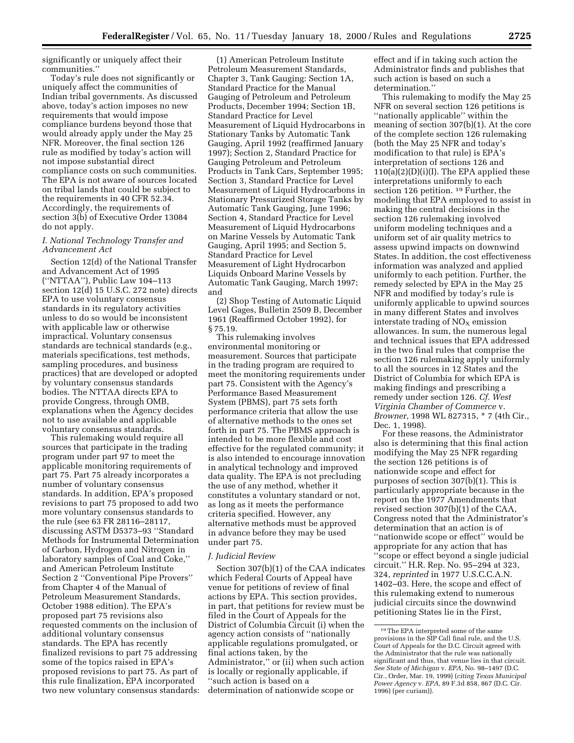significantly or uniquely affect their communities.''

Today's rule does not significantly or uniquely affect the communities of Indian tribal governments. As discussed above, today's action imposes no new requirements that would impose compliance burdens beyond those that would already apply under the May 25 NFR. Moreover, the final section 126 rule as modified by today's action will not impose substantial direct compliance costs on such communities. The EPA is not aware of sources located on tribal lands that could be subject to the requirements in 40 CFR 52.34. Accordingly, the requirements of section 3(b) of Executive Order 13084 do not apply.

### *I. National Technology Transfer and Advancement Act*

Section 12(d) of the National Transfer and Advancement Act of 1995 (''NTTAA''), Public Law 104–113 section 12(d) 15 U.S.C. 272 note) directs EPA to use voluntary consensus standards in its regulatory activities unless to do so would be inconsistent with applicable law or otherwise impractical. Voluntary consensus standards are technical standards (e.g., materials specifications, test methods, sampling procedures, and business practices) that are developed or adopted by voluntary consensus standards bodies. The NTTAA directs EPA to provide Congress, through OMB, explanations when the Agency decides not to use available and applicable voluntary consensus standards.

This rulemaking would require all sources that participate in the trading program under part 97 to meet the applicable monitoring requirements of part 75. Part 75 already incorporates a number of voluntary consensus standards. In addition, EPA's proposed revisions to part 75 proposed to add two more voluntary consensus standards to the rule (see 63 FR 28116–28117, discussing ASTM D5373–93 ''Standard Methods for Instrumental Determination of Carbon, Hydrogen and Nitrogen in laboratory samples of Coal and Coke,'' and American Petroleum Institute Section 2 ''Conventional Pipe Provers'' from Chapter 4 of the Manual of Petroleum Measurement Standards, October 1988 edition). The EPA's proposed part 75 revisions also requested comments on the inclusion of additional voluntary consensus standards. The EPA has recently finalized revisions to part 75 addressing some of the topics raised in EPA's proposed revisions to part 75. As part of this rule finalization, EPA incorporated two new voluntary consensus standards:

(1) American Petroleum Institute Petroleum Measurement Standards, Chapter 3, Tank Gauging: Section 1A, Standard Practice for the Manual Gauging of Petroleum and Petroleum Products, December 1994; Section 1B, Standard Practice for Level Measurement of Liquid Hydrocarbons in Stationary Tanks by Automatic Tank Gauging, April 1992 (reaffirmed January 1997); Section 2, Standard Practice for Gauging Petroleum and Petroleum Products in Tank Cars, September 1995; Section 3, Standard Practice for Level Measurement of Liquid Hydrocarbons in Stationary Pressurized Storage Tanks by Automatic Tank Gauging, June 1996; Section 4, Standard Practice for Level Measurement of Liquid Hydrocarbons on Marine Vessels by Automatic Tank Gauging, April 1995; and Section 5, Standard Practice for Level Measurement of Light Hydrocarbon Liquids Onboard Marine Vessels by Automatic Tank Gauging, March 1997; and

(2) Shop Testing of Automatic Liquid Level Gages, Bulletin 2509 B, December 1961 (Reaffirmed October 1992), for § 75.19.

This rulemaking involves environmental monitoring or measurement. Sources that participate in the trading program are required to meet the monitoring requirements under part 75. Consistent with the Agency's Performance Based Measurement System (PBMS), part 75 sets forth performance criteria that allow the use of alternative methods to the ones set forth in part 75. The PBMS approach is intended to be more flexible and cost effective for the regulated community; it is also intended to encourage innovation in analytical technology and improved data quality. The EPA is not precluding the use of any method, whether it constitutes a voluntary standard or not, as long as it meets the performance criteria specified. However, any alternative methods must be approved in advance before they may be used under part 75.

### *J. Judicial Review*

Section 307(b)(1) of the CAA indicates which Federal Courts of Appeal have venue for petitions of review of final actions by EPA. This section provides, in part, that petitions for review must be filed in the Court of Appeals for the District of Columbia Circuit (i) when the agency action consists of ''nationally applicable regulations promulgated, or final actions taken, by the Administrator,'' or (ii) when such action is locally or regionally applicable, if ''such action is based on a determination of nationwide scope or effect and if in taking such action the Administrator finds and publishes that such action is based on such a determination.''

This rulemaking to modify the May 25 NFR on several section 126 petitions is ''nationally applicable'' within the meaning of section 307(b)(1). At the core of the complete section 126 rulemaking (both the May 25 NFR and today's modification to that rule) is EPA's interpretation of sections 126 and 110(a)(2)(D)(i)(I). The EPA applied these interpretations uniformly to each section 126 petition.[19] Further, the modeling that EPA employed to assist in making the central decisions in the section 126 rulemaking involved uniform modeling techniques and a uniform set of air quality metrics to assess upwind impacts on downwind States. In addition, the cost effectiveness information was analyzed and applied uniformly to each petition. Further, the remedy selected by EPA in the May 25 NFR and modified by today's rule is uniformly applicable to upwind sources in many different States and involves interstate trading of $NO_X$ emission allowances. In sum, the numerous legal and technical issues that EPA addressed in the two final rules that comprise the section 126 rulemaking apply uniformly to all the sources in 12 States and the District of Columbia for which EPA is making findings and prescribing a remedy under section 126. *Cf. West Virginia Chamber of Commerce* v. *Browner,* 1998 WL 827315, * 7 (4th Cir., Dec. 1, 1998).

For these reasons, the Administrator also is determining that this final action modifying the May 25 NFR regarding the section 126 petitions is of nationwide scope and effect for purposes of section 307(b)(1). This is particularly appropriate because in the report on the 1977 Amendments that revised section 307(b)(1) of the CAA, Congress noted that the Administrator's determination that an action is of ''nationwide scope or effect'' would be appropriate for any action that has ''scope or effect beyond a single judicial circuit.'' H.R. Rep. No. 95–294 at 323, 324, *reprinted* in 1977 U.S.C.C.A.N. 1402–03. Here, the scope and effect of this rulemaking extend to numerous judicial circuits since the downwind petitioning States lie in the First,

[19] The EPA interpreted some of the same provisions in the SIP Call final rule, and the U.S. Court of Appeals for the D.C. Circuit agreed with the Administrator that the rule was nationally significant and thus, that venue lies in that circuit. *See State of Michigan* v. *EPA,* No. 98–1497 (D.C. Cir., Order, Mar. 19, 1999) (*citing Texas Municipal Power Agency* v. *EPA,* 89 F.3d 858, 867 (D.C. Cir. 1996) (per curiam)).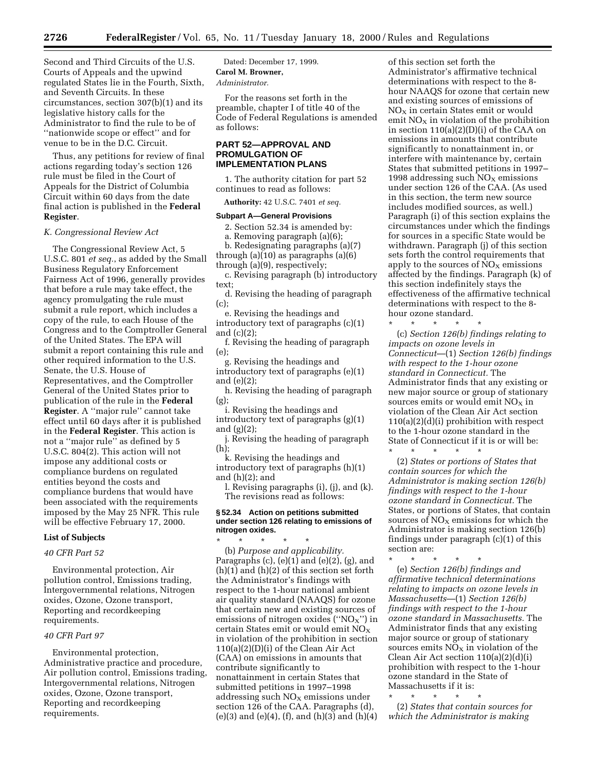Second and Third Circuits of the U.S. Courts of Appeals and the upwind regulated States lie in the Fourth, Sixth, and Seventh Circuits. In these circumstances, section 307(b)(1) and its legislative history calls for the Administrator to find the rule to be of ''nationwide scope or effect'' and for venue to be in the D.C. Circuit.

Thus, any petitions for review of final actions regarding today's section 126 rule must be filed in the Court of Appeals for the District of Columbia Circuit within 60 days from the date final action is published in the **Federal Register**.

*K. Congressional Review Act*

The Congressional Review Act, 5 U.S.C. 801 *et seq.*, as added by the Small Business Regulatory Enforcement Fairness Act of 1996, generally provides that before a rule may take effect, the agency promulgating the rule must submit a rule report, which includes a copy of the rule, to each House of the Congress and to the Comptroller General of the United States. The EPA will submit a report containing this rule and other required information to the U.S. Senate, the U.S. House of Representatives, and the Comptroller General of the United States prior to publication of the rule in the **Federal Register**. A ''major rule'' cannot take effect until 60 days after it is published in the **Federal Register**. This action is not a ''major rule'' as defined by 5 U.S.C. 804(2). This action will not impose any additional costs or compliance burdens on regulated entities beyond the costs and compliance burdens that would have been associated with the requirements imposed by the May 25 NFR. This rule will be effective February 17, 2000.

**List of Subjects**

*40 CFR Part 52*

Environmental protection, Air pollution control, Emissions trading, Intergovernmental relations, Nitrogen oxides, Ozone, Ozone transport, Reporting and recordkeeping requirements.

*40 CFR Part 97*

Environmental protection, Administrative practice and procedure, Air pollution control, Emissions trading, Intergovernmental relations, Nitrogen oxides, Ozone, Ozone transport, Reporting and recordkeeping requirements.

Dated: December 17, 1999.

**Carol M. Browner,**

*Administrator.*

For the reasons set forth in the preamble, chapter I of title 40 of the Code of Federal Regulations is amended as follows:

**PART 52—APPROVAL AND PROMULGATION OF IMPLEMENTATION PLANS**

1. The authority citation for part 52 continues to read as follows:

**Authority:** 42 U.S.C. 7401 *et seq.*

**Subpart A—General Provisions**

2. Section 52.34 is amended by:

a. Removing paragraph (a)(6);

b. Redesignating paragraphs (a)(7) through (a)(10) as paragraphs (a)(6) through (a)(9), respectively;

c. Revising paragraph (b) introductory text;

d. Revising the heading of paragraph (c);

e. Revising the headings and introductory text of paragraphs (c)(1) and (c)(2);

f. Revising the heading of paragraph (e);

g. Revising the headings and introductory text of paragraphs (e)(1) and (e)(2);

h. Revising the heading of paragraph (g);

i. Revising the headings and introductory text of paragraphs (g)(1) and (g)(2);

j. Revising the heading of paragraph (h);

k. Revising the headings and introductory text of paragraphs (h)(1) and (h)(2); and

l. Revising paragraphs (i), (j), and (k).

The revisions read as follows:

**§ 52.34 Action on petitions submitted under section 126 relating to emissions of nitrogen oxides.**

\* \* \* \* \*

(b) *Purpose and applicability.* Paragraphs (c), (e)(1) and (e)(2), (g), and (h)(1) and (h)(2) of this section set forth the Administrator's findings with respect to the 1-hour national ambient air quality standard (NAAQS) for ozone that certain new and existing sources of emissions of nitrogen oxides (''$NO_X$'') in certain States emit or would emit $NO_X$ in violation of the prohibition in section 110(a)(2)(D)(i) of the Clean Air Act (CAA) on emissions in amounts that contribute significantly to nonattainment in certain States that submitted petitions in 1997–1998 addressing such $NO_X$ emissions under section 126 of the CAA. Paragraphs (d), (e)(3) and (e)(4), (f), and (h)(3) and (h)(4) of this section set forth the Administrator's affirmative technical determinations with respect to the 8-hour NAAQS for ozone that certain new and existing sources of emissions of $NO_X$ in certain States emit or would emit $NO_X$ in violation of the prohibition in section 110(a)(2)(D)(i) of the CAA on emissions in amounts that contribute significantly to nonattainment in, or interfere with maintenance by, certain States that submitted petitions in 1997–1998 addressing such $NO_X$ emissions under section 126 of the CAA. (As used in this section, the term new source includes modified sources, as well.) Paragraph (i) of this section explains the circumstances under which the findings for sources in a specific State would be withdrawn. Paragraph (j) of this section sets forth the control requirements that apply to the sources of $NO_X$ emissions affected by the findings. Paragraph (k) of this section indefinitely stays the effectiveness of the affirmative technical determinations with respect to the 8-hour ozone standard.

\* \* \* \* \*

(c) *Section 126(b) findings relating to impacts on ozone levels in Connecticut*—(1) *Section 126(b) findings with respect to the 1-hour ozone standard in Connecticut.* The Administrator finds that any existing or new major source or group of stationary sources emits or would emit $NO_X$ in violation of the Clean Air Act section 110(a)(2)(d)(i) prohibition with respect to the 1-hour ozone standard in the State of Connecticut if it is or will be:

\* \* \* \* \*

(2) *States or portions of States that contain sources for which the Administrator is making section 126(b) findings with respect to the 1-hour ozone standard in Connecticut.* The States, or portions of States, that contain sources of $NO_X$ emissions for which the Administrator is making section 126(b) findings under paragraph (c)(1) of this section are:

\* \* \* \* \*

(e) *Section 126(b) findings and affirmative technical determinations relating to impacts on ozone levels in Massachusetts*—(1) *Section 126(b) findings with respect to the 1-hour ozone standard in Massachusetts.* The Administrator finds that any existing major source or group of stationary sources emits $NO_X$ in violation of the Clean Air Act section 110(a)(2)(d)(i) prohibition with respect to the 1-hour ozone standard in the State of Massachusetts if it is:

\* \* \* \* \*

(2) *States that contain sources for which the Administrator is making*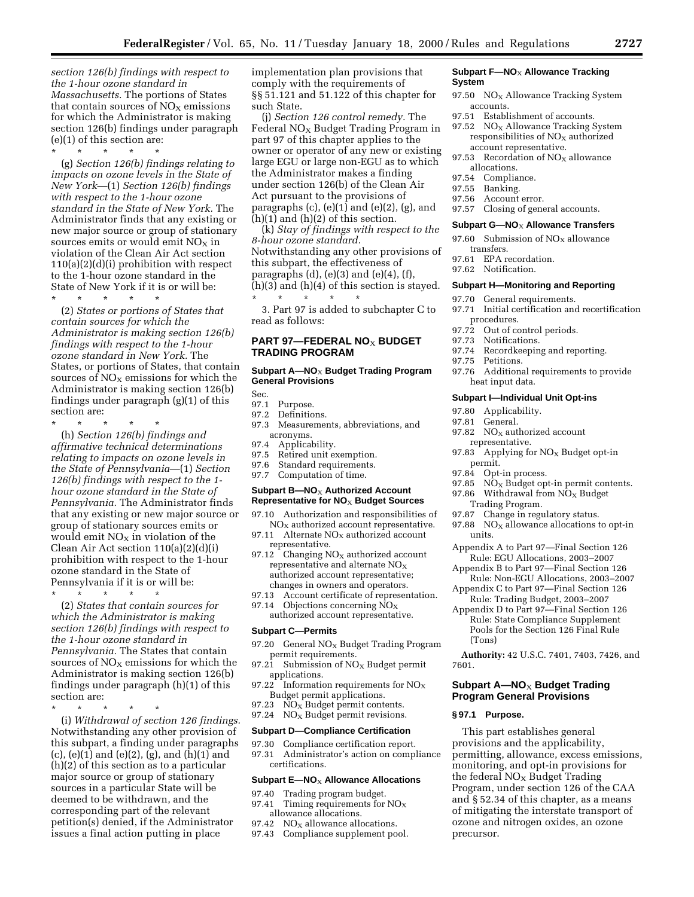*section 126(b) findings with respect to the 1-hour ozone standard in Massachusetts.* The portions of States that contain sources of $NO_X$ emissions for which the Administrator is making section 126(b) findings under paragraph (e)(1) of this section are:

\* \* \* \* \*

(g) *Section 126(b) findings relating to impacts on ozone levels in the State of New York*—(1) *Section 126(b) findings with respect to the 1-hour ozone standard in the State of New York.* The Administrator finds that any existing or new major source or group of stationary sources emits or would emit $NO_X$ in violation of the Clean Air Act section 110(a)(2)(d)(i) prohibition with respect to the 1-hour ozone standard in the State of New York if it is or will be:

\* \* \* \* \*

(2) *States or portions of States that contain sources for which the Administrator is making section 126(b) findings with respect to the 1-hour ozone standard in New York.* The States, or portions of States, that contain sources of $NO_X$ emissions for which the Administrator is making section 126(b) findings under paragraph (g)(1) of this section are:

\* \* \* \* \*

(h) *Section 126(b) findings and affirmative technical determinations relating to impacts on ozone levels in the State of Pennsylvania*—(1) *Section 126(b) findings with respect to the 1-hour ozone standard in the State of Pennsylvania.* The Administrator finds that any existing or new major source or group of stationary sources emits or would emit $NO_X$ in violation of the Clean Air Act section 110(a)(2)(d)(i) prohibition with respect to the 1-hour ozone standard in the State of Pennsylvania if it is or will be:

\* \* \* \* \*

(2) *States that contain sources for which the Administrator is making section 126(b) findings with respect to the 1-hour ozone standard in Pennsylvania.* The States that contain sources of $NO_X$ emissions for which the Administrator is making section 126(b) findings under paragraph (h)(1) of this section are:

\* \* \* \* \*

(i) *Withdrawal of section 126 findings.* Notwithstanding any other provision of this subpart, a finding under paragraphs (c), (e)(1) and (e)(2), (g), and (h)(1) and (h)(2) of this section as to a particular major source or group of stationary sources in a particular State will be deemed to be withdrawn, and the corresponding part of the relevant petition(s) denied, if the Administrator issues a final action putting in place implementation plan provisions that comply with the requirements of §§ 51.121 and 51.122 of this chapter for such State.

(j) *Section 126 control remedy.* The Federal $NO_X$ Budget Trading Program in part 97 of this chapter applies to the owner or operator of any new or existing large EGU or large non-EGU as to which the Administrator makes a finding under section 126(b) of the Clean Air Act pursuant to the provisions of paragraphs (c), (e)(1) and (e)(2), (g), and (h)(1) and (h)(2) of this section.

(k) *Stay of findings with respect to the 8-hour ozone standard.* Notwithstanding any other provisions of this subpart, the effectiveness of paragraphs (d), (e)(3) and (e)(4), (f), (h)(3) and (h)(4) of this section is stayed.

\* \* \* \* \*

3. Part 97 is added to subchapter C to read as follows:

## PART 97—FEDERAL $NO_X$ BUDGET TRADING PROGRAM

### Subpart A—$NO_X$ Budget Trading Program General Provisions

Sec.
97.1 Purpose.
97.2 Definitions.
97.3 Measurements, abbreviations, and acronyms.
97.4 Applicability.
97.5 Retired unit exemption.
97.6 Standard requirements.
97.7 Computation of time.

### Subpart B—$NO_X$ Authorized Account Representative for $NO_X$ Budget Sources

97.10 Authorization and responsibilities of $NO_X$ authorized account representative.
97.11 Alternate $NO_X$ authorized account representative.
97.12 Changing $NO_X$ authorized account representative and alternate $NO_X$ authorized account representative; changes in owners and operators.
97.13 Account certificate of representation.
97.14 Objections concerning $NO_X$ authorized account representative.

### Subpart C—Permits

97.20 General $NO_X$ Budget Trading Program permit requirements.
97.21 Submission of $NO_X$ Budget permit applications.
97.22 Information requirements for $NO_X$ Budget permit applications.
97.23 $NO_X$ Budget permit contents.
97.24 $NO_X$ Budget permit revisions.

### Subpart D—Compliance Certification

97.30 Compliance certification report.
97.31 Administrator's action on compliance certifications.

### Subpart E—$NO_X$ Allowance Allocations

97.40 Trading program budget.
97.41 Timing requirements for $NO_X$ allowance allocations.
97.42 $NO_X$ allowance allocations.
97.43 Compliance supplement pool.

### Subpart F—$NO_X$ Allowance Tracking System

97.50 $NO_X$ Allowance Tracking System accounts.
97.51 Establishment of accounts.
97.52 $NO_X$ Allowance Tracking System responsibilities of $NO_X$ authorized account representative.
97.53 Recordation of $NO_X$ allowance allocations.
97.54 Compliance.
97.55 Banking.
97.56 Account error.
97.57 Closing of general accounts.

### Subpart G—$NO_X$ Allowance Transfers

97.60 Submission of $NO_X$ allowance transfers.
97.61 EPA recordation.
97.62 Notification.

### Subpart H—Monitoring and Reporting

97.70 General requirements.
97.71 Initial certification and recertification procedures.
97.72 Out of control periods.
97.73 Notifications.
97.74 Recordkeeping and reporting.
97.75 Petitions.
97.76 Additional requirements to provide heat input data.

### Subpart I—Individual Unit Opt-ins

97.80 Applicability.
97.81 General.
97.82 $NO_X$ authorized account representative.
97.83 Applying for $NO_X$ Budget opt-in permit.
97.84 Opt-in process.
97.85 $NO_X$ Budget opt-in permit contents.
97.86 Withdrawal from $NO_X$ Budget Trading Program.
97.87 Change in regulatory status.
97.88 $NO_X$ allowance allocations to opt-in units.

Appendix A to Part 97—Final Section 126 Rule: EGU Allocations, 2003–2007
Appendix B to Part 97—Final Section 126 Rule: Non-EGU Allocations, 2003–2007
Appendix C to Part 97—Final Section 126 Rule: Trading Budget, 2003–2007
Appendix D to Part 97—Final Section 126 Rule: State Compliance Supplement Pools for the Section 126 Final Rule (Tons)

**Authority:** 42 U.S.C. 7401, 7403, 7426, and 7601.

### Subpart A—$NO_X$ Budget Trading Program General Provisions

#### § 97.1 Purpose.

This part establishes general provisions and the applicability, permitting, allowance, excess emissions, monitoring, and opt-in provisions for the federal $NO_X$ Budget Trading Program, under section 126 of the CAA and § 52.34 of this chapter, as a means of mitigating the interstate transport of ozone and nitrogen oxides, an ozone precursor.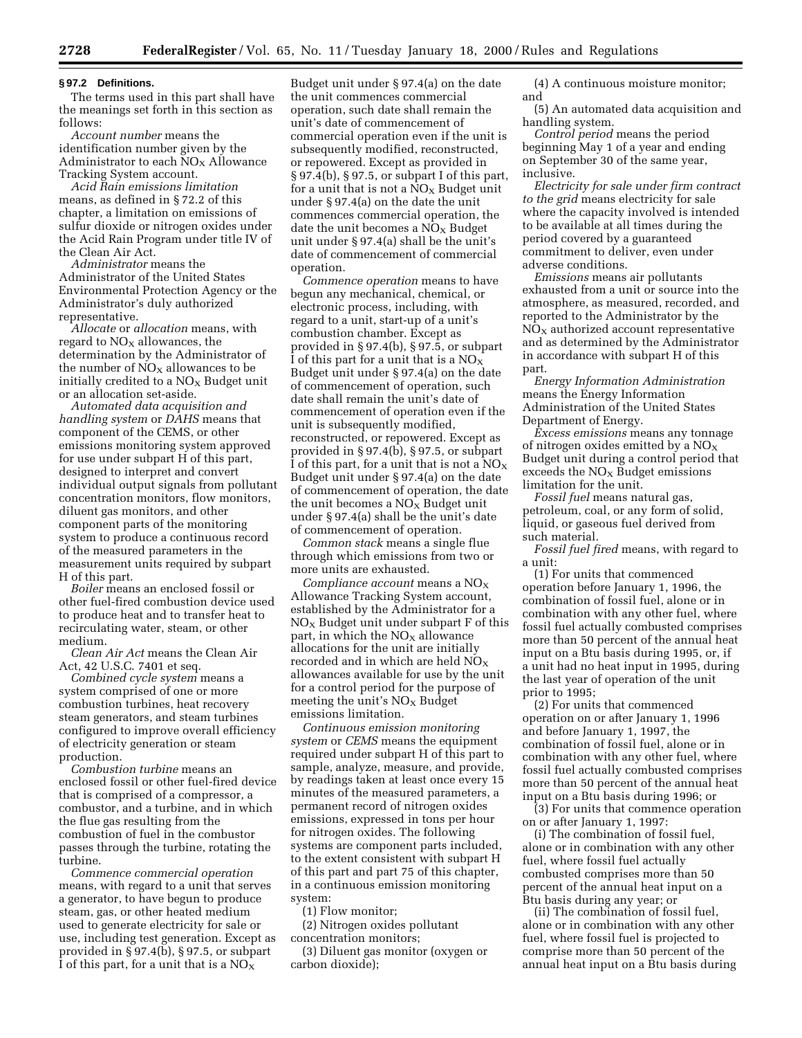### § 97.2 Definitions.

The terms used in this part shall have the meanings set forth in this section as follows:

*Account number* means the identification number given by the Administrator to each $NO_X$ Allowance Tracking System account.

*Acid Rain emissions limitation* means, as defined in § 72.2 of this chapter, a limitation on emissions of sulfur dioxide or nitrogen oxides under the Acid Rain Program under title IV of the Clean Air Act.

*Administrator* means the Administrator of the United States Environmental Protection Agency or the Administrator's duly authorized representative.

*Allocate* or *allocation* means, with regard to $NO_X$ allowances, the determination by the Administrator of the number of $NO_X$ allowances to be initially credited to a $NO_X$ Budget unit or an allocation set-aside.

*Automated data acquisition and handling system* or *DAHS* means that component of the CEMS, or other emissions monitoring system approved for use under subpart H of this part, designed to interpret and convert individual output signals from pollutant concentration monitors, flow monitors, diluent gas monitors, and other component parts of the monitoring system to produce a continuous record of the measured parameters in the measurement units required by subpart H of this part.

*Boiler* means an enclosed fossil or other fuel-fired combustion device used to produce heat and to transfer heat to recirculating water, steam, or other medium.

*Clean Air Act* means the Clean Air Act, 42 U.S.C. 7401 et seq.

*Combined cycle system* means a system comprised of one or more combustion turbines, heat recovery steam generators, and steam turbines configured to improve overall efficiency of electricity generation or steam production.

*Combustion turbine* means an enclosed fossil or other fuel-fired device that is comprised of a compressor, a combustor, and a turbine, and in which the flue gas resulting from the combustion of fuel in the combustor passes through the turbine, rotating the turbine.

*Commence commercial operation* means, with regard to a unit that serves a generator, to have begun to produce steam, gas, or other heated medium used to generate electricity for sale or use, including test generation. Except as provided in § 97.4(b), § 97.5, or subpart I of this part, for a unit that is a $NO_X$ Budget unit under § 97.4(a) on the date the unit commences commercial operation, such date shall remain the unit's date of commencement of commercial operation even if the unit is subsequently modified, reconstructed, or repowered. Except as provided in § 97.4(b), § 97.5, or subpart I of this part, for a unit that is not a $NO_X$ Budget unit under § 97.4(a) on the date the unit commences commercial operation, the date the unit becomes a $NO_X$ Budget unit under § 97.4(a) shall be the unit's date of commencement of commercial operation.

*Commence operation* means to have begun any mechanical, chemical, or electronic process, including, with regard to a unit, start-up of a unit's combustion chamber. Except as provided in § 97.4(b), § 97.5, or subpart I of this part for a unit that is a $NO_X$ Budget unit under § 97.4(a) on the date of commencement of operation, such date shall remain the unit's date of commencement of operation even if the unit is subsequently modified, reconstructed, or repowered. Except as provided in § 97.4(b), § 97.5, or subpart I of this part, for a unit that is not a $NO_X$ Budget unit under § 97.4(a) on the date of commencement of operation, the date the unit becomes a $NO_X$ Budget unit under § 97.4(a) shall be the unit's date of commencement of operation.

*Common stack* means a single flue through which emissions from two or more units are exhausted.

*Compliance account* means a $NO_X$ Allowance Tracking System account, established by the Administrator for a $NO_X$ Budget unit under subpart F of this part, in which the $NO_X$ allowance allocations for the unit are initially recorded and in which are held $NO_X$ allowances available for use by the unit for a control period for the purpose of meeting the unit's $NO_X$ Budget emissions limitation.

*Continuous emission monitoring system* or *CEMS* means the equipment required under subpart H of this part to sample, analyze, measure, and provide, by readings taken at least once every 15 minutes of the measured parameters, a permanent record of nitrogen oxides emissions, expressed in tons per hour for nitrogen oxides. The following systems are component parts included, to the extent consistent with subpart H of this part and part 75 of this chapter, in a continuous emission monitoring system:

(1) Flow monitor;

(2) Nitrogen oxides pollutant concentration monitors;

(3) Diluent gas monitor (oxygen or carbon dioxide);

(4) A continuous moisture monitor; and

(5) An automated data acquisition and handling system.

*Control period* means the period beginning May 1 of a year and ending on September 30 of the same year, inclusive.

*Electricity for sale under firm contract to the grid* means electricity for sale where the capacity involved is intended to be available at all times during the period covered by a guaranteed commitment to deliver, even under adverse conditions.

*Emissions* means air pollutants exhausted from a unit or source into the atmosphere, as measured, recorded, and reported to the Administrator by the $NO_X$ authorized account representative and as determined by the Administrator in accordance with subpart H of this part.

*Energy Information Administration* means the Energy Information Administration of the United States Department of Energy.

*Excess emissions* means any tonnage of nitrogen oxides emitted by a $NO_X$ Budget unit during a control period that exceeds the $NO_X$ Budget emissions limitation for the unit.

*Fossil fuel* means natural gas, petroleum, coal, or any form of solid, liquid, or gaseous fuel derived from such material.

*Fossil fuel fired* means, with regard to a unit:

(1) For units that commenced operation before January 1, 1996, the combination of fossil fuel, alone or in combination with any other fuel, where fossil fuel actually combusted comprises more than 50 percent of the annual heat input on a Btu basis during 1995, or, if a unit had no heat input in 1995, during the last year of operation of the unit prior to 1995;

(2) For units that commenced operation on or after January 1, 1996 and before January 1, 1997, the combination of fossil fuel, alone or in combination with any other fuel, where fossil fuel actually combusted comprises more than 50 percent of the annual heat input on a Btu basis during 1996; or

(3) For units that commence operation on or after January 1, 1997:

(i) The combination of fossil fuel, alone or in combination with any other fuel, where fossil fuel actually combusted comprises more than 50 percent of the annual heat input on a Btu basis during any year; or

(ii) The combination of fossil fuel, alone or in combination with any other fuel, where fossil fuel is projected to comprise more than 50 percent of the annual heat input on a Btu basis during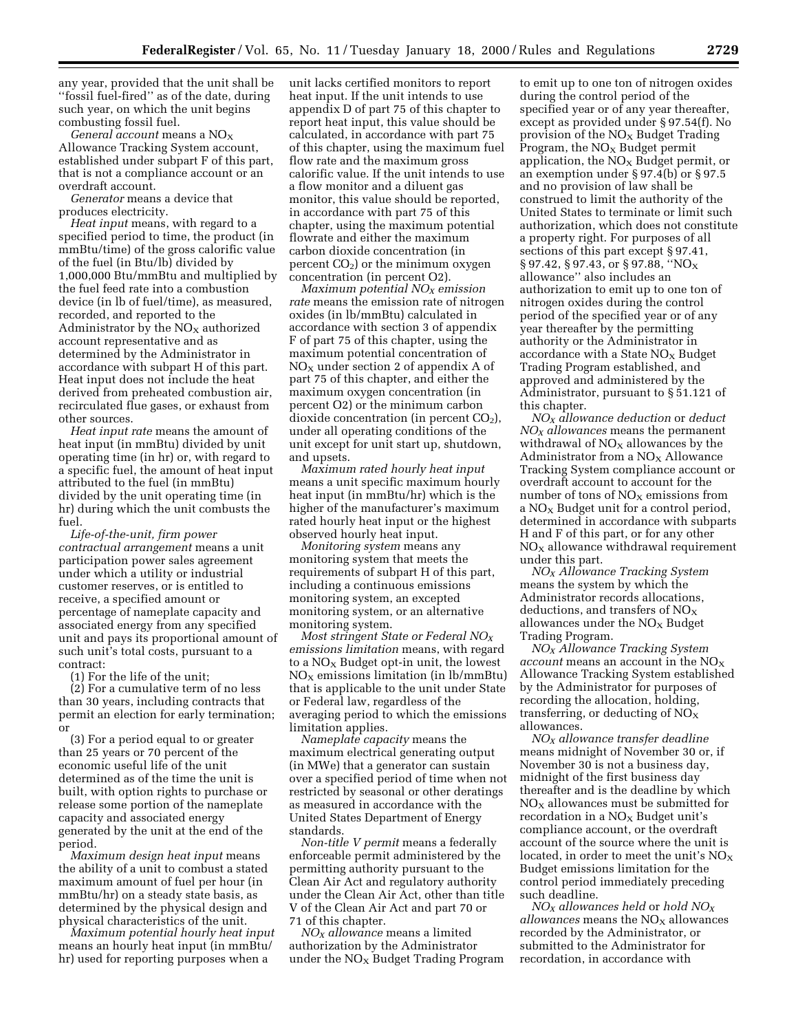any year, provided that the unit shall be "fossil fuel-fired" as of the date, during such year, on which the unit begins combusting fossil fuel.

*General account* means a $NO_X$ Allowance Tracking System account, established under subpart F of this part, that is not a compliance account or an overdraft account.

*Generator* means a device that produces electricity.

*Heat input* means, with regard to a specified period to time, the product (in mmBtu/time) of the gross calorific value of the fuel (in Btu/lb) divided by 1,000,000 Btu/mmBtu and multiplied by the fuel feed rate into a combustion device (in lb of fuel/time), as measured, recorded, and reported to the Administrator by the $NO_X$ authorized account representative and as determined by the Administrator in accordance with subpart H of this part. Heat input does not include the heat derived from preheated combustion air, recirculated flue gases, or exhaust from other sources.

*Heat input rate* means the amount of heat input (in mmBtu) divided by unit operating time (in hr) or, with regard to a specific fuel, the amount of heat input attributed to the fuel (in mmBtu) divided by the unit operating time (in hr) during which the unit combusts the fuel.

*Life-of-the-unit, firm power contractual arrangement* means a unit participation power sales agreement under which a utility or industrial customer reserves, or is entitled to receive, a specified amount or percentage of nameplate capacity and associated energy from any specified unit and pays its proportional amount of such unit's total costs, pursuant to a contract:

(1) For the life of the unit;

(2) For a cumulative term of no less than 30 years, including contracts that permit an election for early termination; or

(3) For a period equal to or greater than 25 years or 70 percent of the economic useful life of the unit determined as of the time the unit is built, with option rights to purchase or release some portion of the nameplate capacity and associated energy generated by the unit at the end of the period.

*Maximum design heat input* means the ability of a unit to combust a stated maximum amount of fuel per hour (in mmBtu/hr) on a steady state basis, as determined by the physical design and physical characteristics of the unit.

*Maximum potential hourly heat input* means an hourly heat input (in mmBtu/hr) used for reporting purposes when a unit lacks certified monitors to report heat input. If the unit intends to use appendix D of part 75 of this chapter to report heat input, this value should be calculated, in accordance with part 75 of this chapter, using the maximum fuel flow rate and the maximum gross calorific value. If the unit intends to use a flow monitor and a diluent gas monitor, this value should be reported, in accordance with part 75 of this chapter, using the maximum potential flowrate and either the maximum carbon dioxide concentration (in percent $CO_2$) or the minimum oxygen concentration (in percent O2).

*Maximum potential $NO_X$ emission rate* means the emission rate of nitrogen oxides (in lb/mmBtu) calculated in accordance with section 3 of appendix F of part 75 of this chapter, using the maximum potential concentration of $NO_X$ under section 2 of appendix A of part 75 of this chapter, and either the maximum oxygen concentration (in percent O2) or the minimum carbon dioxide concentration (in percent $CO_2$), under all operating conditions of the unit except for unit start up, shutdown, and upsets.

*Maximum rated hourly heat input* means a unit specific maximum hourly heat input (in mmBtu/hr) which is the higher of the manufacturer's maximum rated hourly heat input or the highest observed hourly heat input.

*Monitoring system* means any monitoring system that meets the requirements of subpart H of this part, including a continuous emissions monitoring system, an excepted monitoring system, or an alternative monitoring system.

*Most stringent State or Federal $NO_X$ emissions limitation* means, with regard to a $NO_X$ Budget opt-in unit, the lowest $NO_X$ emissions limitation (in lb/mmBtu) that is applicable to the unit under State or Federal law, regardless of the averaging period to which the emissions limitation applies.

*Nameplate capacity* means the maximum electrical generating output (in MWe) that a generator can sustain over a specified period of time when not restricted by seasonal or other deratings as measured in accordance with the United States Department of Energy standards.

*Non-title V permit* means a federally enforceable permit administered by the permitting authority pursuant to the Clean Air Act and regulatory authority under the Clean Air Act, other than title V of the Clean Air Act and part 70 or 71 of this chapter.

*$NO_X$ allowance* means a limited authorization by the Administrator under the $NO_X$ Budget Trading Program to emit up to one ton of nitrogen oxides during the control period of the specified year or of any year thereafter, except as provided under § 97.54(f). No provision of the $NO_X$ Budget Trading Program, the $NO_X$ Budget permit application, the $NO_X$ Budget permit, or an exemption under § 97.4(b) or § 97.5 and no provision of law shall be construed to limit the authority of the United States to terminate or limit such authorization, which does not constitute a property right. For purposes of all sections of this part except § 97.41, § 97.42, § 97.43, or § 97.88, "$NO_X$ allowance" also includes an authorization to emit up to one ton of nitrogen oxides during the control period of the specified year or of any year thereafter by the permitting authority or the Administrator in accordance with a State $NO_X$ Budget Trading Program established, and approved and administered by the Administrator, pursuant to § 51.121 of this chapter.

*$NO_X$ allowance deduction* or *deduct $NO_X$ allowances* means the permanent withdrawal of $NO_X$ allowances by the Administrator from a $NO_X$ Allowance Tracking System compliance account or overdraft account to account for the number of tons of $NO_X$ emissions from a $NO_X$ Budget unit for a control period, determined in accordance with subparts H and F of this part, or for any other $NO_X$ allowance withdrawal requirement under this part.

*$NO_X$ Allowance Tracking System* means the system by which the Administrator records allocations, deductions, and transfers of $NO_X$ allowances under the $NO_X$ Budget Trading Program.

*$NO_X$ Allowance Tracking System account* means an account in the $NO_X$ Allowance Tracking System established by the Administrator for purposes of recording the allocation, holding, transferring, or deducting of $NO_X$ allowances.

*$NO_X$ allowance transfer deadline* means midnight of November 30 or, if November 30 is not a business day, midnight of the first business day thereafter and is the deadline by which $NO_X$ allowances must be submitted for recordation in a $NO_X$ Budget unit's compliance account, or the overdraft account of the source where the unit is located, in order to meet the unit's $NO_X$ Budget emissions limitation for the control period immediately preceding such deadline.

*$NO_X$ allowances held* or *hold $NO_X$ allowances* means the $NO_X$ allowances recorded by the Administrator, or submitted to the Administrator for recordation, in accordance with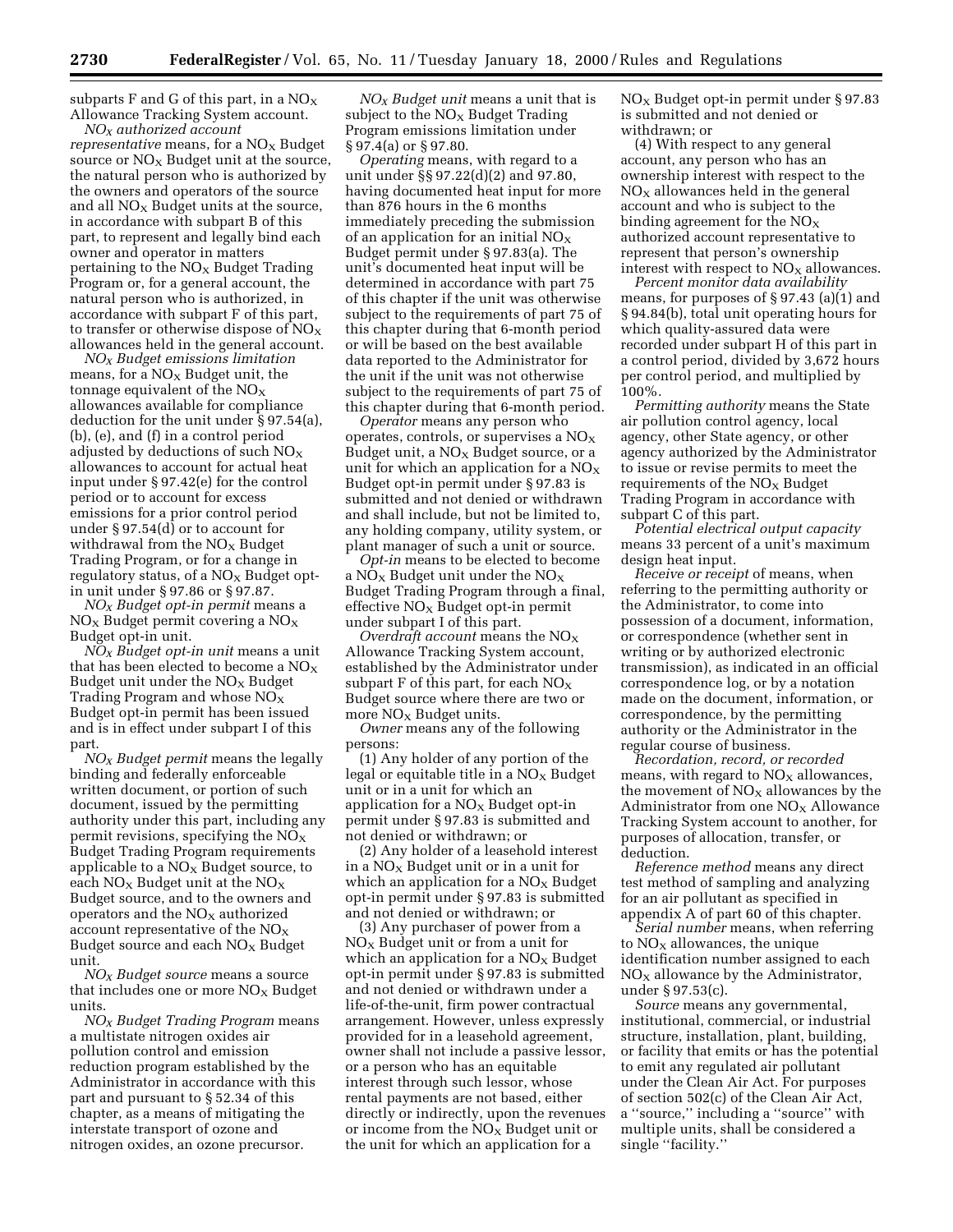subparts F and G of this part, in a $NO_X$ Allowance Tracking System account.

*$NO_X$ authorized account representative* means, for a $NO_X$ Budget source or $NO_X$ Budget unit at the source, the natural person who is authorized by the owners and operators of the source and all $NO_X$ Budget units at the source, in accordance with subpart B of this part, to represent and legally bind each owner and operator in matters pertaining to the $NO_X$ Budget Trading Program or, for a general account, the natural person who is authorized, in accordance with subpart F of this part, to transfer or otherwise dispose of $NO_X$ allowances held in the general account.

*$NO_X$ Budget emissions limitation* means, for a $NO_X$ Budget unit, the tonnage equivalent of the $NO_X$ allowances available for compliance deduction for the unit under § 97.54(a), (b), (e), and (f) in a control period adjusted by deductions of such $NO_X$ allowances to account for actual heat input under § 97.42(e) for the control period or to account for excess emissions for a prior control period under § 97.54(d) or to account for withdrawal from the $NO_X$ Budget Trading Program, or for a change in regulatory status, of a $NO_X$ Budget opt-in unit under § 97.86 or § 97.87.

*$NO_X$ Budget opt-in permit* means a $NO_X$ Budget permit covering a $NO_X$ Budget opt-in unit.

*$NO_X$ Budget opt-in unit* means a unit that has been elected to become a $NO_X$ Budget unit under the $NO_X$ Budget Trading Program and whose $NO_X$ Budget opt-in permit has been issued and is in effect under subpart I of this part.

*$NO_X$ Budget permit* means the legally binding and federally enforceable written document, or portion of such document, issued by the permitting authority under this part, including any permit revisions, specifying the $NO_X$ Budget Trading Program requirements applicable to a $NO_X$ Budget source, to each $NO_X$ Budget unit at the $NO_X$ Budget source, and to the owners and operators and the $NO_X$ authorized account representative of the $NO_X$ Budget source and each $NO_X$ Budget unit.

*$NO_X$ Budget source* means a source that includes one or more $NO_X$ Budget units.

*$NO_X$ Budget Trading Program* means a multistate nitrogen oxides air pollution control and emission reduction program established by the Administrator in accordance with this part and pursuant to § 52.34 of this chapter, as a means of mitigating the interstate transport of ozone and nitrogen oxides, an ozone precursor.

*$NO_X$ Budget unit* means a unit that is subject to the $NO_X$ Budget Trading Program emissions limitation under § 97.4(a) or § 97.80.

*Operating* means, with regard to a unit under §§ 97.22(d)(2) and 97.80, having documented heat input for more than 876 hours in the 6 months immediately preceding the submission of an application for an initial $NO_X$ Budget permit under § 97.83(a). The unit's documented heat input will be determined in accordance with part 75 of this chapter if the unit was otherwise subject to the requirements of part 75 of this chapter during that 6-month period or will be based on the best available data reported to the Administrator for the unit if the unit was not otherwise subject to the requirements of part 75 of this chapter during that 6-month period.

*Operator* means any person who operates, controls, or supervises a $NO_X$ Budget unit, a $NO_X$ Budget source, or a unit for which an application for a $NO_X$ Budget opt-in permit under § 97.83 is submitted and not denied or withdrawn and shall include, but not be limited to, any holding company, utility system, or plant manager of such a unit or source.

*Opt-in* means to be elected to become a $NO_X$ Budget unit under the $NO_X$ Budget Trading Program through a final, effective $NO_X$ Budget opt-in permit under subpart I of this part.

*Overdraft account* means the $NO_X$ Allowance Tracking System account, established by the Administrator under subpart F of this part, for each $NO_X$ Budget source where there are two or more $NO_X$ Budget units.

*Owner* means any of the following persons:

(1) Any holder of any portion of the legal or equitable title in a $NO_X$ Budget unit or in a unit for which an application for a $NO_X$ Budget opt-in permit under § 97.83 is submitted and not denied or withdrawn; or

(2) Any holder of a leasehold interest in a $NO_X$ Budget unit or in a unit for which an application for a $NO_X$ Budget opt-in permit under § 97.83 is submitted and not denied or withdrawn; or

(3) Any purchaser of power from a $NO_X$ Budget unit or from a unit for which an application for a $NO_X$ Budget opt-in permit under § 97.83 is submitted and not denied or withdrawn under a life-of-the-unit, firm power contractual arrangement. However, unless expressly provided for in a leasehold agreement, owner shall not include a passive lessor, or a person who has an equitable interest through such lessor, whose rental payments are not based, either directly or indirectly, upon the revenues or income from the $NO_X$ Budget unit or the unit for which an application for a $NO_X$ Budget opt-in permit under § 97.83 is submitted and not denied or withdrawn; or

(4) With respect to any general account, any person who has an ownership interest with respect to the $NO_X$ allowances held in the general account and who is subject to the binding agreement for the $NO_X$ authorized account representative to represent that person's ownership interest with respect to $NO_X$ allowances.

*Percent monitor data availability* means, for purposes of § 97.43 (a)(1) and § 94.84(b), total unit operating hours for which quality-assured data were recorded under subpart H of this part in a control period, divided by 3,672 hours per control period, and multiplied by 100%.

*Permitting authority* means the State air pollution control agency, local agency, other State agency, or other agency authorized by the Administrator to issue or revise permits to meet the requirements of the $NO_X$ Budget Trading Program in accordance with subpart C of this part.

*Potential electrical output capacity* means 33 percent of a unit's maximum design heat input.

*Receive or receipt* of means, when referring to the permitting authority or the Administrator, to come into possession of a document, information, or correspondence (whether sent in writing or by authorized electronic transmission), as indicated in an official correspondence log, or by a notation made on the document, information, or correspondence, by the permitting authority or the Administrator in the regular course of business.

*Recordation, record, or recorded* means, with regard to $NO_X$ allowances, the movement of $NO_X$ allowances by the Administrator from one $NO_X$ Allowance Tracking System account to another, for purposes of allocation, transfer, or deduction.

*Reference method* means any direct test method of sampling and analyzing for an air pollutant as specified in appendix A of part 60 of this chapter.

*Serial number* means, when referring to $NO_X$ allowances, the unique identification number assigned to each $NO_X$ allowance by the Administrator, under § 97.53(c).

*Source* means any governmental, institutional, commercial, or industrial structure, installation, plant, building, or facility that emits or has the potential to emit any regulated air pollutant under the Clean Air Act. For purposes of section 502(c) of the Clean Air Act, a "source," including a "source" with multiple units, shall be considered a single "facility."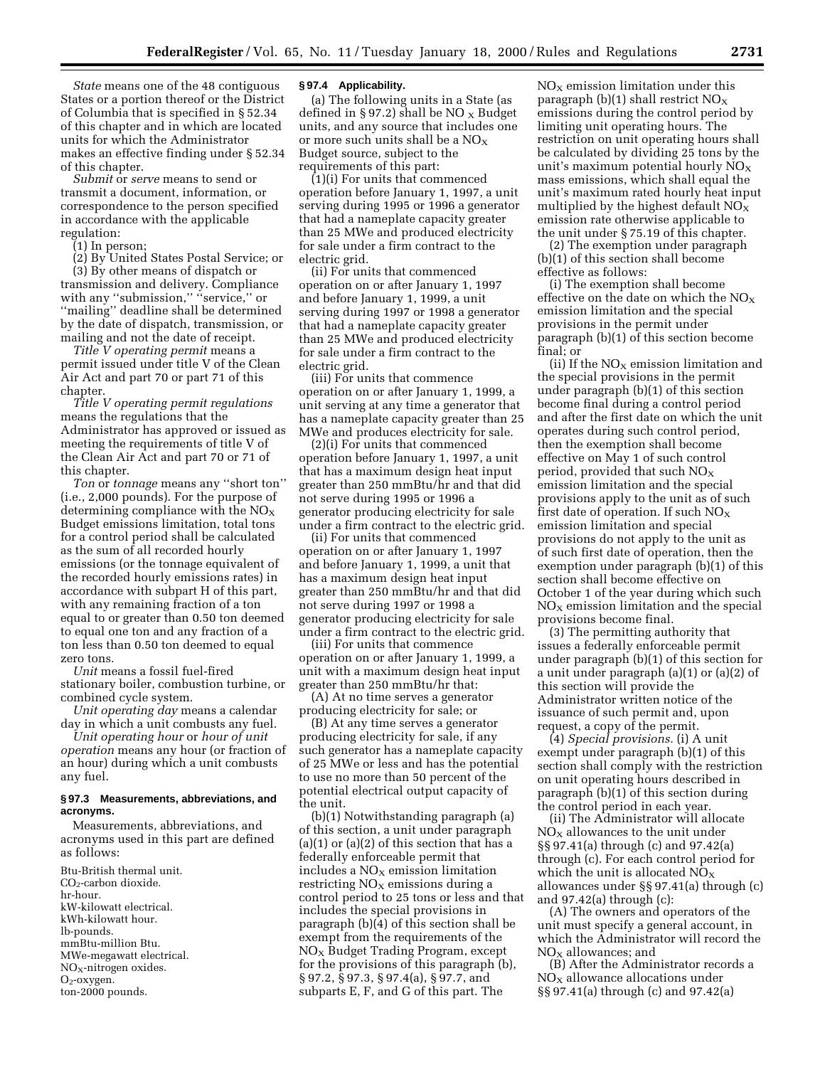*State* means one of the 48 contiguous States or a portion thereof or the District of Columbia that is specified in § 52.34 of this chapter and in which are located units for which the Administrator makes an effective finding under § 52.34 of this chapter.

*Submit* or *serve* means to send or transmit a document, information, or correspondence to the person specified in accordance with the applicable regulation:

(1) In person;

(2) By United States Postal Service; or

(3) By other means of dispatch or transmission and delivery. Compliance with any ''submission,'' ''service,'' or ''mailing'' deadline shall be determined by the date of dispatch, transmission, or mailing and not the date of receipt.

*Title V operating permit* means a permit issued under title V of the Clean Air Act and part 70 or part 71 of this chapter.

*Title V operating permit regulations* means the regulations that the Administrator has approved or issued as meeting the requirements of title V of the Clean Air Act and part 70 or 71 of this chapter.

*Ton* or *tonnage* means any ''short ton'' (i.e., 2,000 pounds). For the purpose of determining compliance with the $NO_X$ Budget emissions limitation, total tons for a control period shall be calculated as the sum of all recorded hourly emissions (or the tonnage equivalent of the recorded hourly emissions rates) in accordance with subpart H of this part, with any remaining fraction of a ton equal to or greater than 0.50 ton deemed to equal one ton and any fraction of a ton less than 0.50 ton deemed to equal zero tons.

*Unit* means a fossil fuel-fired stationary boiler, combustion turbine, or combined cycle system.

*Unit operating day* means a calendar day in which a unit combusts any fuel.

*Unit operating hour* or *hour of unit operation* means any hour (or fraction of an hour) during which a unit combusts any fuel.

### § 97.3 Measurements, abbreviations, and acronyms.

Measurements, abbreviations, and acronyms used in this part are defined as follows:

Btu-British thermal unit.
$CO_2$-carbon dioxide.
hr-hour.
kW-kilowatt electrical.
kWh-kilowatt hour.
lb-pounds.
mmBtu-million Btu.
MWe-megawatt electrical.
$NO_X$-nitrogen oxides.
$O_2$-oxygen.
ton-2000 pounds.

### § 97.4 Applicability.

(a) The following units in a State (as defined in § 97.2) shall be $NO_X$ Budget units, and any source that includes one or more such units shall be a $NO_X$ Budget source, subject to the requirements of this part:

(1)(i) For units that commenced operation before January 1, 1997, a unit serving during 1995 or 1996 a generator that had a nameplate capacity greater than 25 MWe and produced electricity for sale under a firm contract to the electric grid.

(ii) For units that commenced operation on or after January 1, 1997 and before January 1, 1999, a unit serving during 1997 or 1998 a generator that had a nameplate capacity greater than 25 MWe and produced electricity for sale under a firm contract to the electric grid.

(iii) For units that commence operation on or after January 1, 1999, a unit serving at any time a generator that has a nameplate capacity greater than 25 MWe and produces electricity for sale.

(2)(i) For units that commenced operation before January 1, 1997, a unit that has a maximum design heat input greater than 250 mmBtu/hr and that did not serve during 1995 or 1996 a generator producing electricity for sale under a firm contract to the electric grid.

(ii) For units that commenced operation on or after January 1, 1997 and before January 1, 1999, a unit that has a maximum design heat input greater than 250 mmBtu/hr and that did not serve during 1997 or 1998 a generator producing electricity for sale under a firm contract to the electric grid.

(iii) For units that commence operation on or after January 1, 1999, a unit with a maximum design heat input greater than 250 mmBtu/hr that:

(A) At no time serves a generator producing electricity for sale; or

(B) At any time serves a generator producing electricity for sale, if any such generator has a nameplate capacity of 25 MWe or less and has the potential to use no more than 50 percent of the potential electrical output capacity of the unit.

(b)(1) Notwithstanding paragraph (a) of this section, a unit under paragraph (a)(1) or (a)(2) of this section that has a federally enforceable permit that includes a $NO_X$ emission limitation restricting $NO_X$ emissions during a control period to 25 tons or less and that includes the special provisions in paragraph (b)(4) of this section shall be exempt from the requirements of the $NO_X$ Budget Trading Program, except for the provisions of this paragraph (b), § 97.2, § 97.3, § 97.4(a), § 97.7, and subparts E, F, and G of this part. The $NO_X$ emission limitation under this paragraph (b)(1) shall restrict $NO_X$ emissions during the control period by limiting unit operating hours. The restriction on unit operating hours shall be calculated by dividing 25 tons by the unit's maximum potential hourly $NO_X$ mass emissions, which shall equal the unit's maximum rated hourly heat input multiplied by the highest default $NO_X$ emission rate otherwise applicable to the unit under § 75.19 of this chapter.

(2) The exemption under paragraph (b)(1) of this section shall become effective as follows:

(i) The exemption shall become effective on the date on which the $NO_X$ emission limitation and the special provisions in the permit under paragraph (b)(1) of this section become final; or

(ii) If the $NO_X$ emission limitation and the special provisions in the permit under paragraph (b)(1) of this section become final during a control period and after the first date on which the unit operates during such control period, then the exemption shall become effective on May 1 of such control period, provided that such $NO_X$ emission limitation and the special provisions apply to the unit as of such first date of operation. If such $NO_X$ emission limitation and special provisions do not apply to the unit as of such first date of operation, then the exemption under paragraph (b)(1) of this section shall become effective on October 1 of the year during which such $NO_X$ emission limitation and the special provisions become final.

(3) The permitting authority that issues a federally enforceable permit under paragraph (b)(1) of this section for a unit under paragraph (a)(1) or (a)(2) of this section will provide the Administrator written notice of the issuance of such permit and, upon request, a copy of the permit.

(4) *Special provisions.* (i) A unit exempt under paragraph (b)(1) of this section shall comply with the restriction on unit operating hours described in paragraph (b)(1) of this section during the control period in each year.

(ii) The Administrator will allocate $NO_X$ allowances to the unit under §§ 97.41(a) through (c) and 97.42(a) through (c). For each control period for which the unit is allocated $NO_X$ allowances under §§ 97.41(a) through (c) and 97.42(a) through (c):

(A) The owners and operators of the unit must specify a general account, in which the Administrator will record the $NO_X$ allowances; and

(B) After the Administrator records a $NO_X$ allowance allocations under §§ 97.41(a) through (c) and 97.42(a)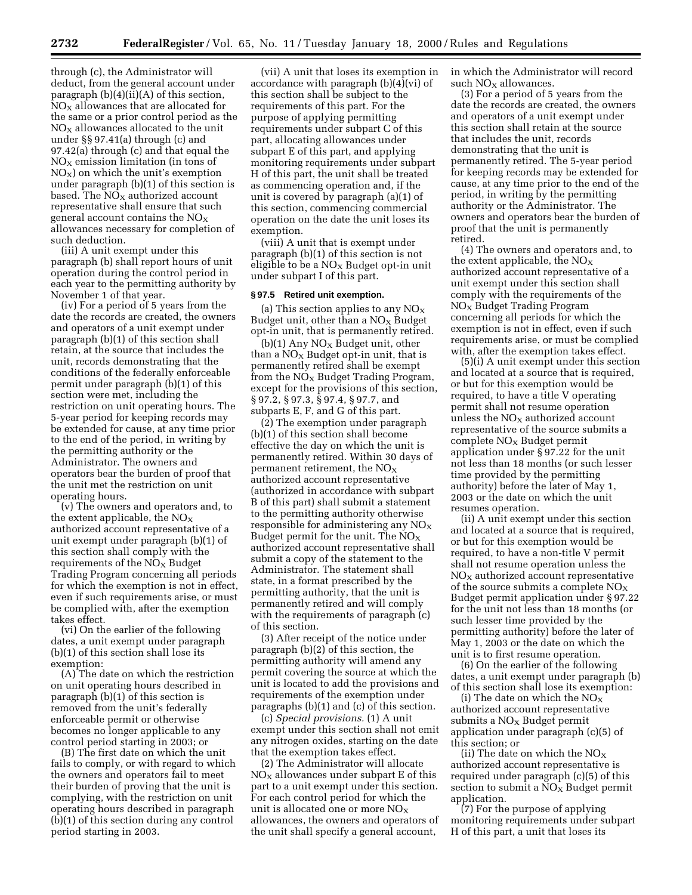through (c), the Administrator will deduct, from the general account under paragraph (b)(4)(ii)(A) of this section, $NO_X$ allowances that are allocated for the same or a prior control period as the $NO_X$ allowances allocated to the unit under §§ 97.41(a) through (c) and 97.42(a) through (c) and that equal the $NO_X$ emission limitation (in tons of $NO_X$) on which the unit's exemption under paragraph (b)(1) of this section is based. The $NO_X$ authorized account representative shall ensure that such general account contains the $NO_X$ allowances necessary for completion of such deduction.

(iii) A unit exempt under this paragraph (b) shall report hours of unit operation during the control period in each year to the permitting authority by November 1 of that year.

(iv) For a period of 5 years from the date the records are created, the owners and operators of a unit exempt under paragraph (b)(1) of this section shall retain, at the source that includes the unit, records demonstrating that the conditions of the federally enforceable permit under paragraph (b)(1) of this section were met, including the restriction on unit operating hours. The 5-year period for keeping records may be extended for cause, at any time prior to the end of the period, in writing by the permitting authority or the Administrator. The owners and operators bear the burden of proof that the unit met the restriction on unit operating hours.

(v) The owners and operators and, to the extent applicable, the $NO_X$ authorized account representative of a unit exempt under paragraph (b)(1) of this section shall comply with the requirements of the $NO_X$ Budget Trading Program concerning all periods for which the exemption is not in effect, even if such requirements arise, or must be complied with, after the exemption takes effect.

(vi) On the earlier of the following dates, a unit exempt under paragraph (b)(1) of this section shall lose its exemption:

(A) The date on which the restriction on unit operating hours described in paragraph (b)(1) of this section is removed from the unit's federally enforceable permit or otherwise becomes no longer applicable to any control period starting in 2003; or

(B) The first date on which the unit fails to comply, or with regard to which the owners and operators fail to meet their burden of proving that the unit is complying, with the restriction on unit operating hours described in paragraph (b)(1) of this section during any control period starting in 2003.

(vii) A unit that loses its exemption in accordance with paragraph (b)(4)(vi) of this section shall be subject to the requirements of this part. For the purpose of applying permitting requirements under subpart C of this part, allocating allowances under subpart E of this part, and applying monitoring requirements under subpart H of this part, the unit shall be treated as commencing operation and, if the unit is covered by paragraph (a)(1) of this section, commencing commercial operation on the date the unit loses its exemption.

(viii) A unit that is exempt under paragraph (b)(1) of this section is not eligible to be a $NO_X$ Budget opt-in unit under subpart I of this part.

**§ 97.5 Retired unit exemption.**

(a) This section applies to any $NO_X$ Budget unit, other than a $NO_X$ Budget opt-in unit, that is permanently retired.

(b)(1) Any $NO_X$ Budget unit, other than a $NO_X$ Budget opt-in unit, that is permanently retired shall be exempt from the $NO_X$ Budget Trading Program, except for the provisions of this section, § 97.2, § 97.3, § 97.4, § 97.7, and subparts E, F, and G of this part.

(2) The exemption under paragraph (b)(1) of this section shall become effective the day on which the unit is permanently retired. Within 30 days of permanent retirement, the $NO_X$ authorized account representative (authorized in accordance with subpart B of this part) shall submit a statement to the permitting authority otherwise responsible for administering any $NO_X$ Budget permit for the unit. The $NO_X$ authorized account representative shall submit a copy of the statement to the Administrator. The statement shall state, in a format prescribed by the permitting authority, that the unit is permanently retired and will comply with the requirements of paragraph (c) of this section.

(3) After receipt of the notice under paragraph (b)(2) of this section, the permitting authority will amend any permit covering the source at which the unit is located to add the provisions and requirements of the exemption under paragraphs (b)(1) and (c) of this section.

(c) *Special provisions.* (1) A unit exempt under this section shall not emit any nitrogen oxides, starting on the date that the exemption takes effect.

(2) The Administrator will allocate $NO_X$ allowances under subpart E of this part to a unit exempt under this section. For each control period for which the unit is allocated one or more $NO_X$ allowances, the owners and operators of the unit shall specify a general account, in which the Administrator will record such $NO_X$ allowances.

(3) For a period of 5 years from the date the records are created, the owners and operators of a unit exempt under this section shall retain at the source that includes the unit, records demonstrating that the unit is permanently retired. The 5-year period for keeping records may be extended for cause, at any time prior to the end of the period, in writing by the permitting authority or the Administrator. The owners and operators bear the burden of proof that the unit is permanently retired.

(4) The owners and operators and, to the extent applicable, the $NO_X$ authorized account representative of a unit exempt under this section shall comply with the requirements of the $NO_X$ Budget Trading Program concerning all periods for which the exemption is not in effect, even if such requirements arise, or must be complied with, after the exemption takes effect.

(5)(i) A unit exempt under this section and located at a source that is required, or but for this exemption would be required, to have a title V operating permit shall not resume operation unless the $NO_X$ authorized account representative of the source submits a complete $NO_X$ Budget permit application under § 97.22 for the unit not less than 18 months (or such lesser time provided by the permitting authority) before the later of May 1, 2003 or the date on which the unit resumes operation.

(ii) A unit exempt under this section and located at a source that is required, or but for this exemption would be required, to have a non-title V permit shall not resume operation unless the $NO_X$ authorized account representative of the source submits a complete $NO_X$ Budget permit application under § 97.22 for the unit not less than 18 months (or such lesser time provided by the permitting authority) before the later of May 1, 2003 or the date on which the unit is to first resume operation.

(6) On the earlier of the following dates, a unit exempt under paragraph (b) of this section shall lose its exemption:

(i) The date on which the $NO_X$ authorized account representative submits a $NO_X$ Budget permit application under paragraph (c)(5) of this section; or

(ii) The date on which the $NO_X$ authorized account representative is required under paragraph (c)(5) of this section to submit a $NO_X$ Budget permit application.

(7) For the purpose of applying monitoring requirements under subpart H of this part, a unit that loses its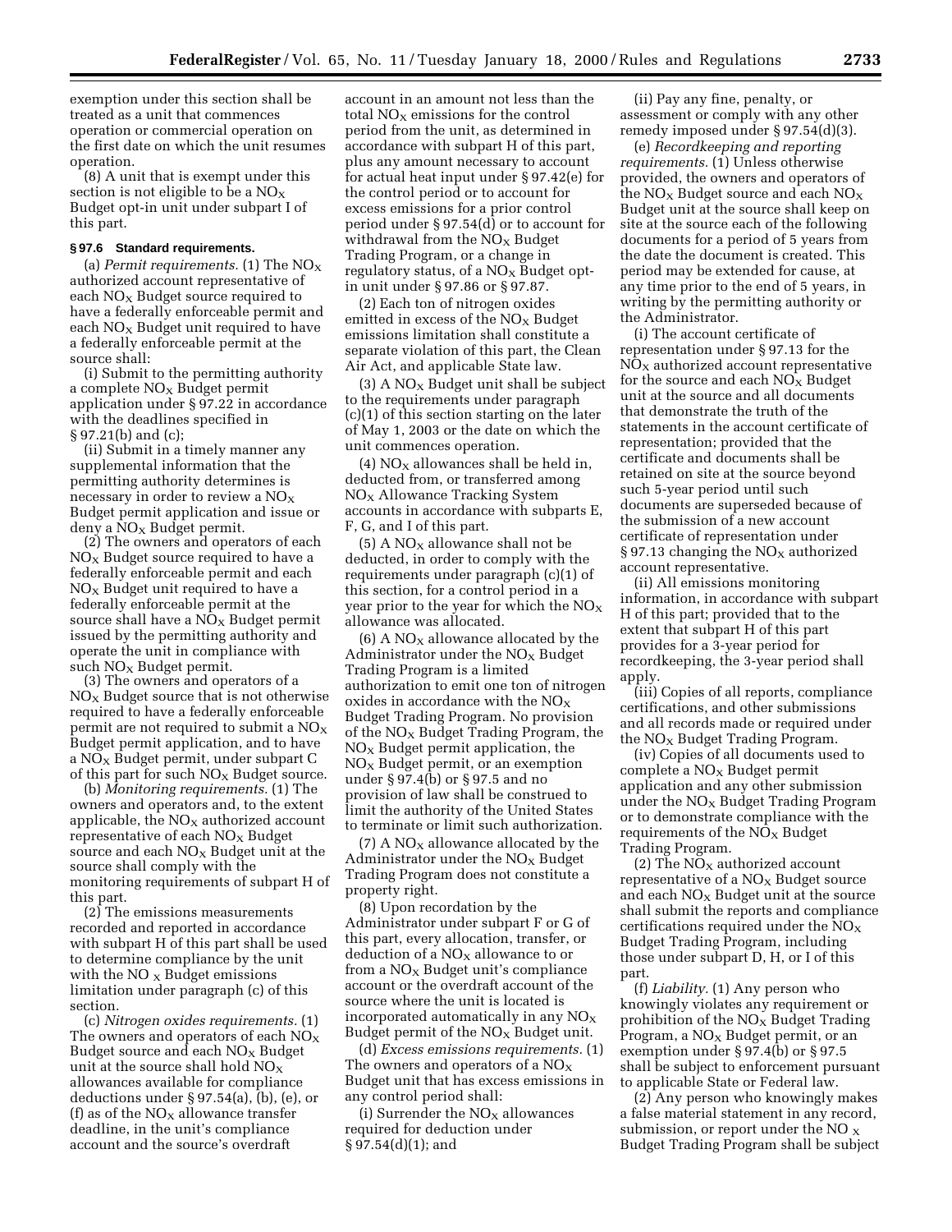exemption under this section shall be treated as a unit that commences operation or commercial operation on the first date on which the unit resumes operation.

(8) A unit that is exempt under this section is not eligible to be a $NO_X$ Budget opt-in unit under subpart I of this part.

### § 97.6 Standard requirements.

(a) *Permit requirements.* (1) The $NO_X$ authorized account representative of each $NO_X$ Budget source required to have a federally enforceable permit and each $NO_X$ Budget unit required to have a federally enforceable permit at the source shall:

(i) Submit to the permitting authority a complete $NO_X$ Budget permit application under § 97.22 in accordance with the deadlines specified in § 97.21(b) and (c);

(ii) Submit in a timely manner any supplemental information that the permitting authority determines is necessary in order to review a $NO_X$ Budget permit application and issue or deny a $NO_X$ Budget permit.

(2) The owners and operators of each $NO_X$ Budget source required to have a federally enforceable permit and each $NO_X$ Budget unit required to have a federally enforceable permit at the source shall have a $NO_X$ Budget permit issued by the permitting authority and operate the unit in compliance with such $NO_X$ Budget permit.

(3) The owners and operators of a $NO_X$ Budget source that is not otherwise required to have a federally enforceable permit are not required to submit a $NO_X$ Budget permit application, and to have a $NO_X$ Budget permit, under subpart C of this part for such $NO_X$ Budget source.

(b) *Monitoring requirements.* (1) The owners and operators and, to the extent applicable, the $NO_X$ authorized account representative of each $NO_X$ Budget source and each $NO_X$ Budget unit at the source shall comply with the monitoring requirements of subpart H of this part.

(2) The emissions measurements recorded and reported in accordance with subpart H of this part shall be used to determine compliance by the unit with the $NO_X$ Budget emissions limitation under paragraph (c) of this section.

(c) *Nitrogen oxides requirements.* (1) The owners and operators of each $NO_X$ Budget source and each $NO_X$ Budget unit at the source shall hold $NO_X$ allowances available for compliance deductions under § 97.54(a), (b), (e), or (f) as of the $NO_X$ allowance transfer deadline, in the unit's compliance account and the source's overdraft account in an amount not less than the total $NO_X$ emissions for the control period from the unit, as determined in accordance with subpart H of this part, plus any amount necessary to account for actual heat input under § 97.42(e) for the control period or to account for excess emissions for a prior control period under § 97.54(d) or to account for withdrawal from the $NO_X$ Budget Trading Program, or a change in regulatory status, of a $NO_X$ Budget opt-in unit under § 97.86 or § 97.87.

(2) Each ton of nitrogen oxides emitted in excess of the $NO_X$ Budget emissions limitation shall constitute a separate violation of this part, the Clean Air Act, and applicable State law.

(3) A $NO_X$ Budget unit shall be subject to the requirements under paragraph (c)(1) of this section starting on the later of May 1, 2003 or the date on which the unit commences operation.

(4) $NO_X$ allowances shall be held in, deducted from, or transferred among $NO_X$ Allowance Tracking System accounts in accordance with subparts E, F, G, and I of this part.

(5) A $NO_X$ allowance shall not be deducted, in order to comply with the requirements under paragraph (c)(1) of this section, for a control period in a year prior to the year for which the $NO_X$ allowance was allocated.

(6) A $NO_X$ allowance allocated by the Administrator under the $NO_X$ Budget Trading Program is a limited authorization to emit one ton of nitrogen oxides in accordance with the $NO_X$ Budget Trading Program. No provision of the $NO_X$ Budget Trading Program, the $NO_X$ Budget permit application, the $NO_X$ Budget permit, or an exemption under § 97.4(b) or § 97.5 and no provision of law shall be construed to limit the authority of the United States to terminate or limit such authorization.

(7) A $NO_X$ allowance allocated by the Administrator under the $NO_X$ Budget Trading Program does not constitute a property right.

(8) Upon recordation by the Administrator under subpart F or G of this part, every allocation, transfer, or deduction of a $NO_X$ allowance to or from a $NO_X$ Budget unit's compliance account or the overdraft account of the source where the unit is located is incorporated automatically in any $NO_X$ Budget permit of the $NO_X$ Budget unit.

(d) *Excess emissions requirements.* (1) The owners and operators of a $NO_X$ Budget unit that has excess emissions in any control period shall:

(i) Surrender the $NO_X$ allowances required for deduction under § 97.54(d)(1); and

(ii) Pay any fine, penalty, or assessment or comply with any other remedy imposed under § 97.54(d)(3).

(e) *Recordkeeping and reporting requirements.* (1) Unless otherwise provided, the owners and operators of the $NO_X$ Budget source and each $NO_X$ Budget unit at the source shall keep on site at the source each of the following documents for a period of 5 years from the date the document is created. This period may be extended for cause, at any time prior to the end of 5 years, in writing by the permitting authority or the Administrator.

(i) The account certificate of representation under § 97.13 for the $NO_X$ authorized account representative for the source and each $NO_X$ Budget unit at the source and all documents that demonstrate the truth of the statements in the account certificate of representation; provided that the certificate and documents shall be retained on site at the source beyond such 5-year period until such documents are superseded because of the submission of a new account certificate of representation under § 97.13 changing the $NO_X$ authorized account representative.

(ii) All emissions monitoring information, in accordance with subpart H of this part; provided that to the extent that subpart H of this part provides for a 3-year period for recordkeeping, the 3-year period shall apply.

(iii) Copies of all reports, compliance certifications, and other submissions and all records made or required under the $NO_X$ Budget Trading Program.

(iv) Copies of all documents used to complete a $NO_X$ Budget permit application and any other submission under the $NO_X$ Budget Trading Program or to demonstrate compliance with the requirements of the $NO_X$ Budget Trading Program.

(2) The $NO_X$ authorized account representative of a $NO_X$ Budget source and each $NO_X$ Budget unit at the source shall submit the reports and compliance certifications required under the $NO_X$ Budget Trading Program, including those under subpart D, H, or I of this part.

(f) *Liability.* (1) Any person who knowingly violates any requirement or prohibition of the $NO_X$ Budget Trading Program, a $NO_X$ Budget permit, or an exemption under § 97.4(b) or § 97.5 shall be subject to enforcement pursuant to applicable State or Federal law.

(2) Any person who knowingly makes a false material statement in any record, submission, or report under the $NO_X$ Budget Trading Program shall be subject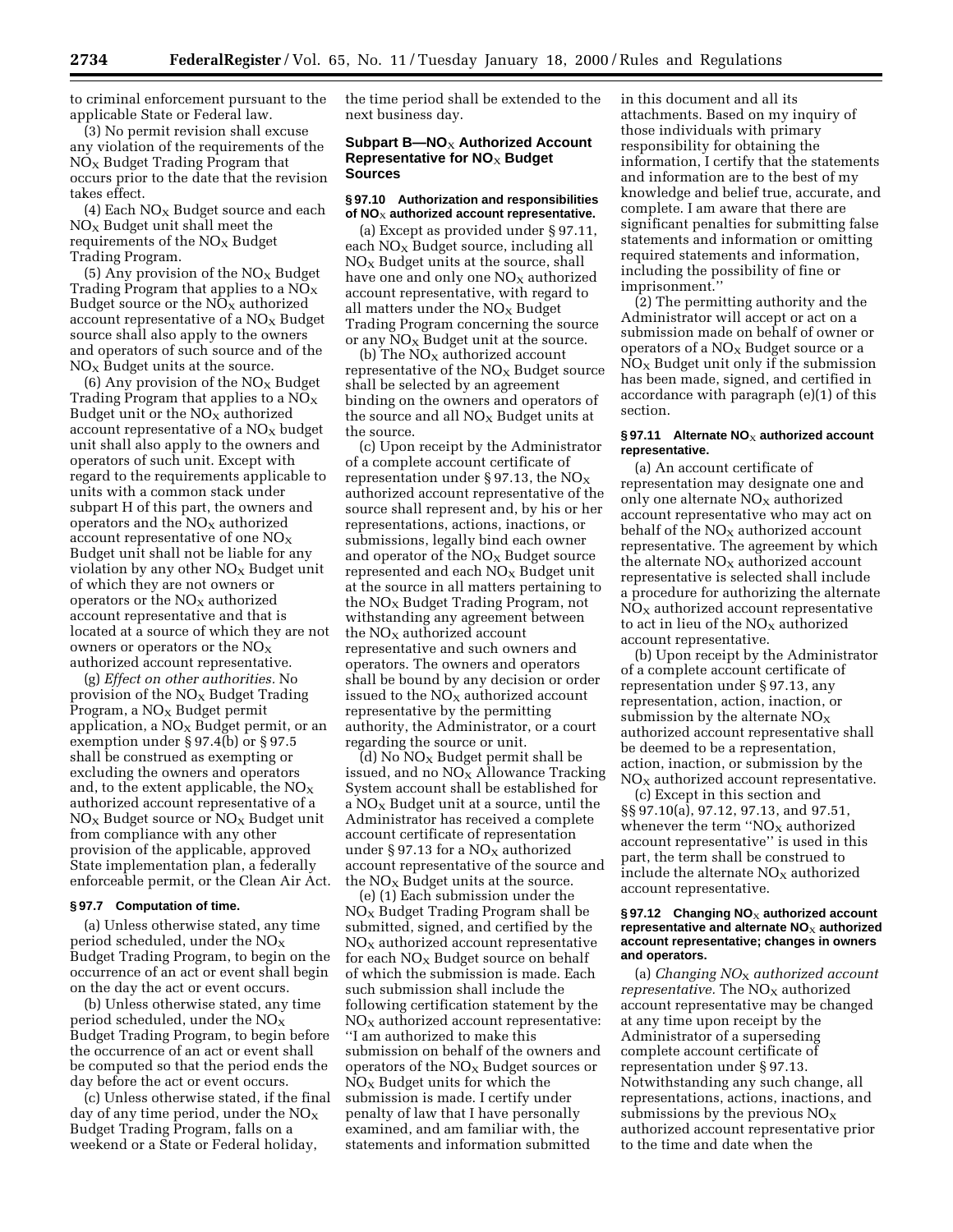to criminal enforcement pursuant to the applicable State or Federal law.

(3) No permit revision shall excuse any violation of the requirements of the $NO_X$ Budget Trading Program that occurs prior to the date that the revision takes effect.

(4) Each $NO_X$ Budget source and each $NO_X$ Budget unit shall meet the requirements of the $NO_X$ Budget Trading Program.

(5) Any provision of the $NO_X$ Budget Trading Program that applies to a $NO_X$ Budget source or the $NO_X$ authorized account representative of a $NO_X$ Budget source shall also apply to the owners and operators of such source and of the $NO_X$ Budget units at the source.

(6) Any provision of the $NO_X$ Budget Trading Program that applies to a $NO_X$ Budget unit or the $NO_X$ authorized account representative of a $NO_X$ budget unit shall also apply to the owners and operators of such unit. Except with regard to the requirements applicable to units with a common stack under subpart H of this part, the owners and operators and the $NO_X$ authorized account representative of one $NO_X$ Budget unit shall not be liable for any violation by any other $NO_X$ Budget unit of which they are not owners or operators or the $NO_X$ authorized account representative and that is located at a source of which they are not owners or operators or the $NO_X$ authorized account representative.

(g) *Effect on other authorities.* No provision of the $NO_X$ Budget Trading Program, a $NO_X$ Budget permit application, a $NO_X$ Budget permit, or an exemption under § 97.4(b) or § 97.5 shall be construed as exempting or excluding the owners and operators and, to the extent applicable, the $NO_X$ authorized account representative of a $NO_X$ Budget source or $NO_X$ Budget unit from compliance with any other provision of the applicable, approved State implementation plan, a federally enforceable permit, or the Clean Air Act.

#### § 97.7 Computation of time.

(a) Unless otherwise stated, any time period scheduled, under the $NO_X$ Budget Trading Program, to begin on the occurrence of an act or event shall begin on the day the act or event occurs.

(b) Unless otherwise stated, any time period scheduled, under the $NO_X$ Budget Trading Program, to begin before the occurrence of an act or event shall be computed so that the period ends the day before the act or event occurs.

(c) Unless otherwise stated, if the final day of any time period, under the $NO_X$ Budget Trading Program, falls on a weekend or a State or Federal holiday, the time period shall be extended to the next business day.

### Subpart B—$NO_X$ Authorized Account Representative for $NO_X$ Budget Sources

#### § 97.10 Authorization and responsibilities of $NO_X$ authorized account representative.

(a) Except as provided under § 97.11, each $NO_X$ Budget source, including all $NO_X$ Budget units at the source, shall have one and only one $NO_X$ authorized account representative, with regard to all matters under the $NO_X$ Budget Trading Program concerning the source or any $NO_X$ Budget unit at the source.

(b) The $NO_X$ authorized account representative of the $NO_X$ Budget source shall be selected by an agreement binding on the owners and operators of the source and all $NO_X$ Budget units at the source.

(c) Upon receipt by the Administrator of a complete account certificate of representation under § 97.13, the $NO_X$ authorized account representative of the source shall represent and, by his or her representations, actions, inactions, or submissions, legally bind each owner and operator of the $NO_X$ Budget source represented and each $NO_X$ Budget unit at the source in all matters pertaining to the $NO_X$ Budget Trading Program, not withstanding any agreement between the $NO_X$ authorized account representative and such owners and operators. The owners and operators shall be bound by any decision or order issued to the $NO_X$ authorized account representative by the permitting authority, the Administrator, or a court regarding the source or unit.

(d) No $NO_X$ Budget permit shall be issued, and no $NO_X$ Allowance Tracking System account shall be established for a $NO_X$ Budget unit at a source, until the Administrator has received a complete account certificate of representation under § 97.13 for a $NO_X$ authorized account representative of the source and the $NO_X$ Budget units at the source.

(e) (1) Each submission under the $NO_X$ Budget Trading Program shall be submitted, signed, and certified by the $NO_X$ authorized account representative for each $NO_X$ Budget source on behalf of which the submission is made. Each such submission shall include the following certification statement by the $NO_X$ authorized account representative: ''I am authorized to make this submission on behalf of the owners and operators of the $NO_X$ Budget sources or $NO_X$ Budget units for which the submission is made. I certify under penalty of law that I have personally examined, and am familiar with, the statements and information submitted in this document and all its attachments. Based on my inquiry of those individuals with primary responsibility for obtaining the information, I certify that the statements and information are to the best of my knowledge and belief true, accurate, and complete. I am aware that there are significant penalties for submitting false statements and information or omitting required statements and information, including the possibility of fine or imprisonment.''

(2) The permitting authority and the Administrator will accept or act on a submission made on behalf of owner or operators of a $NO_X$ Budget source or a $NO_X$ Budget unit only if the submission has been made, signed, and certified in accordance with paragraph (e)(1) of this section.

#### § 97.11 Alternate $NO_X$ authorized account representative.

(a) An account certificate of representation may designate one and only one alternate $NO_X$ authorized account representative who may act on behalf of the $NO_X$ authorized account representative. The agreement by which the alternate $NO_X$ authorized account representative is selected shall include a procedure for authorizing the alternate $NO_X$ authorized account representative to act in lieu of the $NO_X$ authorized account representative.

(b) Upon receipt by the Administrator of a complete account certificate of representation under § 97.13, any representation, action, inaction, or submission by the alternate $NO_X$ authorized account representative shall be deemed to be a representation, action, inaction, or submission by the $NO_X$ authorized account representative.

(c) Except in this section and §§ 97.10(a), 97.12, 97.13, and 97.51, whenever the term ''$NO_X$ authorized account representative'' is used in this part, the term shall be construed to include the alternate $NO_X$ authorized account representative.

#### § 97.12 Changing $NO_X$ authorized account representative and alternate $NO_X$ authorized account representative; changes in owners and operators.

(a) *Changing $NO_X$ authorized account representative.* The $NO_X$ authorized account representative may be changed at any time upon receipt by the Administrator of a superseding complete account certificate of representation under § 97.13. Notwithstanding any such change, all representations, actions, inactions, and submissions by the previous $NO_X$ authorized account representative prior to the time and date when the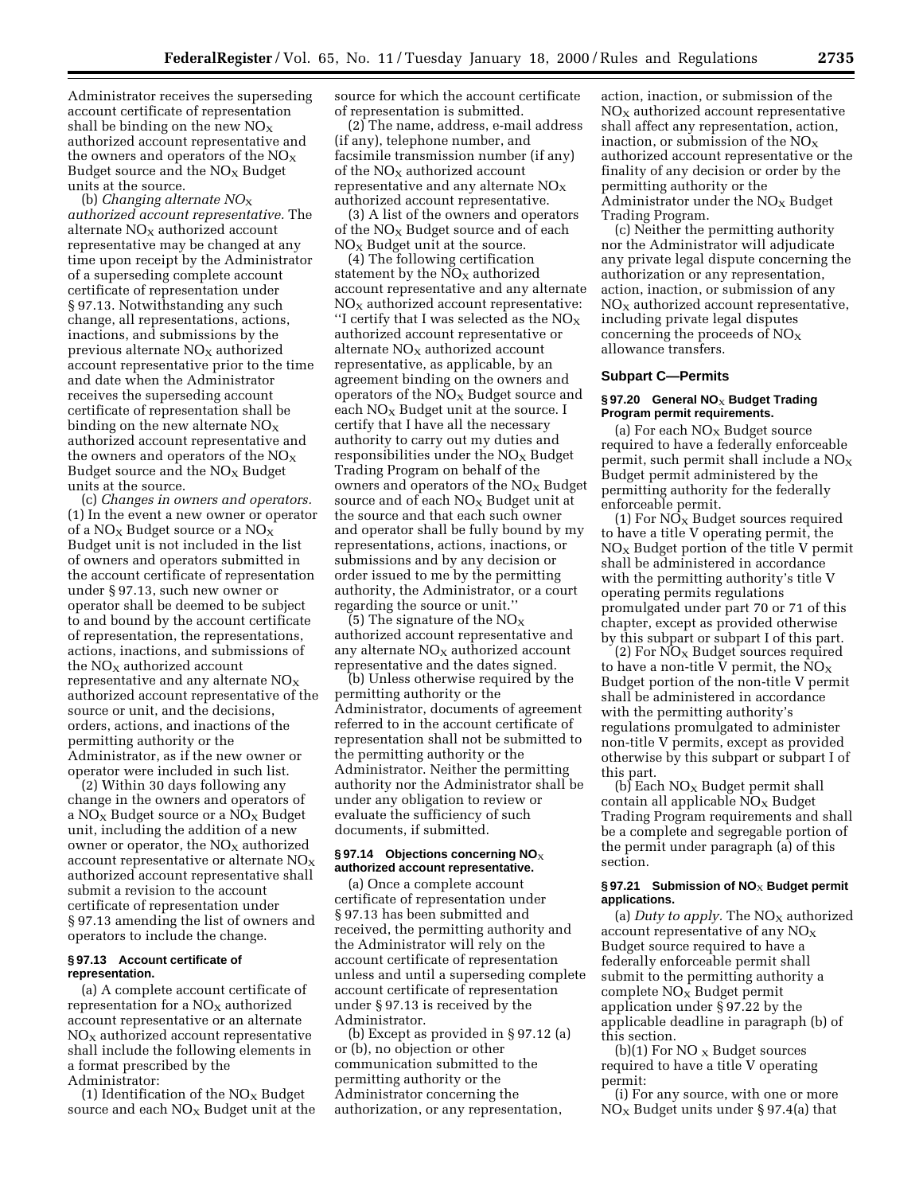Administrator receives the superseding account certificate of representation shall be binding on the new $NO_X$ authorized account representative and the owners and operators of the $NO_X$ Budget source and the $NO_X$ Budget units at the source.

(b) *Changing alternate $NO_X$ authorized account representative.* The alternate $NO_X$ authorized account representative may be changed at any time upon receipt by the Administrator of a superseding complete account certificate of representation under § 97.13. Notwithstanding any such change, all representations, actions, inactions, and submissions by the previous alternate $NO_X$ authorized account representative prior to the time and date when the Administrator receives the superseding account certificate of representation shall be binding on the new alternate $NO_X$ authorized account representative and the owners and operators of the $NO_X$ Budget source and the $NO_X$ Budget units at the source.

(c) *Changes in owners and operators.* (1) In the event a new owner or operator of a $NO_X$ Budget source or a $NO_X$ Budget unit is not included in the list of owners and operators submitted in the account certificate of representation under § 97.13, such new owner or operator shall be deemed to be subject to and bound by the account certificate of representation, the representations, actions, inactions, and submissions of the $NO_X$ authorized account representative and any alternate $NO_X$ authorized account representative of the source or unit, and the decisions, orders, actions, and inactions of the permitting authority or the Administrator, as if the new owner or operator were included in such list.

(2) Within 30 days following any change in the owners and operators of a $NO_X$ Budget source or a $NO_X$ Budget unit, including the addition of a new owner or operator, the $NO_X$ authorized account representative or alternate $NO_X$ authorized account representative shall submit a revision to the account certificate of representation under § 97.13 amending the list of owners and operators to include the change.

#### § 97.13 Account certificate of representation.

(a) A complete account certificate of representation for a $NO_X$ authorized account representative or an alternate $NO_X$ authorized account representative shall include the following elements in a format prescribed by the Administrator:

(1) Identification of the $NO_X$ Budget source and each $NO_X$ Budget unit at the source for which the account certificate of representation is submitted.

(2) The name, address, e-mail address (if any), telephone number, and facsimile transmission number (if any) of the $NO_X$ authorized account representative and any alternate $NO_X$ authorized account representative.

(3) A list of the owners and operators of the $NO_X$ Budget source and of each $NO_X$ Budget unit at the source.

(4) The following certification statement by the $NO_X$ authorized account representative and any alternate $NO_X$ authorized account representative: "I certify that I was selected as the $NO_X$ authorized account representative or alternate $NO_X$ authorized account representative, as applicable, by an agreement binding on the owners and operators of the $NO_X$ Budget source and each $NO_X$ Budget unit at the source. I certify that I have all the necessary authority to carry out my duties and responsibilities under the $NO_X$ Budget Trading Program on behalf of the owners and operators of the $NO_X$ Budget source and of each $NO_X$ Budget unit at the source and that each such owner and operator shall be fully bound by my representations, actions, inactions, or submissions and by any decision or order issued to me by the permitting authority, the Administrator, or a court regarding the source or unit."

(5) The signature of the $NO_X$ authorized account representative and any alternate $NO_X$ authorized account representative and the dates signed.

(b) Unless otherwise required by the permitting authority or the Administrator, documents of agreement referred to in the account certificate of representation shall not be submitted to the permitting authority or the Administrator. Neither the permitting authority nor the Administrator shall be under any obligation to review or evaluate the sufficiency of such documents, if submitted.

#### § 97.14 Objections concerning $NO_X$ authorized account representative.

(a) Once a complete account certificate of representation under § 97.13 has been submitted and received, the permitting authority and the Administrator will rely on the account certificate of representation unless and until a superseding complete account certificate of representation under § 97.13 is received by the Administrator.

(b) Except as provided in § 97.12 (a) or (b), no objection or other communication submitted to the permitting authority or the Administrator concerning the authorization, or any representation, action, inaction, or submission of the $NO_X$ authorized account representative shall affect any representation, action, inaction, or submission of the $NO_X$ authorized account representative or the finality of any decision or order by the permitting authority or the Administrator under the $NO_X$ Budget Trading Program.

(c) Neither the permitting authority nor the Administrator will adjudicate any private legal dispute concerning the authorization or any representation, action, inaction, or submission of any $NO_X$ authorized account representative, including private legal disputes concerning the proceeds of $NO_X$ allowance transfers.

### Subpart C—Permits

#### § 97.20 General $NO_X$ Budget Trading Program permit requirements.

(a) For each $NO_X$ Budget source required to have a federally enforceable permit, such permit shall include a $NO_X$ Budget permit administered by the permitting authority for the federally enforceable permit.

(1) For $NO_X$ Budget sources required to have a title V operating permit, the $NO_X$ Budget portion of the title V permit shall be administered in accordance with the permitting authority's title V operating permits regulations promulgated under part 70 or 71 of this chapter, except as provided otherwise by this subpart or subpart I of this part.

(2) For $NO_X$ Budget sources required to have a non-title V permit, the $NO_X$ Budget portion of the non-title V permit shall be administered in accordance with the permitting authority's regulations promulgated to administer non-title V permits, except as provided otherwise by this subpart or subpart I of this part.

(b) Each $NO_X$ Budget permit shall contain all applicable $NO_X$ Budget Trading Program requirements and shall be a complete and segregable portion of the permit under paragraph (a) of this section.

#### § 97.21 Submission of $NO_X$ Budget permit applications.

(a) *Duty to apply.* The $NO_X$ authorized account representative of any $NO_X$ Budget source required to have a federally enforceable permit shall submit to the permitting authority a complete $NO_X$ Budget permit application under § 97.22 by the applicable deadline in paragraph (b) of this section.

(b)(1) For $NO_X$ Budget sources required to have a title V operating permit:

(i) For any source, with one or more $NO_X$ Budget units under § 97.4(a) that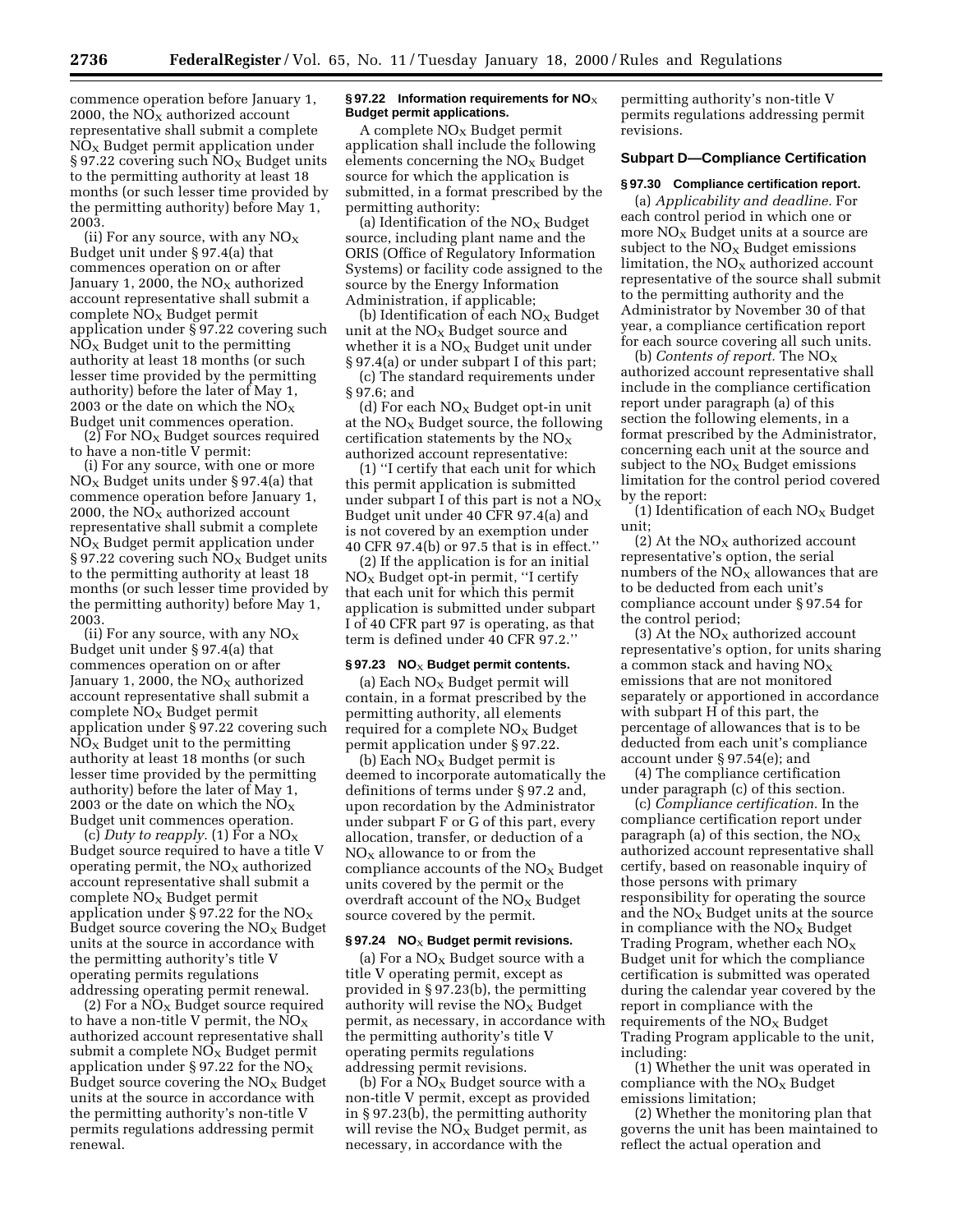commence operation before January 1, 2000, the $NO_X$ authorized account representative shall submit a complete $NO_X$ Budget permit application under § 97.22 covering such $NO_X$ Budget units to the permitting authority at least 18 months (or such lesser time provided by the permitting authority) before May 1, 2003.

(ii) For any source, with any $NO_X$ Budget unit under § 97.4(a) that commences operation on or after January 1, 2000, the $NO_X$ authorized account representative shall submit a complete $NO_X$ Budget permit application under § 97.22 covering such $NO_X$ Budget unit to the permitting authority at least 18 months (or such lesser time provided by the permitting authority) before the later of May 1, 2003 or the date on which the $NO_X$ Budget unit commences operation.

(2) For $NO_X$ Budget sources required to have a non-title V permit:

(i) For any source, with one or more $NO_X$ Budget units under § 97.4(a) that commence operation before January 1, 2000, the $NO_X$ authorized account representative shall submit a complete $NO_X$ Budget permit application under § 97.22 covering such $NO_X$ Budget units to the permitting authority at least 18 months (or such lesser time provided by the permitting authority) before May 1, 2003.

(ii) For any source, with any $NO_X$ Budget unit under § 97.4(a) that commences operation on or after January 1, 2000, the $NO_X$ authorized account representative shall submit a complete $NO_X$ Budget permit application under § 97.22 covering such $NO_X$ Budget unit to the permitting authority at least 18 months (or such lesser time provided by the permitting authority) before the later of May 1, 2003 or the date on which the $NO_X$ Budget unit commences operation.

(c) *Duty to reapply.* (1) For a $NO_X$ Budget source required to have a title V operating permit, the $NO_X$ authorized account representative shall submit a complete $NO_X$ Budget permit application under § 97.22 for the $NO_X$ Budget source covering the $NO_X$ Budget units at the source in accordance with the permitting authority's title V operating permits regulations addressing operating permit renewal.

(2) For a $NO_X$ Budget source required to have a non-title V permit, the $NO_X$ authorized account representative shall submit a complete $NO_X$ Budget permit application under § 97.22 for the $NO_X$ Budget source covering the $NO_X$ Budget units at the source in accordance with the permitting authority's non-title V permits regulations addressing permit renewal.

**§ 97.22 Information requirements for $NO_X$ Budget permit applications.**

A complete $NO_X$ Budget permit application shall include the following elements concerning the $NO_X$ Budget source for which the application is submitted, in a format prescribed by the permitting authority:

(a) Identification of the $NO_X$ Budget source, including plant name and the ORIS (Office of Regulatory Information Systems) or facility code assigned to the source by the Energy Information Administration, if applicable;

(b) Identification of each $NO_X$ Budget unit at the $NO_X$ Budget source and whether it is a $NO_X$ Budget unit under § 97.4(a) or under subpart I of this part;

(c) The standard requirements under § 97.6; and

(d) For each $NO_X$ Budget opt-in unit at the $NO_X$ Budget source, the following certification statements by the $NO_X$ authorized account representative:

(1) ''I certify that each unit for which this permit application is submitted under subpart I of this part is not a $NO_X$ Budget unit under 40 CFR 97.4(a) and is not covered by an exemption under 40 CFR 97.4(b) or 97.5 that is in effect.''

(2) If the application is for an initial $NO_X$ Budget opt-in permit, ''I certify that each unit for which this permit application is submitted under subpart I of 40 CFR part 97 is operating, as that term is defined under 40 CFR 97.2.''

**§ 97.23 $NO_X$ Budget permit contents.**

(a) Each $NO_X$ Budget permit will contain, in a format prescribed by the permitting authority, all elements required for a complete $NO_X$ Budget permit application under § 97.22.

(b) Each $NO_X$ Budget permit is deemed to incorporate automatically the definitions of terms under § 97.2 and, upon recordation by the Administrator under subpart F or G of this part, every allocation, transfer, or deduction of a $NO_X$ allowance to or from the compliance accounts of the $NO_X$ Budget units covered by the permit or the overdraft account of the $NO_X$ Budget source covered by the permit.

**§ 97.24 $NO_X$ Budget permit revisions.**

(a) For a $NO_X$ Budget source with a title V operating permit, except as provided in § 97.23(b), the permitting authority will revise the $NO_X$ Budget permit, as necessary, in accordance with the permitting authority's title V operating permits regulations addressing permit revisions.

(b) For a $NO_X$ Budget source with a non-title V permit, except as provided in § 97.23(b), the permitting authority will revise the $NO_X$ Budget permit, as necessary, in accordance with the permitting authority's non-title V permits regulations addressing permit revisions.

## Subpart D—Compliance Certification

**§ 97.30 Compliance certification report.**

(a) *Applicability and deadline.* For each control period in which one or more $NO_X$ Budget units at a source are subject to the $NO_X$ Budget emissions limitation, the $NO_X$ authorized account representative of the source shall submit to the permitting authority and the Administrator by November 30 of that year, a compliance certification report for each source covering all such units.

(b) *Contents of report.* The $NO_X$ authorized account representative shall include in the compliance certification report under paragraph (a) of this section the following elements, in a format prescribed by the Administrator, concerning each unit at the source and subject to the $NO_X$ Budget emissions limitation for the control period covered by the report:

(1) Identification of each $NO_X$ Budget unit;

(2) At the $NO_X$ authorized account representative's option, the serial numbers of the $NO_X$ allowances that are to be deducted from each unit's compliance account under § 97.54 for the control period;

(3) At the $NO_X$ authorized account representative's option, for units sharing a common stack and having $NO_X$ emissions that are not monitored separately or apportioned in accordance with subpart H of this part, the percentage of allowances that is to be deducted from each unit's compliance account under § 97.54(e); and

(4) The compliance certification under paragraph (c) of this section.

(c) *Compliance certification*. In the compliance certification report under paragraph (a) of this section, the $NO_X$ authorized account representative shall certify, based on reasonable inquiry of those persons with primary responsibility for operating the source and the $NO_X$ Budget units at the source in compliance with the $NO_X$ Budget Trading Program, whether each $NO_X$ Budget unit for which the compliance certification is submitted was operated during the calendar year covered by the report in compliance with the requirements of the $NO_X$ Budget Trading Program applicable to the unit, including:

(1) Whether the unit was operated in compliance with the $NO_X$ Budget emissions limitation;

(2) Whether the monitoring plan that governs the unit has been maintained to reflect the actual operation and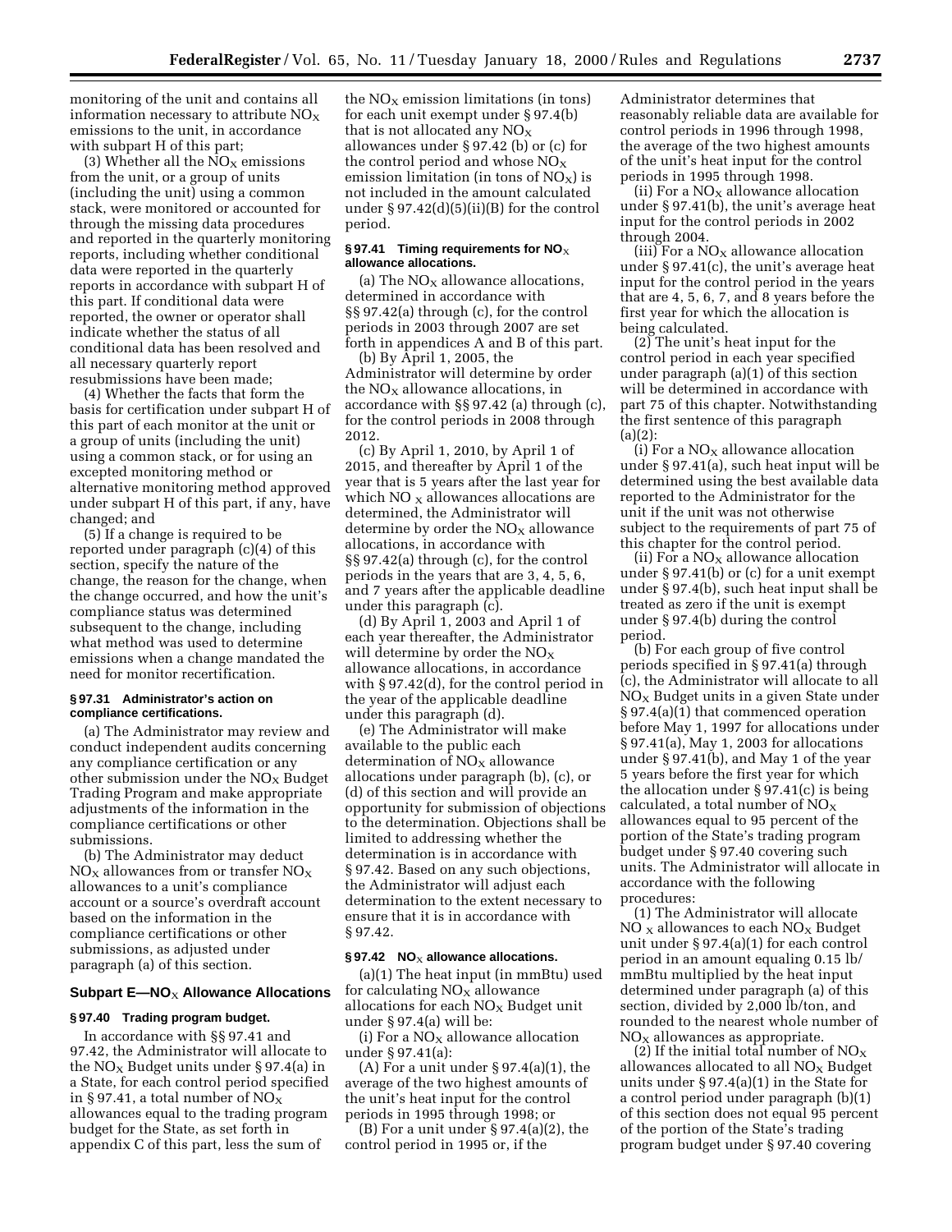monitoring of the unit and contains all information necessary to attribute $NO_X$ emissions to the unit, in accordance with subpart H of this part;

(3) Whether all the $NO_X$ emissions from the unit, or a group of units (including the unit) using a common stack, were monitored or accounted for through the missing data procedures and reported in the quarterly monitoring reports, including whether conditional data were reported in the quarterly reports in accordance with subpart H of this part. If conditional data were reported, the owner or operator shall indicate whether the status of all conditional data has been resolved and all necessary quarterly report resubmissions have been made;

(4) Whether the facts that form the basis for certification under subpart H of this part of each monitor at the unit or a group of units (including the unit) using a common stack, or for using an excepted monitoring method or alternative monitoring method approved under subpart H of this part, if any, have changed; and

(5) If a change is required to be reported under paragraph (c)(4) of this section, specify the nature of the change, the reason for the change, when the change occurred, and how the unit's compliance status was determined subsequent to the change, including what method was used to determine emissions when a change mandated the need for monitor recertification.

#### § 97.31 Administrator's action on compliance certifications.

(a) The Administrator may review and conduct independent audits concerning any compliance certification or any other submission under the $NO_X$ Budget Trading Program and make appropriate adjustments of the information in the compliance certifications or other submissions.

(b) The Administrator may deduct $NO_X$ allowances from or transfer $NO_X$ allowances to a unit's compliance account or a source's overdraft account based on the information in the compliance certifications or other submissions, as adjusted under paragraph (a) of this section.

### Subpart E—$NO_X$ Allowance Allocations

#### § 97.40 Trading program budget.

In accordance with §§ 97.41 and 97.42, the Administrator will allocate to the $NO_X$ Budget units under § 97.4(a) in a State, for each control period specified in § 97.41, a total number of $NO_X$ allowances equal to the trading program budget for the State, as set forth in appendix C of this part, less the sum of the $NO_X$ emission limitations (in tons) for each unit exempt under § 97.4(b) that is not allocated any $NO_X$ allowances under § 97.42 (b) or (c) for the control period and whose $NO_X$ emission limitation (in tons of $NO_X$) is not included in the amount calculated under § 97.42(d)(5)(ii)(B) for the control period.

#### § 97.41 Timing requirements for $NO_X$ allowance allocations.

(a) The $NO_X$ allowance allocations, determined in accordance with §§ 97.42(a) through (c), for the control periods in 2003 through 2007 are set forth in appendices A and B of this part.

(b) By April 1, 2005, the Administrator will determine by order the $NO_X$ allowance allocations, in accordance with §§ 97.42 (a) through (c), for the control periods in 2008 through 2012.

(c) By April 1, 2010, by April 1 of 2015, and thereafter by April 1 of the year that is 5 years after the last year for which $NO_X$ allowances allocations are determined, the Administrator will determine by order the $NO_X$ allowance allocations, in accordance with §§ 97.42(a) through (c), for the control periods in the years that are 3, 4, 5, 6, and 7 years after the applicable deadline under this paragraph (c).

(d) By April 1, 2003 and April 1 of each year thereafter, the Administrator will determine by order the $NO_X$ allowance allocations, in accordance with § 97.42(d), for the control period in the year of the applicable deadline under this paragraph (d).

(e) The Administrator will make available to the public each determination of $NO_X$ allowance allocations under paragraph (b), (c), or (d) of this section and will provide an opportunity for submission of objections to the determination. Objections shall be limited to addressing whether the determination is in accordance with § 97.42. Based on any such objections, the Administrator will adjust each determination to the extent necessary to ensure that it is in accordance with § 97.42.

#### § 97.42 $NO_X$ allowance allocations.

(a)(1) The heat input (in mmBtu) used for calculating $NO_X$ allowance allocations for each $NO_X$ Budget unit under § 97.4(a) will be:

(i) For a $NO_X$ allowance allocation under § 97.41(a):

(A) For a unit under § 97.4(a)(1), the average of the two highest amounts of the unit's heat input for the control periods in 1995 through 1998; or

(B) For a unit under § 97.4(a)(2), the control period in 1995 or, if the Administrator determines that reasonably reliable data are available for control periods in 1996 through 1998, the average of the two highest amounts of the unit's heat input for the control periods in 1995 through 1998.

(ii) For a $NO_X$ allowance allocation under § 97.41(b), the unit's average heat input for the control periods in 2002 through 2004.

(iii) For a $NO_X$ allowance allocation under § 97.41(c), the unit's average heat input for the control period in the years that are 4, 5, 6, 7, and 8 years before the first year for which the allocation is being calculated.

(2) The unit's heat input for the control period in each year specified under paragraph (a)(1) of this section will be determined in accordance with part 75 of this chapter. Notwithstanding the first sentence of this paragraph (a)(2):

(i) For a $NO_X$ allowance allocation under § 97.41(a), such heat input will be determined using the best available data reported to the Administrator for the unit if the unit was not otherwise subject to the requirements of part 75 of this chapter for the control period.

(ii) For a $NO_X$ allowance allocation under § 97.41(b) or (c) for a unit exempt under § 97.4(b), such heat input shall be treated as zero if the unit is exempt under § 97.4(b) during the control period.

(b) For each group of five control periods specified in § 97.41(a) through (c), the Administrator will allocate to all $NO_X$ Budget units in a given State under § 97.4(a)(1) that commenced operation before May 1, 1997 for allocations under § 97.41(a), May 1, 2003 for allocations under § 97.41(b), and May 1 of the year 5 years before the first year for which the allocation under § 97.41(c) is being calculated, a total number of $NO_X$ allowances equal to 95 percent of the portion of the State's trading program budget under § 97.40 covering such units. The Administrator will allocate in accordance with the following procedures:

(1) The Administrator will allocate $NO_X$ allowances to each $NO_X$ Budget unit under § 97.4(a)(1) for each control period in an amount equaling 0.15 lb/mmBtu multiplied by the heat input determined under paragraph (a) of this section, divided by 2,000 lb/ton, and rounded to the nearest whole number of $NO_X$ allowances as appropriate.

(2) If the initial total number of $NO_X$ allowances allocated to all $NO_X$ Budget units under § 97.4(a)(1) in the State for a control period under paragraph (b)(1) of this section does not equal 95 percent of the portion of the State's trading program budget under § 97.40 covering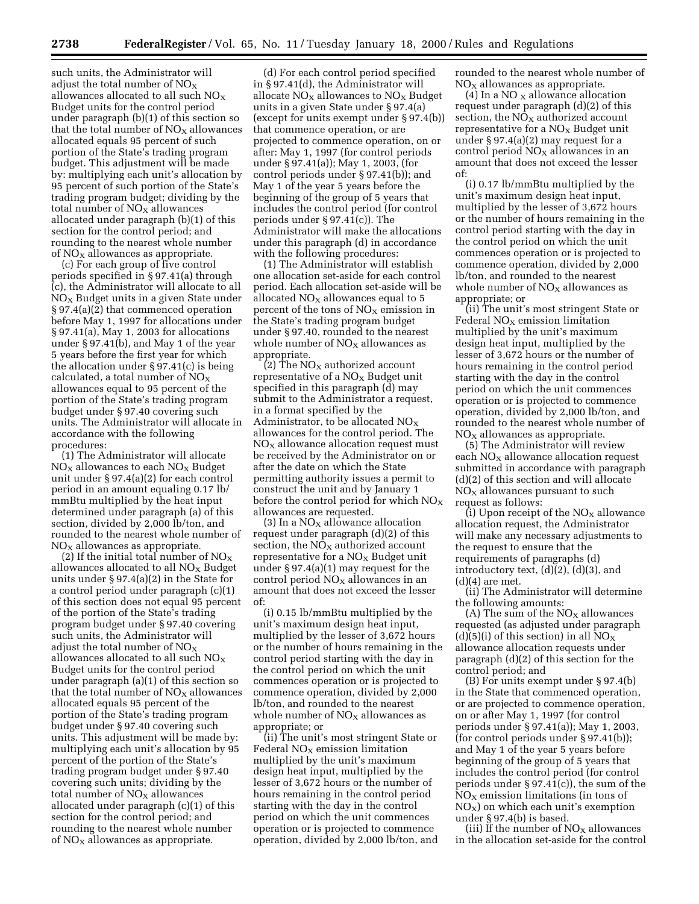such units, the Administrator will adjust the total number of $NO_X$ allowances allocated to all such $NO_X$ Budget units for the control period under paragraph (b)(1) of this section so that the total number of $NO_X$ allowances allocated equals 95 percent of such portion of the State's trading program budget. This adjustment will be made by: multiplying each unit's allocation by 95 percent of such portion of the State's trading program budget; dividing by the total number of $NO_X$ allowances allocated under paragraph (b)(1) of this section for the control period; and rounding to the nearest whole number of $NO_X$ allowances as appropriate.

(c) For each group of five control periods specified in § 97.41(a) through (c), the Administrator will allocate to all $NO_X$ Budget units in a given State under § 97.4(a)(2) that commenced operation before May 1, 1997 for allocations under § 97.41(a), May 1, 2003 for allocations under § 97.41(b), and May 1 of the year 5 years before the first year for which the allocation under § 97.41(c) is being calculated, a total number of $NO_X$ allowances equal to 95 percent of the portion of the State's trading program budget under § 97.40 covering such units. The Administrator will allocate in accordance with the following procedures:

(1) The Administrator will allocate $NO_X$ allowances to each $NO_X$ Budget unit under § 97.4(a)(2) for each control period in an amount equaling 0.17 lb/mmBtu multiplied by the heat input determined under paragraph (a) of this section, divided by 2,000 lb/ton, and rounded to the nearest whole number of $NO_X$ allowances as appropriate.

(2) If the initial total number of $NO_X$ allowances allocated to all $NO_X$ Budget units under § 97.4(a)(2) in the State for a control period under paragraph (c)(1) of this section does not equal 95 percent of the portion of the State's trading program budget under § 97.40 covering such units, the Administrator will adjust the total number of $NO_X$ allowances allocated to all such $NO_X$ Budget units for the control period under paragraph (a)(1) of this section so that the total number of $NO_X$ allowances allocated equals 95 percent of the portion of the State's trading program budget under § 97.40 covering such units. This adjustment will be made by: multiplying each unit's allocation by 95 percent of the portion of the State's trading program budget under § 97.40 covering such units; dividing by the total number of $NO_X$ allowances allocated under paragraph (c)(1) of this section for the control period; and rounding to the nearest whole number of $NO_X$ allowances as appropriate.

(d) For each control period specified in § 97.41(d), the Administrator will allocate $NO_X$ allowances to $NO_X$ Budget units in a given State under § 97.4(a) (except for units exempt under § 97.4(b)) that commence operation, or are projected to commence operation, on or after: May 1, 1997 (for control periods under § 97.41(a)); May 1, 2003, (for control periods under § 97.41(b)); and May 1 of the year 5 years before the beginning of the group of 5 years that includes the control period (for control periods under § 97.41(c)). The Administrator will make the allocations under this paragraph (d) in accordance with the following procedures:

(1) The Administrator will establish one allocation set-aside for each control period. Each allocation set-aside will be allocated $NO_X$ allowances equal to 5 percent of the tons of $NO_X$ emission in the State's trading program budget under § 97.40, rounded to the nearest whole number of $NO_X$ allowances as appropriate.

(2) The $NO_X$ authorized account representative of a $NO_X$ Budget unit specified in this paragraph (d) may submit to the Administrator a request, in a format specified by the Administrator, to be allocated $NO_X$ allowances for the control period. The $NO_X$ allowance allocation request must be received by the Administrator on or after the date on which the State permitting authority issues a permit to construct the unit and by January 1 before the control period for which $NO_X$ allowances are requested.

(3) In a $NO_X$ allowance allocation request under paragraph (d)(2) of this section, the $NO_X$ authorized account representative for a $NO_X$ Budget unit under § 97.4(a)(1) may request for the control period $NO_X$ allowances in an amount that does not exceed the lesser of:

(i) 0.15 lb/mmBtu multiplied by the unit's maximum design heat input, multiplied by the lesser of 3,672 hours or the number of hours remaining in the control period starting with the day in the control period on which the unit commences operation or is projected to commence operation, divided by 2,000 lb/ton, and rounded to the nearest whole number of $NO_X$ allowances as appropriate; or

(ii) The unit's most stringent State or Federal $NO_X$ emission limitation multiplied by the unit's maximum design heat input, multiplied by the lesser of 3,672 hours or the number of hours remaining in the control period starting with the day in the control period on which the unit commences operation or is projected to commence operation, divided by 2,000 lb/ton, and rounded to the nearest whole number of $NO_X$ allowances as appropriate.

(4) In a $NO_X$ allowance allocation request under paragraph (d)(2) of this section, the $NO_X$ authorized account representative for a $NO_X$ Budget unit under § 97.4(a)(2) may request for a control period $NO_X$ allowances in an amount that does not exceed the lesser of:

(i) 0.17 lb/mmBtu multiplied by the unit's maximum design heat input, multiplied by the lesser of 3,672 hours or the number of hours remaining in the control period starting with the day in the control period on which the unit commences operation or is projected to commence operation, divided by 2,000 lb/ton, and rounded to the nearest whole number of $NO_X$ allowances as appropriate; or

(ii) The unit's most stringent State or Federal $NO_X$ emission limitation multiplied by the unit's maximum design heat input, multiplied by the lesser of 3,672 hours or the number of hours remaining in the control period starting with the day in the control period on which the unit commences operation or is projected to commence operation, divided by 2,000 lb/ton, and rounded to the nearest whole number of $NO_X$ allowances as appropriate.

(5) The Administrator will review each $NO_X$ allowance allocation request submitted in accordance with paragraph (d)(2) of this section and will allocate $NO_X$ allowances pursuant to such request as follows:

(i) Upon receipt of the $NO_X$ allowance allocation request, the Administrator will make any necessary adjustments to the request to ensure that the requirements of paragraphs (d) introductory text, (d)(2), (d)(3), and (d)(4) are met.

(ii) The Administrator will determine the following amounts:

(A) The sum of the $NO_X$ allowances requested (as adjusted under paragraph (d)(5)(i) of this section) in all $NO_X$ allowance allocation requests under paragraph (d)(2) of this section for the control period; and

(B) For units exempt under § 97.4(b) in the State that commenced operation, or are projected to commence operation, on or after May 1, 1997 (for control periods under § 97.41(a)); May 1, 2003, (for control periods under § 97.41(b)); and May 1 of the year 5 years before beginning of the group of 5 years that includes the control period (for control periods under § 97.41(c)), the sum of the $NO_X$ emission limitations (in tons of $NO_X$) on which each unit's exemption under § 97.4(b) is based.

(iii) If the number of $NO_X$ allowances in the allocation set-aside for the control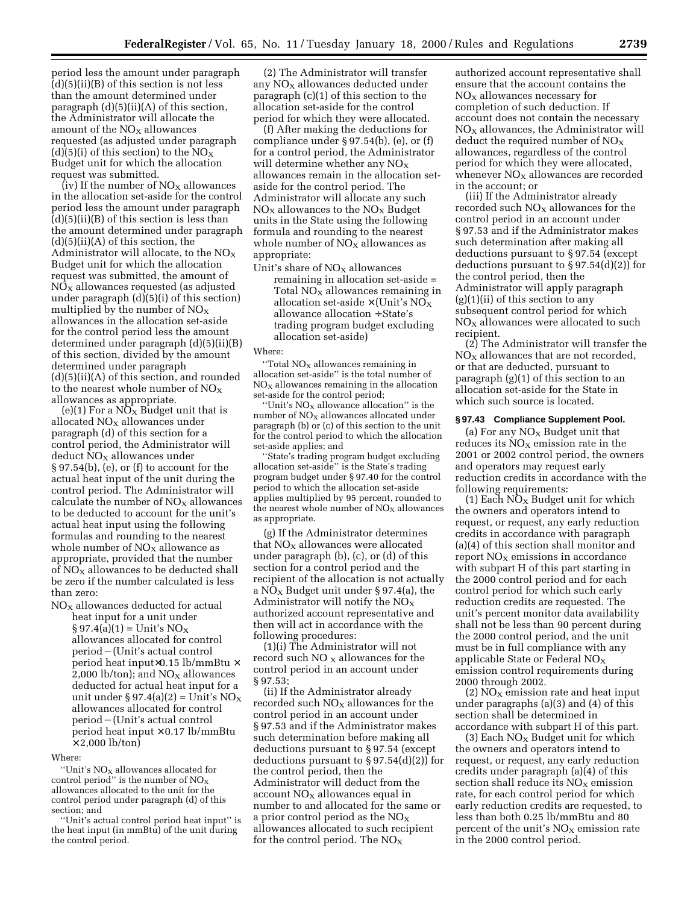period less the amount under paragraph (d)(5)(ii)(B) of this section is not less than the amount determined under paragraph (d)(5)(ii)(A) of this section, the Administrator will allocate the amount of the $NO_X$ allowances requested (as adjusted under paragraph (d)(5)(i) of this section) to the $NO_X$ Budget unit for which the allocation request was submitted.

(iv) If the number of $NO_X$ allowances in the allocation set-aside for the control period less the amount under paragraph (d)(5)(ii)(B) of this section is less than the amount determined under paragraph (d)(5)(ii)(A) of this section, the Administrator will allocate, to the $NO_X$ Budget unit for which the allocation request was submitted, the amount of $NO_X$ allowances requested (as adjusted under paragraph (d)(5)(i) of this section) multiplied by the number of $NO_X$ allowances in the allocation set-aside for the control period less the amount determined under paragraph (d)(5)(ii)(B) of this section, divided by the amount determined under paragraph (d)(5)(ii)(A) of this section, and rounded to the nearest whole number of $NO_X$ allowances as appropriate.

(e)(1) For a $NO_X$ Budget unit that is allocated $NO_X$ allowances under paragraph (d) of this section for a control period, the Administrator will deduct $NO_X$ allowances under § 97.54(b), (e), or (f) to account for the actual heat input of the unit during the control period. The Administrator will calculate the number of $NO_X$ allowances to be deducted to account for the unit's actual heat input using the following formulas and rounding to the nearest whole number of $NO_X$ allowance as appropriate, provided that the number of $NO_X$ allowances to be deducted shall be zero if the number calculated is less than zero:

$NO_X$ allowances deducted for actual heat input for a unit under § 97.4(a)(1) = Unit's $NO_X$ allowances allocated for control period − (Unit's actual control period heat input × 0.15 lb/mmBtu × 2,000 lb/ton); and $NO_X$ allowances deducted for actual heat input for a unit under § 97.4(a)(2) = Unit's $NO_X$ allowances allocated for control period − (Unit's actual control period heat input × 0.17 lb/mmBtu × 2,000 lb/ton)

Where:

"Unit's $NO_X$ allowances allocated for control period" is the number of $NO_X$ allowances allocated to the unit for the control period under paragraph (d) of this section; and

"Unit's actual control period heat input" is the heat input (in mmBtu) of the unit during the control period.

(2) The Administrator will transfer any $NO_X$ allowances deducted under paragraph (c)(1) of this section to the allocation set-aside for the control period for which they were allocated.

(f) After making the deductions for compliance under § 97.54(b), (e), or (f) for a control period, the Administrator will determine whether any $NO_X$ allowances remain in the allocation set-aside for the control period. The Administrator will allocate any such $NO_X$ allowances to the $NO_X$ Budget units in the State using the following formula and rounding to the nearest whole number of $NO_X$ allowances as appropriate:

Unit's share of $NO_X$ allowances remaining in allocation set-aside = Total $NO_X$ allowances remaining in allocation set-aside × (Unit's $NO_X$ allowance allocation ÷ State's trading program budget excluding allocation set-aside)

Where:

"Total $NO_X$ allowances remaining in allocation set-aside" is the total number of $NO_X$ allowances remaining in the allocation set-aside for the control period;

"Unit's $NO_X$ allowance allocation" is the number of $NO_X$ allowances allocated under paragraph (b) or (c) of this section to the unit for the control period to which the allocation set-aside applies; and

"State's trading program budget excluding allocation set-aside" is the State's trading program budget under § 97.40 for the control period to which the allocation set-aside applies multiplied by 95 percent, rounded to the nearest whole number of $NO_X$ allowances as appropriate.

(g) If the Administrator determines that $NO_X$ allowances were allocated under paragraph (b), (c), or (d) of this section for a control period and the recipient of the allocation is not actually a $NO_X$ Budget unit under § 97.4(a), the Administrator will notify the $NO_X$ authorized account representative and then will act in accordance with the following procedures:

(1)(i) The Administrator will not record such $NO_X$ allowances for the control period in an account under § 97.53;

(ii) If the Administrator already recorded such $NO_X$ allowances for the control period in an account under § 97.53 and if the Administrator makes such determination before making all deductions pursuant to § 97.54 (except deductions pursuant to § 97.54(d)(2)) for the control period, then the Administrator will deduct from the account $NO_X$ allowances equal in number to and allocated for the same or a prior control period as the $NO_X$ allowances allocated to such recipient for the control period. The $NO_X$ authorized account representative shall ensure that the account contains the $NO_X$ allowances necessary for completion of such deduction. If account does not contain the necessary $NO_X$ allowances, the Administrator will deduct the required number of $NO_X$ allowances, regardless of the control period for which they were allocated, whenever $NO_X$ allowances are recorded in the account; or

(iii) If the Administrator already recorded such $NO_X$ allowances for the control period in an account under § 97.53 and if the Administrator makes such determination after making all deductions pursuant to § 97.54 (except deductions pursuant to § 97.54(d)(2)) for the control period, then the Administrator will apply paragraph (g)(1)(ii) of this section to any subsequent control period for which $NO_X$ allowances were allocated to such recipient.

(2) The Administrator will transfer the $NO_X$ allowances that are not recorded, or that are deducted, pursuant to paragraph (g)(1) of this section to an allocation set-aside for the State in which such source is located.

### § 97.43 Compliance Supplement Pool.

(a) For any $NO_X$ Budget unit that reduces its $NO_X$ emission rate in the 2001 or 2002 control period, the owners and operators may request early reduction credits in accordance with the following requirements:

(1) Each $NO_X$ Budget unit for which the owners and operators intend to request, or request, any early reduction credits in accordance with paragraph (a)(4) of this section shall monitor and report $NO_X$ emissions in accordance with subpart H of this part starting in the 2000 control period and for each control period for which such early reduction credits are requested. The unit's percent monitor data availability shall not be less than 90 percent during the 2000 control period, and the unit must be in full compliance with any applicable State or Federal $NO_X$ emission control requirements during 2000 through 2002.

(2) $NO_X$ emission rate and heat input under paragraphs (a)(3) and (4) of this section shall be determined in accordance with subpart H of this part.

(3) Each $NO_X$ Budget unit for which the owners and operators intend to request, or request, any early reduction credits under paragraph (a)(4) of this section shall reduce its $NO_X$ emission rate, for each control period for which early reduction credits are requested, to less than both 0.25 lb/mmBtu and 80 percent of the unit's $NO_X$ emission rate in the 2000 control period.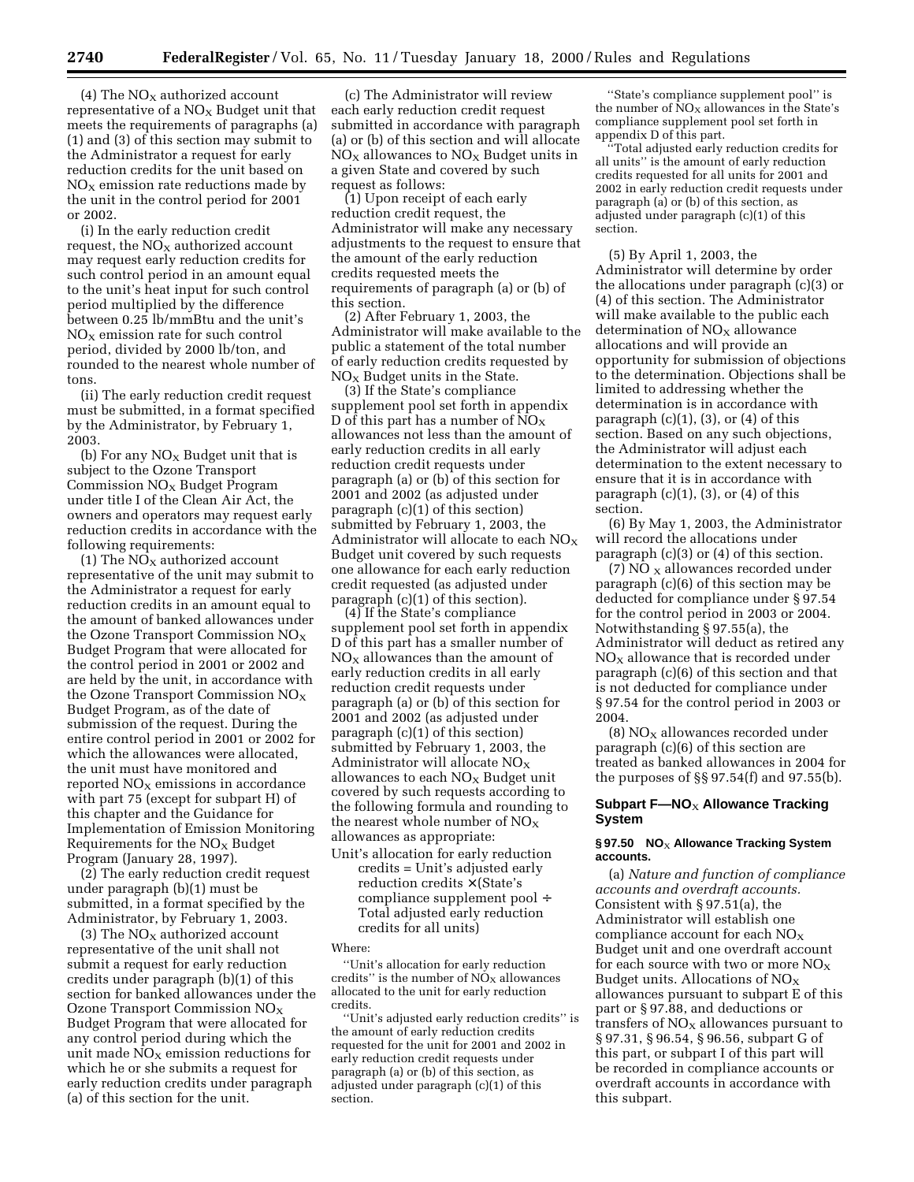(4) The $NO_X$ authorized account representative of a $NO_X$ Budget unit that meets the requirements of paragraphs (a) (1) and (3) of this section may submit to the Administrator a request for early reduction credits for the unit based on $NO_X$ emission rate reductions made by the unit in the control period for 2001 or 2002.

(i) In the early reduction credit request, the $NO_X$ authorized account may request early reduction credits for such control period in an amount equal to the unit's heat input for such control period multiplied by the difference between 0.25 lb/mmBtu and the unit's $NO_X$ emission rate for such control period, divided by 2000 lb/ton, and rounded to the nearest whole number of tons.

(ii) The early reduction credit request must be submitted, in a format specified by the Administrator, by February 1, 2003.

(b) For any $NO_X$ Budget unit that is subject to the Ozone Transport Commission $NO_X$ Budget Program under title I of the Clean Air Act, the owners and operators may request early reduction credits in accordance with the following requirements:

(1) The $NO_X$ authorized account representative of the unit may submit to the Administrator a request for early reduction credits in an amount equal to the amount of banked allowances under the Ozone Transport Commission $NO_X$ Budget Program that were allocated for the control period in 2001 or 2002 and are held by the unit, in accordance with the Ozone Transport Commission $NO_X$ Budget Program, as of the date of submission of the request. During the entire control period in 2001 or 2002 for which the allowances were allocated, the unit must have monitored and reported $NO_X$ emissions in accordance with part 75 (except for subpart H) of this chapter and the Guidance for Implementation of Emission Monitoring Requirements for the $NO_X$ Budget Program (January 28, 1997).

(2) The early reduction credit request under paragraph (b)(1) must be submitted, in a format specified by the Administrator, by February 1, 2003.

(3) The $NO_X$ authorized account representative of the unit shall not submit a request for early reduction credits under paragraph (b)(1) of this section for banked allowances under the Ozone Transport Commission $NO_X$ Budget Program that were allocated for any control period during which the unit made $NO_X$ emission reductions for which he or she submits a request for early reduction credits under paragraph (a) of this section for the unit.

(c) The Administrator will review each early reduction credit request submitted in accordance with paragraph (a) or (b) of this section and will allocate $NO_X$ allowances to $NO_X$ Budget units in a given State and covered by such request as follows:

(1) Upon receipt of each early reduction credit request, the Administrator will make any necessary adjustments to the request to ensure that the amount of the early reduction credits requested meets the requirements of paragraph (a) or (b) of this section.

(2) After February 1, 2003, the Administrator will make available to the public a statement of the total number of early reduction credits requested by $NO_X$ Budget units in the State.

(3) If the State's compliance supplement pool set forth in appendix D of this part has a number of $NO_X$ allowances not less than the amount of early reduction credits in all early reduction credit requests under paragraph (a) or (b) of this section for 2001 and 2002 (as adjusted under paragraph (c)(1) of this section) submitted by February 1, 2003, the Administrator will allocate to each $NO_X$ Budget unit covered by such requests one allowance for each early reduction credit requested (as adjusted under paragraph (c)(1) of this section).

(4) If the State's compliance supplement pool set forth in appendix D of this part has a smaller number of $NO_X$ allowances than the amount of early reduction credits in all early reduction credit requests under paragraph (a) or (b) of this section for 2001 and 2002 (as adjusted under paragraph (c)(1) of this section) submitted by February 1, 2003, the Administrator will allocate $NO_X$ allowances to each $NO_X$ Budget unit covered by such requests according to the following formula and rounding to the nearest whole number of $NO_X$ allowances as appropriate:

$$\text{Unit's allocation for early reduction credits} = \text{Unit's adjusted early reduction credits} \times (\text{State's compliance supplement pool} \div \text{Total adjusted early reduction credits for all units})$$

Where:

"Unit's allocation for early reduction credits" is the number of $NO_X$ allowances allocated to the unit for early reduction credits.

"Unit's adjusted early reduction credits" is the amount of early reduction credits requested for the unit for 2001 and 2002 in early reduction credit requests under paragraph (a) or (b) of this section, as adjusted under paragraph (c)(1) of this section.

"State's compliance supplement pool" is the number of $NO_X$ allowances in the State's compliance supplement pool set forth in appendix D of this part.

"Total adjusted early reduction credits for all units" is the amount of early reduction credits requested for all units for 2001 and 2002 in early reduction credit requests under paragraph (a) or (b) of this section, as adjusted under paragraph (c)(1) of this section.

(5) By April 1, 2003, the Administrator will determine by order the allocations under paragraph (c)(3) or (4) of this section. The Administrator will make available to the public each determination of $NO_X$ allowance allocations and will provide an opportunity for submission of objections to the determination. Objections shall be limited to addressing whether the determination is in accordance with paragraph (c)(1), (3), or (4) of this section. Based on any such objections, the Administrator will adjust each determination to the extent necessary to ensure that it is in accordance with paragraph (c)(1), (3), or (4) of this section.

(6) By May 1, 2003, the Administrator will record the allocations under paragraph (c)(3) or (4) of this section.

(7) $NO_X$ allowances recorded under paragraph (c)(6) of this section may be deducted for compliance under § 97.54 for the control period in 2003 or 2004. Notwithstanding § 97.55(a), the Administrator will deduct as retired any $NO_X$ allowance that is recorded under paragraph (c)(6) of this section and that is not deducted for compliance under § 97.54 for the control period in 2003 or 2004.

(8) $NO_X$ allowances recorded under paragraph (c)(6) of this section are treated as banked allowances in 2004 for the purposes of §§ 97.54(f) and 97.55(b).

## Subpart F—$NO_X$ Allowance Tracking System

### § 97.50 $NO_X$ Allowance Tracking System accounts.

(a) *Nature and function of compliance accounts and overdraft accounts.* Consistent with § 97.51(a), the Administrator will establish one compliance account for each $NO_X$ Budget unit and one overdraft account for each source with two or more $NO_X$ Budget units. Allocations of $NO_X$ allowances pursuant to subpart E of this part or § 97.88, and deductions or transfers of $NO_X$ allowances pursuant to § 97.31, § 96.54, § 96.56, subpart G of this part, or subpart I of this part will be recorded in compliance accounts or overdraft accounts in accordance with this subpart.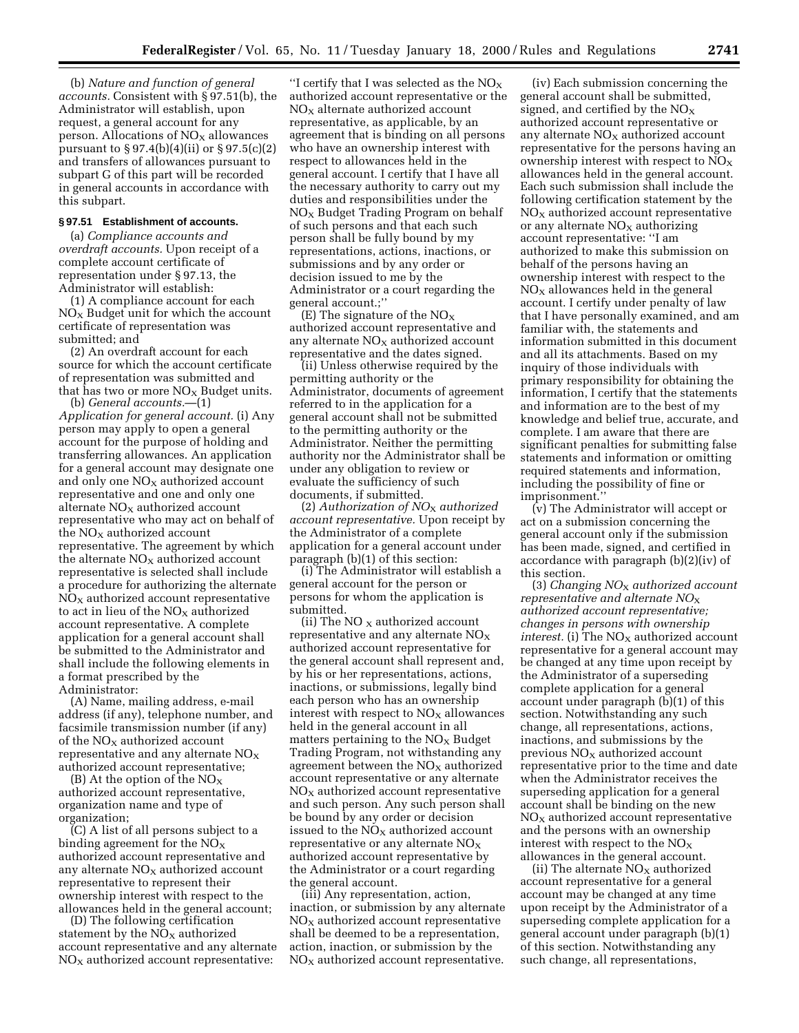(b) *Nature and function of general accounts.* Consistent with § 97.51(b), the Administrator will establish, upon request, a general account for any person. Allocations of $NO_X$ allowances pursuant to § 97.4(b)(4)(ii) or § 97.5(c)(2) and transfers of allowances pursuant to subpart G of this part will be recorded in general accounts in accordance with this subpart.

**§ 97.51 Establishment of accounts.**

(a) *Compliance accounts and overdraft accounts.* Upon receipt of a complete account certificate of representation under § 97.13, the Administrator will establish:

(1) A compliance account for each $NO_X$ Budget unit for which the account certificate of representation was submitted; and

(2) An overdraft account for each source for which the account certificate of representation was submitted and that has two or more $NO_X$ Budget units.

(b) *General accounts.*—(1) *Application for general account.* (i) Any person may apply to open a general account for the purpose of holding and transferring allowances. An application for a general account may designate one and only one $NO_X$ authorized account representative and one and only one alternate $NO_X$ authorized account representative who may act on behalf of the $NO_X$ authorized account representative. The agreement by which the alternate $NO_X$ authorized account representative is selected shall include a procedure for authorizing the alternate $NO_X$ authorized account representative to act in lieu of the $NO_X$ authorized account representative. A complete application for a general account shall be submitted to the Administrator and shall include the following elements in a format prescribed by the Administrator:

(A) Name, mailing address, e-mail address (if any), telephone number, and facsimile transmission number (if any) of the $NO_X$ authorized account representative and any alternate $NO_X$ authorized account representative;

(B) At the option of the $NO_X$ authorized account representative, organization name and type of organization;

(C) A list of all persons subject to a binding agreement for the $NO_X$ authorized account representative and any alternate $NO_X$ authorized account representative to represent their ownership interest with respect to the allowances held in the general account;

(D) The following certification statement by the $NO_X$ authorized account representative and any alternate $NO_X$ authorized account representative: ''I certify that I was selected as the $NO_X$ authorized account representative or the $NO_X$ alternate authorized account representative, as applicable, by an agreement that is binding on all persons who have an ownership interest with respect to allowances held in the general account. I certify that I have all the necessary authority to carry out my duties and responsibilities under the $NO_X$ Budget Trading Program on behalf of such persons and that each such person shall be fully bound by my representations, actions, inactions, or submissions and by any order or decision issued to me by the Administrator or a court regarding the general account.;''

(E) The signature of the $NO_X$ authorized account representative and any alternate $NO_X$ authorized account representative and the dates signed.

(ii) Unless otherwise required by the permitting authority or the Administrator, documents of agreement referred to in the application for a general account shall not be submitted to the permitting authority or the Administrator. Neither the permitting authority nor the Administrator shall be under any obligation to review or evaluate the sufficiency of such documents, if submitted.

(2) *Authorization of $NO_X$ authorized account representative.* Upon receipt by the Administrator of a complete application for a general account under paragraph (b)(1) of this section:

(i) The Administrator will establish a general account for the person or persons for whom the application is submitted.

(ii) The $NO_X$ authorized account representative and any alternate $NO_X$ authorized account representative for the general account shall represent and, by his or her representations, actions, inactions, or submissions, legally bind each person who has an ownership interest with respect to $NO_X$ allowances held in the general account in all matters pertaining to the $NO_X$ Budget Trading Program, not withstanding any agreement between the $NO_X$ authorized account representative or any alternate $NO_X$ authorized account representative and such person. Any such person shall be bound by any order or decision issued to the $NO_X$ authorized account representative or any alternate $NO_X$ authorized account representative by the Administrator or a court regarding the general account.

(iii) Any representation, action, inaction, or submission by any alternate $NO_X$ authorized account representative shall be deemed to be a representation, action, inaction, or submission by the $NO_X$ authorized account representative.

(iv) Each submission concerning the general account shall be submitted, signed, and certified by the $NO_X$ authorized account representative or any alternate $NO_X$ authorized account representative for the persons having an ownership interest with respect to $NO_X$ allowances held in the general account. Each such submission shall include the following certification statement by the $NO_X$ authorized account representative or any alternate $NO_X$ authorizing account representative: ''I am authorized to make this submission on behalf of the persons having an ownership interest with respect to the $NO_X$ allowances held in the general account. I certify under penalty of law that I have personally examined, and am familiar with, the statements and information submitted in this document and all its attachments. Based on my inquiry of those individuals with primary responsibility for obtaining the information, I certify that the statements and information are to the best of my knowledge and belief true, accurate, and complete. I am aware that there are significant penalties for submitting false statements and information or omitting required statements and information, including the possibility of fine or imprisonment.''

(v) The Administrator will accept or act on a submission concerning the general account only if the submission has been made, signed, and certified in accordance with paragraph (b)(2)(iv) of this section.

(3) *Changing $NO_X$ authorized account representative and alternate $NO_X$ authorized account representative; changes in persons with ownership interest.* (i) The $NO_X$ authorized account representative for a general account may be changed at any time upon receipt by the Administrator of a superseding complete application for a general account under paragraph (b)(1) of this section. Notwithstanding any such change, all representations, actions, inactions, and submissions by the previous $NO_X$ authorized account representative prior to the time and date when the Administrator receives the superseding application for a general account shall be binding on the new $NO_X$ authorized account representative and the persons with an ownership interest with respect to the $NO_X$ allowances in the general account.

(ii) The alternate $NO_X$ authorized account representative for a general account may be changed at any time upon receipt by the Administrator of a superseding complete application for a general account under paragraph (b)(1) of this section. Notwithstanding any such change, all representations,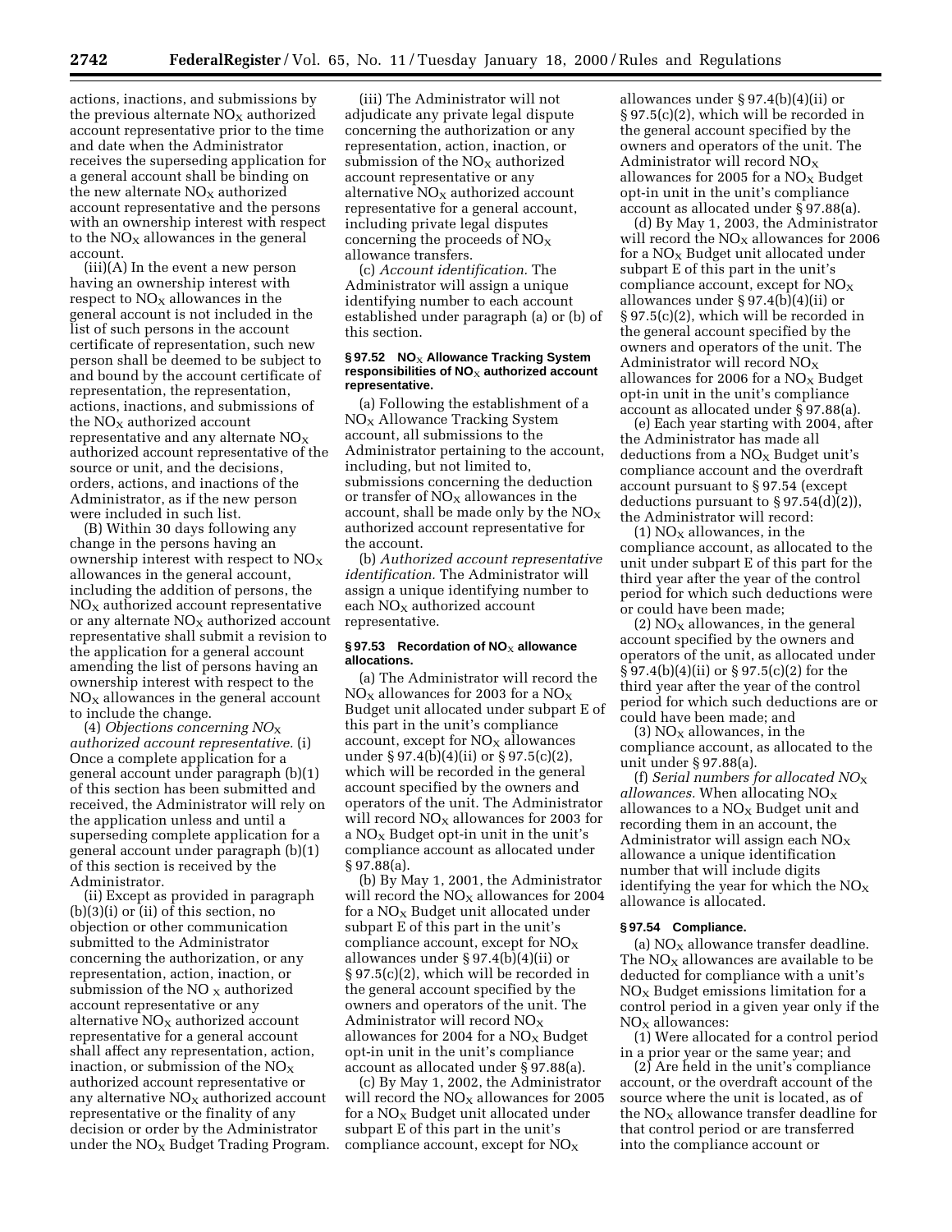actions, inactions, and submissions by the previous alternate $NO_X$ authorized account representative prior to the time and date when the Administrator receives the superseding application for a general account shall be binding on the new alternate $NO_X$ authorized account representative and the persons with an ownership interest with respect to the $NO_X$ allowances in the general account.

(iii)(A) In the event a new person having an ownership interest with respect to $NO_X$ allowances in the general account is not included in the list of such persons in the account certificate of representation, such new person shall be deemed to be subject to and bound by the account certificate of representation, the representation, actions, inactions, and submissions of the $NO_X$ authorized account representative and any alternate $NO_X$ authorized account representative of the source or unit, and the decisions, orders, actions, and inactions of the Administrator, as if the new person were included in such list.

(B) Within 30 days following any change in the persons having an ownership interest with respect to $NO_X$ allowances in the general account, including the addition of persons, the $NO_X$ authorized account representative or any alternate $NO_X$ authorized account representative shall submit a revision to the application for a general account amending the list of persons having an ownership interest with respect to the $NO_X$ allowances in the general account to include the change.

(4) *Objections concerning $NO_X$ authorized account representative.* (i) Once a complete application for a general account under paragraph (b)(1) of this section has been submitted and received, the Administrator will rely on the application unless and until a superseding complete application for a general account under paragraph (b)(1) of this section is received by the Administrator.

(ii) Except as provided in paragraph (b)(3)(i) or (ii) of this section, no objection or other communication submitted to the Administrator concerning the authorization, or any representation, action, inaction, or submission of the $NO_X$ authorized account representative or any alternative $NO_X$ authorized account representative for a general account shall affect any representation, action, inaction, or submission of the $NO_X$ authorized account representative or any alternative $NO_X$ authorized account representative or the finality of any decision or order by the Administrator under the $NO_X$ Budget Trading Program.

(iii) The Administrator will not adjudicate any private legal dispute concerning the authorization or any representation, action, inaction, or submission of the $NO_X$ authorized account representative or any alternative $NO_X$ authorized account representative for a general account, including private legal disputes concerning the proceeds of $NO_X$ allowance transfers.

(c) *Account identification.* The Administrator will assign a unique identifying number to each account established under paragraph (a) or (b) of this section.

**§ 97.52 $NO_X$ Allowance Tracking System responsibilities of $NO_X$ authorized account representative.**

(a) Following the establishment of a $NO_X$ Allowance Tracking System account, all submissions to the Administrator pertaining to the account, including, but not limited to, submissions concerning the deduction or transfer of $NO_X$ allowances in the account, shall be made only by the $NO_X$ authorized account representative for the account.

(b) *Authorized account representative identification.* The Administrator will assign a unique identifying number to each $NO_X$ authorized account representative.

**§ 97.53 Recordation of $NO_X$ allowance allocations.**

(a) The Administrator will record the $NO_X$ allowances for 2003 for a $NO_X$ Budget unit allocated under subpart E of this part in the unit's compliance account, except for $NO_X$ allowances under § 97.4(b)(4)(ii) or § 97.5(c)(2), which will be recorded in the general account specified by the owners and operators of the unit. The Administrator will record $NO_X$ allowances for 2003 for a $NO_X$ Budget opt-in unit in the unit's compliance account as allocated under § 97.88(a).

(b) By May 1, 2001, the Administrator will record the $NO_X$ allowances for 2004 for a $NO_X$ Budget unit allocated under subpart E of this part in the unit's compliance account, except for $NO_X$ allowances under § 97.4(b)(4)(ii) or § 97.5(c)(2), which will be recorded in the general account specified by the owners and operators of the unit. The Administrator will record $NO_X$ allowances for 2004 for a $NO_X$ Budget opt-in unit in the unit's compliance account as allocated under § 97.88(a).

(c) By May 1, 2002, the Administrator will record the $NO_X$ allowances for 2005 for a $NO_X$ Budget unit allocated under subpart E of this part in the unit's compliance account, except for $NO_X$ allowances under § 97.4(b)(4)(ii) or § 97.5(c)(2), which will be recorded in the general account specified by the owners and operators of the unit. The Administrator will record $NO_X$ allowances for 2005 for a $NO_X$ Budget opt-in unit in the unit's compliance account as allocated under § 97.88(a).

(d) By May 1, 2003, the Administrator will record the $NO_X$ allowances for 2006 for a $NO_X$ Budget unit allocated under subpart E of this part in the unit's compliance account, except for $NO_X$ allowances under § 97.4(b)(4)(ii) or § 97.5(c)(2), which will be recorded in the general account specified by the owners and operators of the unit. The Administrator will record $NO_X$ allowances for 2006 for a $NO_X$ Budget opt-in unit in the unit's compliance account as allocated under § 97.88(a).

(e) Each year starting with 2004, after the Administrator has made all deductions from a $NO_X$ Budget unit's compliance account and the overdraft account pursuant to § 97.54 (except deductions pursuant to § 97.54(d)(2)), the Administrator will record:

(1) $NO_X$ allowances, in the compliance account, as allocated to the unit under subpart E of this part for the third year after the year of the control period for which such deductions were or could have been made;

(2) $NO_X$ allowances, in the general account specified by the owners and operators of the unit, as allocated under § 97.4(b)(4)(ii) or § 97.5(c)(2) for the third year after the year of the control period for which such deductions are or could have been made; and

(3) $NO_X$ allowances, in the compliance account, as allocated to the unit under § 97.88(a).

(f) *Serial numbers for allocated $NO_X$ allowances.* When allocating $NO_X$ allowances to a $NO_X$ Budget unit and recording them in an account, the Administrator will assign each $NO_X$ allowance a unique identification number that will include digits identifying the year for which the $NO_X$ allowance is allocated.

**§ 97.54 Compliance.**

(a) $NO_X$ allowance transfer deadline. The $NO_X$ allowances are available to be deducted for compliance with a unit's $NO_X$ Budget emissions limitation for a control period in a given year only if the $NO_X$ allowances:

(1) Were allocated for a control period in a prior year or the same year; and

(2) Are held in the unit's compliance account, or the overdraft account of the source where the unit is located, as of the $NO_X$ allowance transfer deadline for that control period or are transferred into the compliance account or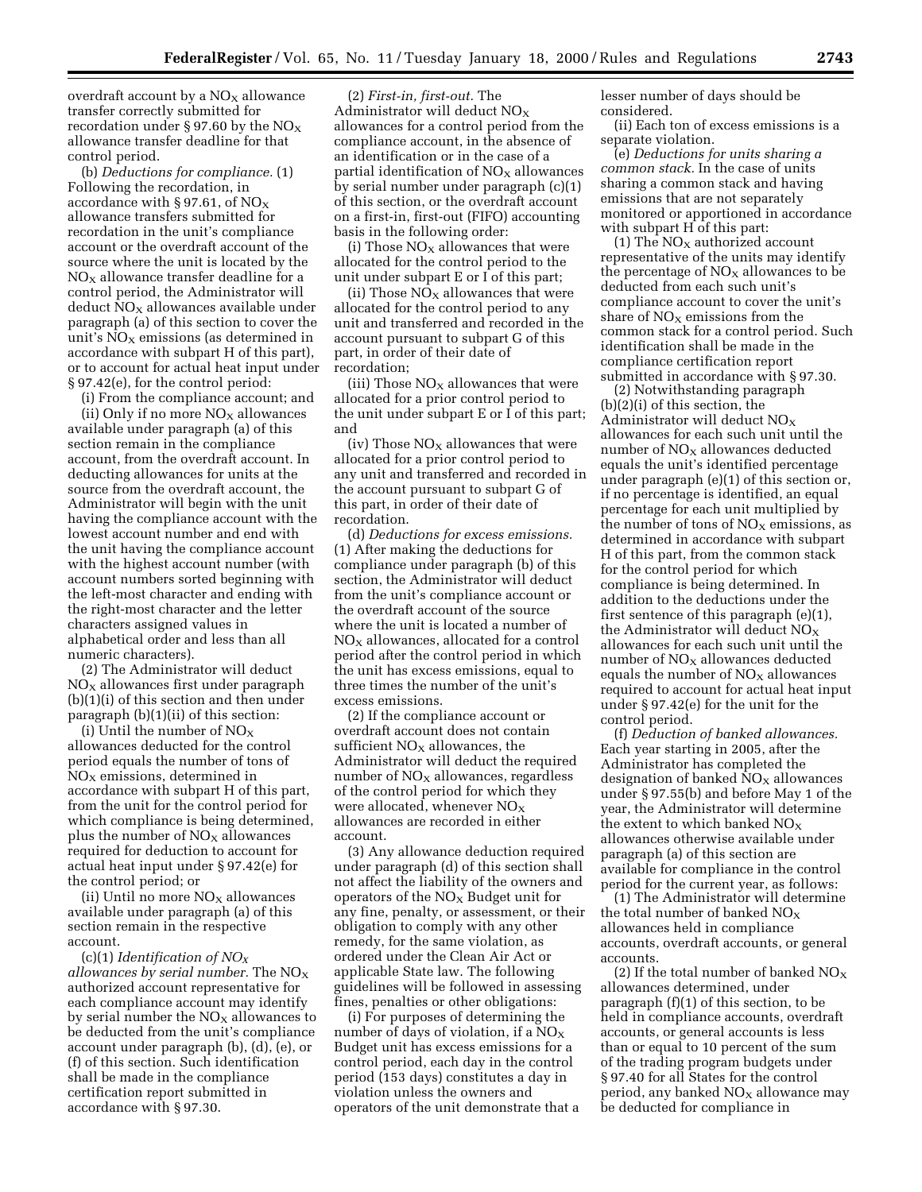overdraft account by a $NO_X$ allowance transfer correctly submitted for recordation under § 97.60 by the $NO_X$ allowance transfer deadline for that control period.

(b) *Deductions for compliance.* (1) Following the recordation, in accordance with § 97.61, of $NO_X$ allowance transfers submitted for recordation in the unit's compliance account or the overdraft account of the source where the unit is located by the $NO_X$ allowance transfer deadline for a control period, the Administrator will deduct $NO_X$ allowances available under paragraph (a) of this section to cover the unit's $NO_X$ emissions (as determined in accordance with subpart H of this part), or to account for actual heat input under § 97.42(e), for the control period:

(i) From the compliance account; and

(ii) Only if no more $NO_X$ allowances available under paragraph (a) of this section remain in the compliance account, from the overdraft account. In deducting allowances for units at the source from the overdraft account, the Administrator will begin with the unit having the compliance account with the lowest account number and end with the unit having the compliance account with the highest account number (with account numbers sorted beginning with the left-most character and ending with the right-most character and the letter characters assigned values in alphabetical order and less than all numeric characters).

(2) The Administrator will deduct $NO_X$ allowances first under paragraph (b)(1)(i) of this section and then under paragraph (b)(1)(ii) of this section:

(i) Until the number of $NO_X$ allowances deducted for the control period equals the number of tons of $NO_X$ emissions, determined in accordance with subpart H of this part, from the unit for the control period for which compliance is being determined, plus the number of $NO_X$ allowances required for deduction to account for actual heat input under § 97.42(e) for the control period; or

(ii) Until no more $NO_X$ allowances available under paragraph (a) of this section remain in the respective account.

(c)(1) *Identification of $NO_X$ allowances by serial number.* The $NO_X$ authorized account representative for each compliance account may identify by serial number the $NO_X$ allowances to be deducted from the unit's compliance account under paragraph (b), (d), (e), or (f) of this section. Such identification shall be made in the compliance certification report submitted in accordance with § 97.30.

(2) *First-in, first-out.* The Administrator will deduct $NO_X$ allowances for a control period from the compliance account, in the absence of an identification or in the case of a partial identification of $NO_X$ allowances by serial number under paragraph (c)(1) of this section, or the overdraft account on a first-in, first-out (FIFO) accounting basis in the following order:

(i) Those $NO_X$ allowances that were allocated for the control period to the unit under subpart E or I of this part;

(ii) Those $NO_X$ allowances that were allocated for the control period to any unit and transferred and recorded in the account pursuant to subpart G of this part, in order of their date of recordation;

(iii) Those $NO_X$ allowances that were allocated for a prior control period to the unit under subpart E or I of this part; and

(iv) Those $NO_X$ allowances that were allocated for a prior control period to any unit and transferred and recorded in the account pursuant to subpart G of this part, in order of their date of recordation.

(d) *Deductions for excess emissions.* (1) After making the deductions for compliance under paragraph (b) of this section, the Administrator will deduct from the unit's compliance account or the overdraft account of the source where the unit is located a number of $NO_X$ allowances, allocated for a control period after the control period in which the unit has excess emissions, equal to three times the number of the unit's excess emissions.

(2) If the compliance account or overdraft account does not contain sufficient $NO_X$ allowances, the Administrator will deduct the required number of $NO_X$ allowances, regardless of the control period for which they were allocated, whenever $NO_X$ allowances are recorded in either account.

(3) Any allowance deduction required under paragraph (d) of this section shall not affect the liability of the owners and operators of the $NO_X$ Budget unit for any fine, penalty, or assessment, or their obligation to comply with any other remedy, for the same violation, as ordered under the Clean Air Act or applicable State law. The following guidelines will be followed in assessing fines, penalties or other obligations:

(i) For purposes of determining the number of days of violation, if a $NO_X$ Budget unit has excess emissions for a control period, each day in the control period (153 days) constitutes a day in violation unless the owners and operators of the unit demonstrate that a lesser number of days should be considered.

(ii) Each ton of excess emissions is a separate violation.

(e) *Deductions for units sharing a common stack.* In the case of units sharing a common stack and having emissions that are not separately monitored or apportioned in accordance with subpart H of this part:

(1) The $NO_X$ authorized account representative of the units may identify the percentage of $NO_X$ allowances to be deducted from each such unit's compliance account to cover the unit's share of $NO_X$ emissions from the common stack for a control period. Such identification shall be made in the compliance certification report submitted in accordance with § 97.30.

(2) Notwithstanding paragraph (b)(2)(i) of this section, the Administrator will deduct $NO_X$ allowances for each such unit until the number of $NO_X$ allowances deducted equals the unit's identified percentage under paragraph (e)(1) of this section or, if no percentage is identified, an equal percentage for each unit multiplied by the number of tons of $NO_X$ emissions, as determined in accordance with subpart H of this part, from the common stack for the control period for which compliance is being determined. In addition to the deductions under the first sentence of this paragraph (e)(1), the Administrator will deduct $NO_X$ allowances for each such unit until the number of $NO_X$ allowances deducted equals the number of $NO_X$ allowances required to account for actual heat input under § 97.42(e) for the unit for the control period.

(f) *Deduction of banked allowances.* Each year starting in 2005, after the Administrator has completed the designation of banked $NO_X$ allowances under § 97.55(b) and before May 1 of the year, the Administrator will determine the extent to which banked $NO_X$ allowances otherwise available under paragraph (a) of this section are available for compliance in the control period for the current year, as follows:

(1) The Administrator will determine the total number of banked $NO_X$ allowances held in compliance accounts, overdraft accounts, or general accounts.

(2) If the total number of banked $NO_X$ allowances determined, under paragraph (f)(1) of this section, to be held in compliance accounts, overdraft accounts, or general accounts is less than or equal to 10 percent of the sum of the trading program budgets under § 97.40 for all States for the control period, any banked $NO_X$ allowance may be deducted for compliance in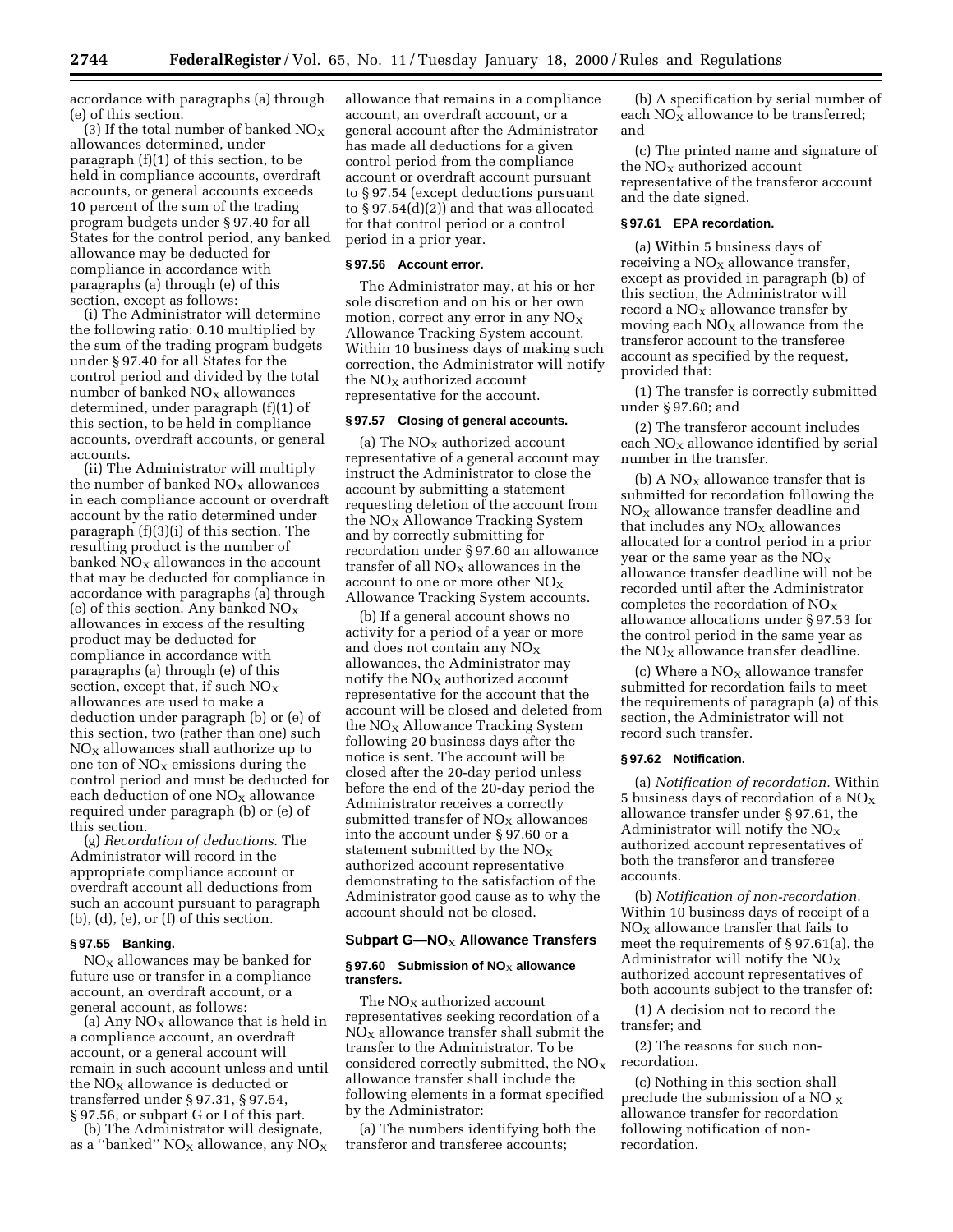accordance with paragraphs (a) through (e) of this section.

(3) If the total number of banked $NO_X$ allowances determined, under paragraph (f)(1) of this section, to be held in compliance accounts, overdraft accounts, or general accounts exceeds 10 percent of the sum of the trading program budgets under § 97.40 for all States for the control period, any banked allowance may be deducted for compliance in accordance with paragraphs (a) through (e) of this section, except as follows:

(i) The Administrator will determine the following ratio: 0.10 multiplied by the sum of the trading program budgets under § 97.40 for all States for the control period and divided by the total number of banked $NO_X$ allowances determined, under paragraph (f)(1) of this section, to be held in compliance accounts, overdraft accounts, or general accounts.

(ii) The Administrator will multiply the number of banked $NO_X$ allowances in each compliance account or overdraft account by the ratio determined under paragraph (f)(3)(i) of this section. The resulting product is the number of banked $NO_X$ allowances in the account that may be deducted for compliance in accordance with paragraphs (a) through (e) of this section. Any banked $NO_X$ allowances in excess of the resulting product may be deducted for compliance in accordance with paragraphs (a) through (e) of this section, except that, if such $NO_X$ allowances are used to make a deduction under paragraph (b) or (e) of this section, two (rather than one) such $NO_X$ allowances shall authorize up to one ton of $NO_X$ emissions during the control period and must be deducted for each deduction of one $NO_X$ allowance required under paragraph (b) or (e) of this section.

(g) *Recordation of deductions.* The Administrator will record in the appropriate compliance account or overdraft account all deductions from such an account pursuant to paragraph (b), (d), (e), or (f) of this section.

#### § 97.55 Banking.

$NO_X$ allowances may be banked for future use or transfer in a compliance account, an overdraft account, or a general account, as follows:

(a) Any $NO_X$ allowance that is held in a compliance account, an overdraft account, or a general account will remain in such account unless and until the $NO_X$ allowance is deducted or transferred under § 97.31, § 97.54, § 97.56, or subpart G or I of this part.

(b) The Administrator will designate, as a "banked" $NO_X$ allowance, any $NO_X$ allowance that remains in a compliance account, an overdraft account, or a general account after the Administrator has made all deductions for a given control period from the compliance account or overdraft account pursuant to § 97.54 (except deductions pursuant to § 97.54(d)(2)) and that was allocated for that control period or a control period in a prior year.

#### § 97.56 Account error.

The Administrator may, at his or her sole discretion and on his or her own motion, correct any error in any $NO_X$ Allowance Tracking System account. Within 10 business days of making such correction, the Administrator will notify the $NO_X$ authorized account representative for the account.

#### § 97.57 Closing of general accounts.

(a) The $NO_X$ authorized account representative of a general account may instruct the Administrator to close the account by submitting a statement requesting deletion of the account from the $NO_X$ Allowance Tracking System and by correctly submitting for recordation under § 97.60 an allowance transfer of all $NO_X$ allowances in the account to one or more other $NO_X$ Allowance Tracking System accounts.

(b) If a general account shows no activity for a period of a year or more and does not contain any $NO_X$ allowances, the Administrator may notify the $NO_X$ authorized account representative for the account that the account will be closed and deleted from the $NO_X$ Allowance Tracking System following 20 business days after the notice is sent. The account will be closed after the 20-day period unless before the end of the 20-day period the Administrator receives a correctly submitted transfer of $NO_X$ allowances into the account under § 97.60 or a statement submitted by the $NO_X$ authorized account representative demonstrating to the satisfaction of the Administrator good cause as to why the account should not be closed.

### Subpart G—$NO_X$ Allowance Transfers

#### § 97.60 Submission of $NO_X$ allowance transfers.

The $NO_X$ authorized account representatives seeking recordation of a $NO_X$ allowance transfer shall submit the transfer to the Administrator. To be considered correctly submitted, the $NO_X$ allowance transfer shall include the following elements in a format specified by the Administrator:

(a) The numbers identifying both the transferor and transferee accounts;

(b) A specification by serial number of each $NO_X$ allowance to be transferred; and

(c) The printed name and signature of the $NO_X$ authorized account representative of the transferor account and the date signed.

#### § 97.61 EPA recordation.

(a) Within 5 business days of receiving a $NO_X$ allowance transfer, except as provided in paragraph (b) of this section, the Administrator will record a $NO_X$ allowance transfer by moving each $NO_X$ allowance from the transferor account to the transferee account as specified by the request, provided that:

(1) The transfer is correctly submitted under § 97.60; and

(2) The transferor account includes each $NO_X$ allowance identified by serial number in the transfer.

(b) A $NO_X$ allowance transfer that is submitted for recordation following the $NO_X$ allowance transfer deadline and that includes any $NO_X$ allowances allocated for a control period in a prior year or the same year as the $NO_X$ allowance transfer deadline will not be recorded until after the Administrator completes the recordation of $NO_X$ allowance allocations under § 97.53 for the control period in the same year as the $NO_X$ allowance transfer deadline.

(c) Where a $NO_X$ allowance transfer submitted for recordation fails to meet the requirements of paragraph (a) of this section, the Administrator will not record such transfer.

#### § 97.62 Notification.

(a) *Notification of recordation.* Within 5 business days of recordation of a $NO_X$ allowance transfer under § 97.61, the Administrator will notify the $NO_X$ authorized account representatives of both the transferor and transferee accounts.

(b) *Notification of non-recordation.* Within 10 business days of receipt of a $NO_X$ allowance transfer that fails to meet the requirements of § 97.61(a), the Administrator will notify the $NO_X$ authorized account representatives of both accounts subject to the transfer of:

(1) A decision not to record the transfer; and

(2) The reasons for such non-recordation.

(c) Nothing in this section shall preclude the submission of a $NO_X$ allowance transfer for recordation following notification of non-recordation.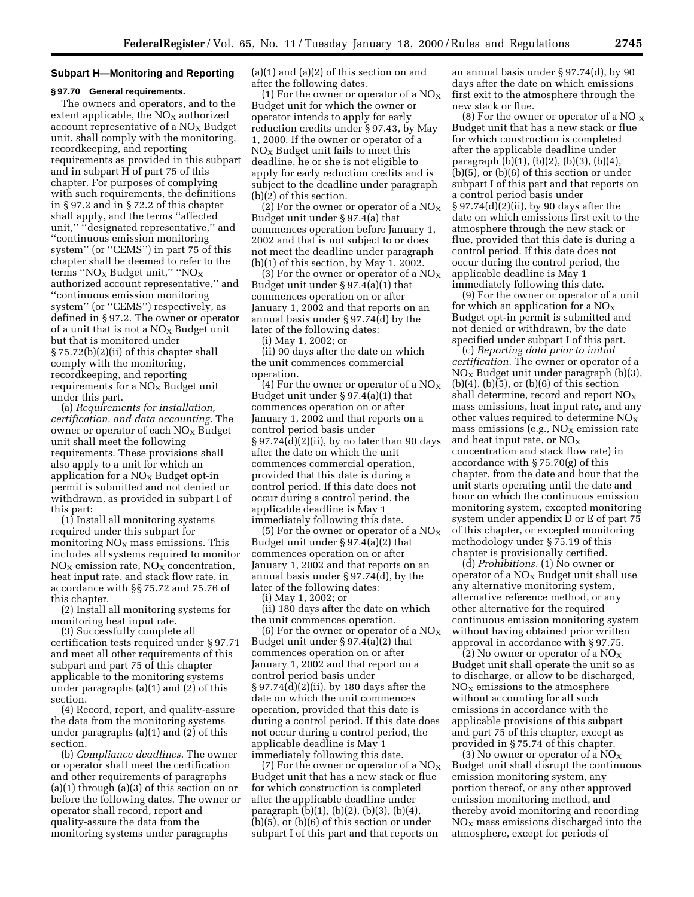### Subpart H—Monitoring and Reporting

#### § 97.70 General requirements.

The owners and operators, and to the extent applicable, the $NO_X$ authorized account representative of a $NO_X$ Budget unit, shall comply with the monitoring, recordkeeping, and reporting requirements as provided in this subpart and in subpart H of part 75 of this chapter. For purposes of complying with such requirements, the definitions in § 97.2 and in § 72.2 of this chapter shall apply, and the terms ''affected unit,'' ''designated representative,'' and ''continuous emission monitoring system'' (or ''CEMS'') in part 75 of this chapter shall be deemed to refer to the terms ''$NO_X$ Budget unit,'' ''$NO_X$ authorized account representative,'' and ''continuous emission monitoring system'' (or ''CEMS'') respectively, as defined in § 97.2. The owner or operator of a unit that is not a $NO_X$ Budget unit but that is monitored under § 75.72(b)(2)(ii) of this chapter shall comply with the monitoring, recordkeeping, and reporting requirements for a $NO_X$ Budget unit under this part.

(a) *Requirements for installation, certification, and data accounting.* The owner or operator of each $NO_X$ Budget unit shall meet the following requirements. These provisions shall also apply to a unit for which an application for a $NO_X$ Budget opt-in permit is submitted and not denied or withdrawn, as provided in subpart I of this part:

(1) Install all monitoring systems required under this subpart for monitoring $NO_X$ mass emissions. This includes all systems required to monitor $NO_X$ emission rate, $NO_X$ concentration, heat input rate, and stack flow rate, in accordance with §§ 75.72 and 75.76 of this chapter.

(2) Install all monitoring systems for monitoring heat input rate.

(3) Successfully complete all certification tests required under § 97.71 and meet all other requirements of this subpart and part 75 of this chapter applicable to the monitoring systems under paragraphs (a)(1) and (2) of this section.

(4) Record, report, and quality-assure the data from the monitoring systems under paragraphs (a)(1) and (2) of this section.

(b) *Compliance deadlines.* The owner or operator shall meet the certification and other requirements of paragraphs (a)(1) through (a)(3) of this section on or before the following dates. The owner or operator shall record, report and quality-assure the data from the monitoring systems under paragraphs (a)(1) and (a)(2) of this section on and after the following dates.

(1) For the owner or operator of a $NO_X$ Budget unit for which the owner or operator intends to apply for early reduction credits under § 97.43, by May 1, 2000. If the owner or operator of a $NO_X$ Budget unit fails to meet this deadline, he or she is not eligible to apply for early reduction credits and is subject to the deadline under paragraph (b)(2) of this section.

(2) For the owner or operator of a $NO_X$ Budget unit under § 97.4(a) that commences operation before January 1, 2002 and that is not subject to or does not meet the deadline under paragraph (b)(1) of this section, by May 1, 2002.

(3) For the owner or operator of a $NO_X$ Budget unit under § 97.4(a)(1) that commences operation on or after January 1, 2002 and that reports on an annual basis under § 97.74(d) by the later of the following dates:

(i) May 1, 2002; or

(ii) 90 days after the date on which the unit commences commercial operation.

(4) For the owner or operator of a $NO_X$ Budget unit under § 97.4(a)(1) that commences operation on or after January 1, 2002 and that reports on a control period basis under § 97.74(d)(2)(ii), by no later than 90 days after the date on which the unit commences commercial operation, provided that this date is during a control period. If this date does not occur during a control period, the applicable deadline is May 1 immediately following this date.

(5) For the owner or operator of a $NO_X$ Budget unit under § 97.4(a)(2) that commences operation on or after January 1, 2002 and that reports on an annual basis under § 97.74(d), by the later of the following dates:

(i) May 1, 2002; or

(ii) 180 days after the date on which the unit commences operation.

(6) For the owner or operator of a $NO_X$ Budget unit under § 97.4(a)(2) that commences operation on or after January 1, 2002 and that report on a control period basis under § 97.74(d)(2)(ii), by 180 days after the date on which the unit commences operation, provided that this date is during a control period. If this date does not occur during a control period, the applicable deadline is May 1 immediately following this date.

(7) For the owner or operator of a $NO_X$ Budget unit that has a new stack or flue for which construction is completed after the applicable deadline under paragraph (b)(1), (b)(2), (b)(3), (b)(4), (b)(5), or (b)(6) of this section or under subpart I of this part and that reports on an annual basis under § 97.74(d), by 90 days after the date on which emissions first exit to the atmosphere through the new stack or flue.

(8) For the owner or operator of a $NO_X$ Budget unit that has a new stack or flue for which construction is completed after the applicable deadline under paragraph (b)(1), (b)(2), (b)(3), (b)(4), (b)(5), or (b)(6) of this section or under subpart I of this part and that reports on a control period basis under § 97.74(d)(2)(ii), by 90 days after the date on which emissions first exit to the atmosphere through the new stack or flue, provided that this date is during a control period. If this date does not occur during the control period, the applicable deadline is May 1 immediately following this date.

(9) For the owner or operator of a unit for which an application for a $NO_X$ Budget opt-in permit is submitted and not denied or withdrawn, by the date specified under subpart I of this part.

(c) *Reporting data prior to initial certification.* The owner or operator of a $NO_X$ Budget unit under paragraph (b)(3), (b)(4), (b)(5), or (b)(6) of this section shall determine, record and report $NO_X$ mass emissions, heat input rate, and any other values required to determine $NO_X$ mass emissions (e.g., $NO_X$ emission rate and heat input rate, or $NO_X$ concentration and stack flow rate) in accordance with § 75.70(g) of this chapter, from the date and hour that the unit starts operating until the date and hour on which the continuous emission monitoring system, excepted monitoring system under appendix D or E of part 75 of this chapter, or excepted monitoring methodology under § 75.19 of this chapter is provisionally certified.

(d) *Prohibitions.* (1) No owner or operator of a $NO_X$ Budget unit shall use any alternative monitoring system, alternative reference method, or any other alternative for the required continuous emission monitoring system without having obtained prior written approval in accordance with § 97.75.

(2) No owner or operator of a $NO_X$ Budget unit shall operate the unit so as to discharge, or allow to be discharged, $NO_X$ emissions to the atmosphere without accounting for all such emissions in accordance with the applicable provisions of this subpart and part 75 of this chapter, except as provided in § 75.74 of this chapter.

(3) No owner or operator of a $NO_X$ Budget unit shall disrupt the continuous emission monitoring system, any portion thereof, or any other approved emission monitoring method, and thereby avoid monitoring and recording $NO_X$ mass emissions discharged into the atmosphere, except for periods of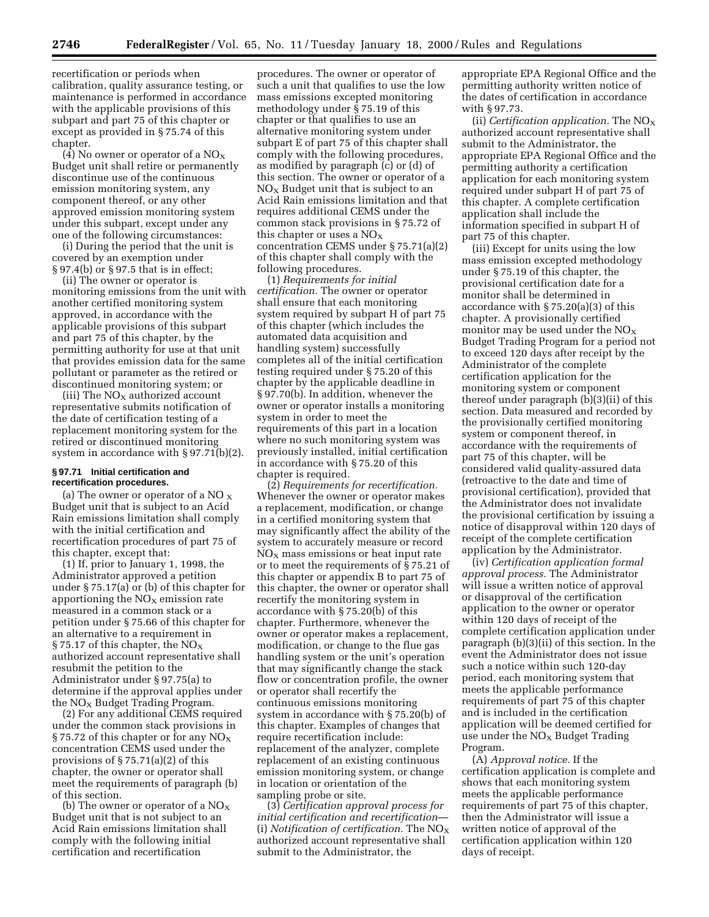recertification or periods when calibration, quality assurance testing, or maintenance is performed in accordance with the applicable provisions of this subpart and part 75 of this chapter or except as provided in § 75.74 of this chapter.

(4) No owner or operator of a $NO_X$ Budget unit shall retire or permanently discontinue use of the continuous emission monitoring system, any component thereof, or any other approved emission monitoring system under this subpart, except under any one of the following circumstances:

(i) During the period that the unit is covered by an exemption under § 97.4(b) or § 97.5 that is in effect;

(ii) The owner or operator is monitoring emissions from the unit with another certified monitoring system approved, in accordance with the applicable provisions of this subpart and part 75 of this chapter, by the permitting authority for use at that unit that provides emission data for the same pollutant or parameter as the retired or discontinued monitoring system; or

(iii) The $NO_X$ authorized account representative submits notification of the date of certification testing of a replacement monitoring system for the retired or discontinued monitoring system in accordance with § 97.71(b)(2).

**§ 97.71 Initial certification and recertification procedures.**

(a) The owner or operator of a $NO_X$ Budget unit that is subject to an Acid Rain emissions limitation shall comply with the initial certification and recertification procedures of part 75 of this chapter, except that:

(1) If, prior to January 1, 1998, the Administrator approved a petition under § 75.17(a) or (b) of this chapter for apportioning the $NO_X$ emission rate measured in a common stack or a petition under § 75.66 of this chapter for an alternative to a requirement in § 75.17 of this chapter, the $NO_X$ authorized account representative shall resubmit the petition to the Administrator under § 97.75(a) to determine if the approval applies under the $NO_X$ Budget Trading Program.

(2) For any additional CEMS required under the common stack provisions in § 75.72 of this chapter or for any $NO_X$ concentration CEMS used under the provisions of § 75.71(a)(2) of this chapter, the owner or operator shall meet the requirements of paragraph (b) of this section.

(b) The owner or operator of a $NO_X$ Budget unit that is not subject to an Acid Rain emissions limitation shall comply with the following initial certification and recertification procedures. The owner or operator of such a unit that qualifies to use the low mass emissions excepted monitoring methodology under § 75.19 of this chapter or that qualifies to use an alternative monitoring system under subpart E of part 75 of this chapter shall comply with the following procedures, as modified by paragraph (c) or (d) of this section. The owner or operator of a $NO_X$ Budget unit that is subject to an Acid Rain emissions limitation and that requires additional CEMS under the common stack provisions in § 75.72 of this chapter or uses a $NO_X$ concentration CEMS under § 75.71(a)(2) of this chapter shall comply with the following procedures.

(1) *Requirements for initial certification.* The owner or operator shall ensure that each monitoring system required by subpart H of part 75 of this chapter (which includes the automated data acquisition and handling system) successfully completes all of the initial certification testing required under § 75.20 of this chapter by the applicable deadline in § 97.70(b). In addition, whenever the owner or operator installs a monitoring system in order to meet the requirements of this part in a location where no such monitoring system was previously installed, initial certification in accordance with § 75.20 of this chapter is required.

(2) *Requirements for recertification.* Whenever the owner or operator makes a replacement, modification, or change in a certified monitoring system that may significantly affect the ability of the system to accurately measure or record $NO_X$ mass emissions or heat input rate or to meet the requirements of § 75.21 of this chapter or appendix B to part 75 of this chapter, the owner or operator shall recertify the monitoring system in accordance with § 75.20(b) of this chapter. Furthermore, whenever the owner or operator makes a replacement, modification, or change to the flue gas handling system or the unit's operation that may significantly change the stack flow or concentration profile, the owner or operator shall recertify the continuous emissions monitoring system in accordance with § 75.20(b) of this chapter. Examples of changes that require recertification include: replacement of the analyzer, complete replacement of an existing continuous emission monitoring system, or change in location or orientation of the sampling probe or site.

(3) *Certification approval process for initial certification and recertification*—(i) *Notification of certification.* The $NO_X$ authorized account representative shall submit to the Administrator, the appropriate EPA Regional Office and the permitting authority written notice of the dates of certification in accordance with § 97.73.

(ii) *Certification application.* The $NO_X$ authorized account representative shall submit to the Administrator, the appropriate EPA Regional Office and the permitting authority a certification application for each monitoring system required under subpart H of part 75 of this chapter. A complete certification application shall include the information specified in subpart H of part 75 of this chapter.

(iii) Except for units using the low mass emission excepted methodology under § 75.19 of this chapter, the provisional certification date for a monitor shall be determined in accordance with § 75.20(a)(3) of this chapter. A provisionally certified monitor may be used under the $NO_X$ Budget Trading Program for a period not to exceed 120 days after receipt by the Administrator of the complete certification application for the monitoring system or component thereof under paragraph (b)(3)(ii) of this section. Data measured and recorded by the provisionally certified monitoring system or component thereof, in accordance with the requirements of part 75 of this chapter, will be considered valid quality-assured data (retroactive to the date and time of provisional certification), provided that the Administrator does not invalidate the provisional certification by issuing a notice of disapproval within 120 days of receipt of the complete certification application by the Administrator.

(iv) *Certification application formal approval process.* The Administrator will issue a written notice of approval or disapproval of the certification application to the owner or operator within 120 days of receipt of the complete certification application under paragraph (b)(3)(ii) of this section. In the event the Administrator does not issue such a notice within such 120-day period, each monitoring system that meets the applicable performance requirements of part 75 of this chapter and is included in the certification application will be deemed certified for use under the $NO_X$ Budget Trading Program.

(A) *Approval notice.* If the certification application is complete and shows that each monitoring system meets the applicable performance requirements of part 75 of this chapter, then the Administrator will issue a written notice of approval of the certification application within 120 days of receipt.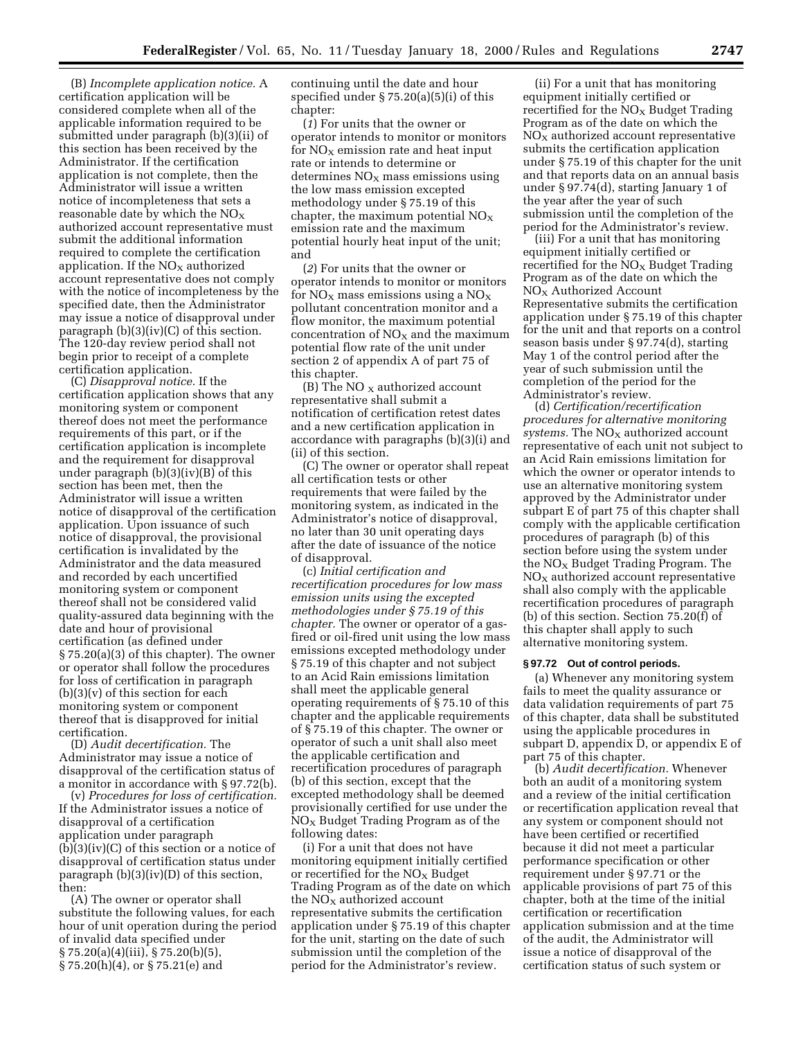(B) *Incomplete application notice.* A certification application will be considered complete when all of the applicable information required to be submitted under paragraph (b)(3)(ii) of this section has been received by the Administrator. If the certification application is not complete, then the Administrator will issue a written notice of incompleteness that sets a reasonable date by which the $NO_X$ authorized account representative must submit the additional information required to complete the certification application. If the $NO_X$ authorized account representative does not comply with the notice of incompleteness by the specified date, then the Administrator may issue a notice of disapproval under paragraph (b)(3)(iv)(C) of this section. The 120-day review period shall not begin prior to receipt of a complete certification application.

(C) *Disapproval notice.* If the certification application shows that any monitoring system or component thereof does not meet the performance requirements of this part, or if the certification application is incomplete and the requirement for disapproval under paragraph (b)(3)(iv)(B) of this section has been met, then the Administrator will issue a written notice of disapproval of the certification application. Upon issuance of such notice of disapproval, the provisional certification is invalidated by the Administrator and the data measured and recorded by each uncertified monitoring system or component thereof shall not be considered valid quality-assured data beginning with the date and hour of provisional certification (as defined under § 75.20(a)(3) of this chapter). The owner or operator shall follow the procedures for loss of certification in paragraph (b)(3)(v) of this section for each monitoring system or component thereof that is disapproved for initial certification.

(D) *Audit decertification.* The Administrator may issue a notice of disapproval of the certification status of a monitor in accordance with § 97.72(b).

(v) *Procedures for loss of certification.* If the Administrator issues a notice of disapproval of a certification application under paragraph (b)(3)(iv)(C) of this section or a notice of disapproval of certification status under paragraph (b)(3)(iv)(D) of this section, then:

(A) The owner or operator shall substitute the following values, for each hour of unit operation during the period of invalid data specified under § 75.20(a)(4)(iii), § 75.20(b)(5), § 75.20(h)(4), or § 75.21(e) and continuing until the date and hour specified under § 75.20(a)(5)(i) of this chapter:

(*1*) For units that the owner or operator intends to monitor or monitors for $NO_X$ emission rate and heat input rate or intends to determine or determines $NO_X$ mass emissions using the low mass emission excepted methodology under § 75.19 of this chapter, the maximum potential $NO_X$ emission rate and the maximum potential hourly heat input of the unit; and

(*2*) For units that the owner or operator intends to monitor or monitors for $NO_X$ mass emissions using a $NO_X$ pollutant concentration monitor and a flow monitor, the maximum potential concentration of $NO_X$ and the maximum potential flow rate of the unit under section 2 of appendix A of part 75 of this chapter.

(B) The $NO_X$ authorized account representative shall submit a notification of certification retest dates and a new certification application in accordance with paragraphs (b)(3)(i) and (ii) of this section.

(C) The owner or operator shall repeat all certification tests or other requirements that were failed by the monitoring system, as indicated in the Administrator's notice of disapproval, no later than 30 unit operating days after the date of issuance of the notice of disapproval.

(c) *Initial certification and recertification procedures for low mass emission units using the excepted methodologies under § 75.19 of this chapter.* The owner or operator of a gas-fired or oil-fired unit using the low mass emissions excepted methodology under § 75.19 of this chapter and not subject to an Acid Rain emissions limitation shall meet the applicable general operating requirements of § 75.10 of this chapter and the applicable requirements of § 75.19 of this chapter. The owner or operator of such a unit shall also meet the applicable certification and recertification procedures of paragraph (b) of this section, except that the excepted methodology shall be deemed provisionally certified for use under the $NO_X$ Budget Trading Program as of the following dates:

(i) For a unit that does not have monitoring equipment initially certified or recertified for the $NO_X$ Budget Trading Program as of the date on which the $NO_X$ authorized account representative submits the certification application under § 75.19 of this chapter for the unit, starting on the date of such submission until the completion of the period for the Administrator's review.

(ii) For a unit that has monitoring equipment initially certified or recertified for the $NO_X$ Budget Trading Program as of the date on which the $NO_X$ authorized account representative submits the certification application under § 75.19 of this chapter for the unit and that reports data on an annual basis under § 97.74(d), starting January 1 of the year after the year of such submission until the completion of the period for the Administrator's review.

(iii) For a unit that has monitoring equipment initially certified or recertified for the $NO_X$ Budget Trading Program as of the date on which the $NO_X$ Authorized Account Representative submits the certification application under § 75.19 of this chapter for the unit and that reports on a control season basis under § 97.74(d), starting May 1 of the control period after the year of such submission until the completion of the period for the Administrator's review.

(d) *Certification/recertification procedures for alternative monitoring systems.* The $NO_X$ authorized account representative of each unit not subject to an Acid Rain emissions limitation for which the owner or operator intends to use an alternative monitoring system approved by the Administrator under subpart E of part 75 of this chapter shall comply with the applicable certification procedures of paragraph (b) of this section before using the system under the $NO_X$ Budget Trading Program. The $NO_X$ authorized account representative shall also comply with the applicable recertification procedures of paragraph (b) of this section. Section 75.20(f) of this chapter shall apply to such alternative monitoring system.

**§ 97.72 Out of control periods.**

(a) Whenever any monitoring system fails to meet the quality assurance or data validation requirements of part 75 of this chapter, data shall be substituted using the applicable procedures in subpart D, appendix D, or appendix E of part 75 of this chapter.

(b) *Audit decertification.* Whenever both an audit of a monitoring system and a review of the initial certification or recertification application reveal that any system or component should not have been certified or recertified because it did not meet a particular performance specification or other requirement under § 97.71 or the applicable provisions of part 75 of this chapter, both at the time of the initial certification or recertification application submission and at the time of the audit, the Administrator will issue a notice of disapproval of the certification status of such system or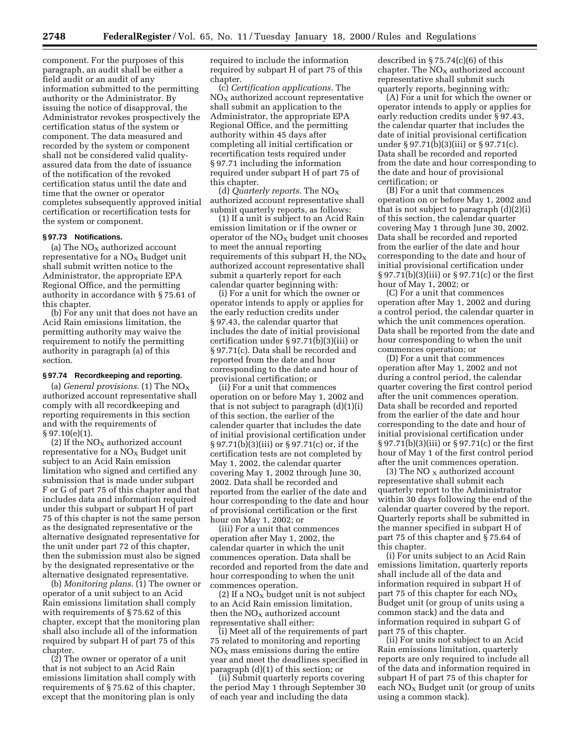component. For the purposes of this paragraph, an audit shall be either a field audit or an audit of any information submitted to the permitting authority or the Administrator. By issuing the notice of disapproval, the Administrator revokes prospectively the certification status of the system or component. The data measured and recorded by the system or component shall not be considered valid quality-assured data from the date of issuance of the notification of the revoked certification status until the date and time that the owner or operator completes subsequently approved initial certification or recertification tests for the system or component.

### § 97.73 Notifications.

(a) The $NO_X$ authorized account representative for a $NO_X$ Budget unit shall submit written notice to the Administrator, the appropriate EPA Regional Office, and the permitting authority in accordance with § 75.61 of this chapter.

(b) For any unit that does not have an Acid Rain emissions limitation, the permitting authority may waive the requirement to notify the permitting authority in paragraph (a) of this section.

### § 97.74 Recordkeeping and reporting.

(a) *General provisions.* (1) The $NO_X$ authorized account representative shall comply with all recordkeeping and reporting requirements in this section and with the requirements of § 97.10(e)(1).

(2) If the $NO_X$ authorized account representative for a $NO_X$ Budget unit subject to an Acid Rain emission limitation who signed and certified any submission that is made under subpart F or G of part 75 of this chapter and that includes data and information required under this subpart or subpart H of part 75 of this chapter is not the same person as the designated representative or the alternative designated representative for the unit under part 72 of this chapter, then the submission must also be signed by the designated representative or the alternative designated representative.

(b) *Monitoring plans.* (1) The owner or operator of a unit subject to an Acid Rain emissions limitation shall comply with requirements of § 75.62 of this chapter, except that the monitoring plan shall also include all of the information required by subpart H of part 75 of this chapter.

(2) The owner or operator of a unit that is not subject to an Acid Rain emissions limitation shall comply with requirements of § 75.62 of this chapter, except that the monitoring plan is only required to include the information required by subpart H of part 75 of this chapter.

(c) *Certification applications.* The $NO_X$ authorized account representative shall submit an application to the Administrator, the appropriate EPA Regional Office, and the permitting authority within 45 days after completing all initial certification or recertification tests required under § 97.71 including the information required under subpart H of part 75 of this chapter.

(d) *Quarterly reports.* The $NO_X$ authorized account representative shall submit quarterly reports, as follows:

(1) If a unit is subject to an Acid Rain emission limitation or if the owner or operator of the $NO_X$ budget unit chooses to meet the annual reporting requirements of this subpart H, the $NO_X$ authorized account representative shall submit a quarterly report for each calendar quarter beginning with:

(i) For a unit for which the owner or operator intends to apply or applies for the early reduction credits under § 97.43, the calendar quarter that includes the date of initial provisional certification under § 97.71(b)(3)(iii) or § 97.71(c). Data shall be recorded and reported from the date and hour corresponding to the date and hour of provisional certification; or

(ii) For a unit that commences operation on or before May 1, 2002 and that is not subject to paragraph (d)(1)(i) of this section, the earlier of the calender quarter that includes the date of initial provisional certification under § 97.71(b)(3)(iii) or § 97.71(c) or, if the certification tests are not completed by May 1, 2002, the calendar quarter covering May 1, 2002 through June 30, 2002. Data shall be recorded and reported from the earlier of the date and hour corresponding to the date and hour of provisional certification or the first hour on May 1, 2002; or

(iii) For a unit that commences operation after May 1, 2002, the calendar quarter in which the unit commences operation. Data shall be recorded and reported from the date and hour corresponding to when the unit commences operation.

(2) If a $NO_X$ budget unit is not subject to an Acid Rain emission limitation, then the $NO_X$ authorized account representative shall either:

(i) Meet all of the requirements of part 75 related to monitoring and reporting $NO_X$ mass emissions during the entire year and meet the deadlines specified in paragraph (d)(1) of this section; or

(ii) Submit quarterly reports covering the period May 1 through September 30 of each year and including the data described in § 75.74(c)(6) of this chapter. The $NO_X$ authorized account representative shall submit such quarterly reports, beginning with:

(A) For a unit for which the owner or operator intends to apply or applies for early reduction credits under § 97.43, the calendar quarter that includes the date of initial provisional certification under § 97.71(b)(3)(iii) or § 97.71(c). Data shall be recorded and reported from the date and hour corresponding to the date and hour of provisional certification; or

(B) For a unit that commences operation on or before May 1, 2002 and that is not subject to paragraph (d)(2)(i) of this section, the calendar quarter covering May 1 through June 30, 2002. Data shall be recorded and reported from the earlier of the date and hour corresponding to the date and hour of initial provisional certification under § 97.71(b)(3)(iii) or § 97.71(c) or the first hour of May 1, 2002; or

(C) For a unit that commences operation after May 1, 2002 and during a control period, the calendar quarter in which the unit commences operation. Data shall be reported from the date and hour corresponding to when the unit commences operation; or

(D) For a unit that commences operation after May 1, 2002 and not during a control period, the calendar quarter covering the first control period after the unit commences operation. Data shall be recorded and reported from the earlier of the date and hour corresponding to the date and hour of initial provisional certification under § 97.71(b)(3)(iii) or § 97.71(c) or the first hour of May 1 of the first control period after the unit commences operation.

(3) The $NO_X$ authorized account representative shall submit each quarterly report to the Administrator within 30 days following the end of the calendar quarter covered by the report. Quarterly reports shall be submitted in the manner specified in subpart H of part 75 of this chapter and § 75.64 of this chapter.

(i) For units subject to an Acid Rain emissions limitation, quarterly reports shall include all of the data and information required in subpart H of part 75 of this chapter for each $NO_X$ Budget unit (or group of units using a common stack) and the data and information required in subpart G of part 75 of this chapter.

(ii) For units not subject to an Acid Rain emissions limitation, quarterly reports are only required to include all of the data and information required in subpart H of part 75 of this chapter for each $NO_X$ Budget unit (or group of units using a common stack).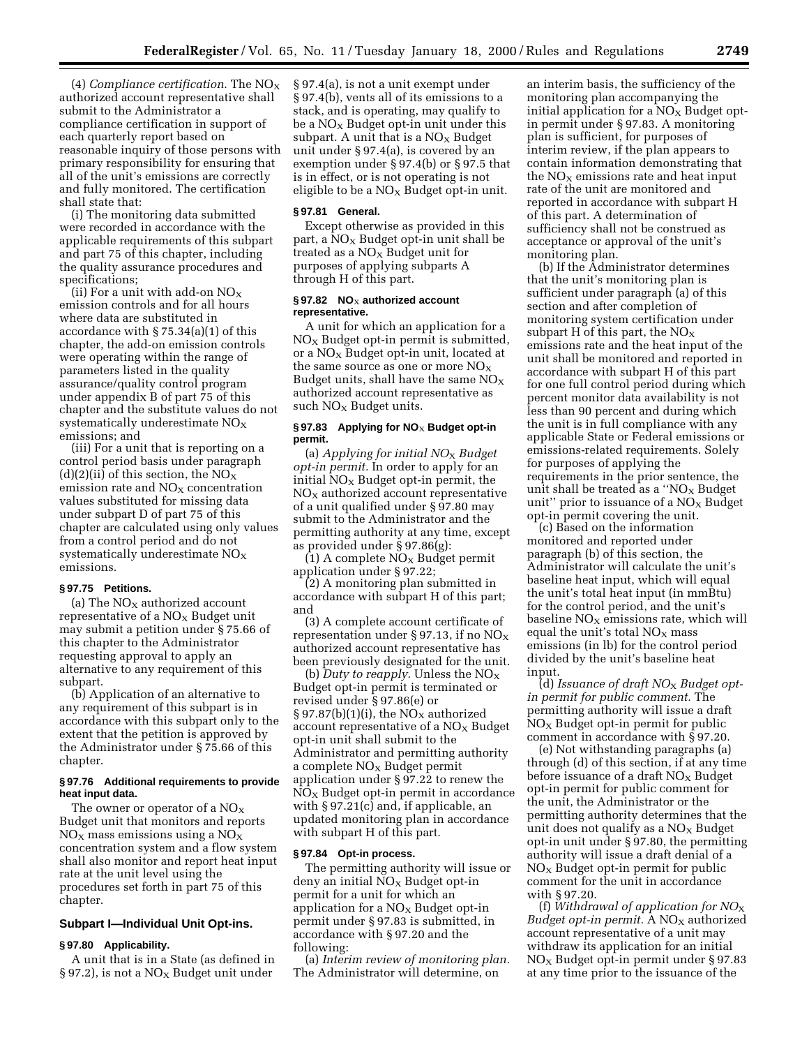(4) *Compliance certification.* The $NO_X$ authorized account representative shall submit to the Administrator a compliance certification in support of each quarterly report based on reasonable inquiry of those persons with primary responsibility for ensuring that all of the unit's emissions are correctly and fully monitored. The certification shall state that:

(i) The monitoring data submitted were recorded in accordance with the applicable requirements of this subpart and part 75 of this chapter, including the quality assurance procedures and specifications;

(ii) For a unit with add-on $NO_X$ emission controls and for all hours where data are substituted in accordance with § 75.34(a)(1) of this chapter, the add-on emission controls were operating within the range of parameters listed in the quality assurance/quality control program under appendix B of part 75 of this chapter and the substitute values do not systematically underestimate $NO_X$ emissions; and

(iii) For a unit that is reporting on a control period basis under paragraph (d)(2)(ii) of this section, the $NO_X$ emission rate and $NO_X$ concentration values substituted for missing data under subpart D of part 75 of this chapter are calculated using only values from a control period and do not systematically underestimate $NO_X$ emissions.

**§ 97.75 Petitions.**

(a) The $NO_X$ authorized account representative of a $NO_X$ Budget unit may submit a petition under § 75.66 of this chapter to the Administrator requesting approval to apply an alternative to any requirement of this subpart.

(b) Application of an alternative to any requirement of this subpart is in accordance with this subpart only to the extent that the petition is approved by the Administrator under § 75.66 of this chapter.

**§ 97.76 Additional requirements to provide heat input data.**

The owner or operator of a $NO_X$ Budget unit that monitors and reports $NO_X$ mass emissions using a $NO_X$ concentration system and a flow system shall also monitor and report heat input rate at the unit level using the procedures set forth in part 75 of this chapter.

## Subpart I—Individual Unit Opt-ins.

**§ 97.80 Applicability.**

A unit that is in a State (as defined in § 97.2), is not a $NO_X$ Budget unit under § 97.4(a), is not a unit exempt under § 97.4(b), vents all of its emissions to a stack, and is operating, may qualify to be a $NO_X$ Budget opt-in unit under this subpart. A unit that is a $NO_X$ Budget unit under § 97.4(a), is covered by an exemption under § 97.4(b) or § 97.5 that is in effect, or is not operating is not eligible to be a $NO_X$ Budget opt-in unit.

**§ 97.81 General.**

Except otherwise as provided in this part, a $NO_X$ Budget opt-in unit shall be treated as a $NO_X$ Budget unit for purposes of applying subparts A through H of this part.

**§ 97.82 $NO_X$ authorized account representative.**

A unit for which an application for a $NO_X$ Budget opt-in permit is submitted, or a $NO_X$ Budget opt-in unit, located at the same source as one or more $NO_X$ Budget units, shall have the same $NO_X$ authorized account representative as such $NO_X$ Budget units.

**§ 97.83 Applying for $NO_X$ Budget opt-in permit.**

(a) *Applying for initial $NO_X$ Budget opt-in permit.* In order to apply for an initial $NO_X$ Budget opt-in permit, the $NO_X$ authorized account representative of a unit qualified under § 97.80 may submit to the Administrator and the permitting authority at any time, except as provided under § 97.86(g):

(1) A complete $NO_X$ Budget permit application under § 97.22;

(2) A monitoring plan submitted in accordance with subpart H of this part; and

(3) A complete account certificate of representation under § 97.13, if no $NO_X$ authorized account representative has been previously designated for the unit.

(b) *Duty to reapply.* Unless the $NO_X$ Budget opt-in permit is terminated or revised under § 97.86(e) or § 97.87(b)(1)(i), the $NO_X$ authorized account representative of a $NO_X$ Budget opt-in unit shall submit to the Administrator and permitting authority a complete $NO_X$ Budget permit application under § 97.22 to renew the $NO_X$ Budget opt-in permit in accordance with § 97.21(c) and, if applicable, an updated monitoring plan in accordance with subpart H of this part.

**§ 97.84 Opt-in process.**

The permitting authority will issue or deny an initial $NO_X$ Budget opt-in permit for a unit for which an application for a $NO_X$ Budget opt-in permit under § 97.83 is submitted, in accordance with § 97.20 and the following:

(a) *Interim review of monitoring plan.* The Administrator will determine, on an interim basis, the sufficiency of the monitoring plan accompanying the initial application for a $NO_X$ Budget opt-in permit under § 97.83. A monitoring plan is sufficient, for purposes of interim review, if the plan appears to contain information demonstrating that the $NO_X$ emissions rate and heat input rate of the unit are monitored and reported in accordance with subpart H of this part. A determination of sufficiency shall not be construed as acceptance or approval of the unit's monitoring plan.

(b) If the Administrator determines that the unit's monitoring plan is sufficient under paragraph (a) of this section and after completion of monitoring system certification under subpart H of this part, the $NO_X$ emissions rate and the heat input of the unit shall be monitored and reported in accordance with subpart H of this part for one full control period during which percent monitor data availability is not less than 90 percent and during which the unit is in full compliance with any applicable State or Federal emissions or emissions-related requirements. Solely for purposes of applying the requirements in the prior sentence, the unit shall be treated as a "$NO_X$ Budget unit" prior to issuance of a $NO_X$ Budget opt-in permit covering the unit.

(c) Based on the information monitored and reported under paragraph (b) of this section, the Administrator will calculate the unit's baseline heat input, which will equal the unit's total heat input (in mmBtu) for the control period, and the unit's baseline $NO_X$ emissions rate, which will equal the unit's total $NO_X$ mass emissions (in lb) for the control period divided by the unit's baseline heat input.

(d) *Issuance of draft $NO_X$ Budget opt-in permit for public comment.* The permitting authority will issue a draft $NO_X$ Budget opt-in permit for public comment in accordance with § 97.20.

(e) Not withstanding paragraphs (a) through (d) of this section, if at any time before issuance of a draft $NO_X$ Budget opt-in permit for public comment for the unit, the Administrator or the permitting authority determines that the unit does not qualify as a $NO_X$ Budget opt-in unit under § 97.80, the permitting authority will issue a draft denial of a $NO_X$ Budget opt-in permit for public comment for the unit in accordance with § 97.20.

(f) *Withdrawal of application for $NO_X$ Budget opt-in permit.* A $NO_X$ authorized account representative of a unit may withdraw its application for an initial $NO_X$ Budget opt-in permit under § 97.83 at any time prior to the issuance of the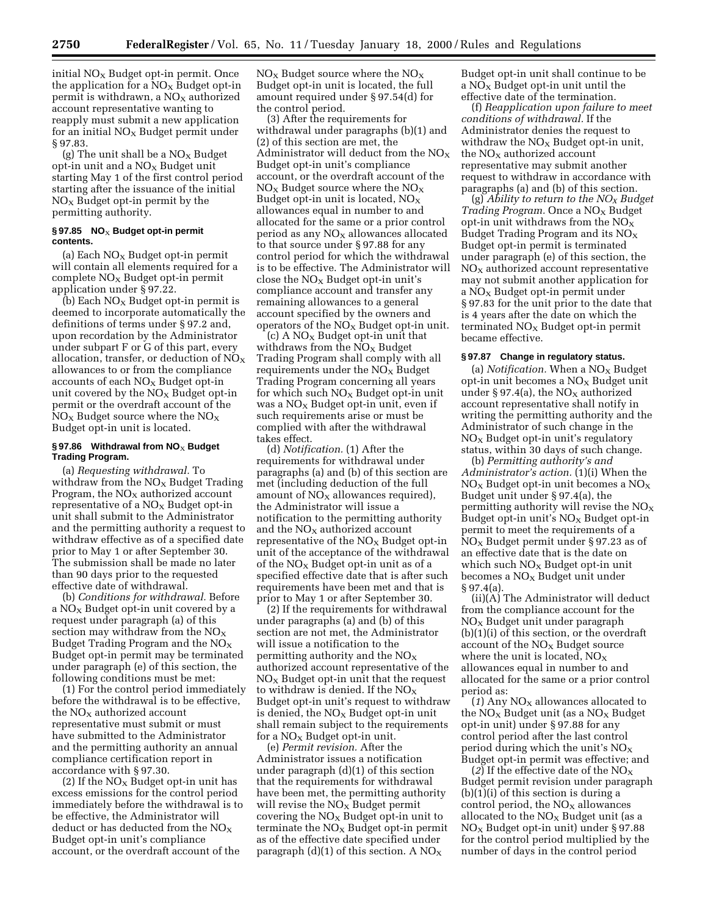initial $NO_X$ Budget opt-in permit. Once the application for a $NO_X$ Budget opt-in permit is withdrawn, a $NO_X$ authorized account representative wanting to reapply must submit a new application for an initial $NO_X$ Budget permit under § 97.83.

(g) The unit shall be a $NO_X$ Budget opt-in unit and a $NO_X$ Budget unit starting May 1 of the first control period starting after the issuance of the initial $NO_X$ Budget opt-in permit by the permitting authority.

#### § 97.85 $NO_X$ Budget opt-in permit contents.

(a) Each $NO_X$ Budget opt-in permit will contain all elements required for a complete $NO_X$ Budget opt-in permit application under § 97.22.

(b) Each $NO_X$ Budget opt-in permit is deemed to incorporate automatically the definitions of terms under § 97.2 and, upon recordation by the Administrator under subpart F or G of this part, every allocation, transfer, or deduction of $NO_X$ allowances to or from the compliance accounts of each $NO_X$ Budget opt-in unit covered by the $NO_X$ Budget opt-in permit or the overdraft account of the $NO_X$ Budget source where the $NO_X$ Budget opt-in unit is located.

#### § 97.86 Withdrawal from $NO_X$ Budget Trading Program.

(a) *Requesting withdrawal.* To withdraw from the $NO_X$ Budget Trading Program, the $NO_X$ authorized account representative of a $NO_X$ Budget opt-in unit shall submit to the Administrator and the permitting authority a request to withdraw effective as of a specified date prior to May 1 or after September 30. The submission shall be made no later than 90 days prior to the requested effective date of withdrawal.

(b) *Conditions for withdrawal.* Before a $NO_X$ Budget opt-in unit covered by a request under paragraph (a) of this section may withdraw from the $NO_X$ Budget Trading Program and the $NO_X$ Budget opt-in permit may be terminated under paragraph (e) of this section, the following conditions must be met:

(1) For the control period immediately before the withdrawal is to be effective, the $NO_X$ authorized account representative must submit or must have submitted to the Administrator and the permitting authority an annual compliance certification report in accordance with § 97.30.

(2) If the $NO_X$ Budget opt-in unit has excess emissions for the control period immediately before the withdrawal is to be effective, the Administrator will deduct or has deducted from the $NO_X$ Budget opt-in unit's compliance account, or the overdraft account of the $NO_X$ Budget source where the $NO_X$ Budget opt-in unit is located, the full amount required under § 97.54(d) for the control period.

(3) After the requirements for withdrawal under paragraphs (b)(1) and (2) of this section are met, the Administrator will deduct from the $NO_X$ Budget opt-in unit's compliance account, or the overdraft account of the $NO_X$ Budget source where the $NO_X$ Budget opt-in unit is located, $NO_X$ allowances equal in number to and allocated for the same or a prior control period as any $NO_X$ allowances allocated to that source under § 97.88 for any control period for which the withdrawal is to be effective. The Administrator will close the $NO_X$ Budget opt-in unit's compliance account and transfer any remaining allowances to a general account specified by the owners and operators of the $NO_X$ Budget opt-in unit.

(c) A $NO_X$ Budget opt-in unit that withdraws from the $NO_X$ Budget Trading Program shall comply with all requirements under the $NO_X$ Budget Trading Program concerning all years for which such $NO_X$ Budget opt-in unit was a $NO_X$ Budget opt-in unit, even if such requirements arise or must be complied with after the withdrawal takes effect.

(d) *Notification.* (1) After the requirements for withdrawal under paragraphs (a) and (b) of this section are met (including deduction of the full amount of $NO_X$ allowances required), the Administrator will issue a notification to the permitting authority and the $NO_X$ authorized account representative of the $NO_X$ Budget opt-in unit of the acceptance of the withdrawal of the $NO_X$ Budget opt-in unit as of a specified effective date that is after such requirements have been met and that is prior to May 1 or after September 30.

(2) If the requirements for withdrawal under paragraphs (a) and (b) of this section are not met, the Administrator will issue a notification to the permitting authority and the $NO_X$ authorized account representative of the $NO_X$ Budget opt-in unit that the request to withdraw is denied. If the $NO_X$ Budget opt-in unit's request to withdraw is denied, the $NO_X$ Budget opt-in unit shall remain subject to the requirements for a $NO_X$ Budget opt-in unit.

(e) *Permit revision.* After the Administrator issues a notification under paragraph (d)(1) of this section that the requirements for withdrawal have been met, the permitting authority will revise the $NO_X$ Budget permit covering the $NO_X$ Budget opt-in unit to terminate the $NO_X$ Budget opt-in permit as of the effective date specified under paragraph (d)(1) of this section. A $NO_X$ Budget opt-in unit shall continue to be a $NO_X$ Budget opt-in unit until the effective date of the termination.

(f) *Reapplication upon failure to meet conditions of withdrawal.* If the Administrator denies the request to withdraw the $NO_X$ Budget opt-in unit, the $NO_X$ authorized account representative may submit another request to withdraw in accordance with paragraphs (a) and (b) of this section.

(g) *Ability to return to the $NO_X$ Budget Trading Program.* Once a $NO_X$ Budget opt-in unit withdraws from the $NO_X$ Budget Trading Program and its $NO_X$ Budget opt-in permit is terminated under paragraph (e) of this section, the $NO_X$ authorized account representative may not submit another application for a $NO_X$ Budget opt-in permit under § 97.83 for the unit prior to the date that is 4 years after the date on which the terminated $NO_X$ Budget opt-in permit became effective.

#### § 97.87 Change in regulatory status.

(a) *Notification.* When a $NO_X$ Budget opt-in unit becomes a $NO_X$ Budget unit under § 97.4(a), the $NO_X$ authorized account representative shall notify in writing the permitting authority and the Administrator of such change in the $NO_X$ Budget opt-in unit's regulatory status, within 30 days of such change.

(b) *Permitting authority's and Administrator's action.* (1)(i) When the $NO_X$ Budget opt-in unit becomes a $NO_X$ Budget unit under § 97.4(a), the permitting authority will revise the $NO_X$ Budget opt-in unit's $NO_X$ Budget opt-in permit to meet the requirements of a $NO_X$ Budget permit under § 97.23 as of an effective date that is the date on which such $NO_X$ Budget opt-in unit becomes a $NO_X$ Budget unit under § 97.4(a).

(ii)(A) The Administrator will deduct from the compliance account for the $NO_X$ Budget unit under paragraph (b)(1)(i) of this section, or the overdraft account of the $NO_X$ Budget source where the unit is located, $NO_X$ allowances equal in number to and allocated for the same or a prior control period as:

(*1*) Any $NO_X$ allowances allocated to the $NO_X$ Budget unit (as a $NO_X$ Budget opt-in unit) under § 97.88 for any control period after the last control period during which the unit's $NO_X$ Budget opt-in permit was effective; and

(*2*) If the effective date of the $NO_X$ Budget permit revision under paragraph (b)(1)(i) of this section is during a control period, the $NO_X$ allowances allocated to the $NO_X$ Budget unit (as a $NO_X$ Budget opt-in unit) under § 97.88 for the control period multiplied by the number of days in the control period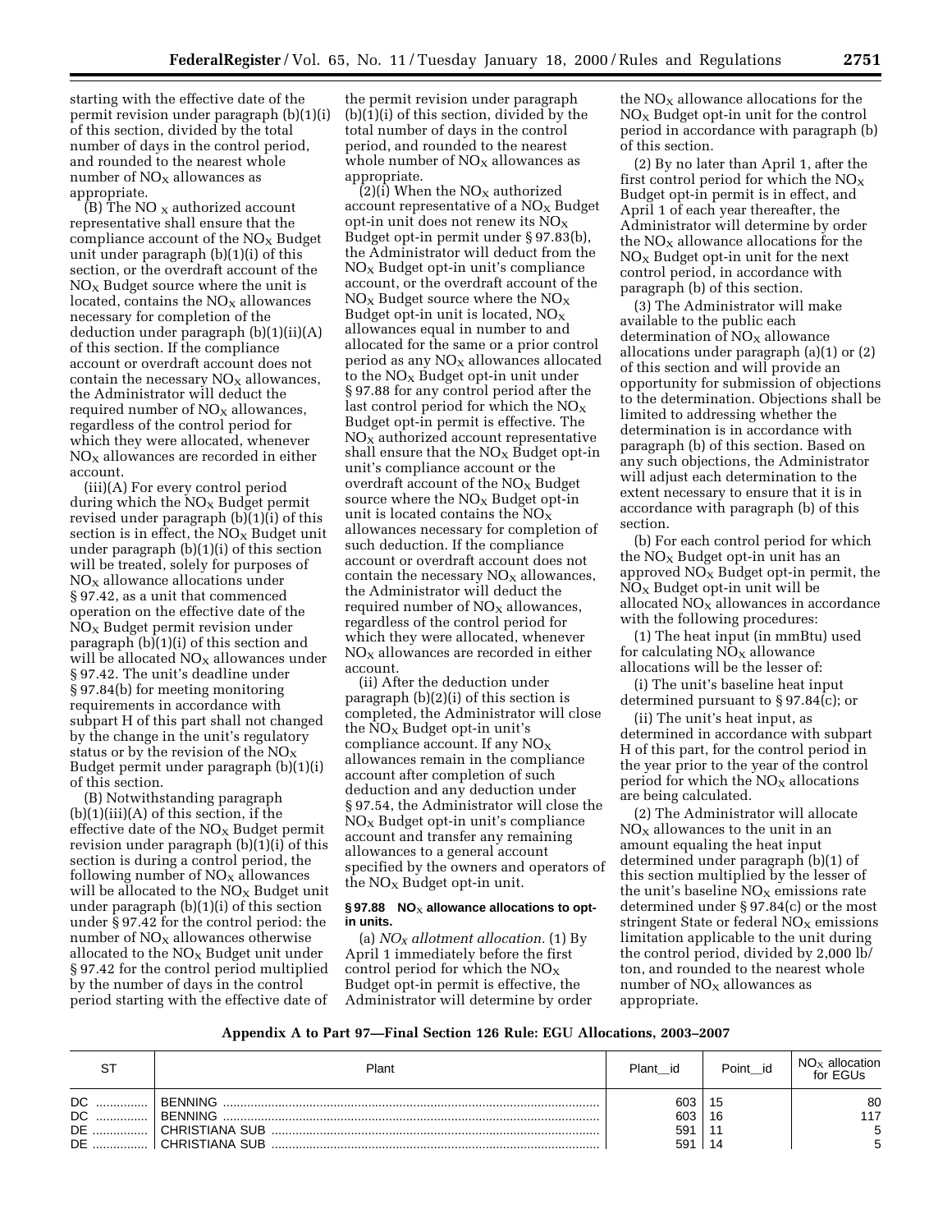starting with the effective date of the permit revision under paragraph (b)(1)(i) of this section, divided by the total number of days in the control period, and rounded to the nearest whole number of $NO_X$ allowances as appropriate.

(B) The $NO_X$ authorized account representative shall ensure that the compliance account of the $NO_X$ Budget unit under paragraph (b)(1)(i) of this section, or the overdraft account of the $NO_X$ Budget source where the unit is located, contains the $NO_X$ allowances necessary for completion of the deduction under paragraph (b)(1)(ii)(A) of this section. If the compliance account or overdraft account does not contain the necessary $NO_X$ allowances, the Administrator will deduct the required number of $NO_X$ allowances, regardless of the control period for which they were allocated, whenever $NO_X$ allowances are recorded in either account.

(iii)(A) For every control period during which the $NO_X$ Budget permit revised under paragraph (b)(1)(i) of this section is in effect, the $NO_X$ Budget unit under paragraph (b)(1)(i) of this section will be treated, solely for purposes of $NO_X$ allowance allocations under § 97.42, as a unit that commenced operation on the effective date of the $NO_X$ Budget permit revision under paragraph (b)(1)(i) of this section and will be allocated $NO_X$ allowances under § 97.42. The unit's deadline under § 97.84(b) for meeting monitoring requirements in accordance with subpart H of this part shall not changed by the change in the unit's regulatory status or by the revision of the $NO_X$ Budget permit under paragraph (b)(1)(i) of this section.

(B) Notwithstanding paragraph (b)(1)(iii)(A) of this section, if the effective date of the $NO_X$ Budget permit revision under paragraph (b)(1)(i) of this section is during a control period, the following number of $NO_X$ allowances will be allocated to the $NO_X$ Budget unit under paragraph (b)(1)(i) of this section under § 97.42 for the control period: the number of $NO_X$ allowances otherwise allocated to the $NO_X$ Budget unit under § 97.42 for the control period multiplied by the number of days in the control period starting with the effective date of the permit revision under paragraph (b)(1)(i) of this section, divided by the total number of days in the control period, and rounded to the nearest whole number of $NO_X$ allowances as appropriate.

(2)(i) When the $NO_X$ authorized account representative of a $NO_X$ Budget opt-in unit does not renew its $NO_X$ Budget opt-in permit under § 97.83(b), the Administrator will deduct from the $NO_X$ Budget opt-in unit's compliance account, or the overdraft account of the $NO_X$ Budget source where the $NO_X$ Budget opt-in unit is located, $NO_X$ allowances equal in number to and allocated for the same or a prior control period as any $NO_X$ allowances allocated to the $NO_X$ Budget opt-in unit under § 97.88 for any control period after the last control period for which the $NO_X$ Budget opt-in permit is effective. The $NO_X$ authorized account representative shall ensure that the $NO_X$ Budget opt-in unit's compliance account or the overdraft account of the $NO_X$ Budget source where the $NO_X$ Budget opt-in unit is located contains the $NO_X$ allowances necessary for completion of such deduction. If the compliance account or overdraft account does not contain the necessary $NO_X$ allowances, the Administrator will deduct the required number of $NO_X$ allowances, regardless of the control period for which they were allocated, whenever $NO_X$ allowances are recorded in either account.

(ii) After the deduction under paragraph (b)(2)(i) of this section is completed, the Administrator will close the $NO_X$ Budget opt-in unit's compliance account. If any $NO_X$ allowances remain in the compliance account after completion of such deduction and any deduction under § 97.54, the Administrator will close the $NO_X$ Budget opt-in unit's compliance account and transfer any remaining allowances to a general account specified by the owners and operators of the $NO_X$ Budget opt-in unit.

**§ 97.88 $NO_X$ allowance allocations to opt-in units.**

(a) *$NO_X$ allotment allocation.* (1) By April 1 immediately before the first control period for which the $NO_X$ Budget opt-in permit is effective, the Administrator will determine by order the $NO_X$ allowance allocations for the $NO_X$ Budget opt-in unit for the control period in accordance with paragraph (b) of this section.

(2) By no later than April 1, after the first control period for which the $NO_X$ Budget opt-in permit is in effect, and April 1 of each year thereafter, the Administrator will determine by order the $NO_X$ allowance allocations for the $NO_X$ Budget opt-in unit for the next control period, in accordance with paragraph (b) of this section.

(3) The Administrator will make available to the public each determination of $NO_X$ allowance allocations under paragraph (a)(1) or (2) of this section and will provide an opportunity for submission of objections to the determination. Objections shall be limited to addressing whether the determination is in accordance with paragraph (b) of this section. Based on any such objections, the Administrator will adjust each determination to the extent necessary to ensure that it is in accordance with paragraph (b) of this section.

(b) For each control period for which the $NO_X$ Budget opt-in unit has an approved $NO_X$ Budget opt-in permit, the $NO_X$ Budget opt-in unit will be allocated $NO_X$ allowances in accordance with the following procedures:

(1) The heat input (in mmBtu) used for calculating $NO_X$ allowance allocations will be the lesser of:

(i) The unit's baseline heat input determined pursuant to § 97.84(c); or

(ii) The unit's heat input, as determined in accordance with subpart H of this part, for the control period in the year prior to the year of the control period for which the $NO_X$ allocations are being calculated.

(2) The Administrator will allocate $NO_X$ allowances to the unit in an amount equaling the heat input determined under paragraph (b)(1) of this section multiplied by the lesser of the unit's baseline $NO_X$ emissions rate determined under § 97.84(c) or the most stringent State or federal $NO_X$ emissions limitation applicable to the unit during the control period, divided by 2,000 lb/ton, and rounded to the nearest whole number of $NO_X$ allowances as appropriate.

**Appendix A to Part 97—Final Section 126 Rule: EGU Allocations, 2003–2007**

| ST | Plant | Plant_id | Point_id | $NO_X$ allocation for EGUs |
|---|---|---|---|---|
| DC | BENNING | 603 | 15 | 80 |
| DC | BENNING | 603 | 16 | 117 |
| DE | CHRISTIANA SUB | 591 | 11 | 5 |
| DE | CHRISTIANA SUB | 591 | 14 | 5 |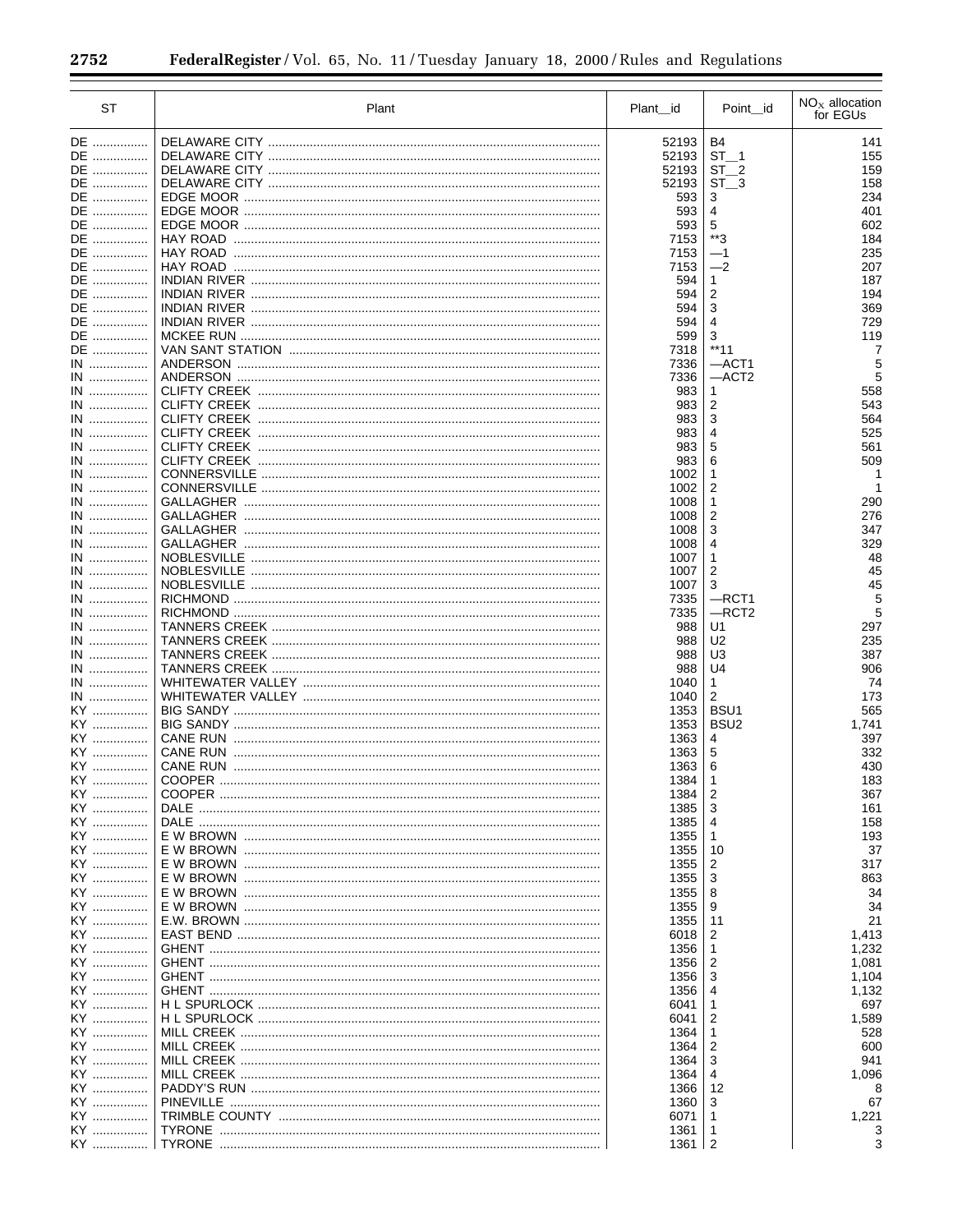| ST | Plant | Plant_id | Point_id | $NO_X$ allocation for EGUs |
|---|---|---|---|---|
| DE | DELAWARE CITY | 52193 | B4 | 141 |
| DE | DELAWARE CITY | 52193 | ST__1 | 155 |
| DE | DELAWARE CITY | 52193 | ST__2 | 159 |
| DE | DELAWARE CITY | 52193 | ST__3 | 158 |
| DE | EDGE MOOR | 593 | 3 | 234 |
| DE | EDGE MOOR | 593 | 4 | 401 |
| DE | EDGE MOOR | 593 | 5 | 602 |
| DE | HAY ROAD | 7153 | **3 | 184 |
| DE | HAY ROAD | 7153 | —1 | 235 |
| DE | HAY ROAD | 7153 | —2 | 207 |
| DE | INDIAN RIVER | 594 | 1 | 187 |
| DE | INDIAN RIVER | 594 | 2 | 194 |
| DE | INDIAN RIVER | 594 | 3 | 369 |
| DE | INDIAN RIVER | 594 | 4 | 729 |
| DE | MCKEE RUN | 599 | 3 | 119 |
| DE | VAN SANT STATION | 7318 | **11 | 7 |
| IN | ANDERSON | 7336 | —ACT1 | 5 |
| IN | ANDERSON | 7336 | —ACT2 | 5 |
| IN | CLIFTY CREEK | 983 | 1 | 558 |
| IN | CLIFTY CREEK | 983 | 2 | 543 |
| IN | CLIFTY CREEK | 983 | 3 | 564 |
| IN | CLIFTY CREEK | 983 | 4 | 525 |
| IN | CLIFTY CREEK | 983 | 5 | 561 |
| IN | CLIFTY CREEK | 983 | 6 | 509 |
| IN | CONNERSVILLE | 1002 | 1 | 1 |
| IN | CONNERSVILLE | 1002 | 2 | 1 |
| IN | GALLAGHER | 1008 | 1 | 290 |
| IN | GALLAGHER | 1008 | 2 | 276 |
| IN | GALLAGHER | 1008 | 3 | 347 |
| IN | GALLAGHER | 1008 | 4 | 329 |
| IN | NOBLESVILLE | 1007 | 1 | 48 |
| IN | NOBLESVILLE | 1007 | 2 | 45 |
| IN | NOBLESVILLE | 1007 | 3 | 45 |
| IN | RICHMOND | 7335 | —RCT1 | 5 |
| IN | RICHMOND | 7335 | —RCT2 | 5 |
| IN | TANNERS CREEK | 988 | U1 | 297 |
| IN | TANNERS CREEK | 988 | U2 | 235 |
| IN | TANNERS CREEK | 988 | U3 | 387 |
| IN | TANNERS CREEK | 988 | U4 | 906 |
| IN | WHITEWATER VALLEY | 1040 | 1 | 74 |
| IN | WHITEWATER VALLEY | 1040 | 2 | 173 |
| KY | BIG SANDY | 1353 | BSU1 | 565 |
| KY | BIG SANDY | 1353 | BSU2 | 1,741 |
| KY | CANE RUN | 1363 | 4 | 397 |
| KY | CANE RUN | 1363 | 5 | 332 |
| KY | CANE RUN | 1363 | 6 | 430 |
| KY | COOPER | 1384 | 1 | 183 |
| KY | COOPER | 1384 | 2 | 367 |
| KY | DALE | 1385 | 3 | 161 |
| KY | DALE | 1385 | 4 | 158 |
| KY | E W BROWN | 1355 | 1 | 193 |
| KY | E W BROWN | 1355 | 10 | 37 |
| KY | E W BROWN | 1355 | 2 | 317 |
| KY | E W BROWN | 1355 | 3 | 863 |
| KY | E W BROWN | 1355 | 8 | 34 |
| KY | E W BROWN | 1355 | 9 | 34 |
| KY | E.W. BROWN | 1355 | 11 | 21 |
| KY | EAST BEND | 6018 | 2 | 1,413 |
| KY | GHENT | 1356 | 1 | 1,232 |
| KY | GHENT | 1356 | 2 | 1,081 |
| KY | GHENT | 1356 | 3 | 1,104 |
| KY | GHENT | 1356 | 4 | 1,132 |
| KY | H L SPURLOCK | 6041 | 1 | 697 |
| KY | H L SPURLOCK | 6041 | 2 | 1,589 |
| KY | MILL CREEK | 1364 | 1 | 528 |
| KY | MILL CREEK | 1364 | 2 | 600 |
| KY | MILL CREEK | 1364 | 3 | 941 |
| KY | MILL CREEK | 1364 | 4 | 1,096 |
| KY | PADDY'S RUN | 1366 | 12 | 8 |
| KY | PINEVILLE | 1360 | 3 | 67 |
| KY | TRIMBLE COUNTY | 6071 | 1 | 1,221 |
| KY | TYRONE | 1361 | 1 | 3 |
| KY | TYRONE | 1361 | 2 | 3 |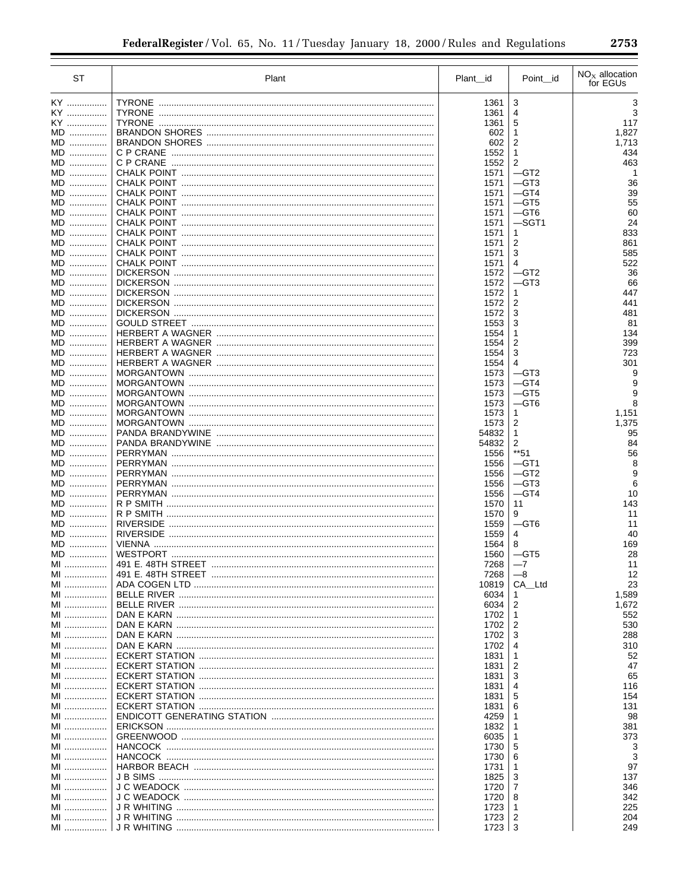| ST | Plant | Plant_id | Point_id | $NO_X$ allocation for EGUs |
|---|---|---|---|---|
| KY | TYRONE | 1361 | 3 | 3 |
| KY | TYRONE | 1361 | 4 | 3 |
| KY | TYRONE | 1361 | 5 | 117 |
| MD | BRANDON SHORES | 602 | 1 | 1,827 |
| MD | BRANDON SHORES | 602 | 2 | 1,713 |
| MD | C P CRANE | 1552 | 1 | 434 |
| MD | C P CRANE | 1552 | 2 | 463 |
| MD | CHALK POINT | 1571 | —GT2 | 1 |
| MD | CHALK POINT | 1571 | —GT3 | 36 |
| MD | CHALK POINT | 1571 | —GT4 | 39 |
| MD | CHALK POINT | 1571 | —GT5 | 55 |
| MD | CHALK POINT | 1571 | —GT6 | 60 |
| MD | CHALK POINT | 1571 | —SGT1 | 24 |
| MD | CHALK POINT | 1571 | 1 | 833 |
| MD | CHALK POINT | 1571 | 2 | 861 |
| MD | CHALK POINT | 1571 | 3 | 585 |
| MD | CHALK POINT | 1571 | 4 | 522 |
| MD | DICKERSON | 1572 | —GT2 | 36 |
| MD | DICKERSON | 1572 | —GT3 | 66 |
| MD | DICKERSON | 1572 | 1 | 447 |
| MD | DICKERSON | 1572 | 2 | 441 |
| MD | DICKERSON | 1572 | 3 | 481 |
| MD | GOULD STREET | 1553 | 3 | 81 |
| MD | HERBERT A WAGNER | 1554 | 1 | 134 |
| MD | HERBERT A WAGNER | 1554 | 2 | 399 |
| MD | HERBERT A WAGNER | 1554 | 3 | 723 |
| MD | HERBERT A WAGNER | 1554 | 4 | 301 |
| MD | MORGANTOWN | 1573 | —GT3 | 9 |
| MD | MORGANTOWN | 1573 | —GT4 | 9 |
| MD | MORGANTOWN | 1573 | —GT5 | 9 |
| MD | MORGANTOWN | 1573 | —GT6 | 8 |
| MD | MORGANTOWN | 1573 | 1 | 1,151 |
| MD | MORGANTOWN | 1573 | 2 | 1,375 |
| MD | PANDA BRANDYWINE | 54832 | 1 | 95 |
| MD | PANDA BRANDYWINE | 54832 | 2 | 84 |
| MD | PERRYMAN | 1556 | **51 | 56 |
| MD | PERRYMAN | 1556 | —GT1 | 8 |
| MD | PERRYMAN | 1556 | —GT2 | 9 |
| MD | PERRYMAN | 1556 | —GT3 | 6 |
| MD | PERRYMAN | 1556 | —GT4 | 10 |
| MD | R P SMITH | 1570 | 11 | 143 |
| MD | R P SMITH | 1570 | 9 | 11 |
| MD | RIVERSIDE | 1559 | —GT6 | 11 |
| MD | RIVERSIDE | 1559 | 4 | 40 |
| MD | VIENNA | 1564 | 8 | 169 |
| MD | WESTPORT | 1560 | —GT5 | 28 |
| MI | 491 E. 48TH STREET | 7268 | —7 | 11 |
| MI | 491 E. 48TH STREET | 7268 | —8 | 12 |
| MI | ADA COGEN LTD | 10819 | CA_Ltd | 23 |
| MI | BELLE RIVER | 6034 | 1 | 1,589 |
| MI | BELLE RIVER | 6034 | 2 | 1,672 |
| MI | DAN E KARN | 1702 | 1 | 552 |
| MI | DAN E KARN | 1702 | 2 | 530 |
| MI | DAN E KARN | 1702 | 3 | 288 |
| MI | DAN E KARN | 1702 | 4 | 310 |
| MI | ECKERT STATION | 1831 | 1 | 52 |
| MI | ECKERT STATION | 1831 | 2 | 47 |
| MI | ECKERT STATION | 1831 | 3 | 65 |
| MI | ECKERT STATION | 1831 | 4 | 116 |
| MI | ECKERT STATION | 1831 | 5 | 154 |
| MI | ECKERT STATION | 1831 | 6 | 131 |
| MI | ENDICOTT GENERATING STATION | 4259 | 1 | 98 |
| MI | ERICKSON | 1832 | 1 | 381 |
| MI | GREENWOOD | 6035 | 1 | 373 |
| MI | HANCOCK | 1730 | 5 | 3 |
| MI | HANCOCK | 1730 | 6 | 3 |
| MI | HARBOR BEACH | 1731 | 1 | 97 |
| MI | J B SIMS | 1825 | 3 | 137 |
| MI | J C WEADOCK | 1720 | 7 | 346 |
| MI | J C WEADOCK | 1720 | 8 | 342 |
| MI | J R WHITING | 1723 | 1 | 225 |
| MI | J R WHITING | 1723 | 2 | 204 |
| MI | J R WHITING | 1723 | 3 | 249 |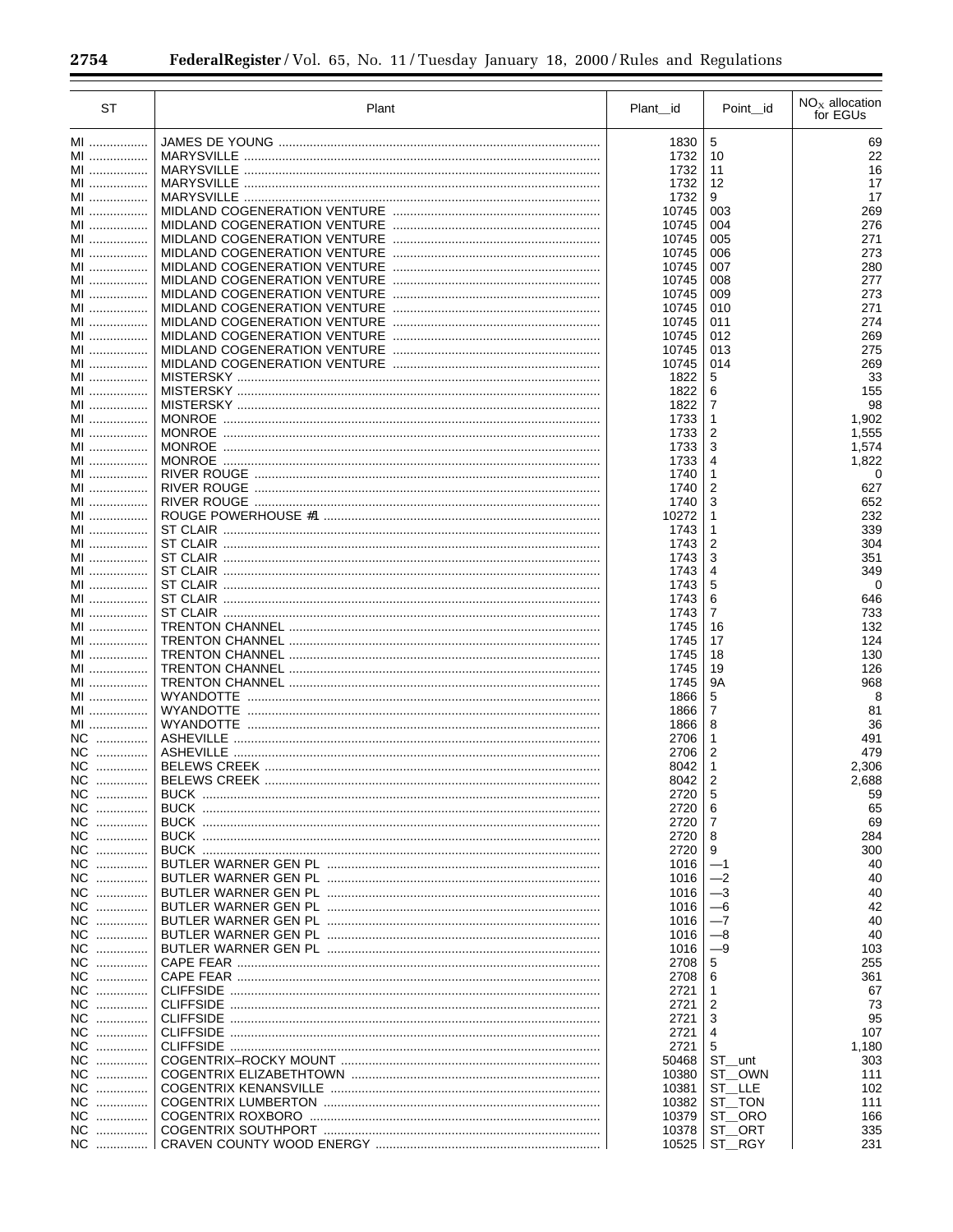| ST | Plant | Plant_id | Point_id | $NO_X$ allocation for EGUs |
|---|---|---|---|---|
| MI | JAMES DE YOUNG | 1830 | 5 | 69 |
| MI | MARYSVILLE | 1732 | 10 | 22 |
| MI | MARYSVILLE | 1732 | 11 | 16 |
| MI | MARYSVILLE | 1732 | 12 | 17 |
| MI | MARYSVILLE | 1732 | 9 | 17 |
| MI | MIDLAND COGENERATION VENTURE | 10745 | 003 | 269 |
| MI | MIDLAND COGENERATION VENTURE | 10745 | 004 | 276 |
| MI | MIDLAND COGENERATION VENTURE | 10745 | 005 | 271 |
| MI | MIDLAND COGENERATION VENTURE | 10745 | 006 | 273 |
| MI | MIDLAND COGENERATION VENTURE | 10745 | 007 | 280 |
| MI | MIDLAND COGENERATION VENTURE | 10745 | 008 | 277 |
| MI | MIDLAND COGENERATION VENTURE | 10745 | 009 | 273 |
| MI | MIDLAND COGENERATION VENTURE | 10745 | 010 | 271 |
| MI | MIDLAND COGENERATION VENTURE | 10745 | 011 | 274 |
| MI | MIDLAND COGENERATION VENTURE | 10745 | 012 | 269 |
| MI | MIDLAND COGENERATION VENTURE | 10745 | 013 | 275 |
| MI | MIDLAND COGENERATION VENTURE | 10745 | 014 | 269 |
| MI | MISTERSKY | 1822 | 5 | 33 |
| MI | MISTERSKY | 1822 | 6 | 155 |
| MI | MISTERSKY | 1822 | 7 | 98 |
| MI | MONROE | 1733 | 1 | 1,902 |
| MI | MONROE | 1733 | 2 | 1,555 |
| MI | MONROE | 1733 | 3 | 1,574 |
| MI | MONROE | 1733 | 4 | 1,822 |
| MI | RIVER ROUGE | 1740 | 1 | 0 |
| MI | RIVER ROUGE | 1740 | 2 | 627 |
| MI | RIVER ROUGE | 1740 | 3 | 652 |
| MI | ROUGE POWERHOUSE #1 | 10272 | 1 | 232 |
| MI | ST CLAIR | 1743 | 1 | 339 |
| MI | ST CLAIR | 1743 | 2 | 304 |
| MI | ST CLAIR | 1743 | 3 | 351 |
| MI | ST CLAIR | 1743 | 4 | 349 |
| MI | ST CLAIR | 1743 | 5 | 0 |
| MI | ST CLAIR | 1743 | 6 | 646 |
| MI | ST CLAIR | 1743 | 7 | 733 |
| MI | TRENTON CHANNEL | 1745 | 16 | 132 |
| MI | TRENTON CHANNEL | 1745 | 17 | 124 |
| MI | TRENTON CHANNEL | 1745 | 18 | 130 |
| MI | TRENTON CHANNEL | 1745 | 19 | 126 |
| MI | TRENTON CHANNEL | 1745 | 9A | 968 |
| MI | WYANDOTTE | 1866 | 5 | 8 |
| MI | WYANDOTTE | 1866 | 7 | 81 |
| MI | WYANDOTTE | 1866 | 8 | 36 |
| NC | ASHEVILLE | 2706 | 1 | 491 |
| NC | ASHEVILLE | 2706 | 2 | 479 |
| NC | BELEWS CREEK | 8042 | 1 | 2,306 |
| NC | BELEWS CREEK | 8042 | 2 | 2,688 |
| NC | BUCK | 2720 | 5 | 59 |
| NC | BUCK | 2720 | 6 | 65 |
| NC | BUCK | 2720 | 7 | 69 |
| NC | BUCK | 2720 | 8 | 284 |
| NC | BUCK | 2720 | 9 | 300 |
| NC | BUTLER WARNER GEN PL | 1016 | —1 | 40 |
| NC | BUTLER WARNER GEN PL | 1016 | —2 | 40 |
| NC | BUTLER WARNER GEN PL | 1016 | —3 | 40 |
| NC | BUTLER WARNER GEN PL | 1016 | —6 | 42 |
| NC | BUTLER WARNER GEN PL | 1016 | —7 | 40 |
| NC | BUTLER WARNER GEN PL | 1016 | —8 | 40 |
| NC | BUTLER WARNER GEN PL | 1016 | —9 | 103 |
| NC | CAPE FEAR | 2708 | 5 | 255 |
| NC | CAPE FEAR | 2708 | 6 | 361 |
| NC | CLIFFSIDE | 2721 | 1 | 67 |
| NC | CLIFFSIDE | 2721 | 2 | 73 |
| NC | CLIFFSIDE | 2721 | 3 | 95 |
| NC | CLIFFSIDE | 2721 | 4 | 107 |
| NC | CLIFFSIDE | 2721 | 5 | 1,180 |
| NC | COGENTRIX–ROCKY MOUNT | 50468 | ST__unt | 303 |
| NC | COGENTRIX ELIZABETHTOWN | 10380 | ST__OWN | 111 |
| NC | COGENTRIX KENANSVILLE | 10381 | ST__LLE | 102 |
| NC | COGENTRIX LUMBERTON | 10382 | ST__TON | 111 |
| NC | COGENTRIX ROXBORO | 10379 | ST__ORO | 166 |
| NC | COGENTRIX SOUTHPORT | 10378 | ST__ORT | 335 |
| NC | CRAVEN COUNTY WOOD ENERGY | 10525 | ST__RGY | 231 |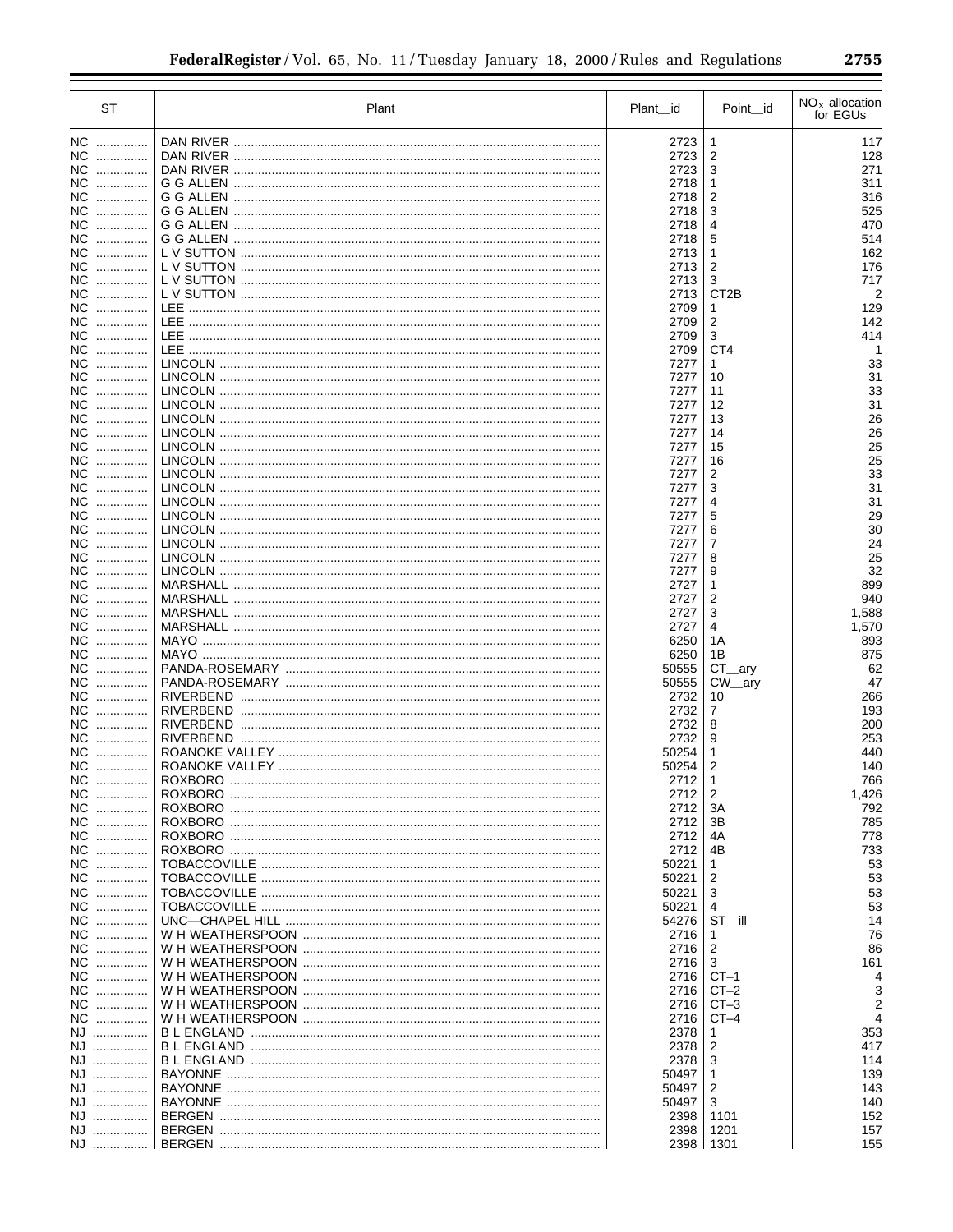| ST | Plant | Plant_id | Point_id | $NO_X$ allocation for EGUs |
|---|---|---|---|---|
| NC | DAN RIVER | 2723 | 1 | 117 |
| NC | DAN RIVER | 2723 | 2 | 128 |
| NC | DAN RIVER | 2723 | 3 | 271 |
| NC | G G ALLEN | 2718 | 1 | 311 |
| NC | G G ALLEN | 2718 | 2 | 316 |
| NC | G G ALLEN | 2718 | 3 | 525 |
| NC | G G ALLEN | 2718 | 4 | 470 |
| NC | G G ALLEN | 2718 | 5 | 514 |
| NC | L V SUTTON | 2713 | 1 | 162 |
| NC | L V SUTTON | 2713 | 2 | 176 |
| NC | L V SUTTON | 2713 | 3 | 717 |
| NC | L V SUTTON | 2713 | CT2B | 2 |
| NC | LEE | 2709 | 1 | 129 |
| NC | LEE | 2709 | 2 | 142 |
| NC | LEE | 2709 | 3 | 414 |
| NC | LEE | 2709 | CT4 | 1 |
| NC | LINCOLN | 7277 | 1 | 33 |
| NC | LINCOLN | 7277 | 10 | 31 |
| NC | LINCOLN | 7277 | 11 | 33 |
| NC | LINCOLN | 7277 | 12 | 31 |
| NC | LINCOLN | 7277 | 13 | 26 |
| NC | LINCOLN | 7277 | 14 | 26 |
| NC | LINCOLN | 7277 | 15 | 25 |
| NC | LINCOLN | 7277 | 16 | 25 |
| NC | LINCOLN | 7277 | 2 | 33 |
| NC | LINCOLN | 7277 | 3 | 31 |
| NC | LINCOLN | 7277 | 4 | 31 |
| NC | LINCOLN | 7277 | 5 | 29 |
| NC | LINCOLN | 7277 | 6 | 30 |
| NC | LINCOLN | 7277 | 7 | 24 |
| NC | LINCOLN | 7277 | 8 | 25 |
| NC | LINCOLN | 7277 | 9 | 32 |
| NC | MARSHALL | 2727 | 1 | 899 |
| NC | MARSHALL | 2727 | 2 | 940 |
| NC | MARSHALL | 2727 | 3 | 1,588 |
| NC | MARSHALL | 2727 | 4 | 1,570 |
| NC | MAYO | 6250 | 1A | 893 |
| NC | MAYO | 6250 | 1B | 875 |
| NC | PANDA-ROSEMARY | 50555 | CT__ary | 62 |
| NC | PANDA-ROSEMARY | 50555 | CW__ary | 47 |
| NC | RIVERBEND | 2732 | 10 | 266 |
| NC | RIVERBEND | 2732 | 7 | 193 |
| NC | RIVERBEND | 2732 | 8 | 200 |
| NC | RIVERBEND | 2732 | 9 | 253 |
| NC | ROANOKE VALLEY | 50254 | 1 | 440 |
| NC | ROANOKE VALLEY | 50254 | 2 | 140 |
| NC | ROXBORO | 2712 | 1 | 766 |
| NC | ROXBORO | 2712 | 2 | 1,426 |
| NC | ROXBORO | 2712 | 3A | 792 |
| NC | ROXBORO | 2712 | 3B | 785 |
| NC | ROXBORO | 2712 | 4A | 778 |
| NC | ROXBORO | 2712 | 4B | 733 |
| NC | TOBACCOVILLE | 50221 | 1 | 53 |
| NC | TOBACCOVILLE | 50221 | 2 | 53 |
| NC | TOBACCOVILLE | 50221 | 3 | 53 |
| NC | TOBACCOVILLE | 50221 | 4 | 53 |
| NC | UNC—CHAPEL HILL | 54276 | ST__ill | 14 |
| NC | W H WEATHERSPOON | 2716 | 1 | 76 |
| NC | W H WEATHERSPOON | 2716 | 2 | 86 |
| NC | W H WEATHERSPOON | 2716 | 3 | 161 |
| NC | W H WEATHERSPOON | 2716 | CT–1 | 4 |
| NC | W H WEATHERSPOON | 2716 | CT–2 | 3 |
| NC | W H WEATHERSPOON | 2716 | CT–3 | 2 |
| NC | W H WEATHERSPOON | 2716 | CT–4 | 4 |
| NJ | B L ENGLAND | 2378 | 1 | 353 |
| NJ | B L ENGLAND | 2378 | 2 | 417 |
| NJ | B L ENGLAND | 2378 | 3 | 114 |
| NJ | BAYONNE | 50497 | 1 | 139 |
| NJ | BAYONNE | 50497 | 2 | 143 |
| NJ | BAYONNE | 50497 | 3 | 140 |
| NJ | BERGEN | 2398 | 1101 | 152 |
| NJ | BERGEN | 2398 | 1201 | 157 |
| NJ | BERGEN | 2398 | 1301 | 155 |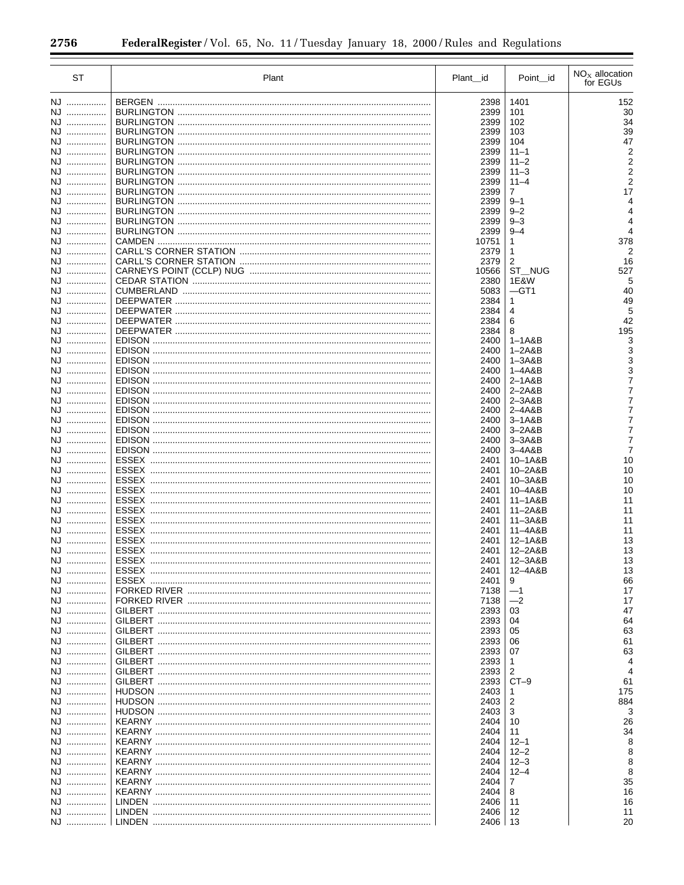| ST | Plant | Plant_id | Point_id | $NO_X$ allocation for EGUs |
|---|---|---|---|---|
| NJ | BERGEN | 2398 | 1401 | 152 |
| NJ | BURLINGTON | 2399 | 101 | 30 |
| NJ | BURLINGTON | 2399 | 102 | 34 |
| NJ | BURLINGTON | 2399 | 103 | 39 |
| NJ | BURLINGTON | 2399 | 104 | 47 |
| NJ | BURLINGTON | 2399 | 11–1 | 2 |
| NJ | BURLINGTON | 2399 | 11–2 | 2 |
| NJ | BURLINGTON | 2399 | 11–3 | 2 |
| NJ | BURLINGTON | 2399 | 11–4 | 2 |
| NJ | BURLINGTON | 2399 | 7 | 17 |
| NJ | BURLINGTON | 2399 | 9–1 | 4 |
| NJ | BURLINGTON | 2399 | 9–2 | 4 |
| NJ | BURLINGTON | 2399 | 9–3 | 4 |
| NJ | BURLINGTON | 2399 | 9–4 | 4 |
| NJ | CAMDEN | 10751 | 1 | 378 |
| NJ | CARLL'S CORNER STATION | 2379 | 1 | 2 |
| NJ | CARLL'S CORNER STATION | 2379 | 2 | 16 |
| NJ | CARNEYS POINT (CCLP) NUG | 10566 | ST_NUG | 527 |
| NJ | CEDAR STATION | 2380 | 1E&W | 5 |
| NJ | CUMBERLAND | 5083 | —GT1 | 40 |
| NJ | DEEPWATER | 2384 | 1 | 49 |
| NJ | DEEPWATER | 2384 | 4 | 5 |
| NJ | DEEPWATER | 2384 | 6 | 42 |
| NJ | DEEPWATER | 2384 | 8 | 195 |
| NJ | EDISON | 2400 | 1–1A&B | 3 |
| NJ | EDISON | 2400 | 1–2A&B | 3 |
| NJ | EDISON | 2400 | 1–3A&B | 3 |
| NJ | EDISON | 2400 | 1–4A&B | 3 |
| NJ | EDISON | 2400 | 2–1A&B | 7 |
| NJ | EDISON | 2400 | 2–2A&B | 7 |
| NJ | EDISON | 2400 | 2–3A&B | 7 |
| NJ | EDISON | 2400 | 2–4A&B | 7 |
| NJ | EDISON | 2400 | 3–1A&B | 7 |
| NJ | EDISON | 2400 | 3–2A&B | 7 |
| NJ | EDISON | 2400 | 3–3A&B | 7 |
| NJ | EDISON | 2400 | 3–4A&B | 7 |
| NJ | ESSEX | 2401 | 10–1A&B | 10 |
| NJ | ESSEX | 2401 | 10–2A&B | 10 |
| NJ | ESSEX | 2401 | 10–3A&B | 10 |
| NJ | ESSEX | 2401 | 10–4A&B | 10 |
| NJ | ESSEX | 2401 | 11–1A&B | 11 |
| NJ | ESSEX | 2401 | 11–2A&B | 11 |
| NJ | ESSEX | 2401 | 11–3A&B | 11 |
| NJ | ESSEX | 2401 | 11–4A&B | 11 |
| NJ | ESSEX | 2401 | 12–1A&B | 13 |
| NJ | ESSEX | 2401 | 12–2A&B | 13 |
| NJ | ESSEX | 2401 | 12–3A&B | 13 |
| NJ | ESSEX | 2401 | 12–4A&B | 13 |
| NJ | ESSEX | 2401 | 9 | 66 |
| NJ | FORKED RIVER | 7138 | —1 | 17 |
| NJ | FORKED RIVER | 7138 | —2 | 17 |
| NJ | GILBERT | 2393 | 03 | 47 |
| NJ | GILBERT | 2393 | 04 | 64 |
| NJ | GILBERT | 2393 | 05 | 63 |
| NJ | GILBERT | 2393 | 06 | 61 |
| NJ | GILBERT | 2393 | 07 | 63 |
| NJ | GILBERT | 2393 | 1 | 4 |
| NJ | GILBERT | 2393 | 2 | 4 |
| NJ | GILBERT | 2393 | CT–9 | 61 |
| NJ | HUDSON | 2403 | 1 | 175 |
| NJ | HUDSON | 2403 | 2 | 884 |
| NJ | HUDSON | 2403 | 3 | 3 |
| NJ | KEARNY | 2404 | 10 | 26 |
| NJ | KEARNY | 2404 | 11 | 34 |
| NJ | KEARNY | 2404 | 12–1 | 8 |
| NJ | KEARNY | 2404 | 12–2 | 8 |
| NJ | KEARNY | 2404 | 12–3 | 8 |
| NJ | KEARNY | 2404 | 12–4 | 8 |
| NJ | KEARNY | 2404 | 7 | 35 |
| NJ | KEARNY | 2404 | 8 | 16 |
| NJ | LINDEN | 2406 | 11 | 16 |
| NJ | LINDEN | 2406 | 12 | 11 |
| NJ | LINDEN | 2406 | 13 | 20 |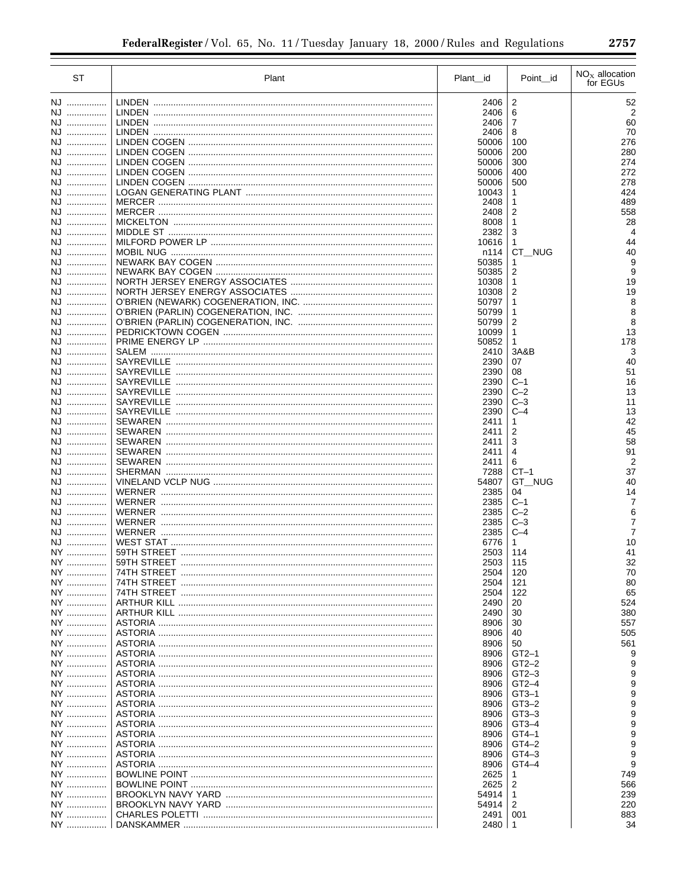| ST | Plant | Plant_id | Point_id | $NO_X$ allocation for EGUs |
|---|---|---|---|---|
| NJ | LINDEN | 2406 | 2 | 52 |
| NJ | LINDEN | 2406 | 6 | 2 |
| NJ | LINDEN | 2406 | 7 | 60 |
| NJ | LINDEN | 2406 | 8 | 70 |
| NJ | LINDEN COGEN | 50006 | 100 | 276 |
| NJ | LINDEN COGEN | 50006 | 200 | 280 |
| NJ | LINDEN COGEN | 50006 | 300 | 274 |
| NJ | LINDEN COGEN | 50006 | 400 | 272 |
| NJ | LINDEN COGEN | 50006 | 500 | 278 |
| NJ | LOGAN GENERATING PLANT | 10043 | 1 | 424 |
| NJ | MERCER | 2408 | 1 | 489 |
| NJ | MERCER | 2408 | 2 | 558 |
| NJ | MICKELTON | 8008 | 1 | 28 |
| NJ | MIDDLE ST | 2382 | 3 | 4 |
| NJ | MILFORD POWER LP | 10616 | 1 | 44 |
| NJ | MOBIL NUG | n114 | CT_NUG | 40 |
| NJ | NEWARK BAY COGEN | 50385 | 1 | 9 |
| NJ | NEWARK BAY COGEN | 50385 | 2 | 9 |
| NJ | NORTH JERSEY ENERGY ASSOCIATES | 10308 | 1 | 19 |
| NJ | NORTH JERSEY ENERGY ASSOCIATES | 10308 | 2 | 19 |
| NJ | O'BRIEN (NEWARK) COGENERATION, INC. | 50797 | 1 | 8 |
| NJ | O'BRIEN (PARLIN) COGENERATION, INC. | 50799 | 1 | 8 |
| NJ | O'BRIEN (PARLIN) COGENERATION, INC. | 50799 | 2 | 8 |
| NJ | PEDRICKTOWN COGEN | 10099 | 1 | 13 |
| NJ | PRIME ENERGY LP | 50852 | 1 | 178 |
| NJ | SALEM | 2410 | 3A&B | 3 |
| NJ | SAYREVILLE | 2390 | 07 | 40 |
| NJ | SAYREVILLE | 2390 | 08 | 51 |
| NJ | SAYREVILLE | 2390 | C–1 | 16 |
| NJ | SAYREVILLE | 2390 | C–2 | 13 |
| NJ | SAYREVILLE | 2390 | C–3 | 11 |
| NJ | SAYREVILLE | 2390 | C–4 | 13 |
| NJ | SEWAREN | 2411 | 1 | 42 |
| NJ | SEWAREN | 2411 | 2 | 45 |
| NJ | SEWAREN | 2411 | 3 | 58 |
| NJ | SEWAREN | 2411 | 4 | 91 |
| NJ | SEWAREN | 2411 | 6 | 2 |
| NJ | SHERMAN | 7288 | CT–1 | 37 |
| NJ | VINELAND VCLP NUG | 54807 | GT_NUG | 40 |
| NJ | WERNER | 2385 | 04 | 14 |
| NJ | WERNER | 2385 | C–1 | 7 |
| NJ | WERNER | 2385 | C–2 | 6 |
| NJ | WERNER | 2385 | C–3 | 7 |
| NJ | WERNER | 2385 | C–4 | 7 |
| NJ | WEST STAT | 6776 | 1 | 10 |
| NY | 59TH STREET | 2503 | 114 | 41 |
| NY | 59TH STREET | 2503 | 115 | 32 |
| NY | 74TH STREET | 2504 | 120 | 70 |
| NY | 74TH STREET | 2504 | 121 | 80 |
| NY | 74TH STREET | 2504 | 122 | 65 |
| NY | ARTHUR KILL | 2490 | 20 | 524 |
| NY | ARTHUR KILL | 2490 | 30 | 380 |
| NY | ASTORIA | 8906 | 30 | 557 |
| NY | ASTORIA | 8906 | 40 | 505 |
| NY | ASTORIA | 8906 | 50 | 561 |
| NY | ASTORIA | 8906 | GT2–1 | 9 |
| NY | ASTORIA | 8906 | GT2–2 | 9 |
| NY | ASTORIA | 8906 | GT2–3 | 9 |
| NY | ASTORIA | 8906 | GT2–4 | 9 |
| NY | ASTORIA | 8906 | GT3–1 | 9 |
| NY | ASTORIA | 8906 | GT3–2 | 9 |
| NY | ASTORIA | 8906 | GT3–3 | 9 |
| NY | ASTORIA | 8906 | GT3–4 | 9 |
| NY | ASTORIA | 8906 | GT4–1 | 9 |
| NY | ASTORIA | 8906 | GT4–2 | 9 |
| NY | ASTORIA | 8906 | GT4–3 | 9 |
| NY | ASTORIA | 8906 | GT4–4 | 9 |
| NY | BOWLINE POINT | 2625 | 1 | 749 |
| NY | BOWLINE POINT | 2625 | 2 | 566 |
| NY | BROOKLYN NAVY YARD | 54914 | 1 | 239 |
| NY | BROOKLYN NAVY YARD | 54914 | 2 | 220 |
| NY | CHARLES POLETTI | 2491 | 001 | 883 |
| NY | DANSKAMMER | 2480 | 1 | 34 |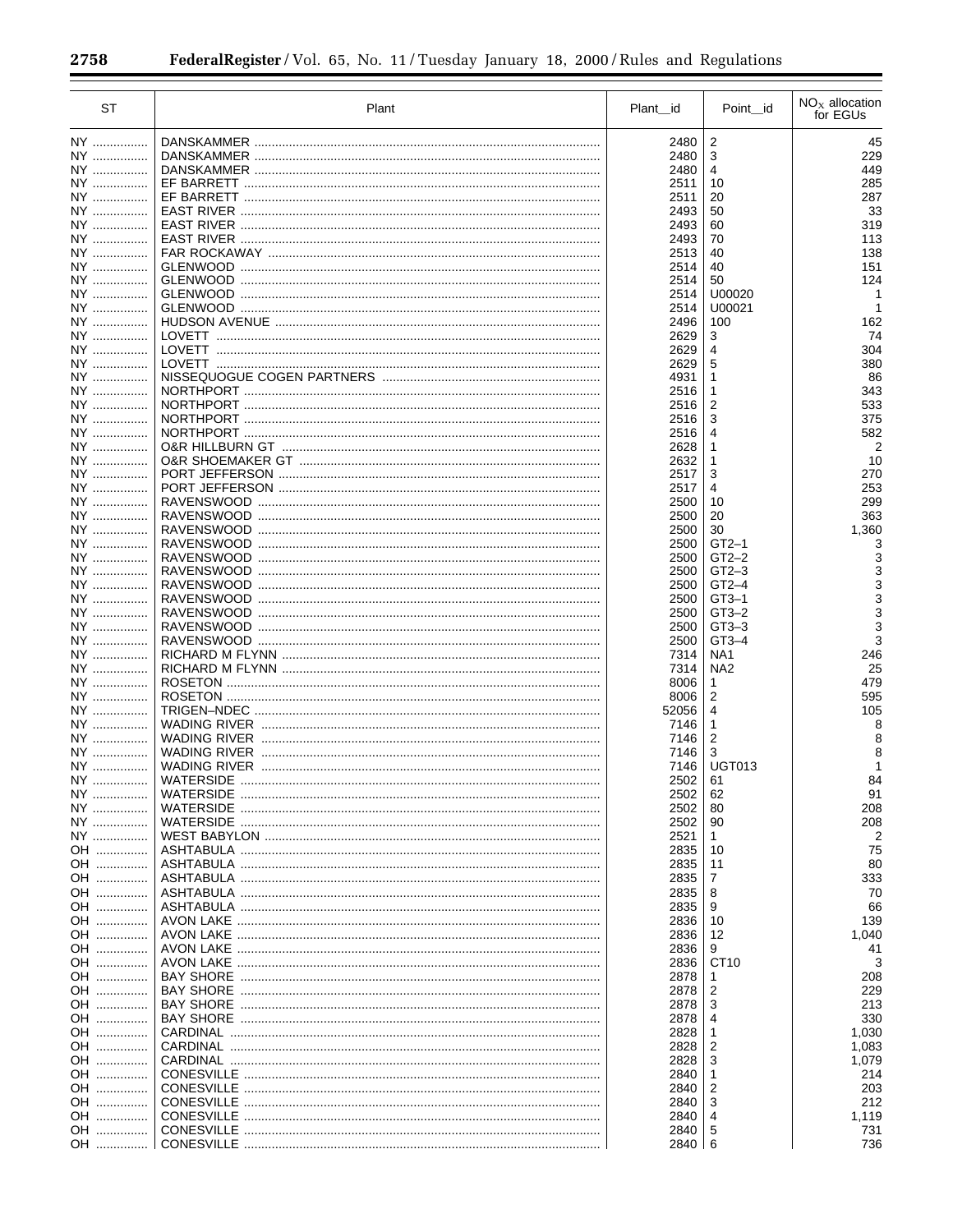| ST | Plant | Plant_id | Point_id | $NO_X$ allocation for EGUs |
|---|---|---|---|---|
| NY | DANSKAMMER | 2480 | 2 | 45 |
| NY | DANSKAMMER | 2480 | 3 | 229 |
| NY | DANSKAMMER | 2480 | 4 | 449 |
| NY | EF BARRETT | 2511 | 10 | 285 |
| NY | EF BARRETT | 2511 | 20 | 287 |
| NY | EAST RIVER | 2493 | 50 | 33 |
| NY | EAST RIVER | 2493 | 60 | 319 |
| NY | EAST RIVER | 2493 | 70 | 113 |
| NY | FAR ROCKAWAY | 2513 | 40 | 138 |
| NY | GLENWOOD | 2514 | 40 | 151 |
| NY | GLENWOOD | 2514 | 50 | 124 |
| NY | GLENWOOD | 2514 | U00020 | 1 |
| NY | GLENWOOD | 2514 | U00021 | 1 |
| NY | HUDSON AVENUE | 2496 | 100 | 162 |
| NY | LOVETT | 2629 | 3 | 74 |
| NY | LOVETT | 2629 | 4 | 304 |
| NY | LOVETT | 2629 | 5 | 380 |
| NY | NISSEQUOGUE COGEN PARTNERS | 4931 | 1 | 86 |
| NY | NORTHPORT | 2516 | 1 | 343 |
| NY | NORTHPORT | 2516 | 2 | 533 |
| NY | NORTHPORT | 2516 | 3 | 375 |
| NY | NORTHPORT | 2516 | 4 | 582 |
| NY | O&R HILLBURN GT | 2628 | 1 | 2 |
| NY | O&R SHOEMAKER GT | 2632 | 1 | 10 |
| NY | PORT JEFFERSON | 2517 | 3 | 270 |
| NY | PORT JEFFERSON | 2517 | 4 | 253 |
| NY | RAVENSWOOD | 2500 | 10 | 299 |
| NY | RAVENSWOOD | 2500 | 20 | 363 |
| NY | RAVENSWOOD | 2500 | 30 | 1,360 |
| NY | RAVENSWOOD | 2500 | GT2–1 | 3 |
| NY | RAVENSWOOD | 2500 | GT2–2 | 3 |
| NY | RAVENSWOOD | 2500 | GT2–3 | 3 |
| NY | RAVENSWOOD | 2500 | GT2–4 | 3 |
| NY | RAVENSWOOD | 2500 | GT3–1 | 3 |
| NY | RAVENSWOOD | 2500 | GT3–2 | 3 |
| NY | RAVENSWOOD | 2500 | GT3–3 | 3 |
| NY | RAVENSWOOD | 2500 | GT3–4 | 3 |
| NY | RICHARD M FLYNN | 7314 | NA1 | 246 |
| NY | RICHARD M FLYNN | 7314 | NA2 | 25 |
| NY | ROSETON | 8006 | 1 | 479 |
| NY | ROSETON | 8006 | 2 | 595 |
| NY | TRIGEN–NDEC | 52056 | 4 | 105 |
| NY | WADING RIVER | 7146 | 1 | 8 |
| NY | WADING RIVER | 7146 | 2 | 8 |
| NY | WADING RIVER | 7146 | 3 | 8 |
| NY | WADING RIVER | 7146 | UGT013 | 1 |
| NY | WATERSIDE | 2502 | 61 | 84 |
| NY | WATERSIDE | 2502 | 62 | 91 |
| NY | WATERSIDE | 2502 | 80 | 208 |
| NY | WATERSIDE | 2502 | 90 | 208 |
| NY | WEST BABYLON | 2521 | 1 | 2 |
| OH | ASHTABULA | 2835 | 10 | 75 |
| OH | ASHTABULA | 2835 | 11 | 80 |
| OH | ASHTABULA | 2835 | 7 | 333 |
| OH | ASHTABULA | 2835 | 8 | 70 |
| OH | ASHTABULA | 2835 | 9 | 66 |
| OH | AVON LAKE | 2836 | 10 | 139 |
| OH | AVON LAKE | 2836 | 12 | 1,040 |
| OH | AVON LAKE | 2836 | 9 | 41 |
| OH | AVON LAKE | 2836 | CT10 | 3 |
| OH | BAY SHORE | 2878 | 1 | 208 |
| OH | BAY SHORE | 2878 | 2 | 229 |
| OH | BAY SHORE | 2878 | 3 | 213 |
| OH | BAY SHORE | 2878 | 4 | 330 |
| OH | CARDINAL | 2828 | 1 | 1,030 |
| OH | CARDINAL | 2828 | 2 | 1,083 |
| OH | CARDINAL | 2828 | 3 | 1,079 |
| OH | CONESVILLE | 2840 | 1 | 214 |
| OH | CONESVILLE | 2840 | 2 | 203 |
| OH | CONESVILLE | 2840 | 3 | 212 |
| OH | CONESVILLE | 2840 | 4 | 1,119 |
| OH | CONESVILLE | 2840 | 5 | 731 |
| OH | CONESVILLE | 2840 | 6 | 736 |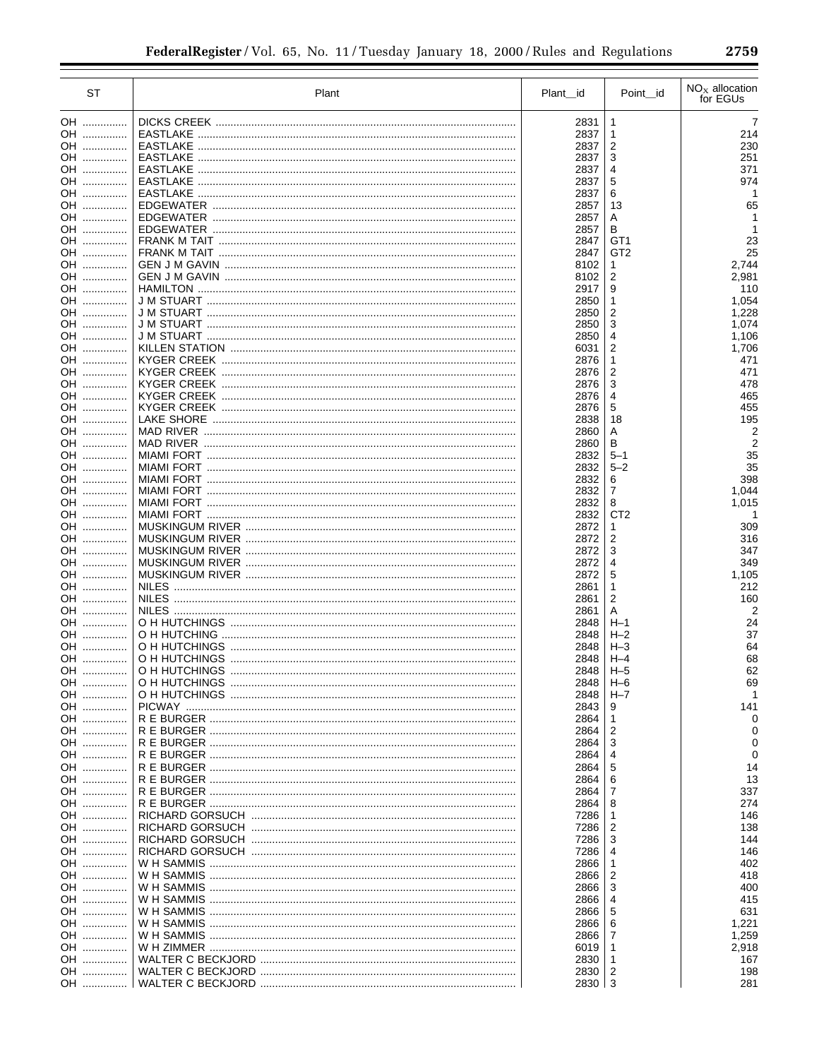| ST | Plant | Plant_id | Point_id | $NO_X$ allocation for EGUs |
|---|---|---|---|---|
| OH | DICKS CREEK | 2831 | 1 | 7 |
| OH | EASTLAKE | 2837 | 1 | 214 |
| OH | EASTLAKE | 2837 | 2 | 230 |
| OH | EASTLAKE | 2837 | 3 | 251 |
| OH | EASTLAKE | 2837 | 4 | 371 |
| OH | EASTLAKE | 2837 | 5 | 974 |
| OH | EASTLAKE | 2837 | 6 | 1 |
| OH | EDGEWATER | 2857 | 13 | 65 |
| OH | EDGEWATER | 2857 | A | 1 |
| OH | EDGEWATER | 2857 | B | 1 |
| OH | FRANK M TAIT | 2847 | GT1 | 23 |
| OH | FRANK M TAIT | 2847 | GT2 | 25 |
| OH | GEN J M GAVIN | 8102 | 1 | 2,744 |
| OH | GEN J M GAVIN | 8102 | 2 | 2,981 |
| OH | HAMILTON | 2917 | 9 | 110 |
| OH | J M STUART | 2850 | 1 | 1,054 |
| OH | J M STUART | 2850 | 2 | 1,228 |
| OH | J M STUART | 2850 | 3 | 1,074 |
| OH | J M STUART | 2850 | 4 | 1,106 |
| OH | KILLEN STATION | 6031 | 2 | 1,706 |
| OH | KYGER CREEK | 2876 | 1 | 471 |
| OH | KYGER CREEK | 2876 | 2 | 471 |
| OH | KYGER CREEK | 2876 | 3 | 478 |
| OH | KYGER CREEK | 2876 | 4 | 465 |
| OH | KYGER CREEK | 2876 | 5 | 455 |
| OH | LAKE SHORE | 2838 | 18 | 195 |
| OH | MAD RIVER | 2860 | A | 2 |
| OH | MAD RIVER | 2860 | B | 2 |
| OH | MIAMI FORT | 2832 | 5–1 | 35 |
| OH | MIAMI FORT | 2832 | 5–2 | 35 |
| OH | MIAMI FORT | 2832 | 6 | 398 |
| OH | MIAMI FORT | 2832 | 7 | 1,044 |
| OH | MIAMI FORT | 2832 | 8 | 1,015 |
| OH | MIAMI FORT | 2832 | CT2 | 1 |
| OH | MUSKINGUM RIVER | 2872 | 1 | 309 |
| OH | MUSKINGUM RIVER | 2872 | 2 | 316 |
| OH | MUSKINGUM RIVER | 2872 | 3 | 347 |
| OH | MUSKINGUM RIVER | 2872 | 4 | 349 |
| OH | MUSKINGUM RIVER | 2872 | 5 | 1,105 |
| OH | NILES | 2861 | 1 | 212 |
| OH | NILES | 2861 | 2 | 160 |
| OH | NILES | 2861 | A | 2 |
| OH | O H HUTCHINGS | 2848 | H–1 | 24 |
| OH | O H HUTCHING | 2848 | H–2 | 37 |
| OH | O H HUTCHINGS | 2848 | H–3 | 64 |
| OH | O H HUTCHINGS | 2848 | H–4 | 68 |
| OH | O H HUTCHINGS | 2848 | H–5 | 62 |
| OH | O H HUTCHINGS | 2848 | H–6 | 69 |
| OH | O H HUTCHINGS | 2848 | H–7 | 1 |
| OH | PICWAY | 2843 | 9 | 141 |
| OH | R E BURGER | 2864 | 1 | 0 |
| OH | R E BURGER | 2864 | 2 | 0 |
| OH | R E BURGER | 2864 | 3 | 0 |
| OH | R E BURGER | 2864 | 4 | 0 |
| OH | R E BURGER | 2864 | 5 | 14 |
| OH | R E BURGER | 2864 | 6 | 13 |
| OH | R E BURGER | 2864 | 7 | 337 |
| OH | R E BURGER | 2864 | 8 | 274 |
| OH | RICHARD GORSUCH | 7286 | 1 | 146 |
| OH | RICHARD GORSUCH | 7286 | 2 | 138 |
| OH | RICHARD GORSUCH | 7286 | 3 | 144 |
| OH | RICHARD GORSUCH | 7286 | 4 | 146 |
| OH | W H SAMMIS | 2866 | 1 | 402 |
| OH | W H SAMMIS | 2866 | 2 | 418 |
| OH | W H SAMMIS | 2866 | 3 | 400 |
| OH | W H SAMMIS | 2866 | 4 | 415 |
| OH | W H SAMMIS | 2866 | 5 | 631 |
| OH | W H SAMMIS | 2866 | 6 | 1,221 |
| OH | W H SAMMIS | 2866 | 7 | 1,259 |
| OH | W H ZIMMER | 6019 | 1 | 2,918 |
| OH | WALTER C BECKJORD | 2830 | 1 | 167 |
| OH | WALTER C BECKJORD | 2830 | 2 | 198 |
| OH | WALTER C BECKJORD | 2830 | 3 | 281 |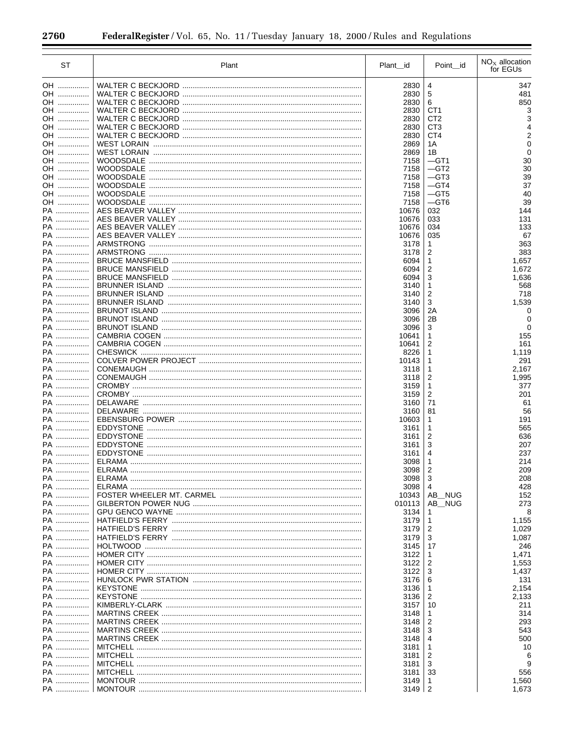| ST | Plant | Plant_id | Point_id | $NO_X$ allocation for EGUs |
|---|---|---|---|---|
| OH | WALTER C BECKJORD | 2830 | 4 | 347 |
| OH | WALTER C BECKJORD | 2830 | 5 | 481 |
| OH | WALTER C BECKJORD | 2830 | 6 | 850 |
| OH | WALTER C BECKJORD | 2830 | CT1 | 3 |
| OH | WALTER C BECKJORD | 2830 | CT2 | 3 |
| OH | WALTER C BECKJORD | 2830 | CT3 | 4 |
| OH | WALTER C BECKJORD | 2830 | CT4 | 2 |
| OH | WEST LORAIN | 2869 | 1A | 0 |
| OH | WEST LORAIN | 2869 | 1B | 0 |
| OH | WOODSDALE | 7158 | —GT1 | 30 |
| OH | WOODSDALE | 7158 | —GT2 | 30 |
| OH | WOODSDALE | 7158 | —GT3 | 39 |
| OH | WOODSDALE | 7158 | —GT4 | 37 |
| OH | WOODSDALE | 7158 | —GT5 | 40 |
| OH | WOODSDALE | 7158 | —GT6 | 39 |
| PA | AES BEAVER VALLEY | 10676 | 032 | 144 |
| PA | AES BEAVER VALLEY | 10676 | 033 | 131 |
| PA | AES BEAVER VALLEY | 10676 | 034 | 133 |
| PA | AES BEAVER VALLEY | 10676 | 035 | 67 |
| PA | ARMSTRONG | 3178 | 1 | 363 |
| PA | ARMSTRONG | 3178 | 2 | 383 |
| PA | BRUCE MANSFIELD | 6094 | 1 | 1,657 |
| PA | BRUCE MANSFIELD | 6094 | 2 | 1,672 |
| PA | BRUCE MANSFIELD | 6094 | 3 | 1,636 |
| PA | BRUNNER ISLAND | 3140 | 1 | 568 |
| PA | BRUNNER ISLAND | 3140 | 2 | 718 |
| PA | BRUNNER ISLAND | 3140 | 3 | 1,539 |
| PA | BRUNOT ISLAND | 3096 | 2A | 0 |
| PA | BRUNOT ISLAND | 3096 | 2B | 0 |
| PA | BRUNOT ISLAND | 3096 | 3 | 0 |
| PA | CAMBRIA COGEN | 10641 | 1 | 155 |
| PA | CAMBRIA COGEN | 10641 | 2 | 161 |
| PA | CHESWICK | 8226 | 1 | 1,119 |
| PA | COLVER POWER PROJECT | 10143 | 1 | 291 |
| PA | CONEMAUGH | 3118 | 1 | 2,167 |
| PA | CONEMAUGH | 3118 | 2 | 1,995 |
| PA | CROMBY | 3159 | 1 | 377 |
| PA | CROMBY | 3159 | 2 | 201 |
| PA | DELAWARE | 3160 | 71 | 61 |
| PA | DELAWARE | 3160 | 81 | 56 |
| PA | EBENSBURG POWER | 10603 | 1 | 191 |
| PA | EDDYSTONE | 3161 | 1 | 565 |
| PA | EDDYSTONE | 3161 | 2 | 636 |
| PA | EDDYSTONE | 3161 | 3 | 207 |
| PA | EDDYSTONE | 3161 | 4 | 237 |
| PA | ELRAMA | 3098 | 1 | 214 |
| PA | ELRAMA | 3098 | 2 | 209 |
| PA | ELRAMA | 3098 | 3 | 208 |
| PA | ELRAMA | 3098 | 4 | 428 |
| PA | FOSTER WHEELER MT. CARMEL | 10343 | AB_NUG | 152 |
| PA | GILBERTON POWER NUG | 010113 | AB_NUG | 273 |
| PA | GPU GENCO WAYNE | 3134 | 1 | 8 |
| PA | HATFIELD'S FERRY | 3179 | 1 | 1,155 |
| PA | HATFIELD'S FERRY | 3179 | 2 | 1,029 |
| PA | HATFIELD'S FERRY | 3179 | 3 | 1,087 |
| PA | HOLTWOOD | 3145 | 17 | 246 |
| PA | HOMER CITY | 3122 | 1 | 1,471 |
| PA | HOMER CITY | 3122 | 2 | 1,553 |
| PA | HOMER CITY | 3122 | 3 | 1,437 |
| PA | HUNLOCK PWR STATION | 3176 | 6 | 131 |
| PA | KEYSTONE | 3136 | 1 | 2,154 |
| PA | KEYSTONE | 3136 | 2 | 2,133 |
| PA | KIMBERLY-CLARK | 3157 | 10 | 211 |
| PA | MARTINS CREEK | 3148 | 1 | 314 |
| PA | MARTINS CREEK | 3148 | 2 | 293 |
| PA | MARTINS CREEK | 3148 | 3 | 543 |
| PA | MARTINS CREEK | 3148 | 4 | 500 |
| PA | MITCHELL | 3181 | 1 | 10 |
| PA | MITCHELL | 3181 | 2 | 6 |
| PA | MITCHELL | 3181 | 3 | 9 |
| PA | MITCHELL | 3181 | 33 | 556 |
| PA | MONTOUR | 3149 | 1 | 1,560 |
| PA | MONTOUR | 3149 | 2 | 1,673 |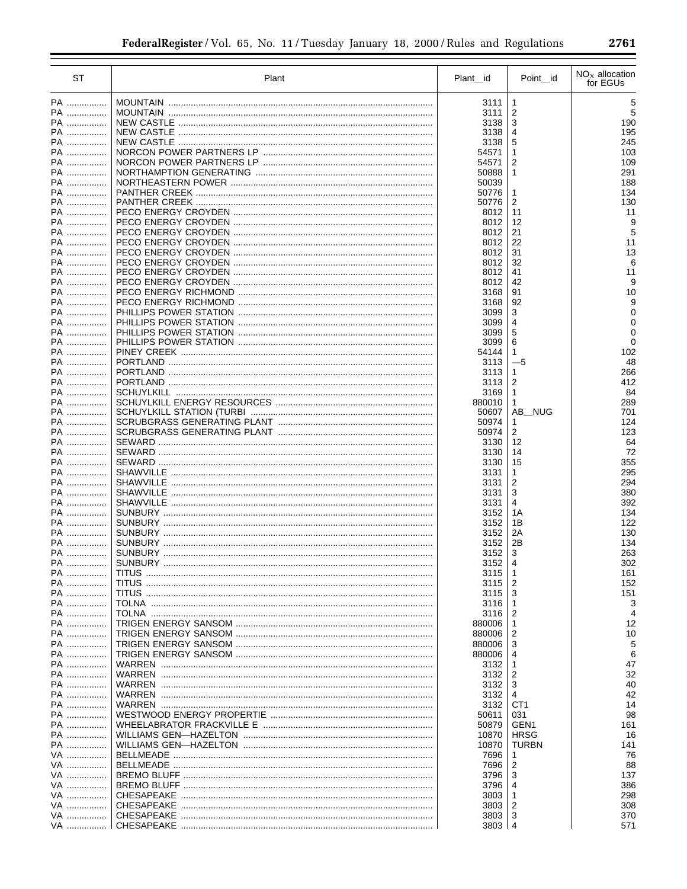| ST | Plant | Plant_id | Point_id | $NO_X$ allocation for EGUs |
|---|---|---|---|---|
| PA | MOUNTAIN | 3111 | 1 | 5 |
| PA | MOUNTAIN | 3111 | 2 | 5 |
| PA | NEW CASTLE | 3138 | 3 | 190 |
| PA | NEW CASTLE | 3138 | 4 | 195 |
| PA | NEW CASTLE | 3138 | 5 | 245 |
| PA | NORCON POWER PARTNERS LP | 54571 | 1 | 103 |
| PA | NORCON POWER PARTNERS LP | 54571 | 2 | 109 |
| PA | NORTHAMPTION GENERATING | 50888 | 1 | 291 |
| PA | NORTHEASTERN POWER | 50039 | | 188 |
| PA | PANTHER CREEK | 50776 | 1 | 134 |
| PA | PANTHER CREEK | 50776 | 2 | 130 |
| PA | PECO ENERGY CROYDEN | 8012 | 11 | 11 |
| PA | PECO ENERGY CROYDEN | 8012 | 12 | 9 |
| PA | PECO ENERGY CROYDEN | 8012 | 21 | 5 |
| PA | PECO ENERGY CROYDEN | 8012 | 22 | 11 |
| PA | PECO ENERGY CROYDEN | 8012 | 31 | 13 |
| PA | PECO ENERGY CROYDEN | 8012 | 32 | 6 |
| PA | PECO ENERGY CROYDEN | 8012 | 41 | 11 |
| PA | PECO ENERGY CROYDEN | 8012 | 42 | 9 |
| PA | PECO ENERGY RICHMOND | 3168 | 91 | 10 |
| PA | PECO ENERGY RICHMOND | 3168 | 92 | 9 |
| PA | PHILLIPS POWER STATION | 3099 | 3 | 0 |
| PA | PHILLIPS POWER STATION | 3099 | 4 | 0 |
| PA | PHILLIPS POWER STATION | 3099 | 5 | 0 |
| PA | PHILLIPS POWER STATION | 3099 | 6 | 0 |
| PA | PINEY CREEK | 54144 | 1 | 102 |
| PA | PORTLAND | 3113 | —5 | 48 |
| PA | PORTLAND | 3113 | 1 | 266 |
| PA | PORTLAND | 3113 | 2 | 412 |
| PA | SCHUYLKILL | 3169 | 1 | 84 |
| PA | SCHUYLKILL ENERGY RESOURCES | 880010 | 1 | 289 |
| PA | SCHUYLKILL STATION (TURBI | 50607 | AB_NUG | 701 |
| PA | SCRUBGRASS GENERATING PLANT | 50974 | 1 | 124 |
| PA | SCRUBGRASS GENERATING PLANT | 50974 | 2 | 123 |
| PA | SEWARD | 3130 | 12 | 64 |
| PA | SEWARD | 3130 | 14 | 72 |
| PA | SEWARD | 3130 | 15 | 355 |
| PA | SHAWVILLE | 3131 | 1 | 295 |
| PA | SHAWVILLE | 3131 | 2 | 294 |
| PA | SHAWVILLE | 3131 | 3 | 380 |
| PA | SHAWVILLE | 3131 | 4 | 392 |
| PA | SUNBURY | 3152 | 1A | 134 |
| PA | SUNBURY | 3152 | 1B | 122 |
| PA | SUNBURY | 3152 | 2A | 130 |
| PA | SUNBURY | 3152 | 2B | 134 |
| PA | SUNBURY | 3152 | 3 | 263 |
| PA | SUNBURY | 3152 | 4 | 302 |
| PA | TITUS | 3115 | 1 | 161 |
| PA | TITUS | 3115 | 2 | 152 |
| PA | TITUS | 3115 | 3 | 151 |
| PA | TOLNA | 3116 | 1 | 3 |
| PA | TOLNA | 3116 | 2 | 4 |
| PA | TRIGEN ENERGY SANSOM | 880006 | 1 | 12 |
| PA | TRIGEN ENERGY SANSOM | 880006 | 2 | 10 |
| PA | TRIGEN ENERGY SANSOM | 880006 | 3 | 5 |
| PA | TRIGEN ENERGY SANSOM | 880006 | 4 | 6 |
| PA | WARREN | 3132 | 1 | 47 |
| PA | WARREN | 3132 | 2 | 32 |
| PA | WARREN | 3132 | 3 | 40 |
| PA | WARREN | 3132 | 4 | 42 |
| PA | WARREN | 3132 | CT1 | 14 |
| PA | WESTWOOD ENERGY PROPERTIE | 50611 | 031 | 98 |
| PA | WHEELABRATOR FRACKVILLE E | 50879 | GEN1 | 161 |
| PA | WILLIAMS GEN—HAZELTON | 10870 | HRSG | 16 |
| PA | WILLIAMS GEN—HAZELTON | 10870 | TURBN | 141 |
| VA | BELLMEADE | 7696 | 1 | 76 |
| VA | BELLMEADE | 7696 | 2 | 88 |
| VA | BREMO BLUFF | 3796 | 3 | 137 |
| VA | BREMO BLUFF | 3796 | 4 | 386 |
| VA | CHESAPEAKE | 3803 | 1 | 298 |
| VA | CHESAPEAKE | 3803 | 2 | 308 |
| VA | CHESAPEAKE | 3803 | 3 | 370 |
| VA | CHESAPEAKE | 3803 | 4 | 571 |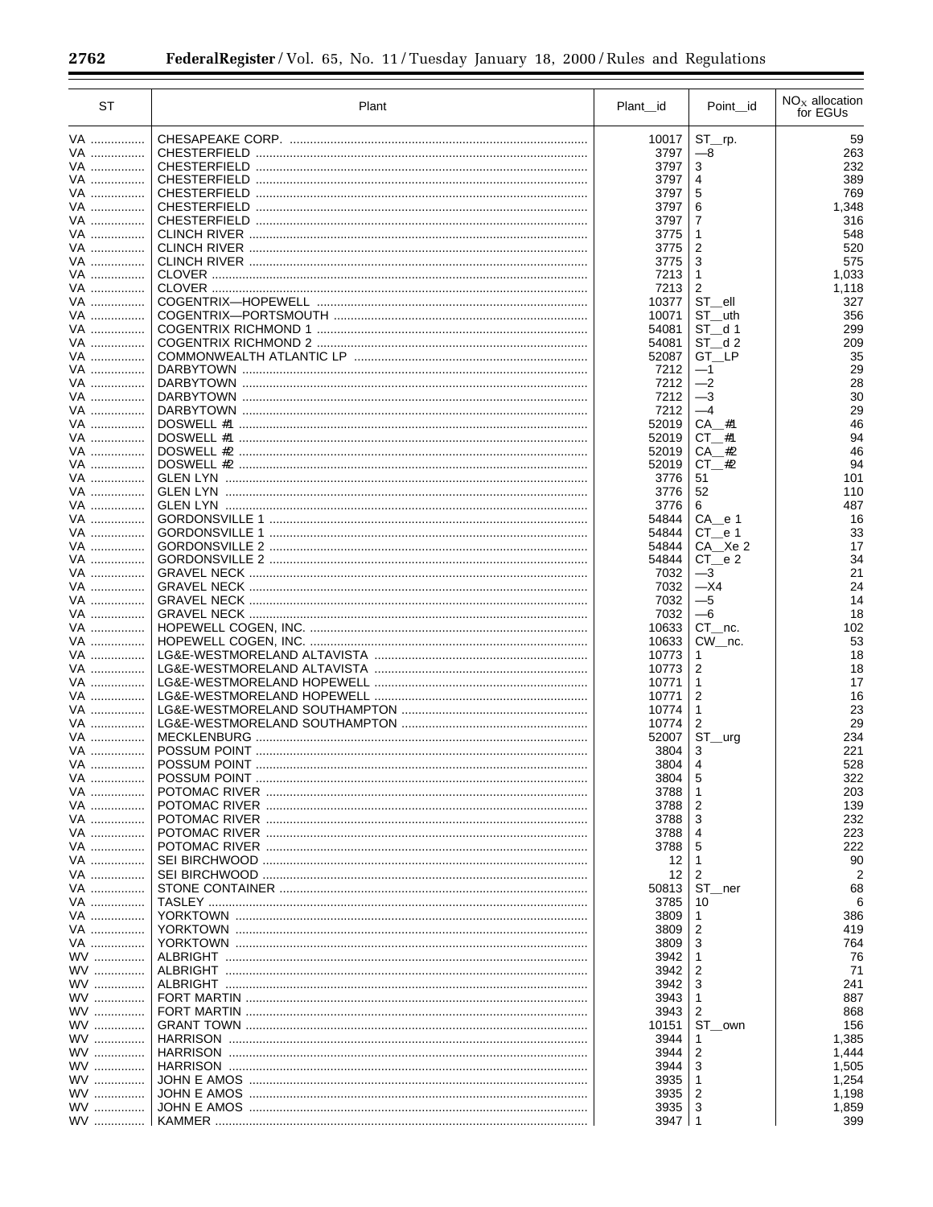| ST | Plant | Plant_id | Point_id | $NO_X$ allocation for EGUs |
|---|---|---|---|---|
| VA | CHESAPEAKE CORP. | 10017 | ST__rp. | 59 |
| VA | CHESTERFIELD | 3797 | —8 | 263 |
| VA | CHESTERFIELD | 3797 | 3 | 232 |
| VA | CHESTERFIELD | 3797 | 4 | 389 |
| VA | CHESTERFIELD | 3797 | 5 | 769 |
| VA | CHESTERFIELD | 3797 | 6 | 1,348 |
| VA | CHESTERFIELD | 3797 | 7 | 316 |
| VA | CLINCH RIVER | 3775 | 1 | 548 |
| VA | CLINCH RIVER | 3775 | 2 | 520 |
| VA | CLINCH RIVER | 3775 | 3 | 575 |
| VA | CLOVER | 7213 | 1 | 1,033 |
| VA | CLOVER | 7213 | 2 | 1,118 |
| VA | COGENTRIX—HOPEWELL | 10377 | ST__ell | 327 |
| VA | COGENTRIX—PORTSMOUTH | 10071 | ST__uth | 356 |
| VA | COGENTRIX RICHMOND 1 | 54081 | ST__d 1 | 299 |
| VA | COGENTRIX RICHMOND 2 | 54081 | ST__d 2 | 209 |
| VA | COMMONWEALTH ATLANTIC LP | 52087 | GT__LP | 35 |
| VA | DARBYTOWN | 7212 | —1 | 29 |
| VA | DARBYTOWN | 7212 | —2 | 28 |
| VA | DARBYTOWN | 7212 | —3 | 30 |
| VA | DARBYTOWN | 7212 | —4 | 29 |
| VA | DOSWELL #1 | 52019 | CA__#1 | 46 |
| VA | DOSWELL #1 | 52019 | CT__#1 | 94 |
| VA | DOSWELL #2 | 52019 | CA__#2 | 46 |
| VA | DOSWELL #2 | 52019 | CT__#2 | 94 |
| VA | GLEN LYN | 3776 | 51 | 101 |
| VA | GLEN LYN | 3776 | 52 | 110 |
| VA | GLEN LYN | 3776 | 6 | 487 |
| VA | GORDONSVILLE 1 | 54844 | CA__e 1 | 16 |
| VA | GORDONSVILLE 1 | 54844 | CT__e 1 | 33 |
| VA | GORDONSVILLE 2 | 54844 | CA__Xe 2 | 17 |
| VA | GORDONSVILLE 2 | 54844 | CT__e 2 | 34 |
| VA | GRAVEL NECK | 7032 | —3 | 21 |
| VA | GRAVEL NECK | 7032 | —X4 | 24 |
| VA | GRAVEL NECK | 7032 | —5 | 14 |
| VA | GRAVEL NECK | 7032 | —6 | 18 |
| VA | HOPEWELL COGEN, INC. | 10633 | CT__nc. | 102 |
| VA | HOPEWELL COGEN, INC. | 10633 | CW__nc. | 53 |
| VA | LG&E-WESTMORELAND ALTAVISTA | 10773 | 1 | 18 |
| VA | LG&E-WESTMORELAND ALTAVISTA | 10773 | 2 | 18 |
| VA | LG&E-WESTMORELAND HOPEWELL | 10771 | 1 | 17 |
| VA | LG&E-WESTMORELAND HOPEWELL | 10771 | 2 | 16 |
| VA | LG&E-WESTMORELAND SOUTHAMPTON | 10774 | 1 | 23 |
| VA | LG&E-WESTMORELAND SOUTHAMPTON | 10774 | 2 | 29 |
| VA | MECKLENBURG | 52007 | ST__urg | 234 |
| VA | POSSUM POINT | 3804 | 3 | 221 |
| VA | POSSUM POINT | 3804 | 4 | 528 |
| VA | POSSUM POINT | 3804 | 5 | 322 |
| VA | POTOMAC RIVER | 3788 | 1 | 203 |
| VA | POTOMAC RIVER | 3788 | 2 | 139 |
| VA | POTOMAC RIVER | 3788 | 3 | 232 |
| VA | POTOMAC RIVER | 3788 | 4 | 223 |
| VA | POTOMAC RIVER | 3788 | 5 | 222 |
| VA | SEI BIRCHWOOD | 12 | 1 | 90 |
| VA | SEI BIRCHWOOD | 12 | 2 | 2 |
| VA | STONE CONTAINER | 50813 | ST__ner | 68 |
| VA | TASLEY | 3785 | 10 | 6 |
| VA | YORKTOWN | 3809 | 1 | 386 |
| VA | YORKTOWN | 3809 | 2 | 419 |
| VA | YORKTOWN | 3809 | 3 | 764 |
| WV | ALBRIGHT | 3942 | 1 | 76 |
| WV | ALBRIGHT | 3942 | 2 | 71 |
| WV | ALBRIGHT | 3942 | 3 | 241 |
| WV | FORT MARTIN | 3943 | 1 | 887 |
| WV | FORT MARTIN | 3943 | 2 | 868 |
| WV | GRANT TOWN | 10151 | ST__own | 156 |
| WV | HARRISON | 3944 | 1 | 1,385 |
| WV | HARRISON | 3944 | 2 | 1,444 |
| WV | HARRISON | 3944 | 3 | 1,505 |
| WV | JOHN E AMOS | 3935 | 1 | 1,254 |
| WV | JOHN E AMOS | 3935 | 2 | 1,198 |
| WV | JOHN E AMOS | 3935 | 3 | 1,859 |
| WV | KAMMER | 3947 | 1 | 399 |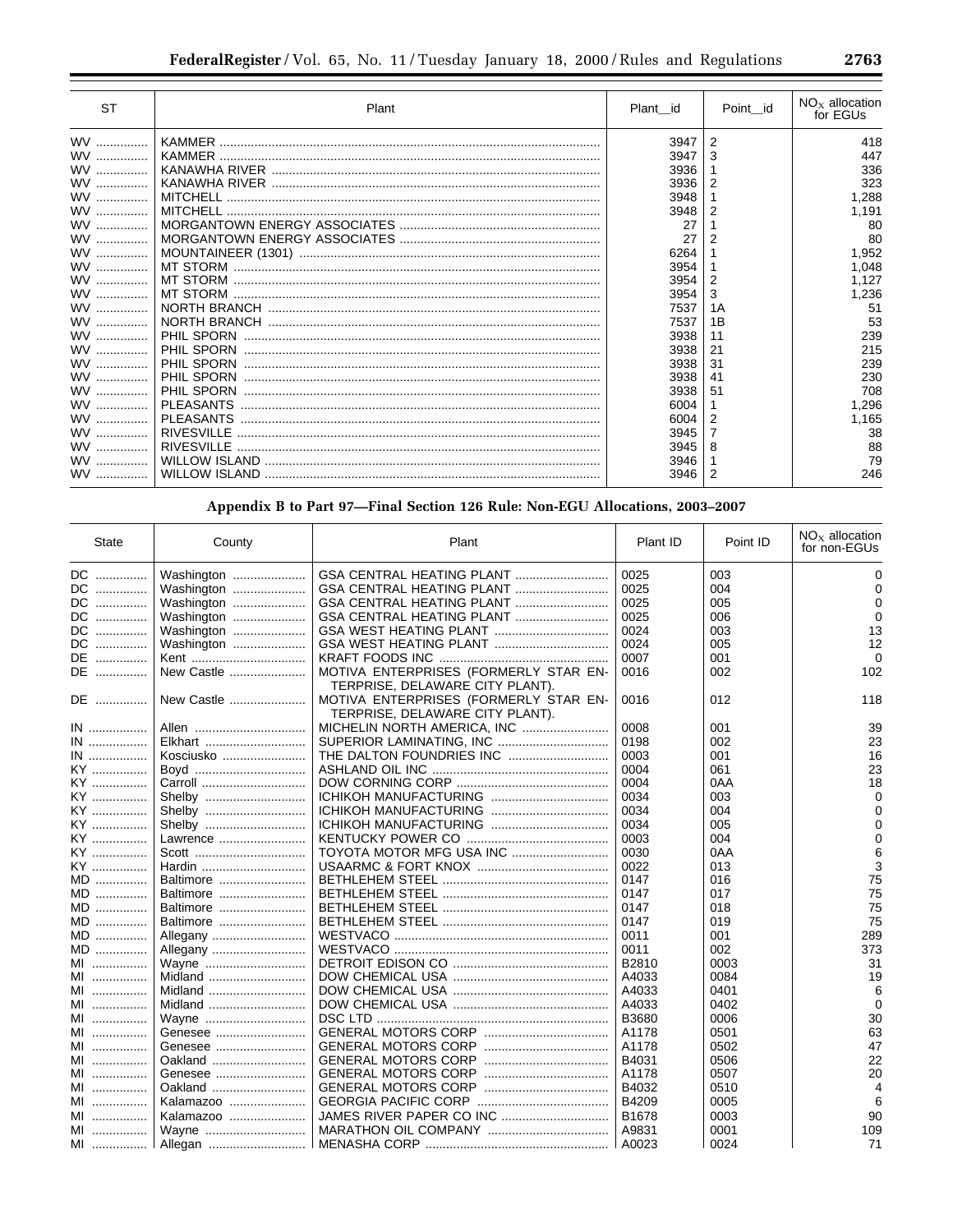| ST | Plant | Plant_id | Point_id | $NO_X$ allocation for EGUs |
|---|---|---|---|---|
| WV | KAMMER | 3947 | 2 | 418 |
| WV | KAMMER | 3947 | 3 | 447 |
| WV | KANAWHA RIVER | 3936 | 1 | 336 |
| WV | KANAWHA RIVER | 3936 | 2 | 323 |
| WV | MITCHELL | 3948 | 1 | 1,288 |
| WV | MITCHELL | 3948 | 2 | 1,191 |
| WV | MORGANTOWN ENERGY ASSOCIATES | 27 | 1 | 80 |
| WV | MORGANTOWN ENERGY ASSOCIATES | 27 | 2 | 80 |
| WV | MOUNTAINEER (1301) | 6264 | 1 | 1,952 |
| WV | MT STORM | 3954 | 1 | 1,048 |
| WV | MT STORM | 3954 | 2 | 1,127 |
| WV | MT STORM | 3954 | 3 | 1,236 |
| WV | NORTH BRANCH | 7537 | 1A | 51 |
| WV | NORTH BRANCH | 7537 | 1B | 53 |
| WV | PHIL SPORN | 3938 | 11 | 239 |
| WV | PHIL SPORN | 3938 | 21 | 215 |
| WV | PHIL SPORN | 3938 | 31 | 239 |
| WV | PHIL SPORN | 3938 | 41 | 230 |
| WV | PHIL SPORN | 3938 | 51 | 708 |
| WV | PLEASANTS | 6004 | 1 | 1,296 |
| WV | PLEASANTS | 6004 | 2 | 1,165 |
| WV | RIVESVILLE | 3945 | 7 | 38 |
| WV | RIVESVILLE | 3945 | 8 | 88 |
| WV | WILLOW ISLAND | 3946 | 1 | 79 |
| WV | WILLOW ISLAND | 3946 | 2 | 246 |

## Appendix B to Part 97—Final Section 126 Rule: Non-EGU Allocations, 2003–2007

| State | County | Plant | Plant ID | Point ID | $NO_X$ allocation for non-EGUs |
|---|---|---|---|---|---|
| DC | Washington | GSA CENTRAL HEATING PLANT | 0025 | 003 | 0 |
| DC | Washington | GSA CENTRAL HEATING PLANT | 0025 | 004 | 0 |
| DC | Washington | GSA CENTRAL HEATING PLANT | 0025 | 005 | 0 |
| DC | Washington | GSA CENTRAL HEATING PLANT | 0025 | 006 | 0 |
| DC | Washington | GSA WEST HEATING PLANT | 0024 | 003 | 13 |
| DC | Washington | GSA WEST HEATING PLANT | 0024 | 005 | 12 |
| DE | Kent | KRAFT FOODS INC | 0007 | 001 | 0 |
| DE | New Castle | MOTIVA ENTERPRISES (FORMERLY STAR ENTERPRISE, DELAWARE CITY PLANT). | 0016 | 002 | 102 |
| DE | New Castle | MOTIVA ENTERPRISES (FORMERLY STAR ENTERPRISE, DELAWARE CITY PLANT). | 0016 | 012 | 118 |
| IN | Allen | MICHELIN NORTH AMERICA, INC | 0008 | 001 | 39 |
| IN | Elkhart | SUPERIOR LAMINATING, INC | 0198 | 002 | 23 |
| IN | Kosciusko | THE DALTON FOUNDRIES INC | 0003 | 001 | 16 |
| KY | Boyd | ASHLAND OIL INC | 0004 | 061 | 23 |
| KY | Carroll | DOW CORNING CORP | 0004 | 0AA | 18 |
| KY | Shelby | ICHIKOH MANUFACTURING | 0034 | 003 | 0 |
| KY | Shelby | ICHIKOH MANUFACTURING | 0034 | 004 | 0 |
| KY | Shelby | ICHIKOH MANUFACTURING | 0034 | 005 | 0 |
| KY | Lawrence | KENTUCKY POWER CO | 0003 | 004 | 0 |
| KY | Scott | TOYOTA MOTOR MFG USA INC | 0030 | 0AA | 6 |
| KY | Hardin | USAARMC & FORT KNOX | 0022 | 013 | 3 |
| MD | Baltimore | BETHLEHEM STEEL | 0147 | 016 | 75 |
| MD | Baltimore | BETHLEHEM STEEL | 0147 | 017 | 75 |
| MD | Baltimore | BETHLEHEM STEEL | 0147 | 018 | 75 |
| MD | Baltimore | BETHLEHEM STEEL | 0147 | 019 | 75 |
| MD | Allegany | WESTVACO | 0011 | 001 | 289 |
| MD | Allegany | WESTVACO | 0011 | 002 | 373 |
| MI | Wayne | DETROIT EDISON CO | B2810 | 0003 | 31 |
| MI | Midland | DOW CHEMICAL USA | A4033 | 0084 | 19 |
| MI | Midland | DOW CHEMICAL USA | A4033 | 0401 | 6 |
| MI | Midland | DOW CHEMICAL USA | A4033 | 0402 | 0 |
| MI | Wayne | DSC LTD | B3680 | 0006 | 30 |
| MI | Genesee | GENERAL MOTORS CORP | A1178 | 0501 | 63 |
| MI | Genesee | GENERAL MOTORS CORP | A1178 | 0502 | 47 |
| MI | Oakland | GENERAL MOTORS CORP | B4031 | 0506 | 22 |
| MI | Genesee | GENERAL MOTORS CORP | A1178 | 0507 | 20 |
| MI | Oakland | GENERAL MOTORS CORP | B4032 | 0510 | 4 |
| MI | Kalamazoo | GEORGIA PACIFIC CORP | B4209 | 0005 | 6 |
| MI | Kalamazoo | JAMES RIVER PAPER CO INC | B1678 | 0003 | 90 |
| MI | Wayne | MARATHON OIL COMPANY | A9831 | 0001 | 109 |
| MI | Allegan | MENASHA CORP | A0023 | 0024 | 71 |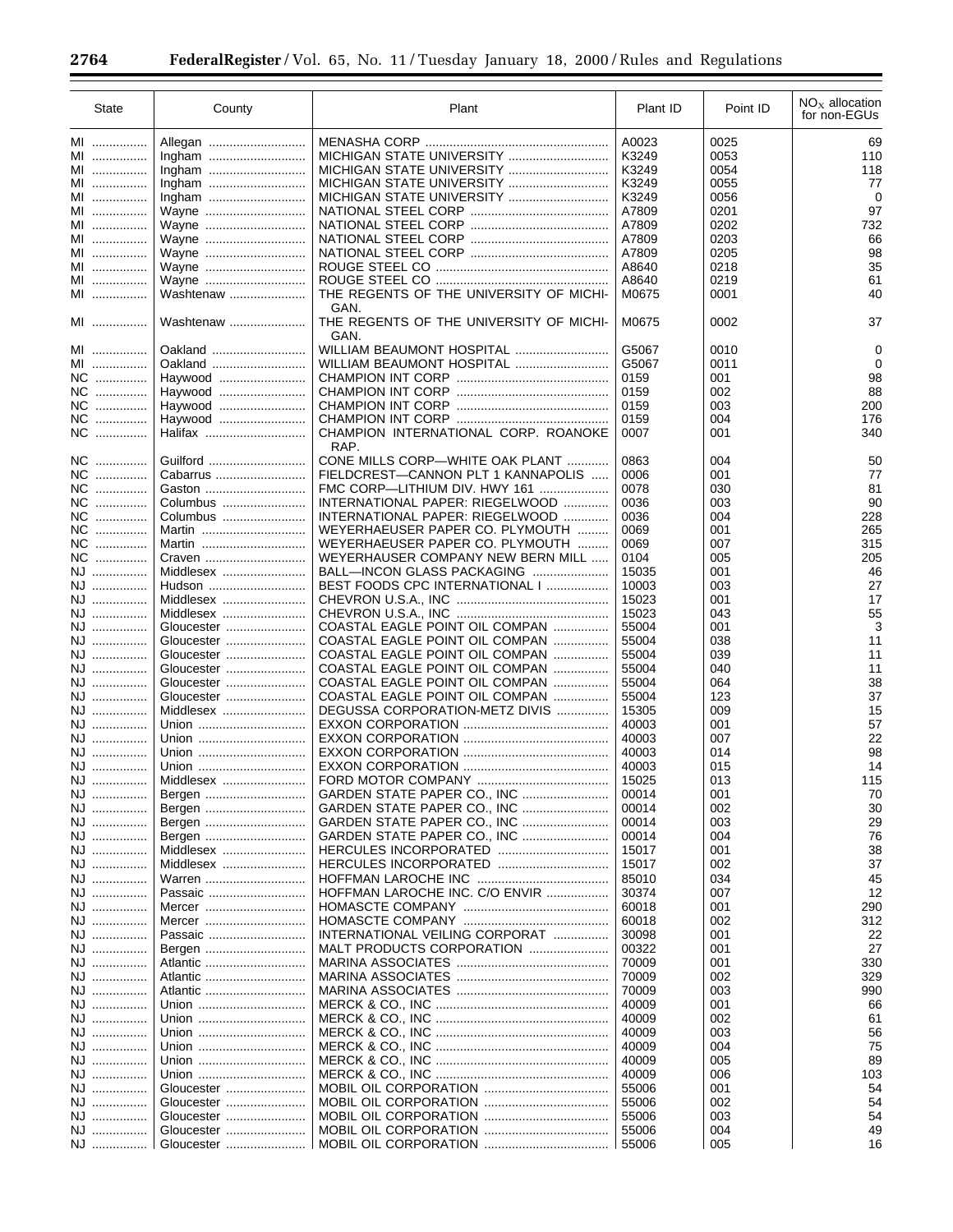| State | County | Plant | Plant ID | Point ID | $NO_X$ allocation for non-EGUs |
|---|---|---|---|---|---|
| MI | Allegan | MENASHA CORP | A0023 | 0025 | 69 |
| MI | Ingham | MICHIGAN STATE UNIVERSITY | K3249 | 0053 | 110 |
| MI | Ingham | MICHIGAN STATE UNIVERSITY | K3249 | 0054 | 118 |
| MI | Ingham | MICHIGAN STATE UNIVERSITY | K3249 | 0055 | 77 |
| MI | Ingham | MICHIGAN STATE UNIVERSITY | K3249 | 0056 | 0 |
| MI | Wayne | NATIONAL STEEL CORP | A7809 | 0201 | 97 |
| MI | Wayne | NATIONAL STEEL CORP | A7809 | 0202 | 732 |
| MI | Wayne | NATIONAL STEEL CORP | A7809 | 0203 | 66 |
| MI | Wayne | NATIONAL STEEL CORP | A7809 | 0205 | 98 |
| MI | Wayne | ROUGE STEEL CO | A8640 | 0218 | 35 |
| MI | Wayne | ROUGE STEEL CO | A8640 | 0219 | 61 |
| MI | Washtenaw | THE REGENTS OF THE UNIVERSITY OF MICHIGAN. | M0675 | 0001 | 40 |
| MI | Washtenaw | THE REGENTS OF THE UNIVERSITY OF MICHIGAN. | M0675 | 0002 | 37 |
| MI | Oakland | WILLIAM BEAUMONT HOSPITAL | G5067 | 0010 | 0 |
| MI | Oakland | WILLIAM BEAUMONT HOSPITAL | G5067 | 0011 | 0 |
| NC | Haywood | CHAMPION INT CORP | 0159 | 001 | 98 |
| NC | Haywood | CHAMPION INT CORP | 0159 | 002 | 88 |
| NC | Haywood | CHAMPION INT CORP | 0159 | 003 | 200 |
| NC | Haywood | CHAMPION INT CORP | 0159 | 004 | 176 |
| NC | Halifax | CHAMPION INTERNATIONAL CORP. ROANOKE RAP. | 0007 | 001 | 340 |
| NC | Guilford | CONE MILLS CORP—WHITE OAK PLANT | 0863 | 004 | 50 |
| NC | Cabarrus | FIELDCREST—CANNON PLT 1 KANNAPOLIS | 0006 | 001 | 77 |
| NC | Gaston | FMC CORP—LITHIUM DIV. HWY 161 | 0078 | 030 | 81 |
| NC | Columbus | INTERNATIONAL PAPER: RIEGELWOOD | 0036 | 003 | 90 |
| NC | Columbus | INTERNATIONAL PAPER: RIEGELWOOD | 0036 | 004 | 228 |
| NC | Martin | WEYERHAEUSER PAPER CO. PLYMOUTH | 0069 | 001 | 265 |
| NC | Martin | WEYERHAEUSER PAPER CO. PLYMOUTH | 0069 | 007 | 315 |
| NC | Craven | WEYERHAUSER COMPANY NEW BERN MILL | 0104 | 005 | 205 |
| NJ | Middlesex | BALL—INCON GLASS PACKAGING | 15035 | 001 | 46 |
| NJ | Hudson | BEST FOODS CPC INTERNATIONAL I | 10003 | 003 | 27 |
| NJ | Middlesex | CHEVRON U.S.A., INC | 15023 | 001 | 17 |
| NJ | Middlesex | CHEVRON U.S.A., INC | 15023 | 043 | 55 |
| NJ | Gloucester | COASTAL EAGLE POINT OIL COMPAN | 55004 | 001 | 3 |
| NJ | Gloucester | COASTAL EAGLE POINT OIL COMPAN | 55004 | 038 | 11 |
| NJ | Gloucester | COASTAL EAGLE POINT OIL COMPAN | 55004 | 039 | 11 |
| NJ | Gloucester | COASTAL EAGLE POINT OIL COMPAN | 55004 | 040 | 11 |
| NJ | Gloucester | COASTAL EAGLE POINT OIL COMPAN | 55004 | 064 | 38 |
| NJ | Gloucester | COASTAL EAGLE POINT OIL COMPAN | 55004 | 123 | 37 |
| NJ | Middlesex | DEGUSSA CORPORATION-METZ DIVIS | 15305 | 009 | 15 |
| NJ | Union | EXXON CORPORATION | 40003 | 001 | 57 |
| NJ | Union | EXXON CORPORATION | 40003 | 007 | 22 |
| NJ | Union | EXXON CORPORATION | 40003 | 014 | 98 |
| NJ | Union | EXXON CORPORATION | 40003 | 015 | 14 |
| NJ | Middlesex | FORD MOTOR COMPANY | 15025 | 013 | 115 |
| NJ | Bergen | GARDEN STATE PAPER CO., INC | 00014 | 001 | 70 |
| NJ | Bergen | GARDEN STATE PAPER CO., INC | 00014 | 002 | 30 |
| NJ | Bergen | GARDEN STATE PAPER CO., INC | 00014 | 003 | 29 |
| NJ | Bergen | GARDEN STATE PAPER CO., INC | 00014 | 004 | 76 |
| NJ | Middlesex | HERCULES INCORPORATED | 15017 | 001 | 38 |
| NJ | Middlesex | HERCULES INCORPORATED | 15017 | 002 | 37 |
| NJ | Warren | HOFFMAN LAROCHE INC | 85010 | 034 | 45 |
| NJ | Passaic | HOFFMAN LAROCHE INC. C/O ENVIR | 30374 | 007 | 12 |
| NJ | Mercer | HOMASCTE COMPANY | 60018 | 001 | 290 |
| NJ | Mercer | HOMASCTE COMPANY | 60018 | 002 | 312 |
| NJ | Passaic | INTERNATIONAL VEILING CORPORAT | 30098 | 001 | 22 |
| NJ | Bergen | MALT PRODUCTS CORPORATION | 00322 | 001 | 27 |
| NJ | Atlantic | MARINA ASSOCIATES | 70009 | 001 | 330 |
| NJ | Atlantic | MARINA ASSOCIATES | 70009 | 002 | 329 |
| NJ | Atlantic | MARINA ASSOCIATES | 70009 | 003 | 990 |
| NJ | Union | MERCK & CO., INC | 40009 | 001 | 66 |
| NJ | Union | MERCK & CO., INC | 40009 | 002 | 61 |
| NJ | Union | MERCK & CO., INC | 40009 | 003 | 56 |
| NJ | Union | MERCK & CO., INC | 40009 | 004 | 75 |
| NJ | Union | MERCK & CO., INC | 40009 | 005 | 89 |
| NJ | Union | MERCK & CO., INC | 40009 | 006 | 103 |
| NJ | Gloucester | MOBIL OIL CORPORATION | 55006 | 001 | 54 |
| NJ | Gloucester | MOBIL OIL CORPORATION | 55006 | 002 | 54 |
| NJ | Gloucester | MOBIL OIL CORPORATION | 55006 | 003 | 54 |
| NJ | Gloucester | MOBIL OIL CORPORATION | 55006 | 004 | 49 |
| NJ | Gloucester | MOBIL OIL CORPORATION | 55006 | 005 | 16 |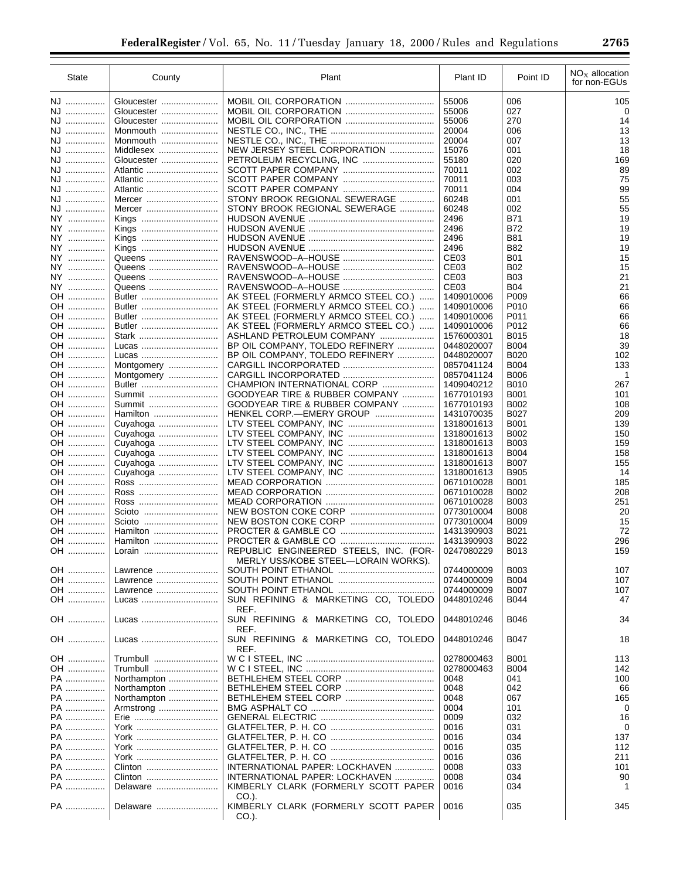| State | County | Plant | Plant ID | Point ID | $NO_X$ allocation for non-EGUs |
|---|---|---|---|---|---|
| NJ | Gloucester | MOBIL OIL CORPORATION | 55006 | 006 | 105 |
| NJ | Gloucester | MOBIL OIL CORPORATION | 55006 | 027 | 0 |
| NJ | Gloucester | MOBIL OIL CORPORATION | 55006 | 270 | 14 |
| NJ | Monmouth | NESTLE CO., INC., THE | 20004 | 006 | 13 |
| NJ | Monmouth | NESTLE CO., INC., THE | 20004 | 007 | 13 |
| NJ | Middlesex | NEW JERSEY STEEL CORPORATION | 15076 | 001 | 18 |
| NJ | Gloucester | PETROLEUM RECYCLING, INC | 55180 | 020 | 169 |
| NJ | Atlantic | SCOTT PAPER COMPANY | 70011 | 002 | 89 |
| NJ | Atlantic | SCOTT PAPER COMPANY | 70011 | 003 | 75 |
| NJ | Atlantic | SCOTT PAPER COMPANY | 70011 | 004 | 99 |
| NJ | Mercer | STONY BROOK REGIONAL SEWERAGE | 60248 | 001 | 55 |
| NJ | Mercer | STONY BROOK REGIONAL SEWERAGE | 60248 | 002 | 55 |
| NY | Kings | HUDSON AVENUE | 2496 | B71 | 19 |
| NY | Kings | HUDSON AVENUE | 2496 | B72 | 19 |
| NY | Kings | HUDSON AVENUE | 2496 | B81 | 19 |
| NY | Kings | HUDSON AVENUE | 2496 | B82 | 19 |
| NY | Queens | RAVENSWOOD–A–HOUSE | CE03 | B01 | 15 |
| NY | Queens | RAVENSWOOD–A–HOUSE | CE03 | B02 | 15 |
| NY | Queens | RAVENSWOOD–A–HOUSE | CE03 | B03 | 21 |
| NY | Queens | RAVENSWOOD–A–HOUSE | CE03 | B04 | 21 |
| OH | Butler | AK STEEL (FORMERLY ARMCO STEEL CO.) | 1409010006 | P009 | 66 |
| OH | Butler | AK STEEL (FORMERLY ARMCO STEEL CO.) | 1409010006 | P010 | 66 |
| OH | Butler | AK STEEL (FORMERLY ARMCO STEEL CO.) | 1409010006 | P011 | 66 |
| OH | Butler | AK STEEL (FORMERLY ARMCO STEEL CO.) | 1409010006 | P012 | 66 |
| OH | Stark | ASHLAND PETROLEUM COMPANY | 1576000301 | B015 | 18 |
| OH | Lucas | BP OIL COMPANY, TOLEDO REFINERY | 0448020007 | B004 | 39 |
| OH | Lucas | BP OIL COMPANY, TOLEDO REFINERY | 0448020007 | B020 | 102 |
| OH | Montgomery | CARGILL INCORPORATED | 0857041124 | B004 | 133 |
| OH | Montgomery | CARGILL INCORPORATED | 0857041124 | B006 | 1 |
| OH | Butler | CHAMPION INTERNATIONAL CORP | 1409040212 | B010 | 267 |
| OH | Summit | GOODYEAR TIRE & RUBBER COMPANY | 1677010193 | B001 | 101 |
| OH | Summit | GOODYEAR TIRE & RUBBER COMPANY | 1677010193 | B002 | 108 |
| OH | Hamilton | HENKEL CORP.—EMERY GROUP | 1431070035 | B027 | 209 |
| OH | Cuyahoga | LTV STEEL COMPANY, INC | 1318001613 | B001 | 139 |
| OH | Cuyahoga | LTV STEEL COMPANY, INC | 1318001613 | B002 | 150 |
| OH | Cuyahoga | LTV STEEL COMPANY, INC | 1318001613 | B003 | 159 |
| OH | Cuyahoga | LTV STEEL COMPANY, INC | 1318001613 | B004 | 158 |
| OH | Cuyahoga | LTV STEEL COMPANY, INC | 1318001613 | B007 | 155 |
| OH | Cuyahoga | LTV STEEL COMPANY, INC | 1318001613 | B905 | 14 |
| OH | Ross | MEAD CORPORATION | 0671010028 | B001 | 185 |
| OH | Ross | MEAD CORPORATION | 0671010028 | B002 | 208 |
| OH | Ross | MEAD CORPORATION | 0671010028 | B003 | 251 |
| OH | Scioto | NEW BOSTON COKE CORP | 0773010004 | B008 | 20 |
| OH | Scioto | NEW BOSTON COKE CORP | 0773010004 | B009 | 15 |
| OH | Hamilton | PROCTER & GAMBLE CO | 1431390903 | B021 | 72 |
| OH | Hamilton | PROCTER & GAMBLE CO | 1431390903 | B022 | 296 |
| OH | Lorain | REPUBLIC ENGINEERED STEELS, INC. (FORMERLY USS/KOBE STEEL—LORAIN WORKS). | 0247080229 | B013 | 159 |
| OH | Lawrence | SOUTH POINT ETHANOL | 0744000009 | B003 | 107 |
| OH | Lawrence | SOUTH POINT ETHANOL | 0744000009 | B004 | 107 |
| OH | Lawrence | SOUTH POINT ETHANOL | 0744000009 | B007 | 107 |
| OH | Lucas | SUN REFINING & MARKETING CO, TOLEDO REF. | 0448010246 | B044 | 47 |
| OH | Lucas | SUN REFINING & MARKETING CO, TOLEDO REF. | 0448010246 | B046 | 34 |
| OH | Lucas | SUN REFINING & MARKETING CO, TOLEDO REF. | 0448010246 | B047 | 18 |
| OH | Trumbull | W C I STEEL, INC | 0278000463 | B001 | 113 |
| OH | Trumbull | W C I STEEL, INC | 0278000463 | B004 | 142 |
| PA | Northampton | BETHLEHEM STEEL CORP | 0048 | 041 | 100 |
| PA | Northampton | BETHLEHEM STEEL CORP | 0048 | 042 | 66 |
| PA | Northampton | BETHLEHEM STEEL CORP | 0048 | 067 | 165 |
| PA | Armstrong | BMG ASPHALT CO | 0004 | 101 | 0 |
| PA | Erie | GENERAL ELECTRIC | 0009 | 032 | 16 |
| PA | York | GLATFELTER, P. H. CO | 0016 | 031 | 0 |
| PA | York | GLATFELTER, P. H. CO | 0016 | 034 | 137 |
| PA | York | GLATFELTER, P. H. CO | 0016 | 035 | 112 |
| PA | York | GLATFELTER, P. H. CO | 0016 | 036 | 211 |
| PA | Clinton | INTERNATIONAL PAPER: LOCKHAVEN | 0008 | 033 | 101 |
| PA | Clinton | INTERNATIONAL PAPER: LOCKHAVEN | 0008 | 034 | 90 |
| PA | Delaware | KIMBERLY CLARK (FORMERLY SCOTT PAPER CO.). | 0016 | 034 | 1 |
| PA | Delaware | KIMBERLY CLARK (FORMERLY SCOTT PAPER CO.). | 0016 | 035 | 345 |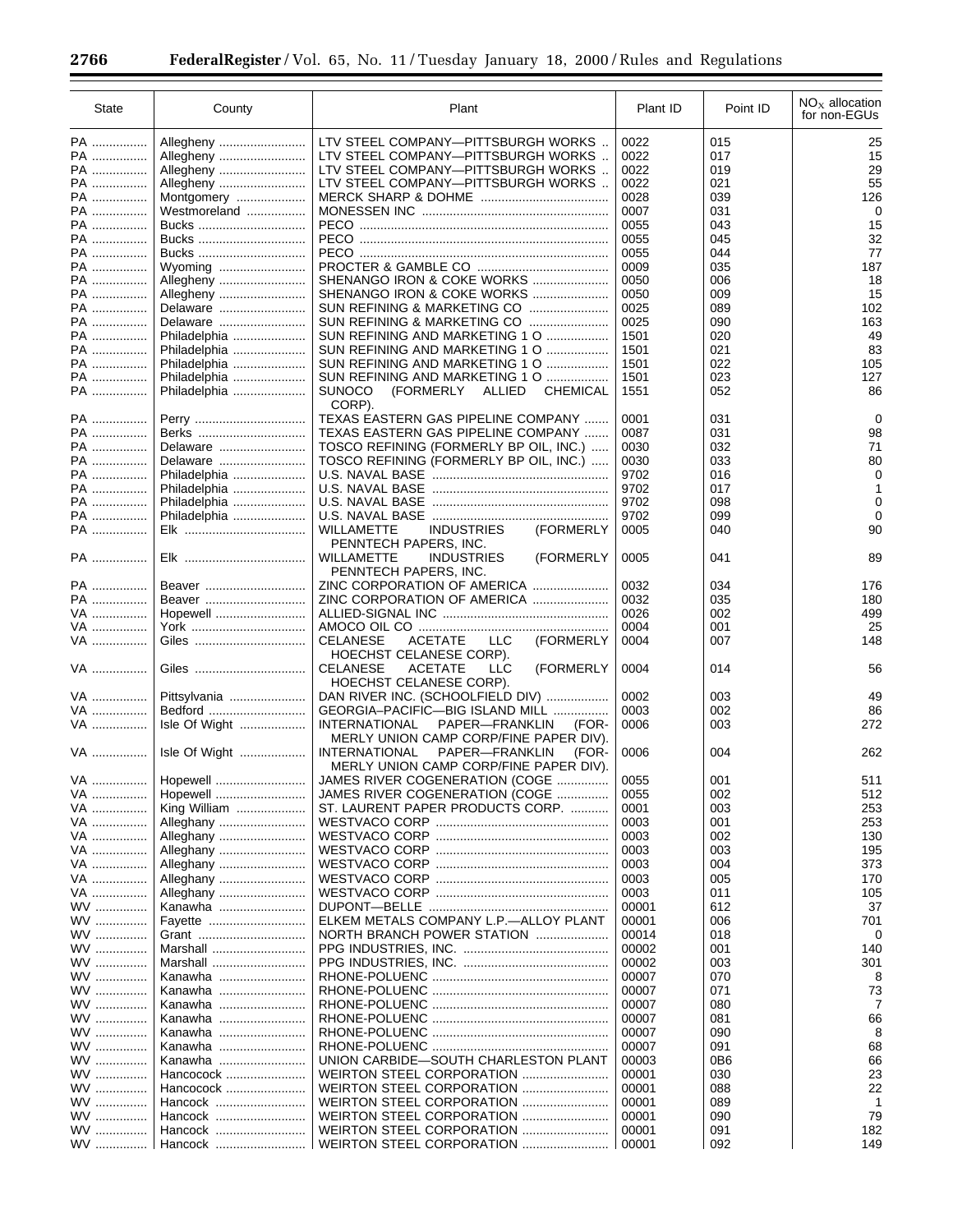| State | County | Plant | Plant ID | Point ID | $NO_X$ allocation for non-EGUs |
|---|---|---|---|---|---|
| PA | Allegheny | LTV STEEL COMPANY—PITTSBURGH WORKS | 0022 | 015 | 25 |
| PA | Allegheny | LTV STEEL COMPANY—PITTSBURGH WORKS | 0022 | 017 | 15 |
| PA | Allegheny | LTV STEEL COMPANY—PITTSBURGH WORKS | 0022 | 019 | 29 |
| PA | Allegheny | LTV STEEL COMPANY—PITTSBURGH WORKS | 0022 | 021 | 55 |
| PA | Montgomery | MERCK SHARP & DOHME | 0028 | 039 | 126 |
| PA | Westmoreland | MONESSEN INC | 0007 | 031 | 0 |
| PA | Bucks | PECO | 0055 | 043 | 15 |
| PA | Bucks | PECO | 0055 | 045 | 32 |
| PA | Bucks | PECO | 0055 | 044 | 77 |
| PA | Wyoming | PROCTER & GAMBLE CO | 0009 | 035 | 187 |
| PA | Allegheny | SHENANGO IRON & COKE WORKS | 0050 | 006 | 18 |
| PA | Allegheny | SHENANGO IRON & COKE WORKS | 0050 | 009 | 15 |
| PA | Delaware | SUN REFINING & MARKETING CO | 0025 | 089 | 102 |
| PA | Delaware | SUN REFINING & MARKETING CO | 0025 | 090 | 163 |
| PA | Philadelphia | SUN REFINING AND MARKETING 1 O | 1501 | 020 | 49 |
| PA | Philadelphia | SUN REFINING AND MARKETING 1 O | 1501 | 021 | 83 |
| PA | Philadelphia | SUN REFINING AND MARKETING 1 O | 1501 | 022 | 105 |
| PA | Philadelphia | SUN REFINING AND MARKETING 1 O | 1501 | 023 | 127 |
| PA | Philadelphia | SUNOCO (FORMERLY ALLIED CHEMICAL CORP). | 1551 | 052 | 86 |
| PA | Perry | TEXAS EASTERN GAS PIPELINE COMPANY | 0001 | 031 | 0 |
| PA | Berks | TEXAS EASTERN GAS PIPELINE COMPANY | 0087 | 031 | 98 |
| PA | Delaware | TOSCO REFINING (FORMERLY BP OIL, INC.) | 0030 | 032 | 71 |
| PA | Delaware | TOSCO REFINING (FORMERLY BP OIL, INC.) | 0030 | 033 | 80 |
| PA | Philadelphia | U.S. NAVAL BASE | 9702 | 016 | 0 |
| PA | Philadelphia | U.S. NAVAL BASE | 9702 | 017 | 1 |
| PA | Philadelphia | U.S. NAVAL BASE | 9702 | 098 | 0 |
| PA | Philadelphia | U.S. NAVAL BASE | 9702 | 099 | 0 |
| PA | Elk | WILLAMETTE INDUSTRIES (FORMERLY PENNTECH PAPERS, INC. | 0005 | 040 | 90 |
| PA | Elk | WILLAMETTE INDUSTRIES (FORMERLY PENNTECH PAPERS, INC. | 0005 | 041 | 89 |
| PA | Beaver | ZINC CORPORATION OF AMERICA | 0032 | 034 | 176 |
| PA | Beaver | ZINC CORPORATION OF AMERICA | 0032 | 035 | 180 |
| VA | Hopewell | ALLIED-SIGNAL INC | 0026 | 002 | 499 |
| VA | York | AMOCO OIL CO | 0004 | 001 | 25 |
| VA | Giles | CELANESE ACETATE LLC (FORMERLY HOECHST CELANESE CORP). | 0004 | 007 | 148 |
| VA | Giles | CELANESE ACETATE LLC (FORMERLY HOECHST CELANESE CORP). | 0004 | 014 | 56 |
| VA | Pittsylvania | DAN RIVER INC. (SCHOOLFIELD DIV) | 0002 | 003 | 49 |
| VA | Bedford | GEORGIA–PACIFIC—BIG ISLAND MILL | 0003 | 002 | 86 |
| VA | Isle Of Wight | INTERNATIONAL PAPER—FRANKLIN (FORMERLY UNION CAMP CORP/FINE PAPER DIV). | 0006 | 003 | 272 |
| VA | Isle Of Wight | INTERNATIONAL PAPER—FRANKLIN (FORMERLY UNION CAMP CORP/FINE PAPER DIV). | 0006 | 004 | 262 |
| VA | Hopewell | JAMES RIVER COGENERATION (COGE | 0055 | 001 | 511 |
| VA | Hopewell | JAMES RIVER COGENERATION (COGE | 0055 | 002 | 512 |
| VA | King William | ST. LAURENT PAPER PRODUCTS CORP. | 0001 | 003 | 253 |
| VA | Alleghany | WESTVACO CORP | 0003 | 001 | 253 |
| VA | Alleghany | WESTVACO CORP | 0003 | 002 | 130 |
| VA | Alleghany | WESTVACO CORP | 0003 | 003 | 195 |
| VA | Alleghany | WESTVACO CORP | 0003 | 004 | 373 |
| VA | Alleghany | WESTVACO CORP | 0003 | 005 | 170 |
| VA | Alleghany | WESTVACO CORP | 0003 | 011 | 105 |
| WV | Kanawha | DUPONT—BELLE | 00001 | 612 | 37 |
| WV | Fayette | ELKEM METALS COMPANY L.P.—ALLOY PLANT | 00001 | 006 | 701 |
| WV | Grant | NORTH BRANCH POWER STATION | 00014 | 018 | 0 |
| WV | Marshall | PPG INDUSTRIES, INC. | 00002 | 001 | 140 |
| WV | Marshall | PPG INDUSTRIES, INC. | 00002 | 003 | 301 |
| WV | Kanawha | RHONE-POLUENC | 00007 | 070 | 8 |
| WV | Kanawha | RHONE-POLUENC | 00007 | 071 | 73 |
| WV | Kanawha | RHONE-POLUENC | 00007 | 080 | 7 |
| WV | Kanawha | RHONE-POLUENC | 00007 | 081 | 66 |
| WV | Kanawha | RHONE-POLUENC | 00007 | 090 | 8 |
| WV | Kanawha | RHONE-POLUENC | 00007 | 091 | 68 |
| WV | Kanawha | UNION CARBIDE—SOUTH CHARLESTON PLANT | 00003 | 0B6 | 66 |
| WV | Hancocock | WEIRTON STEEL CORPORATION | 00001 | 030 | 23 |
| WV | Hancocock | WEIRTON STEEL CORPORATION | 00001 | 088 | 22 |
| WV | Hancock | WEIRTON STEEL CORPORATION | 00001 | 089 | 1 |
| WV | Hancock | WEIRTON STEEL CORPORATION | 00001 | 090 | 79 |
| WV | Hancock | WEIRTON STEEL CORPORATION | 00001 | 091 | 182 |
| WV | Hancock | WEIRTON STEEL CORPORATION | 00001 | 092 | 149 |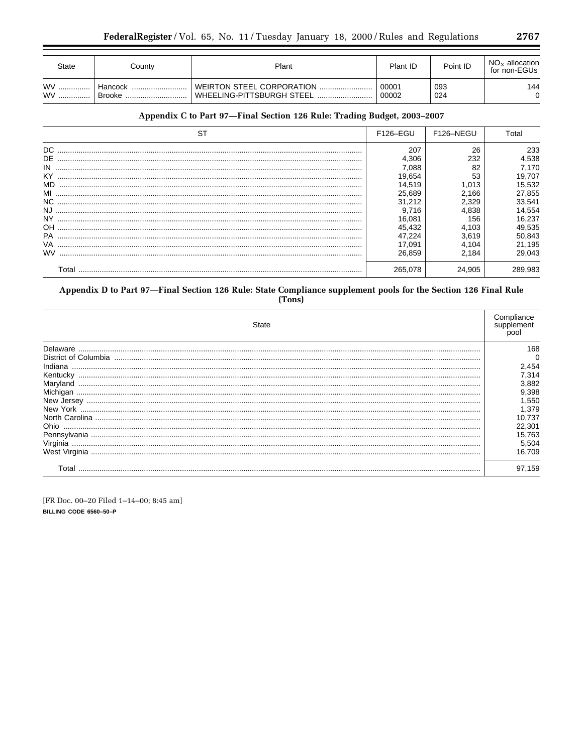| State | County | Plant | Plant ID | Point ID | $NO_X$ allocation for non-EGUs |
| --- | --- | --- | --- | --- | --- |
| WV | Hancock | WEIRTON STEEL CORPORATION | 00001 | 093 | 144 |
| WV | Brooke | WHEELING-PITTSBURGH STEEL | 00002 | 024 | 0 |

## Appendix C to Part 97—Final Section 126 Rule: Trading Budget, 2003–2007

| ST | F126–EGU | F126–NEGU | Total |
| --- | --- | --- | --- |
| DC | 207 | 26 | 233 |
| DE | 4,306 | 232 | 4,538 |
| IN | 7,088 | 82 | 7,170 |
| KY | 19,654 | 53 | 19,707 |
| MD | 14,519 | 1,013 | 15,532 |
| MI | 25,689 | 2,166 | 27,855 |
| NC | 31,212 | 2,329 | 33,541 |
| NJ | 9,716 | 4,838 | 14,554 |
| NY | 16,081 | 156 | 16,237 |
| OH | 45,432 | 4,103 | 49,535 |
| PA | 47,224 | 3,619 | 50,843 |
| VA | 17,091 | 4,104 | 21,195 |
| WV | 26,859 | 2,184 | 29,043 |
| Total | 265,078 | 24,905 | 289,983 |

## Appendix D to Part 97—Final Section 126 Rule: State Compliance supplement pools for the Section 126 Final Rule (Tons)

| State | Compliance supplement pool |
| --- | --- |
| Delaware | 168 |
| District of Columbia | 0 |
| Indiana | 2,454 |
| Kentucky | 7,314 |
| Maryland | 3,882 |
| Michigan | 9,398 |
| New Jersey | 1,550 |
| New York | 1,379 |
| North Carolina | 10,737 |
| Ohio | 22,301 |
| Pennsylvania | 15,763 |
| Virginia | 5,504 |
| West Virginia | 16,709 |
| Total | 97,159 |

[FR Doc. 00–20 Filed 1–14–00; 8:45 am]

**BILLING CODE 6560–50–P**